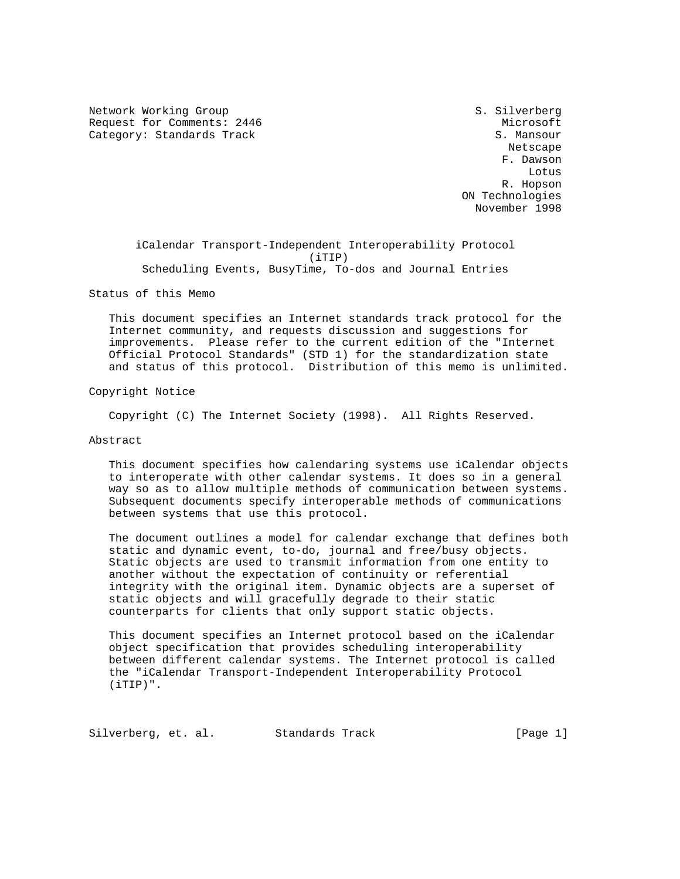Network Working Group S. Silverberg
Request for Comments: 2446 Microsoft
Category: Standards Track S. Mansour
Netscape
F. Dawson
Lotus
R. Hopson
ON Technologies
November 1998

# iCalendar Transport-Independent Interoperability Protocol (iTIP)
## Scheduling Events, BusyTime, To-dos and Journal Entries

## Status of this Memo

This document specifies an Internet standards track protocol for the Internet community, and requests discussion and suggestions for improvements. Please refer to the current edition of the "Internet Official Protocol Standards" (STD 1) for the standardization state and status of this protocol. Distribution of this memo is unlimited.

## Copyright Notice

Copyright (C) The Internet Society (1998). All Rights Reserved.

## Abstract

This document specifies how calendaring systems use iCalendar objects to interoperate with other calendar systems. It does so in a general way so as to allow multiple methods of communication between systems. Subsequent documents specify interoperable methods of communications between systems that use this protocol.

The document outlines a model for calendar exchange that defines both static and dynamic event, to-do, journal and free/busy objects. Static objects are used to transmit information from one entity to another without the expectation of continuity or referential integrity with the original item. Dynamic objects are a superset of static objects and will gracefully degrade to their static counterparts for clients that only support static objects.

This document specifies an Internet protocol based on the iCalendar object specification that provides scheduling interoperability between different calendar systems. The Internet protocol is called the "iCalendar Transport-Independent Interoperability Protocol (iTIP)".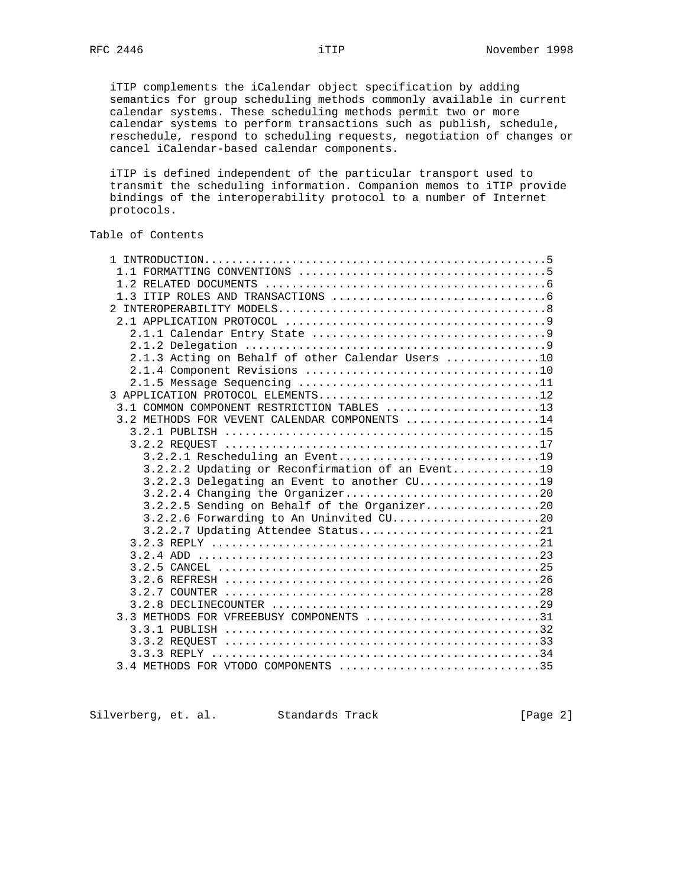iTIP complements the iCalendar object specification by adding semantics for group scheduling methods commonly available in current calendar systems. These scheduling methods permit two or more calendar systems to perform transactions such as publish, schedule, reschedule, respond to scheduling requests, negotiation of changes or cancel iCalendar-based calendar components.

iTIP is defined independent of the particular transport used to transmit the scheduling information. Companion memos to iTIP provide bindings of the interoperability protocol to a number of Internet protocols.

## Table of Contents

```
   1 INTRODUCTION..................................................5
    1.1 FORMATTING CONVENTIONS ....................................5
    1.2 RELATED DOCUMENTS .........................................6
    1.3 ITIP ROLES AND TRANSACTIONS ...............................6
   2 INTEROPERABILITY MODELS.......................................8
    2.1 APPLICATION PROTOCOL ......................................9
      2.1.1 Calendar Entry State ..................................9
      2.1.2 Delegation ............................................9
      2.1.3 Acting on Behalf of other Calendar Users .............10
      2.1.4 Component Revisions ..................................10
      2.1.5 Message Sequencing ...................................11
   3 APPLICATION PROTOCOL ELEMENTS................................12
    3.1 COMMON COMPONENT RESTRICTION TABLES .......................13
    3.2 METHODS FOR VEVENT CALENDAR COMPONENTS ....................14
      3.2.1 PUBLISH ..............................................15
      3.2.2 REQUEST ..............................................17
        3.2.2.1 Rescheduling an Event.............................19
        3.2.2.2 Updating or Reconfirmation of an Event............19
        3.2.2.3 Delegating an Event to another CU.................19
        3.2.2.4 Changing the Organizer............................20
        3.2.2.5 Sending on Behalf of the Organizer................20
        3.2.2.6 Forwarding to An Uninvited CU.....................20
        3.2.2.7 Updating Attendee Status..........................21
      3.2.3 REPLY ................................................21
      3.2.4 ADD ..................................................23
      3.2.5 CANCEL ...............................................25
      3.2.6 REFRESH ..............................................26
      3.2.7 COUNTER ..............................................28
      3.2.8 DECLINECOUNTER .......................................29
    3.3 METHODS FOR VFREEBUSY COMPONENTS ..........................31
      3.3.1 PUBLISH ..............................................32
      3.3.2 REQUEST ..............................................33
      3.3.3 REPLY ................................................34
    3.4 METHODS FOR VTODO COMPONENTS .............................35
```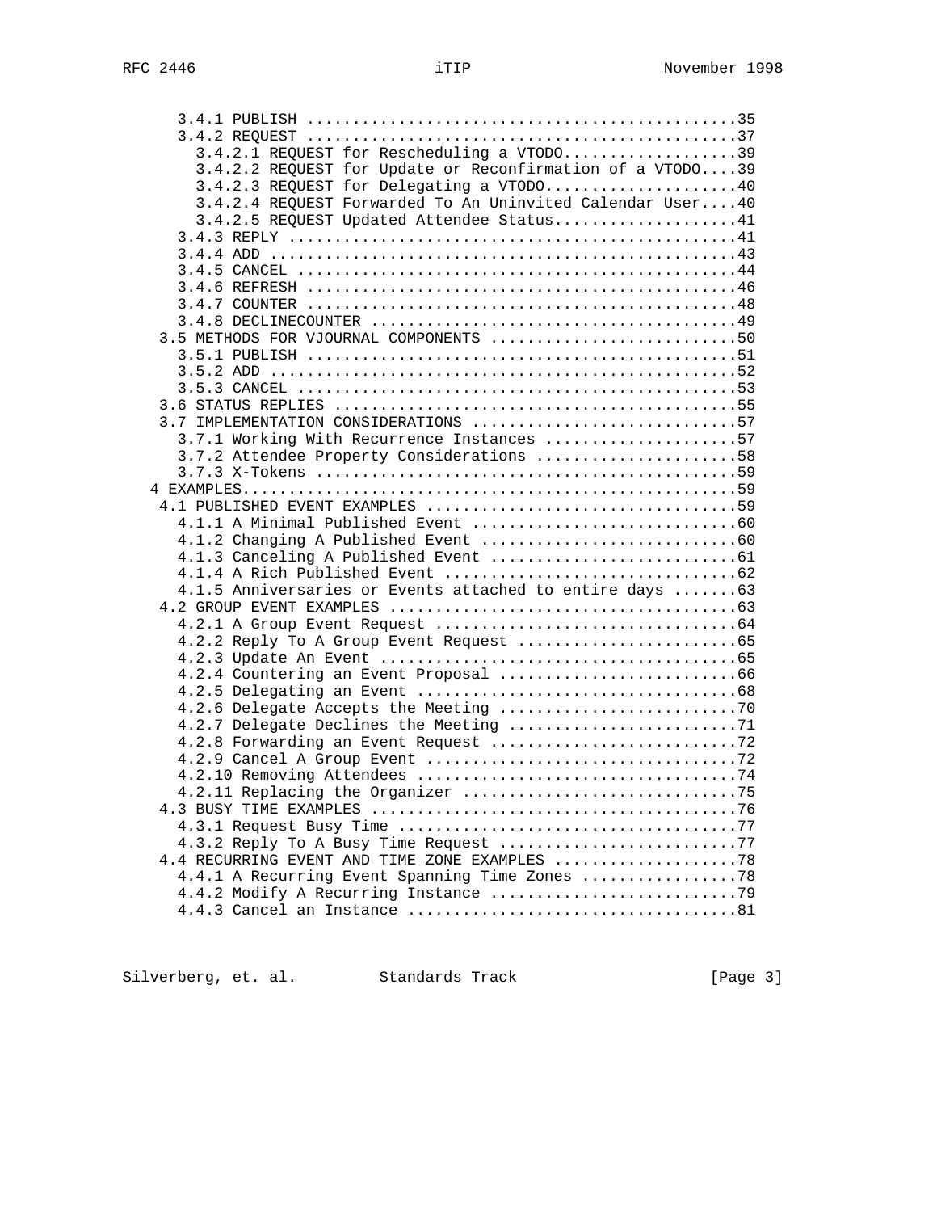```
      3.4.1 PUBLISH .............................................35
      3.4.2 REQUEST .............................................37
        3.4.2.1 REQUEST for Rescheduling a VTODO...................39
        3.4.2.2 REQUEST for Update or Reconfirmation of a VTODO....39
        3.4.2.3 REQUEST for Delegating a VTODO.....................40
        3.4.2.4 REQUEST Forwarded To An Uninvited Calendar User....40
        3.4.2.5 REQUEST Updated Attendee Status....................41
      3.4.3 REPLY ...............................................41
      3.4.4 ADD .................................................43
      3.4.5 CANCEL ..............................................44
      3.4.6 REFRESH .............................................46
      3.4.7 COUNTER .............................................48
      3.4.8 DECLINECOUNTER ......................................49
    3.5 METHODS FOR VJOURNAL COMPONENTS ...........................50
      3.5.1 PUBLISH .............................................51
      3.5.2 ADD .................................................52
      3.5.3 CANCEL ..............................................53
    3.6 STATUS REPLIES ............................................55
    3.7 IMPLEMENTATION CONSIDERATIONS .............................57
      3.7.1 Working With Recurrence Instances .....................57
      3.7.2 Attendee Property Considerations ......................58
      3.7.3 X-Tokens ..............................................59
   4 EXAMPLES.....................................................59
    4.1 PUBLISHED EVENT EXAMPLES ..................................59
      4.1.1 A Minimal Published Event .............................60
      4.1.2 Changing A Published Event ............................60
      4.1.3 Canceling A Published Event ...........................61
      4.1.4 A Rich Published Event ................................62
      4.1.5 Anniversaries or Events attached to entire days .......63
    4.2 GROUP EVENT EXAMPLES ......................................63
      4.2.1 A Group Event Request .................................64
      4.2.2 Reply To A Group Event Request ........................65
      4.2.3 Update An Event .......................................65
      4.2.4 Countering an Event Proposal ..........................66
      4.2.5 Delegating an Event ...................................68
      4.2.6 Delegate Accepts the Meeting ..........................70
      4.2.7 Delegate Declines the Meeting .........................71
      4.2.8 Forwarding an Event Request ...........................72
      4.2.9 Cancel A Group Event ..................................72
      4.2.10 Removing Attendees ...................................74
      4.2.11 Replacing the Organizer ..............................75
    4.3 BUSY TIME EXAMPLES ........................................76
      4.3.1 Request Busy Time .....................................77
      4.3.2 Reply To A Busy Time Request ..........................77
    4.4 RECURRING EVENT AND TIME ZONE EXAMPLES ....................78
      4.4.1 A Recurring Event Spanning Time Zones .................78
      4.4.2 Modify A Recurring Instance ...........................79
      4.4.3 Cancel an Instance ....................................81
```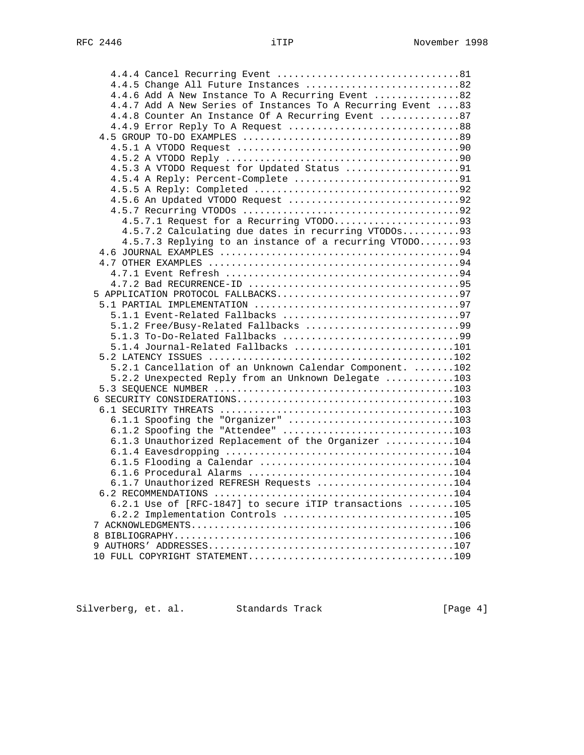```
      4.4.4 Cancel Recurring Event ...............................81
      4.4.5 Change All Future Instances ..........................82
      4.4.6 Add A New Instance To A Recurring Event ..............82
      4.4.7 Add A New Series of Instances To A Recurring Event ....83
      4.4.8 Counter An Instance Of A Recurring Event .............87
      4.4.9 Error Reply To A Request .............................88
     4.5 GROUP TO-DO EXAMPLES ....................................89
      4.5.1 A VTODO Request ......................................90
      4.5.2 A VTODO Reply ........................................90
      4.5.3 A VTODO Request for Updated Status ...................91
      4.5.4 A Reply: Percent-Complete ............................91
      4.5.5 A Reply: Completed ...................................92
      4.5.6 An Updated VTODO Request .............................92
      4.5.7 Recurring VTODOs .....................................92
        4.5.7.1 Request for a Recurring VTODO.....................93
        4.5.7.2 Calculating due dates in recurring VTODOs..........93
        4.5.7.3 Replying to an instance of a recurring VTODO.......93
     4.6 JOURNAL EXAMPLES ........................................94
     4.7 OTHER EXAMPLES ..........................................94
      4.7.1 Event Refresh ........................................94
      4.7.2 Bad RECURRENCE-ID ....................................95
    5 APPLICATION PROTOCOL FALLBACKS................................97
     5.1 PARTIAL IMPLEMENTATION ..................................97
      5.1.1 Event-Related Fallbacks ..............................97
      5.1.2 Free/Busy-Related Fallbacks ..........................99
      5.1.3 To-Do-Related Fallbacks ..............................99
      5.1.4 Journal-Related Fallbacks ...........................101
     5.2 LATENCY ISSUES .........................................102
      5.2.1 Cancellation of an Unknown Calendar Component. .......102
      5.2.2 Unexpected Reply from an Unknown Delegate ...........103
     5.3 SEQUENCE NUMBER ........................................103
    6 SECURITY CONSIDERATIONS......................................103
     6.1 SECURITY THREATS .......................................103
      6.1.1 Spoofing the "Organizer" ............................103
      6.1.2 Spoofing the "Attendee" .............................103
      6.1.3 Unauthorized Replacement of the Organizer ...........104
      6.1.4 Eavesdropping .......................................104
      6.1.5 Flooding a Calendar .................................104
      6.1.6 Procedural Alarms ...................................104
      6.1.7 Unauthorized REFRESH Requests .......................104
     6.2 RECOMMENDATIONS ........................................104
      6.2.1 Use of [RFC-1847] to secure iTIP transactions ........105
      6.2.2 Implementation Controls .............................105
    7 ACKNOWLEDGMENTS..............................................106
    8 BIBLIOGRAPHY.................................................106
    9 AUTHORS' ADDRESSES...........................................107
    10 FULL COPYRIGHT STATEMENT....................................109
```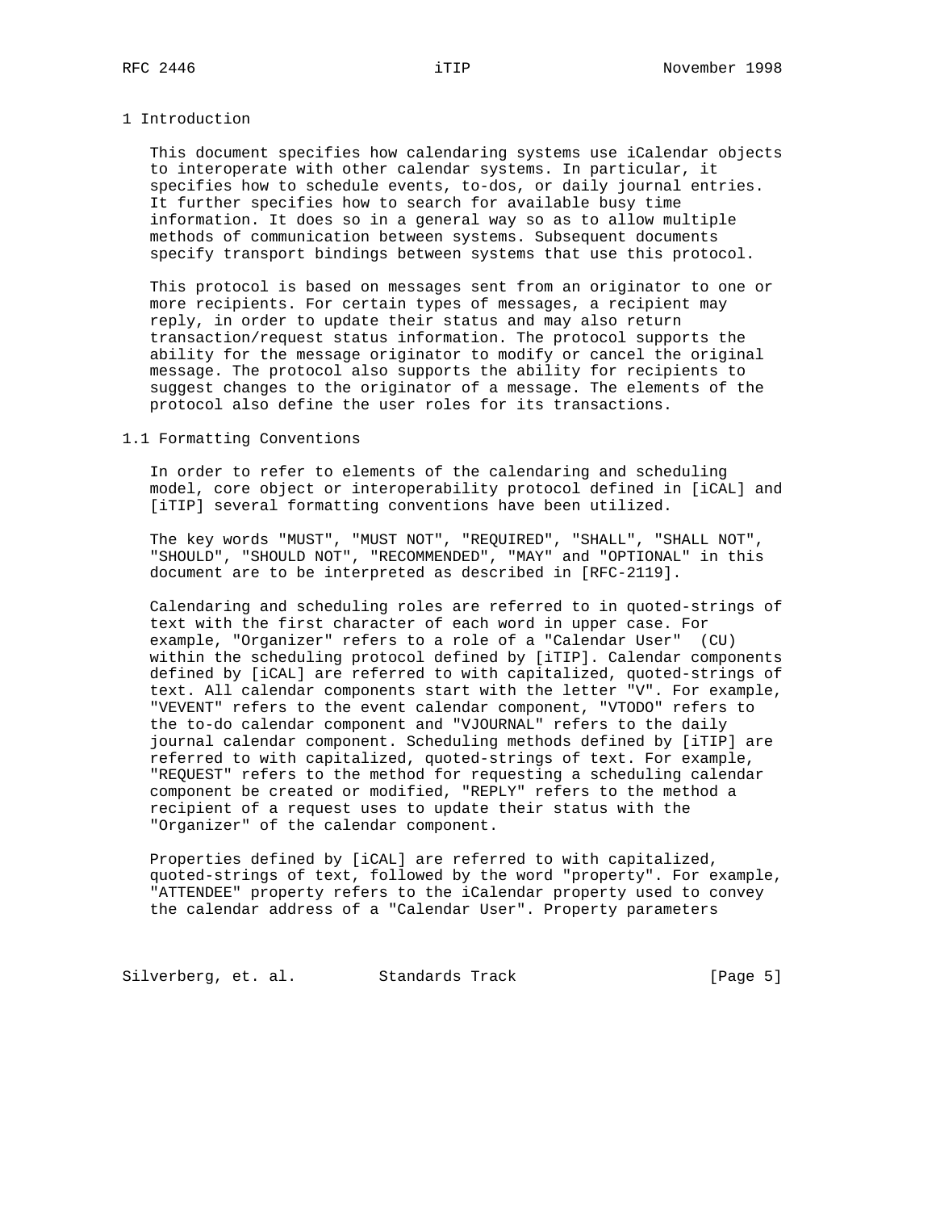# 1 Introduction

This document specifies how calendaring systems use iCalendar objects to interoperate with other calendar systems. In particular, it specifies how to schedule events, to-dos, or daily journal entries. It further specifies how to search for available busy time information. It does so in a general way so as to allow multiple methods of communication between systems. Subsequent documents specify transport bindings between systems that use this protocol.

This protocol is based on messages sent from an originator to one or more recipients. For certain types of messages, a recipient may reply, in order to update their status and may also return transaction/request status information. The protocol supports the ability for the message originator to modify or cancel the original message. The protocol also supports the ability for recipients to suggest changes to the originator of a message. The elements of the protocol also define the user roles for its transactions.

## 1.1 Formatting Conventions

In order to refer to elements of the calendaring and scheduling model, core object or interoperability protocol defined in [iCAL] and [iTIP] several formatting conventions have been utilized.

The key words "MUST", "MUST NOT", "REQUIRED", "SHALL", "SHALL NOT", "SHOULD", "SHOULD NOT", "RECOMMENDED", "MAY" and "OPTIONAL" in this document are to be interpreted as described in [RFC-2119].

Calendaring and scheduling roles are referred to in quoted-strings of text with the first character of each word in upper case. For example, "Organizer" refers to a role of a "Calendar User" (CU) within the scheduling protocol defined by [iTIP]. Calendar components defined by [iCAL] are referred to with capitalized, quoted-strings of text. All calendar components start with the letter "V". For example, "VEVENT" refers to the event calendar component, "VTODO" refers to the to-do calendar component and "VJOURNAL" refers to the daily journal calendar component. Scheduling methods defined by [iTIP] are referred to with capitalized, quoted-strings of text. For example, "REQUEST" refers to the method for requesting a scheduling calendar component be created or modified, "REPLY" refers to the method a recipient of a request uses to update their status with the "Organizer" of the calendar component.

Properties defined by [iCAL] are referred to with capitalized, quoted-strings of text, followed by the word "property". For example, "ATTENDEE" property refers to the iCalendar property used to convey the calendar address of a "Calendar User". Property parameters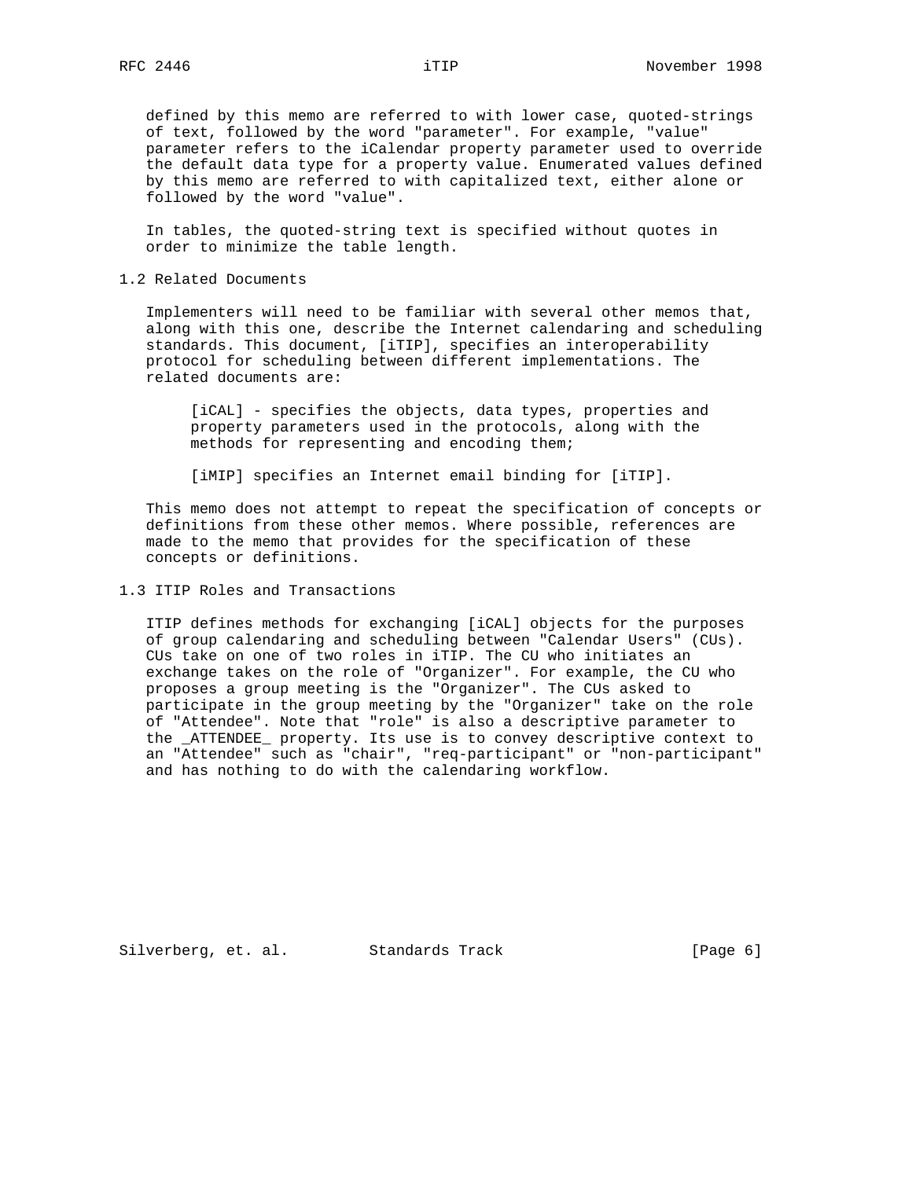defined by this memo are referred to with lower case, quoted-strings of text, followed by the word "parameter". For example, "value" parameter refers to the iCalendar property parameter used to override the default data type for a property value. Enumerated values defined by this memo are referred to with capitalized text, either alone or followed by the word "value".

In tables, the quoted-string text is specified without quotes in order to minimize the table length.

## 1.2 Related Documents

Implementers will need to be familiar with several other memos that, along with this one, describe the Internet calendaring and scheduling standards. This document, [iTIP], specifies an interoperability protocol for scheduling between different implementations. The related documents are:

> [iCAL] - specifies the objects, data types, properties and property parameters used in the protocols, along with the methods for representing and encoding them;
>
> [iMIP] specifies an Internet email binding for [iTIP].

This memo does not attempt to repeat the specification of concepts or definitions from these other memos. Where possible, references are made to the memo that provides for the specification of these concepts or definitions.

## 1.3 ITIP Roles and Transactions

ITIP defines methods for exchanging [iCAL] objects for the purposes of group calendaring and scheduling between "Calendar Users" (CUs). CUs take on one of two roles in iTIP. The CU who initiates an exchange takes on the role of "Organizer". For example, the CU who proposes a group meeting is the "Organizer". The CUs asked to participate in the group meeting by the "Organizer" take on the role of "Attendee". Note that "role" is also a descriptive parameter to the _ATTENDEE_ property. Its use is to convey descriptive context to an "Attendee" such as "chair", "req-participant" or "non-participant" and has nothing to do with the calendaring workflow.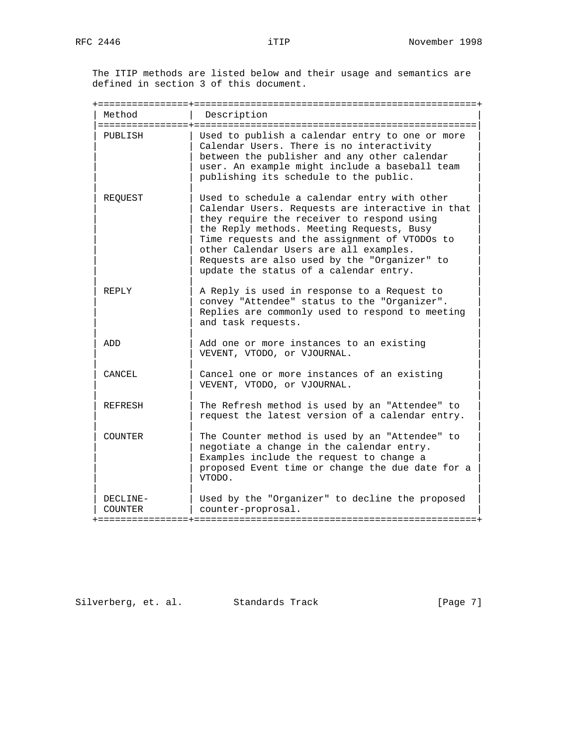The ITIP methods are listed below and their usage and semantics are defined in section 3 of this document.

| Method | Description |
| --- | --- |
| PUBLISH | Used to publish a calendar entry to one or more Calendar Users. There is no interactivity between the publisher and any other calendar user. An example might include a baseball team publishing its schedule to the public. |
| REQUEST | Used to schedule a calendar entry with other Calendar Users. Requests are interactive in that they require the receiver to respond using the Reply methods. Meeting Requests, Busy Time requests and the assignment of VTODOs to other Calendar Users are all examples. Requests are also used by the "Organizer" to update the status of a calendar entry. |
| REPLY | A Reply is used in response to a Request to convey "Attendee" status to the "Organizer". Replies are commonly used to respond to meeting and task requests. |
| ADD | Add one or more instances to an existing VEVENT, VTODO, or VJOURNAL. |
| CANCEL | Cancel one or more instances of an existing VEVENT, VTODO, or VJOURNAL. |
| REFRESH | The Refresh method is used by an "Attendee" to request the latest version of a calendar entry. |
| COUNTER | The Counter method is used by an "Attendee" to negotiate a change in the calendar entry. Examples include the request to change a proposed Event time or change the due date for a VTODO. |
| DECLINE-COUNTER | Used by the "Organizer" to decline the proposed counter-proprosal. |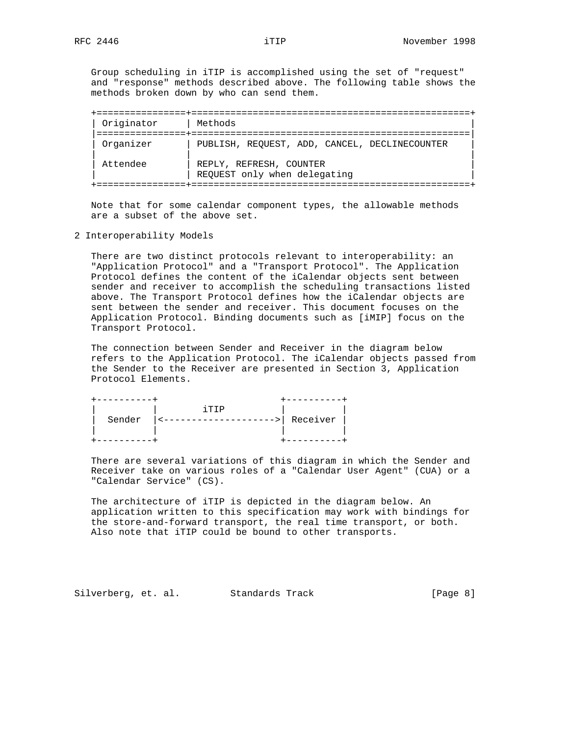Group scheduling in iTIP is accomplished using the set of "request" and "response" methods described above. The following table shows the methods broken down by who can send them.

| Originator | Methods |
|---|---|
| Organizer | PUBLISH, REQUEST, ADD, CANCEL, DECLINECOUNTER |
| Attendee | REPLY, REFRESH, COUNTER<br>REQUEST only when delegating |

Note that for some calendar component types, the allowable methods are a subset of the above set.

## 2 Interoperability Models

There are two distinct protocols relevant to interoperability: an "Application Protocol" and a "Transport Protocol". The Application Protocol defines the content of the iCalendar objects sent between sender and receiver to accomplish the scheduling transactions listed above. The Transport Protocol defines how the iCalendar objects are sent between the sender and receiver. This document focuses on the Application Protocol. Binding documents such as [iMIP] focus on the Transport Protocol.

The connection between Sender and Receiver in the diagram below refers to the Application Protocol. The iCalendar objects passed from the Sender to the Receiver are presented in Section 3, Application Protocol Elements.

```
+----------+                      +----------+
|          |        iTIP          |          |
|  Sender  |<-------------------->| Receiver |
|          |                      |          |
+----------+                      +----------+
```

There are several variations of this diagram in which the Sender and Receiver take on various roles of a "Calendar User Agent" (CUA) or a "Calendar Service" (CS).

The architecture of iTIP is depicted in the diagram below. An application written to this specification may work with bindings for the store-and-forward transport, the real time transport, or both. Also note that iTIP could be bound to other transports.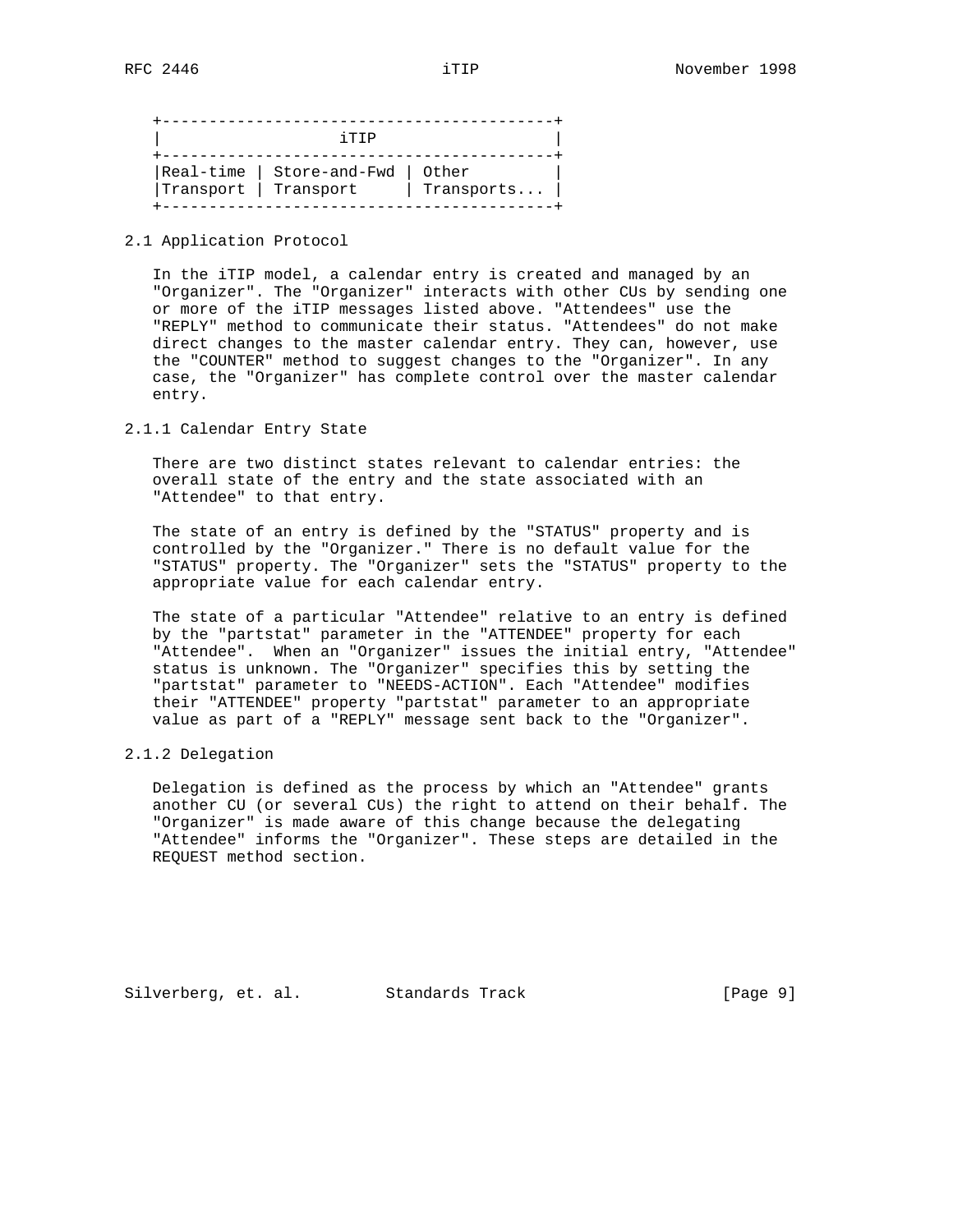```
   +------------------------------------------+
   |                  iTIP                    |
   +------------------------------------------+
   |Real-time | Store-and-Fwd | Other        |
   |Transport | Transport     | Transports... |
   +------------------------------------------+
```

## 2.1 Application Protocol

In the iTIP model, a calendar entry is created and managed by an "Organizer". The "Organizer" interacts with other CUs by sending one or more of the iTIP messages listed above. "Attendees" use the "REPLY" method to communicate their status. "Attendees" do not make direct changes to the master calendar entry. They can, however, use the "COUNTER" method to suggest changes to the "Organizer". In any case, the "Organizer" has complete control over the master calendar entry.

### 2.1.1 Calendar Entry State

There are two distinct states relevant to calendar entries: the overall state of the entry and the state associated with an "Attendee" to that entry.

The state of an entry is defined by the "STATUS" property and is controlled by the "Organizer." There is no default value for the "STATUS" property. The "Organizer" sets the "STATUS" property to the appropriate value for each calendar entry.

The state of a particular "Attendee" relative to an entry is defined by the "partstat" parameter in the "ATTENDEE" property for each "Attendee". When an "Organizer" issues the initial entry, "Attendee" status is unknown. The "Organizer" specifies this by setting the "partstat" parameter to "NEEDS-ACTION". Each "Attendee" modifies their "ATTENDEE" property "partstat" parameter to an appropriate value as part of a "REPLY" message sent back to the "Organizer".

### 2.1.2 Delegation

Delegation is defined as the process by which an "Attendee" grants another CU (or several CUs) the right to attend on their behalf. The "Organizer" is made aware of this change because the delegating "Attendee" informs the "Organizer". These steps are detailed in the REQUEST method section.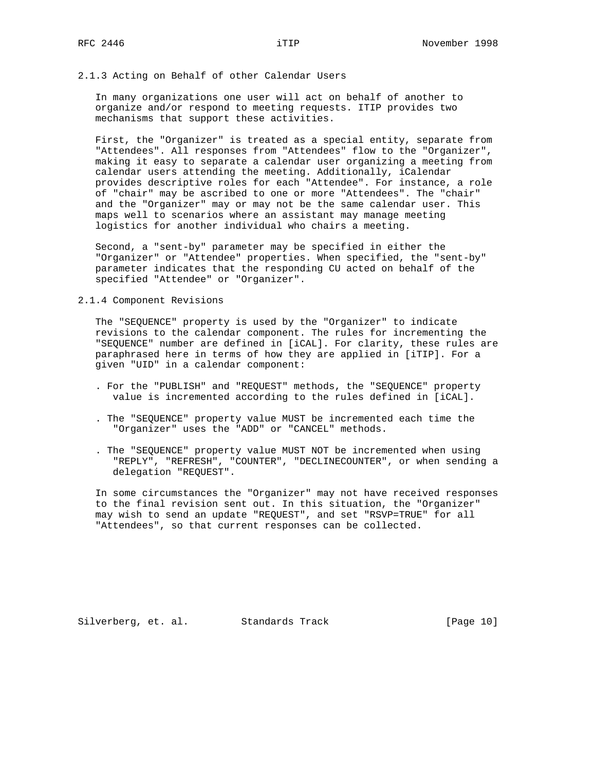### 2.1.3 Acting on Behalf of other Calendar Users

In many organizations one user will act on behalf of another to organize and/or respond to meeting requests. ITIP provides two mechanisms that support these activities.

First, the "Organizer" is treated as a special entity, separate from "Attendees". All responses from "Attendees" flow to the "Organizer", making it easy to separate a calendar user organizing a meeting from calendar users attending the meeting. Additionally, iCalendar provides descriptive roles for each "Attendee". For instance, a role of "chair" may be ascribed to one or more "Attendees". The "chair" and the "Organizer" may or may not be the same calendar user. This maps well to scenarios where an assistant may manage meeting logistics for another individual who chairs a meeting.

Second, a "sent-by" parameter may be specified in either the "Organizer" or "Attendee" properties. When specified, the "sent-by" parameter indicates that the responding CU acted on behalf of the specified "Attendee" or "Organizer".

### 2.1.4 Component Revisions

The "SEQUENCE" property is used by the "Organizer" to indicate revisions to the calendar component. The rules for incrementing the "SEQUENCE" number are defined in [iCAL]. For clarity, these rules are paraphrased here in terms of how they are applied in [iTIP]. For a given "UID" in a calendar component:

- For the "PUBLISH" and "REQUEST" methods, the "SEQUENCE" property value is incremented according to the rules defined in [iCAL].

- The "SEQUENCE" property value MUST be incremented each time the "Organizer" uses the "ADD" or "CANCEL" methods.

- The "SEQUENCE" property value MUST NOT be incremented when using "REPLY", "REFRESH", "COUNTER", "DECLINECOUNTER", or when sending a delegation "REQUEST".

In some circumstances the "Organizer" may not have received responses to the final revision sent out. In this situation, the "Organizer" may wish to send an update "REQUEST", and set "RSVP=TRUE" for all "Attendees", so that current responses can be collected.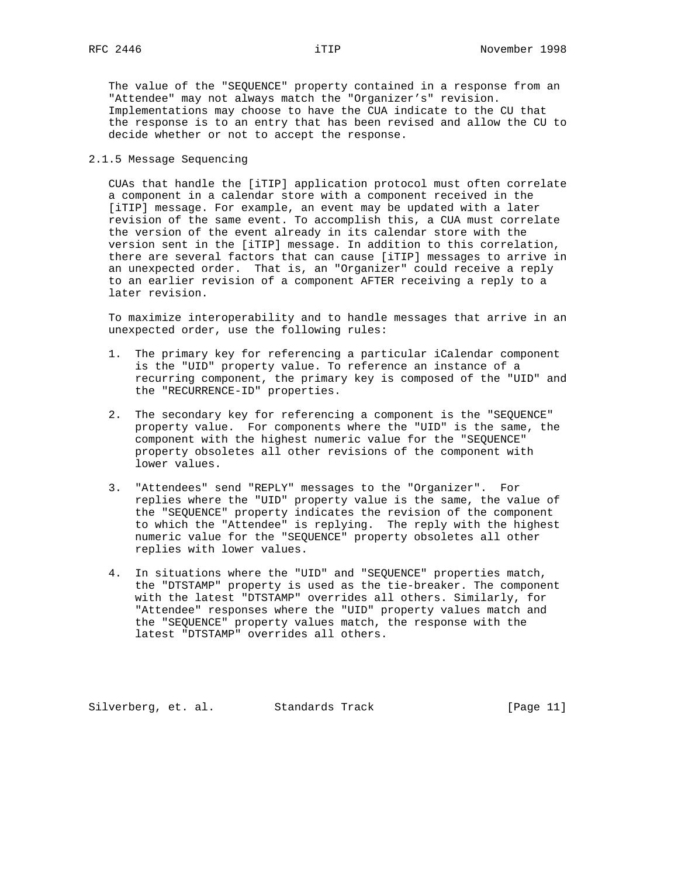The value of the "SEQUENCE" property contained in a response from an "Attendee" may not always match the "Organizer's" revision. Implementations may choose to have the CUA indicate to the CU that the response is to an entry that has been revised and allow the CU to decide whether or not to accept the response.

### 2.1.5 Message Sequencing

CUAs that handle the [iTIP] application protocol must often correlate a component in a calendar store with a component received in the [iTIP] message. For example, an event may be updated with a later revision of the same event. To accomplish this, a CUA must correlate the version of the event already in its calendar store with the version sent in the [iTIP] message. In addition to this correlation, there are several factors that can cause [iTIP] messages to arrive in an unexpected order. That is, an "Organizer" could receive a reply to an earlier revision of a component AFTER receiving a reply to a later revision.

To maximize interoperability and to handle messages that arrive in an unexpected order, use the following rules:

1. The primary key for referencing a particular iCalendar component is the "UID" property value. To reference an instance of a recurring component, the primary key is composed of the "UID" and the "RECURRENCE-ID" properties.

2. The secondary key for referencing a component is the "SEQUENCE" property value. For components where the "UID" is the same, the component with the highest numeric value for the "SEQUENCE" property obsoletes all other revisions of the component with lower values.

3. "Attendees" send "REPLY" messages to the "Organizer". For replies where the "UID" property value is the same, the value of the "SEQUENCE" property indicates the revision of the component to which the "Attendee" is replying. The reply with the highest numeric value for the "SEQUENCE" property obsoletes all other replies with lower values.

4. In situations where the "UID" and "SEQUENCE" properties match, the "DTSTAMP" property is used as the tie-breaker. The component with the latest "DTSTAMP" overrides all others. Similarly, for "Attendee" responses where the "UID" property values match and the "SEQUENCE" property values match, the response with the latest "DTSTAMP" overrides all others.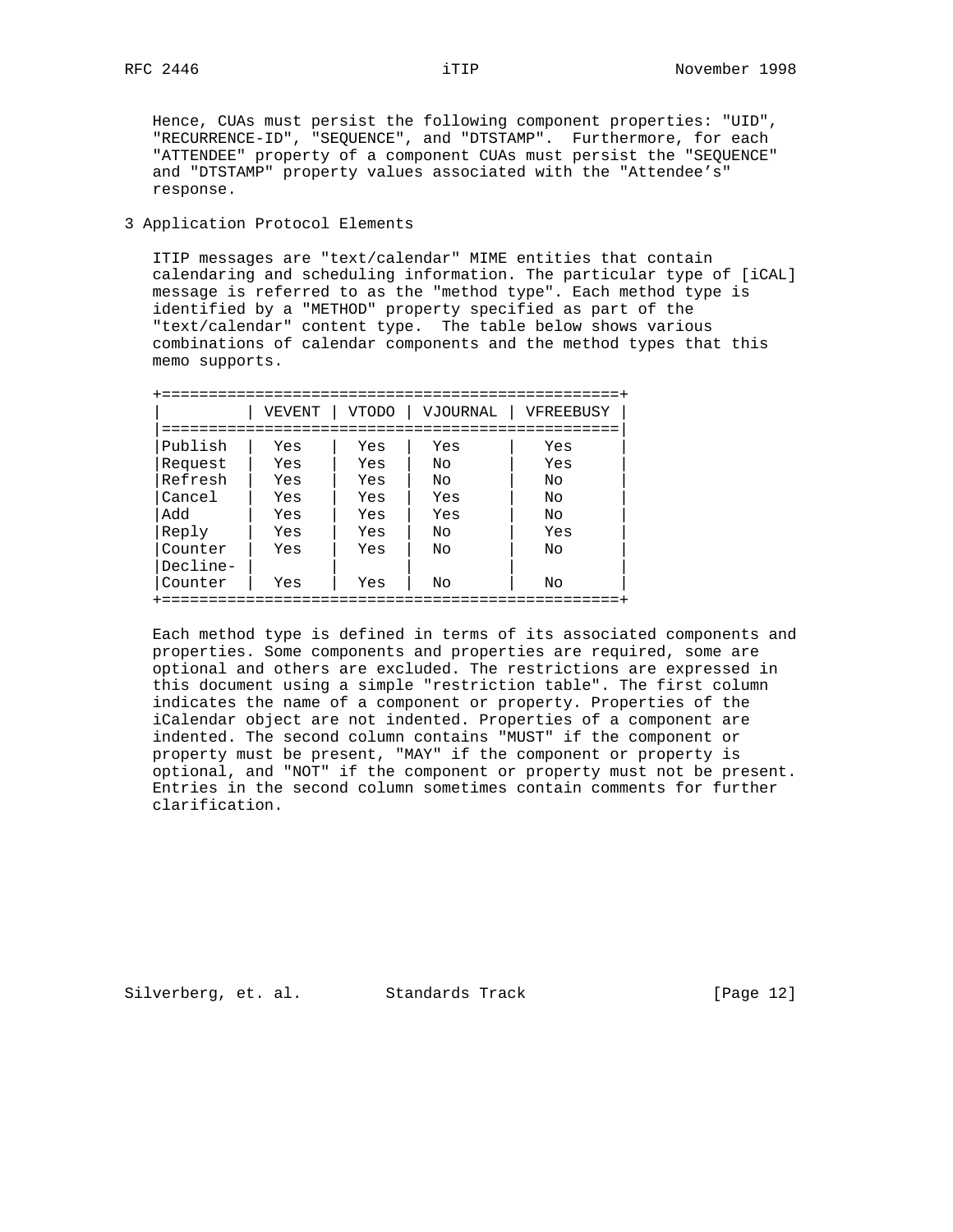Hence, CUAs must persist the following component properties: "UID", "RECURRENCE-ID", "SEQUENCE", and "DTSTAMP". Furthermore, for each "ATTENDEE" property of a component CUAs must persist the "SEQUENCE" and "DTSTAMP" property values associated with the "Attendee's" response.

# 3 Application Protocol Elements

ITIP messages are "text/calendar" MIME entities that contain calendaring and scheduling information. The particular type of [iCAL] message is referred to as the "method type". Each method type is identified by a "METHOD" property specified as part of the "text/calendar" content type. The table below shows various combinations of calendar components and the method types that this memo supports.

| | VEVENT | VTODO | VJOURNAL | VFREEBUSY |
|---|---|---|---|---|
| Publish | Yes | Yes | Yes | Yes |
| Request | Yes | Yes | No | Yes |
| Refresh | Yes | Yes | No | No |
| Cancel | Yes | Yes | Yes | No |
| Add | Yes | Yes | Yes | No |
| Reply | Yes | Yes | No | Yes |
| Counter | Yes | Yes | No | No |
| Decline-Counter | Yes | Yes | No | No |

Each method type is defined in terms of its associated components and properties. Some components and properties are required, some are optional and others are excluded. The restrictions are expressed in this document using a simple "restriction table". The first column indicates the name of a component or property. Properties of the iCalendar object are not indented. Properties of a component are indented. The second column contains "MUST" if the component or property must be present, "MAY" if the component or property is optional, and "NOT" if the component or property must not be present. Entries in the second column sometimes contain comments for further clarification.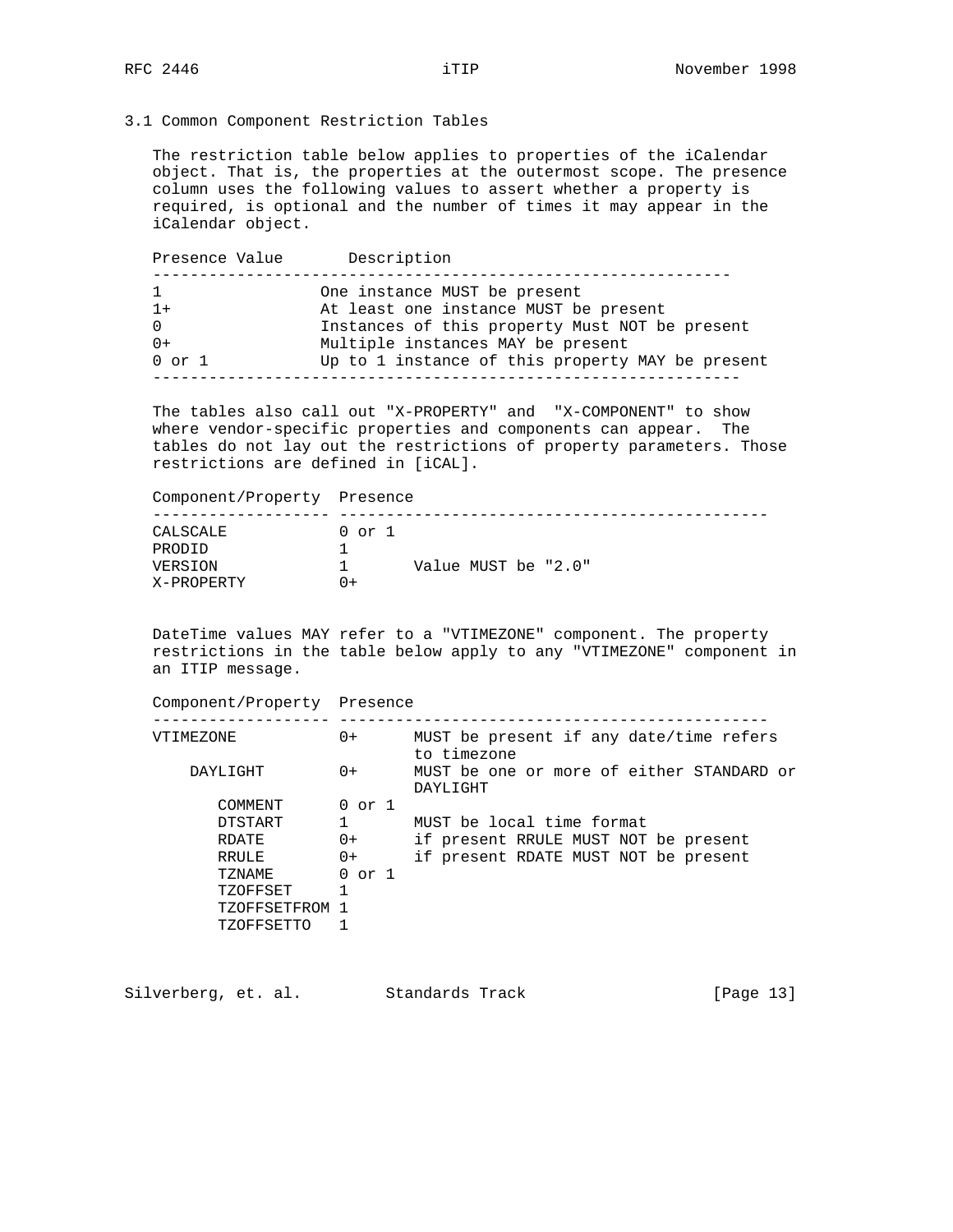### 3.1 Common Component Restriction Tables

The restriction table below applies to properties of the iCalendar object. That is, the properties at the outermost scope. The presence column uses the following values to assert whether a property is required, is optional and the number of times it may appear in the iCalendar object.

| Presence Value | Description |
|---|---|
| 1 | One instance MUST be present |
| 1+ | At least one instance MUST be present |
| 0 | Instances of this property Must NOT be present |
| 0+ | Multiple instances MAY be present |
| 0 or 1 | Up to 1 instance of this property MAY be present |

The tables also call out "X-PROPERTY" and "X-COMPONENT" to show where vendor-specific properties and components can appear. The tables do not lay out the restrictions of property parameters. Those restrictions are defined in [iCAL].

| Component/Property | Presence | |
|---|---|---|
| CALSCALE | 0 or 1 | |
| PRODID | 1 | |
| VERSION | 1 | Value MUST be "2.0" |
| X-PROPERTY | 0+ | |

DateTime values MAY refer to a "VTIMEZONE" component. The property restrictions in the table below apply to any "VTIMEZONE" component in an ITIP message.

| Component/Property | Presence | |
|---|---|---|
| VTIMEZONE | 0+ | MUST be present if any date/time refers to timezone |
| DAYLIGHT | 0+ | MUST be one or more of either STANDARD or DAYLIGHT |
| COMMENT | 0 or 1 | |
| DTSTART | 1 | MUST be local time format |
| RDATE | 0+ | if present RRULE MUST NOT be present |
| RRULE | 0+ | if present RDATE MUST NOT be present |
| TZNAME | 0 or 1 | |
| TZOFFSET | 1 | |
| TZOFFSETFROM | 1 | |
| TZOFFSETTO | 1 | |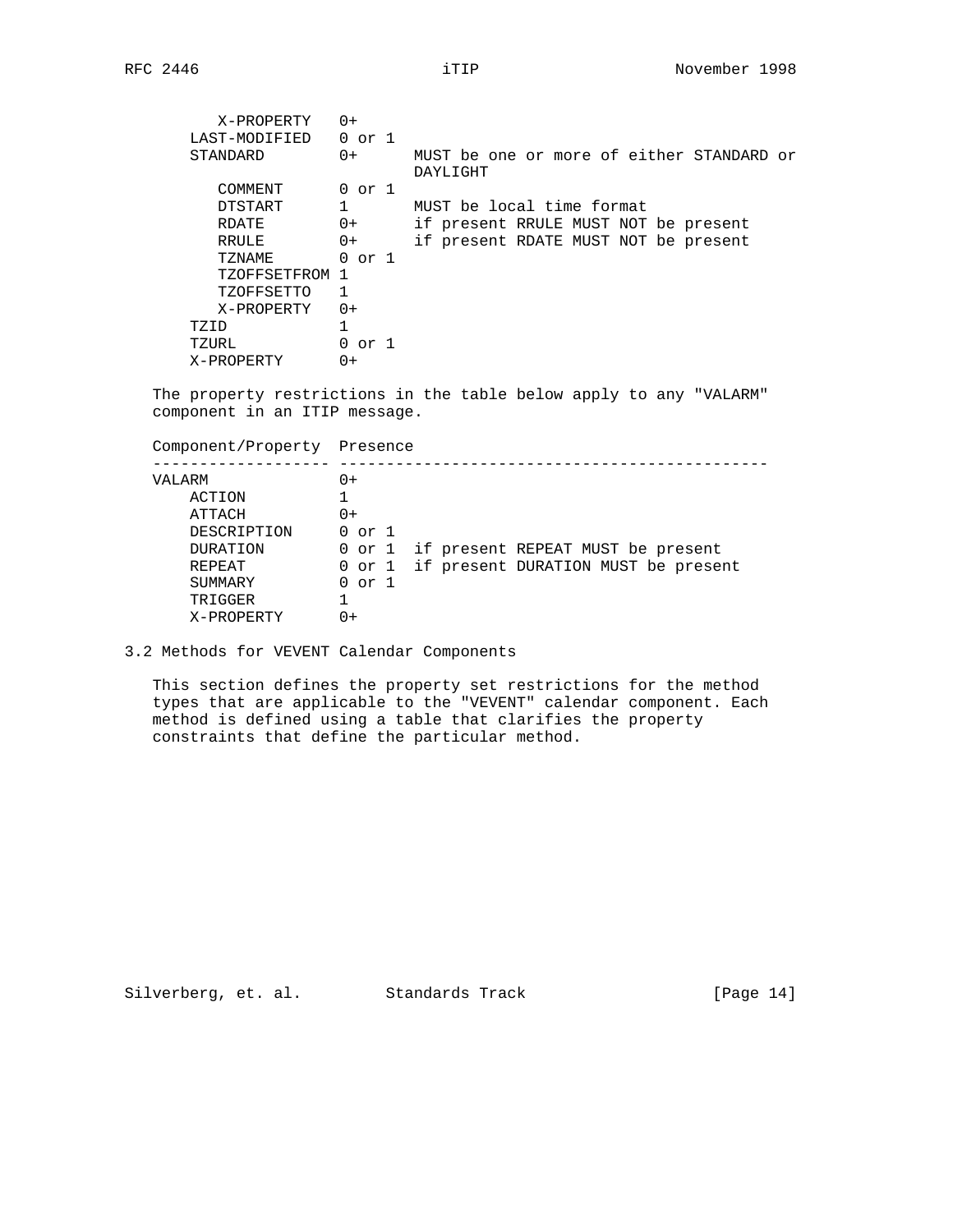```
      X-PROPERTY   0+
   LAST-MODIFIED   0 or 1
   STANDARD        0+      MUST be one or more of either STANDARD or
                           DAYLIGHT
      COMMENT      0 or 1
      DTSTART      1       MUST be local time format
      RDATE        0+      if present RRULE MUST NOT be present
      RRULE        0+      if present RDATE MUST NOT be present
      TZNAME       0 or 1
      TZOFFSETFROM 1
      TZOFFSETTO   1
      X-PROPERTY   0+
   TZID            1
   TZURL           0 or 1
   X-PROPERTY      0+
```

The property restrictions in the table below apply to any "VALARM" component in an ITIP message.

```
Component/Property  Presence
------------------- ----------------------------------------------
VALARM              0+
    ACTION          1
    ATTACH          0+
    DESCRIPTION     0 or 1
    DURATION        0 or 1  if present REPEAT MUST be present
    REPEAT          0 or 1  if present DURATION MUST be present
    SUMMARY         0 or 1
    TRIGGER         1
    X-PROPERTY      0+
```

## 3.2 Methods for VEVENT Calendar Components

This section defines the property set restrictions for the method types that are applicable to the "VEVENT" calendar component. Each method is defined using a table that clarifies the property constraints that define the particular method.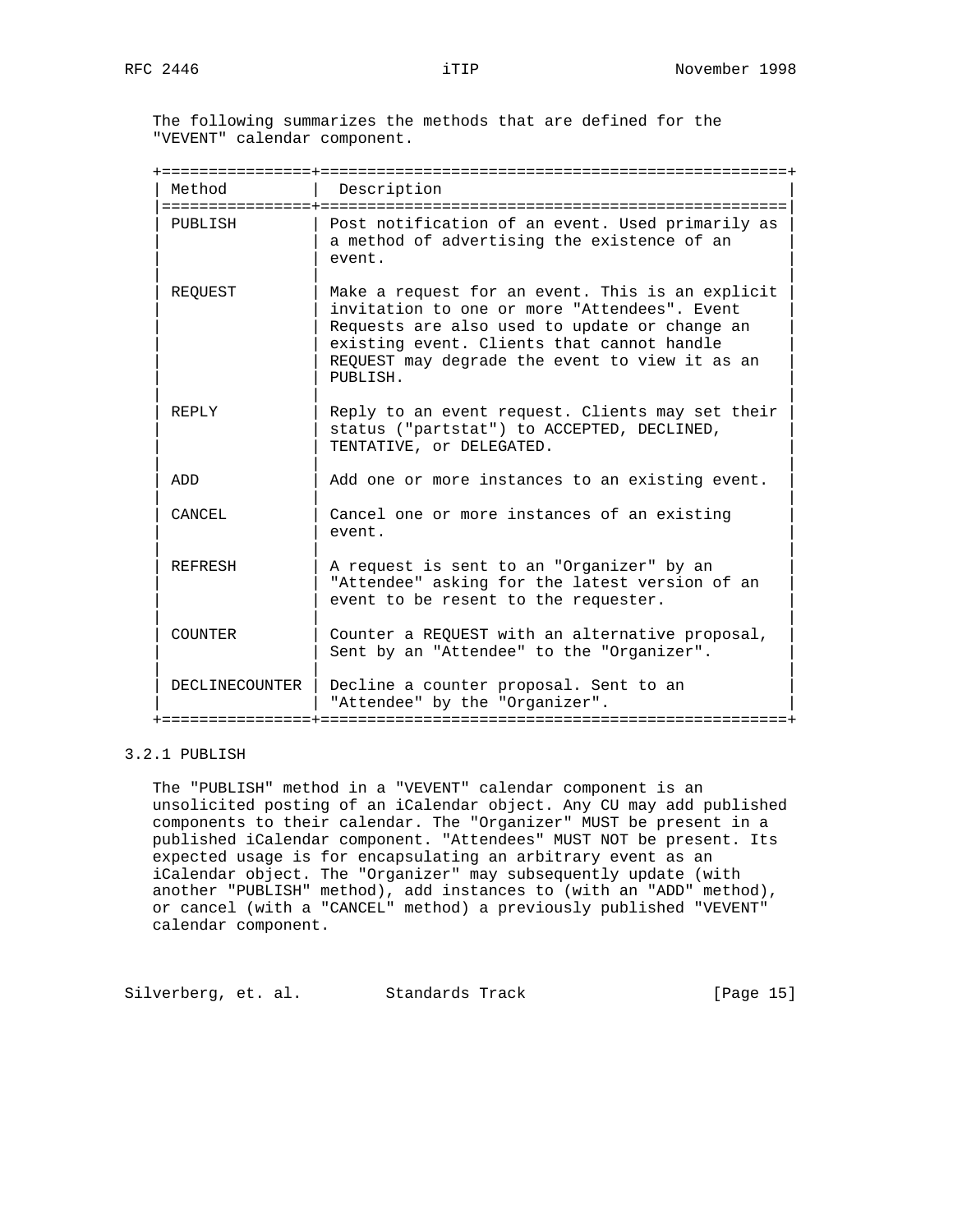The following summarizes the methods that are defined for the "VEVENT" calendar component.

| Method | Description |
|---|---|
| PUBLISH | Post notification of an event. Used primarily as a method of advertising the existence of an event. |
| REQUEST | Make a request for an event. This is an explicit invitation to one or more "Attendees". Event Requests are also used to update or change an existing event. Clients that cannot handle REQUEST may degrade the event to view it as an PUBLISH. |
| REPLY | Reply to an event request. Clients may set their status ("partstat") to ACCEPTED, DECLINED, TENTATIVE, or DELEGATED. |
| ADD | Add one or more instances to an existing event. |
| CANCEL | Cancel one or more instances of an existing event. |
| REFRESH | A request is sent to an "Organizer" by an "Attendee" asking for the latest version of an event to be resent to the requester. |
| COUNTER | Counter a REQUEST with an alternative proposal, Sent by an "Attendee" to the "Organizer". |
| DECLINECOUNTER | Decline a counter proposal. Sent to an "Attendee" by the "Organizer". |

### 3.2.1 PUBLISH

The "PUBLISH" method in a "VEVENT" calendar component is an unsolicited posting of an iCalendar object. Any CU may add published components to their calendar. The "Organizer" MUST be present in a published iCalendar component. "Attendees" MUST NOT be present. Its expected usage is for encapsulating an arbitrary event as an iCalendar object. The "Organizer" may subsequently update (with another "PUBLISH" method), add instances to (with an "ADD" method), or cancel (with a "CANCEL" method) a previously published "VEVENT" calendar component.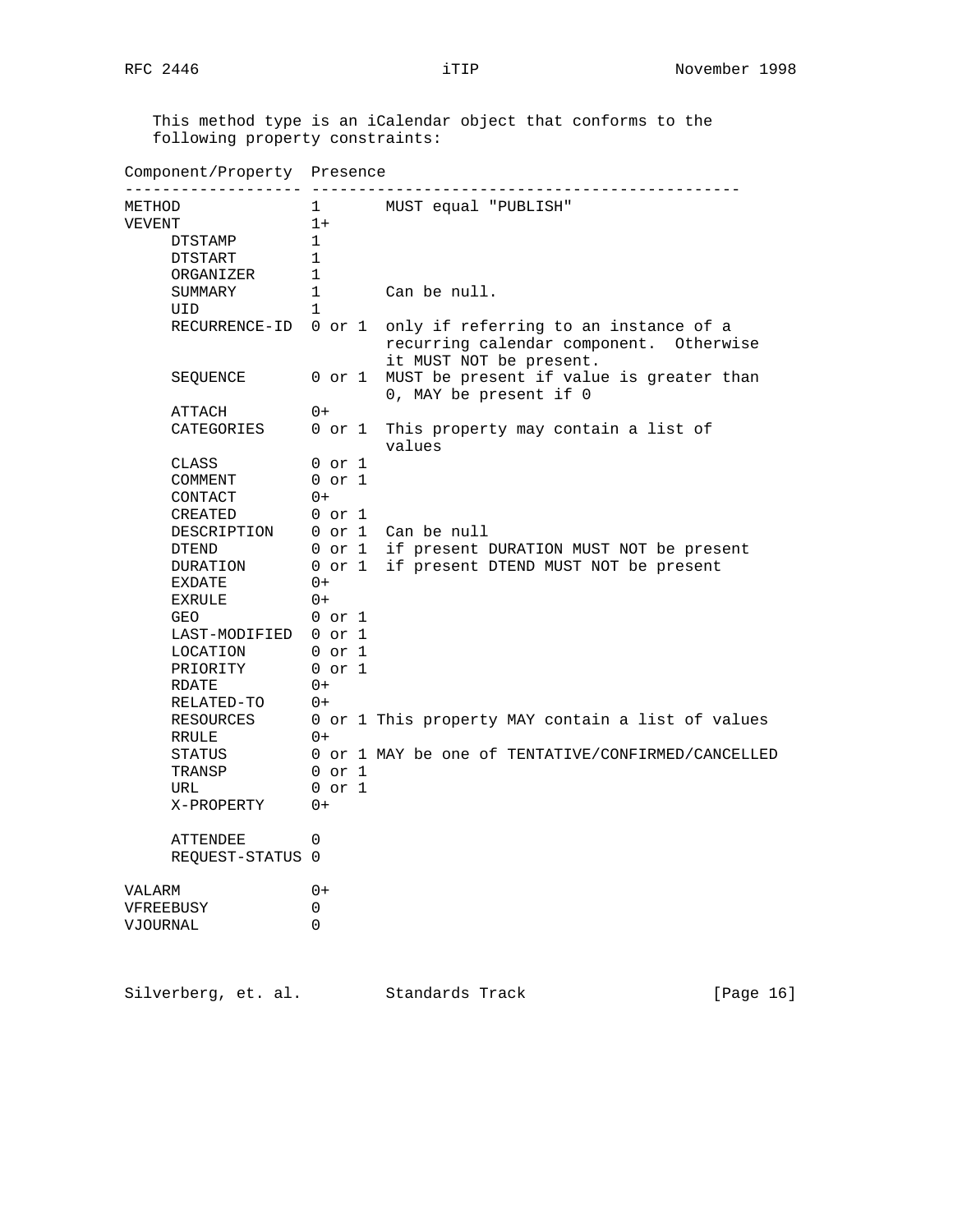This method type is an iCalendar object that conforms to the following property constraints:

```
Component/Property  Presence
------------------- ----------------------------------------------
METHOD              1       MUST equal "PUBLISH"
VEVENT              1+
     DTSTAMP        1
     DTSTART        1
     ORGANIZER      1
     SUMMARY        1       Can be null.
     UID            1
     RECURRENCE-ID  0 or 1  only if referring to an instance of a
                            recurring calendar component.  Otherwise
                            it MUST NOT be present.
     SEQUENCE       0 or 1  MUST be present if value is greater than
                            0, MAY be present if 0
     ATTACH         0+
     CATEGORIES     0 or 1  This property may contain a list of
                            values
     CLASS          0 or 1
     COMMENT        0 or 1
     CONTACT        0+
     CREATED        0 or 1
     DESCRIPTION    0 or 1  Can be null
     DTEND          0 or 1  if present DURATION MUST NOT be present
     DURATION       0 or 1  if present DTEND MUST NOT be present
     EXDATE         0+
     EXRULE         0+
     GEO            0 or 1
     LAST-MODIFIED  0 or 1
     LOCATION       0 or 1
     PRIORITY       0 or 1
     RDATE          0+
     RELATED-TO     0+
     RESOURCES      0 or 1 This property MAY contain a list of values
     RRULE          0+
     STATUS         0 or 1 MAY be one of TENTATIVE/CONFIRMED/CANCELLED
     TRANSP         0 or 1
     URL            0 or 1
     X-PROPERTY     0+

     ATTENDEE       0
     REQUEST-STATUS 0

VALARM              0+
VFREEBUSY           0
VJOURNAL            0
```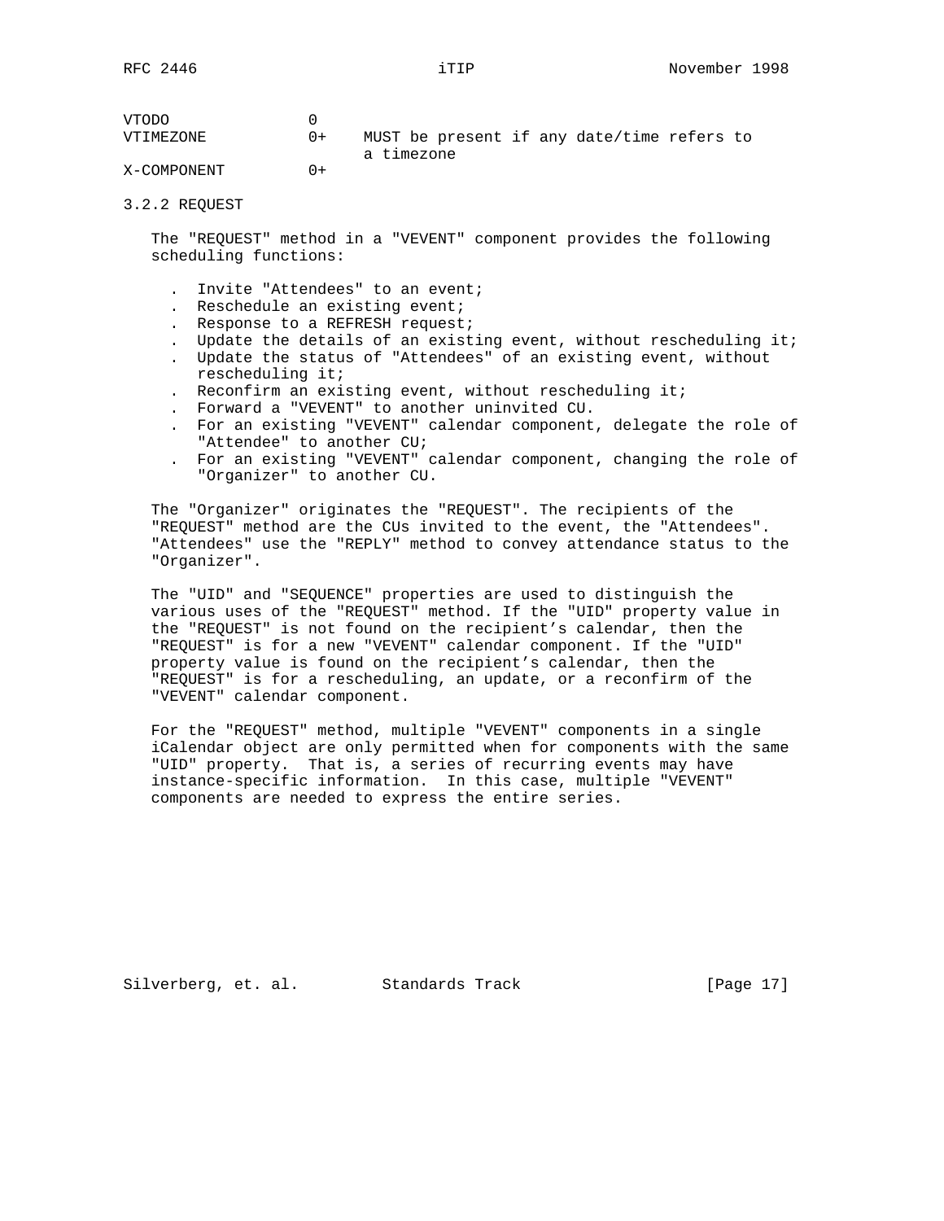| | | |
|---|---|---|
| VTODO | 0 | |
| VTIMEZONE | 0+ | MUST be present if any date/time refers to a timezone |
| X-COMPONENT | 0+ | |

### 3.2.2 REQUEST

The "REQUEST" method in a "VEVENT" component provides the following scheduling functions:

- Invite "Attendees" to an event;
- Reschedule an existing event;
- Response to a REFRESH request;
- Update the details of an existing event, without rescheduling it;
- Update the status of "Attendees" of an existing event, without rescheduling it;
- Reconfirm an existing event, without rescheduling it;
- Forward a "VEVENT" to another uninvited CU.
- For an existing "VEVENT" calendar component, delegate the role of "Attendee" to another CU;
- For an existing "VEVENT" calendar component, changing the role of "Organizer" to another CU.

The "Organizer" originates the "REQUEST". The recipients of the "REQUEST" method are the CUs invited to the event, the "Attendees". "Attendees" use the "REPLY" method to convey attendance status to the "Organizer".

The "UID" and "SEQUENCE" properties are used to distinguish the various uses of the "REQUEST" method. If the "UID" property value in the "REQUEST" is not found on the recipient's calendar, then the "REQUEST" is for a new "VEVENT" calendar component. If the "UID" property value is found on the recipient's calendar, then the "REQUEST" is for a rescheduling, an update, or a reconfirm of the "VEVENT" calendar component.

For the "REQUEST" method, multiple "VEVENT" components in a single iCalendar object are only permitted when for components with the same "UID" property. That is, a series of recurring events may have instance-specific information. In this case, multiple "VEVENT" components are needed to express the entire series.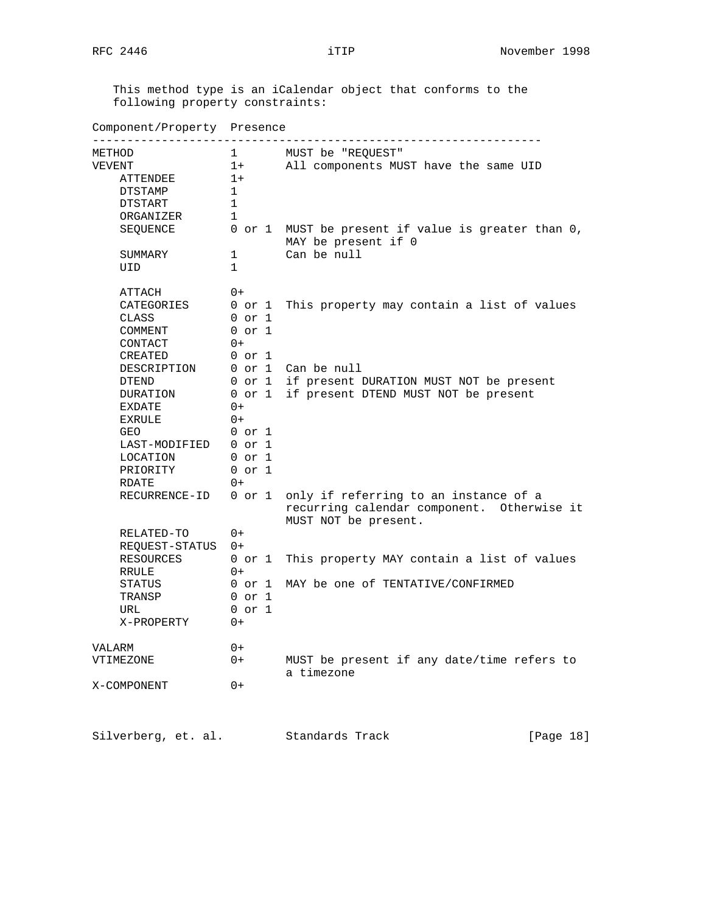This method type is an iCalendar object that conforms to the following property constraints:

| Component/Property | Presence | |
|---|---|---|
| METHOD | 1 | MUST be "REQUEST" |
| VEVENT | 1+ | All components MUST have the same UID |
| ATTENDEE | 1+ | |
| DTSTAMP | 1 | |
| DTSTART | 1 | |
| ORGANIZER | 1 | |
| SEQUENCE | 0 or 1 | MUST be present if value is greater than 0, MAY be present if 0 |
| SUMMARY | 1 | Can be null |
| UID | 1 | |
| | | |
| ATTACH | 0+ | |
| CATEGORIES | 0 or 1 | This property may contain a list of values |
| CLASS | 0 or 1 | |
| COMMENT | 0 or 1 | |
| CONTACT | 0+ | |
| CREATED | 0 or 1 | |
| DESCRIPTION | 0 or 1 | Can be null |
| DTEND | 0 or 1 | if present DURATION MUST NOT be present |
| DURATION | 0 or 1 | if present DTEND MUST NOT be present |
| EXDATE | 0+ | |
| EXRULE | 0+ | |
| GEO | 0 or 1 | |
| LAST-MODIFIED | 0 or 1 | |
| LOCATION | 0 or 1 | |
| PRIORITY | 0 or 1 | |
| RDATE | 0+ | |
| RECURRENCE-ID | 0 or 1 | only if referring to an instance of a recurring calendar component. Otherwise it MUST NOT be present. |
| RELATED-TO | 0+ | |
| REQUEST-STATUS | 0+ | |
| RESOURCES | 0 or 1 | This property MAY contain a list of values |
| RRULE | 0+ | |
| STATUS | 0 or 1 | MAY be one of TENTATIVE/CONFIRMED |
| TRANSP | 0 or 1 | |
| URL | 0 or 1 | |
| X-PROPERTY | 0+ | |
| | | |
| VALARM | 0+ | |
| VTIMEZONE | 0+ | MUST be present if any date/time refers to a timezone |
| X-COMPONENT | 0+ | |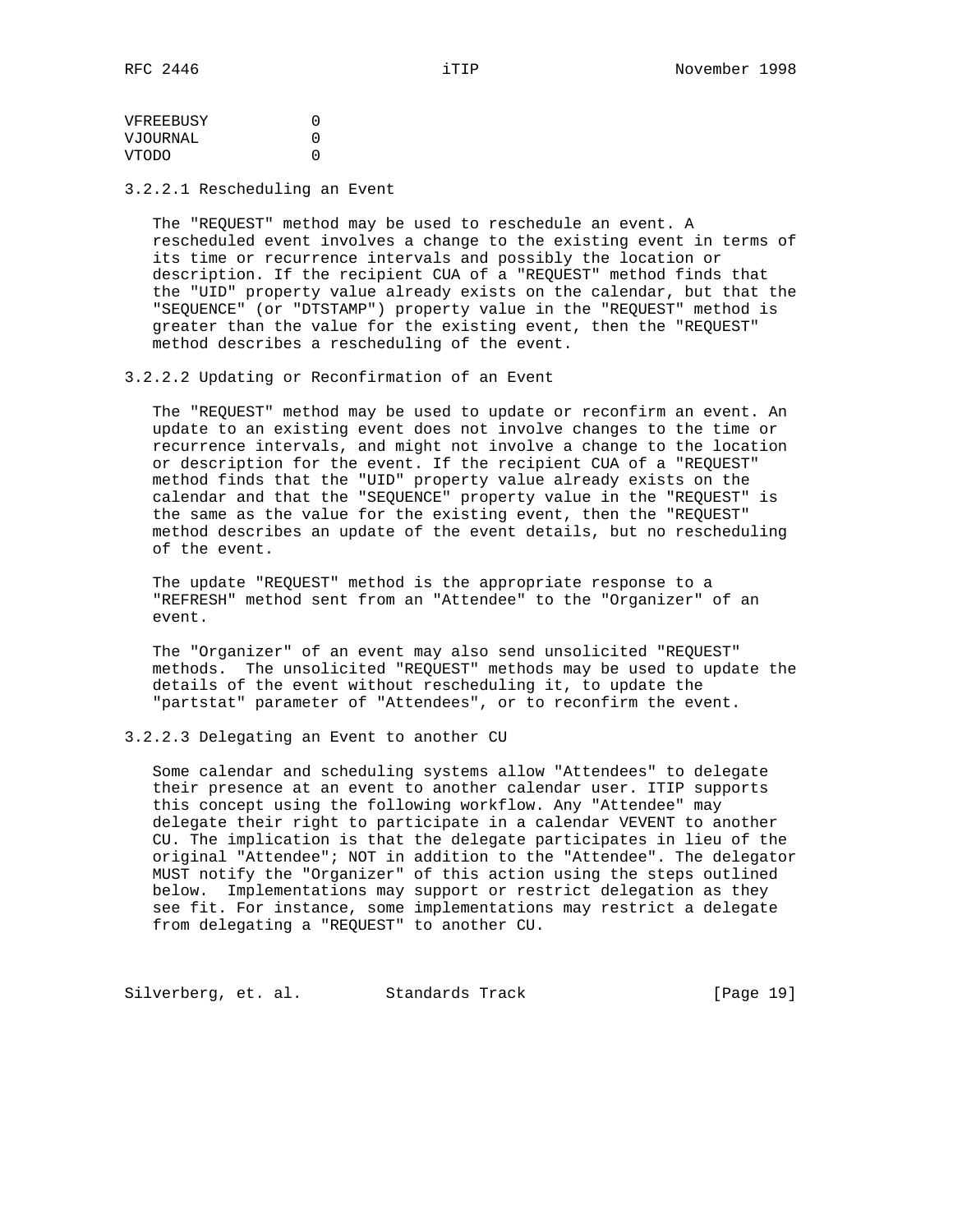| | |
|---|---|
| VFREEBUSY | 0 |
| VJOURNAL | 0 |
| VTODO | 0 |

### 3.2.2.1 Rescheduling an Event

The "REQUEST" method may be used to reschedule an event. A rescheduled event involves a change to the existing event in terms of its time or recurrence intervals and possibly the location or description. If the recipient CUA of a "REQUEST" method finds that the "UID" property value already exists on the calendar, but that the "SEQUENCE" (or "DTSTAMP") property value in the "REQUEST" method is greater than the value for the existing event, then the "REQUEST" method describes a rescheduling of the event.

### 3.2.2.2 Updating or Reconfirmation of an Event

The "REQUEST" method may be used to update or reconfirm an event. An update to an existing event does not involve changes to the time or recurrence intervals, and might not involve a change to the location or description for the event. If the recipient CUA of a "REQUEST" method finds that the "UID" property value already exists on the calendar and that the "SEQUENCE" property value in the "REQUEST" is the same as the value for the existing event, then the "REQUEST" method describes an update of the event details, but no rescheduling of the event.

The update "REQUEST" method is the appropriate response to a "REFRESH" method sent from an "Attendee" to the "Organizer" of an event.

The "Organizer" of an event may also send unsolicited "REQUEST" methods. The unsolicited "REQUEST" methods may be used to update the details of the event without rescheduling it, to update the "partstat" parameter of "Attendees", or to reconfirm the event.

### 3.2.2.3 Delegating an Event to another CU

Some calendar and scheduling systems allow "Attendees" to delegate their presence at an event to another calendar user. ITIP supports this concept using the following workflow. Any "Attendee" may delegate their right to participate in a calendar VEVENT to another CU. The implication is that the delegate participates in lieu of the original "Attendee"; NOT in addition to the "Attendee". The delegator MUST notify the "Organizer" of this action using the steps outlined below. Implementations may support or restrict delegation as they see fit. For instance, some implementations may restrict a delegate from delegating a "REQUEST" to another CU.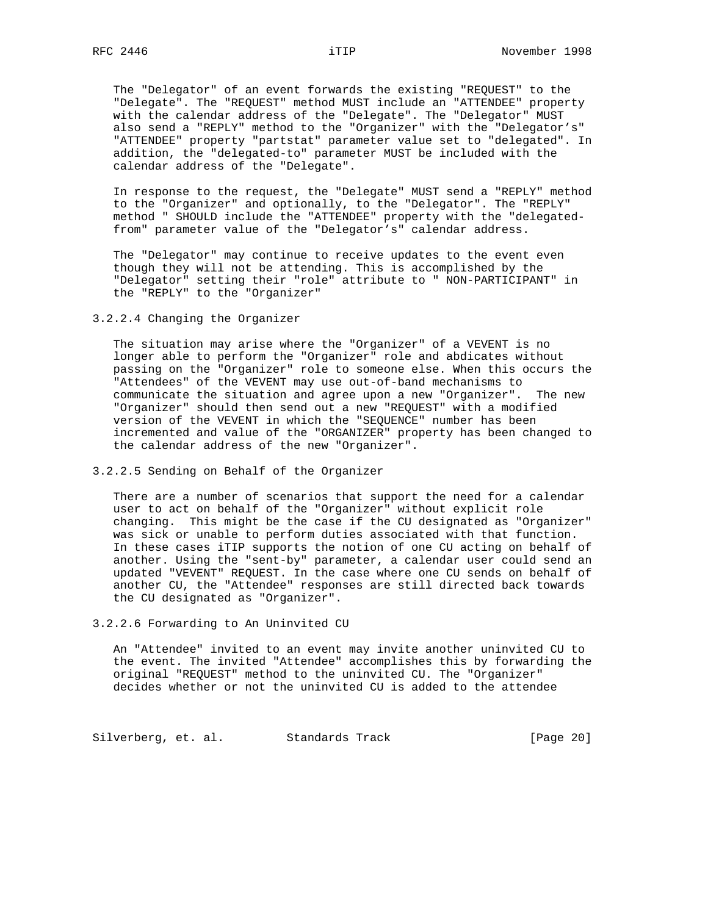The "Delegator" of an event forwards the existing "REQUEST" to the "Delegate". The "REQUEST" method MUST include an "ATTENDEE" property with the calendar address of the "Delegate". The "Delegator" MUST also send a "REPLY" method to the "Organizer" with the "Delegator's" "ATTENDEE" property "partstat" parameter value set to "delegated". In addition, the "delegated-to" parameter MUST be included with the calendar address of the "Delegate".

In response to the request, the "Delegate" MUST send a "REPLY" method to the "Organizer" and optionally, to the "Delegator". The "REPLY" method " SHOULD include the "ATTENDEE" property with the "delegated-from" parameter value of the "Delegator's" calendar address.

The "Delegator" may continue to receive updates to the event even though they will not be attending. This is accomplished by the "Delegator" setting their "role" attribute to " NON-PARTICIPANT" in the "REPLY" to the "Organizer"

#### 3.2.2.4 Changing the Organizer

The situation may arise where the "Organizer" of a VEVENT is no longer able to perform the "Organizer" role and abdicates without passing on the "Organizer" role to someone else. When this occurs the "Attendees" of the VEVENT may use out-of-band mechanisms to communicate the situation and agree upon a new "Organizer". The new "Organizer" should then send out a new "REQUEST" with a modified version of the VEVENT in which the "SEQUENCE" number has been incremented and value of the "ORGANIZER" property has been changed to the calendar address of the new "Organizer".

#### 3.2.2.5 Sending on Behalf of the Organizer

There are a number of scenarios that support the need for a calendar user to act on behalf of the "Organizer" without explicit role changing. This might be the case if the CU designated as "Organizer" was sick or unable to perform duties associated with that function. In these cases iTIP supports the notion of one CU acting on behalf of another. Using the "sent-by" parameter, a calendar user could send an updated "VEVENT" REQUEST. In the case where one CU sends on behalf of another CU, the "Attendee" responses are still directed back towards the CU designated as "Organizer".

#### 3.2.2.6 Forwarding to An Uninvited CU

An "Attendee" invited to an event may invite another uninvited CU to the event. The invited "Attendee" accomplishes this by forwarding the original "REQUEST" method to the uninvited CU. The "Organizer" decides whether or not the uninvited CU is added to the attendee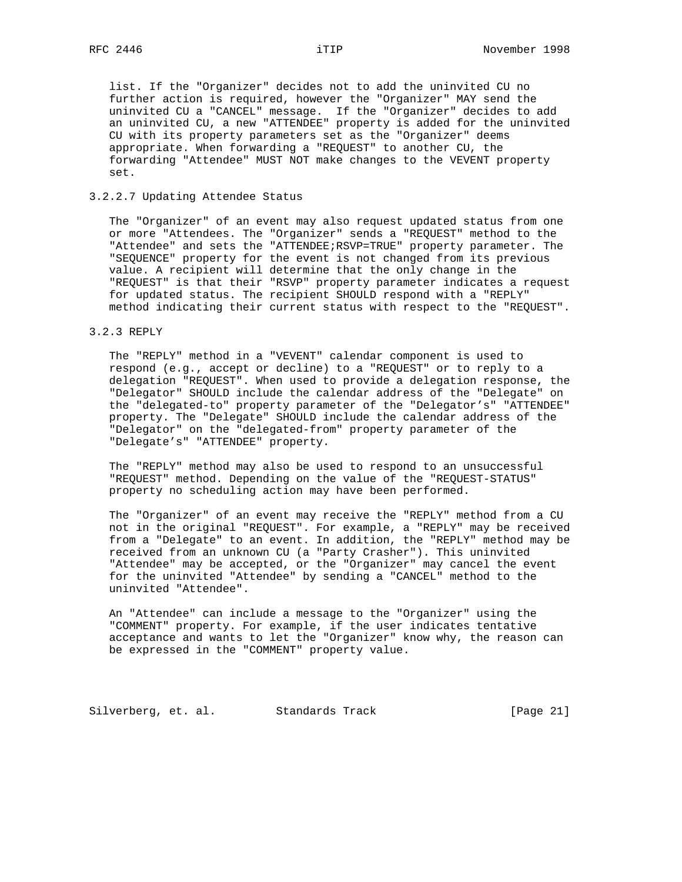list. If the "Organizer" decides not to add the uninvited CU no further action is required, however the "Organizer" MAY send the uninvited CU a "CANCEL" message. If the "Organizer" decides to add an uninvited CU, a new "ATTENDEE" property is added for the uninvited CU with its property parameters set as the "Organizer" deems appropriate. When forwarding a "REQUEST" to another CU, the forwarding "Attendee" MUST NOT make changes to the VEVENT property set.

#### 3.2.2.7 Updating Attendee Status

The "Organizer" of an event may also request updated status from one or more "Attendees. The "Organizer" sends a "REQUEST" method to the "Attendee" and sets the "ATTENDEE;RSVP=TRUE" property parameter. The "SEQUENCE" property for the event is not changed from its previous value. A recipient will determine that the only change in the "REQUEST" is that their "RSVP" property parameter indicates a request for updated status. The recipient SHOULD respond with a "REPLY" method indicating their current status with respect to the "REQUEST".

### 3.2.3 REPLY

The "REPLY" method in a "VEVENT" calendar component is used to respond (e.g., accept or decline) to a "REQUEST" or to reply to a delegation "REQUEST". When used to provide a delegation response, the "Delegator" SHOULD include the calendar address of the "Delegate" on the "delegated-to" property parameter of the "Delegator's" "ATTENDEE" property. The "Delegate" SHOULD include the calendar address of the "Delegator" on the "delegated-from" property parameter of the "Delegate's" "ATTENDEE" property.

The "REPLY" method may also be used to respond to an unsuccessful "REQUEST" method. Depending on the value of the "REQUEST-STATUS" property no scheduling action may have been performed.

The "Organizer" of an event may receive the "REPLY" method from a CU not in the original "REQUEST". For example, a "REPLY" may be received from a "Delegate" to an event. In addition, the "REPLY" method may be received from an unknown CU (a "Party Crasher"). This uninvited "Attendee" may be accepted, or the "Organizer" may cancel the event for the uninvited "Attendee" by sending a "CANCEL" method to the uninvited "Attendee".

An "Attendee" can include a message to the "Organizer" using the "COMMENT" property. For example, if the user indicates tentative acceptance and wants to let the "Organizer" know why, the reason can be expressed in the "COMMENT" property value.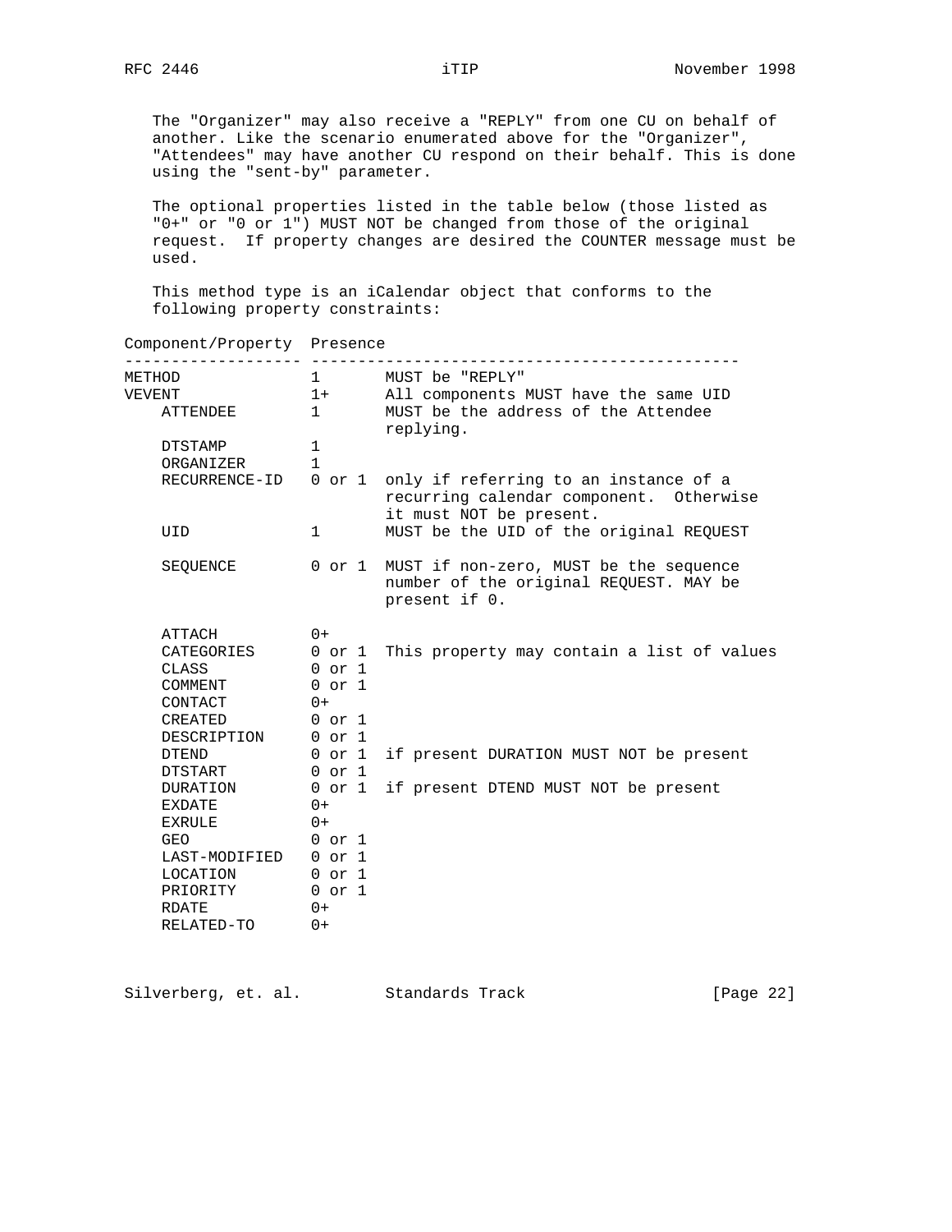The "Organizer" may also receive a "REPLY" from one CU on behalf of another. Like the scenario enumerated above for the "Organizer", "Attendees" may have another CU respond on their behalf. This is done using the "sent-by" parameter.

The optional properties listed in the table below (those listed as "0+" or "0 or 1") MUST NOT be changed from those of the original request. If property changes are desired the COUNTER message must be used.

This method type is an iCalendar object that conforms to the following property constraints:

| Component/Property | Presence | |
|---|---|---|
| METHOD | 1 | MUST be "REPLY" |
| VEVENT | 1+ | All components MUST have the same UID |
| ATTENDEE | 1 | MUST be the address of the Attendee replying. |
| DTSTAMP | 1 | |
| ORGANIZER | 1 | |
| RECURRENCE-ID | 0 or 1 | only if referring to an instance of a recurring calendar component. Otherwise it must NOT be present. |
| UID | 1 | MUST be the UID of the original REQUEST |
| SEQUENCE | 0 or 1 | MUST if non-zero, MUST be the sequence number of the original REQUEST. MAY be present if 0. |
| ATTACH | 0+ | |
| CATEGORIES | 0 or 1 | This property may contain a list of values |
| CLASS | 0 or 1 | |
| COMMENT | 0 or 1 | |
| CONTACT | 0+ | |
| CREATED | 0 or 1 | |
| DESCRIPTION | 0 or 1 | |
| DTEND | 0 or 1 | if present DURATION MUST NOT be present |
| DTSTART | 0 or 1 | |
| DURATION | 0 or 1 | if present DTEND MUST NOT be present |
| EXDATE | 0+ | |
| EXRULE | 0+ | |
| GEO | 0 or 1 | |
| LAST-MODIFIED | 0 or 1 | |
| LOCATION | 0 or 1 | |
| PRIORITY | 0 or 1 | |
| RDATE | 0+ | |
| RELATED-TO | 0+ | |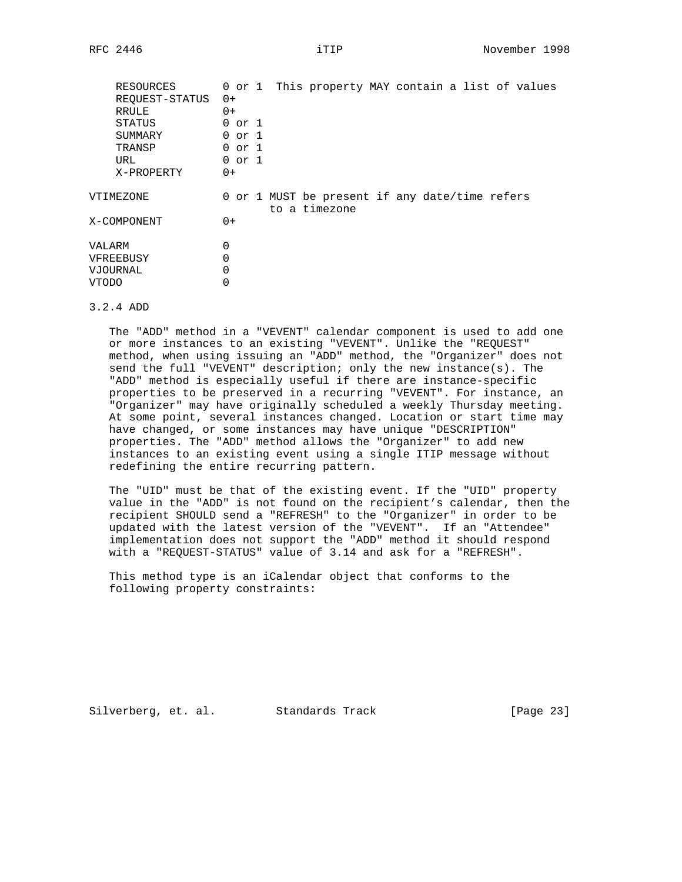```
    RESOURCES       0 or 1  This property MAY contain a list of values
    REQUEST-STATUS  0+
    RRULE           0+
    STATUS          0 or 1
    SUMMARY         0 or 1
    TRANSP          0 or 1
    URL             0 or 1
    X-PROPERTY      0+

VTIMEZONE           0 or 1 MUST be present if any date/time refers
                           to a timezone
X-COMPONENT         0+

VALARM              0
VFREEBUSY           0
VJOURNAL            0
VTODO               0
```

### 3.2.4 ADD

The "ADD" method in a "VEVENT" calendar component is used to add one or more instances to an existing "VEVENT". Unlike the "REQUEST" method, when using issuing an "ADD" method, the "Organizer" does not send the full "VEVENT" description; only the new instance(s). The "ADD" method is especially useful if there are instance-specific properties to be preserved in a recurring "VEVENT". For instance, an "Organizer" may have originally scheduled a weekly Thursday meeting. At some point, several instances changed. Location or start time may have changed, or some instances may have unique "DESCRIPTION" properties. The "ADD" method allows the "Organizer" to add new instances to an existing event using a single ITIP message without redefining the entire recurring pattern.

The "UID" must be that of the existing event. If the "UID" property value in the "ADD" is not found on the recipient's calendar, then the recipient SHOULD send a "REFRESH" to the "Organizer" in order to be updated with the latest version of the "VEVENT". If an "Attendee" implementation does not support the "ADD" method it should respond with a "REQUEST-STATUS" value of 3.14 and ask for a "REFRESH".

This method type is an iCalendar object that conforms to the following property constraints: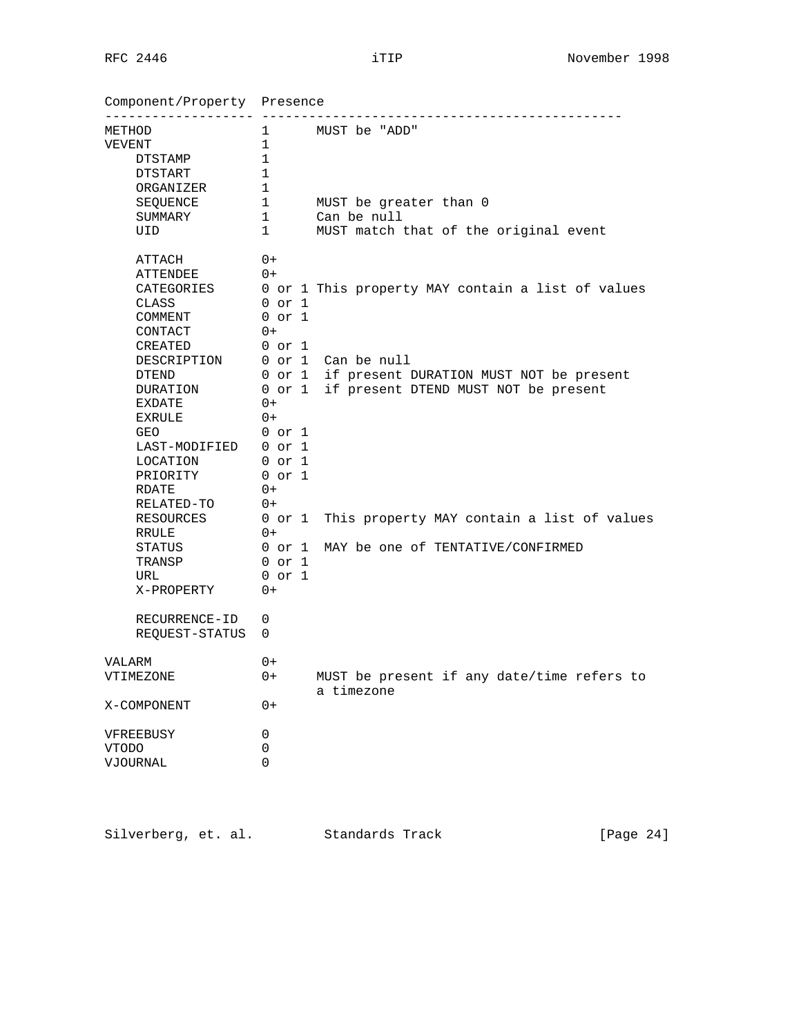```
Component/Property  Presence
------------------- ----------------------------------------------
METHOD              1      MUST be "ADD"
VEVENT              1
    DTSTAMP         1
    DTSTART         1
    ORGANIZER       1
    SEQUENCE        1      MUST be greater than 0
    SUMMARY         1      Can be null
    UID             1      MUST match that of the original event

    ATTACH          0+
    ATTENDEE        0+
    CATEGORIES      0 or 1 This property MAY contain a list of values
    CLASS           0 or 1
    COMMENT         0 or 1
    CONTACT         0+
    CREATED         0 or 1
    DESCRIPTION     0 or 1  Can be null
    DTEND           0 or 1  if present DURATION MUST NOT be present
    DURATION        0 or 1  if present DTEND MUST NOT be present
    EXDATE          0+
    EXRULE          0+
    GEO             0 or 1
    LAST-MODIFIED   0 or 1
    LOCATION        0 or 1
    PRIORITY        0 or 1
    RDATE           0+
    RELATED-TO      0+
    RESOURCES       0 or 1  This property MAY contain a list of values
    RRULE           0+
    STATUS          0 or 1  MAY be one of TENTATIVE/CONFIRMED
    TRANSP          0 or 1
    URL             0 or 1
    X-PROPERTY      0+

    RECURRENCE-ID   0
    REQUEST-STATUS  0

VALARM              0+
VTIMEZONE           0+     MUST be present if any date/time refers to
                           a timezone
X-COMPONENT         0+

VFREEBUSY           0
VTODO               0
VJOURNAL            0
```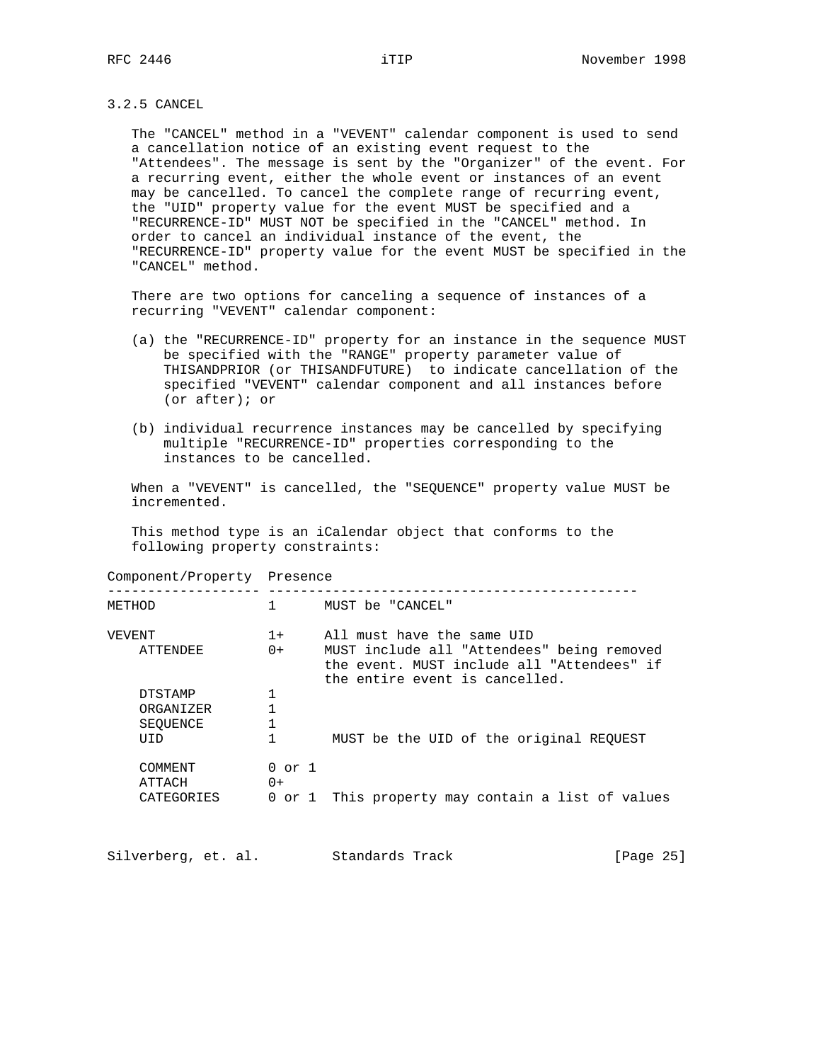### 3.2.5 CANCEL

The "CANCEL" method in a "VEVENT" calendar component is used to send a cancellation notice of an existing event request to the "Attendees". The message is sent by the "Organizer" of the event. For a recurring event, either the whole event or instances of an event may be cancelled. To cancel the complete range of recurring event, the "UID" property value for the event MUST be specified and a "RECURRENCE-ID" MUST NOT be specified in the "CANCEL" method. In order to cancel an individual instance of the event, the "RECURRENCE-ID" property value for the event MUST be specified in the "CANCEL" method.

There are two options for canceling a sequence of instances of a recurring "VEVENT" calendar component:

(a) the "RECURRENCE-ID" property for an instance in the sequence MUST be specified with the "RANGE" property parameter value of THISANDPRIOR (or THISANDFUTURE) to indicate cancellation of the specified "VEVENT" calendar component and all instances before (or after); or

(b) individual recurrence instances may be cancelled by specifying multiple "RECURRENCE-ID" properties corresponding to the instances to be cancelled.

When a "VEVENT" is cancelled, the "SEQUENCE" property value MUST be incremented.

This method type is an iCalendar object that conforms to the following property constraints:

```
Component/Property  Presence
------------------- ----------------------------------------------
METHOD              1      MUST be "CANCEL"

VEVENT              1+     All must have the same UID
    ATTENDEE        0+     MUST include all "Attendees" being removed
                           the event. MUST include all "Attendees" if
                           the entire event is cancelled.
    DTSTAMP         1
    ORGANIZER       1
    SEQUENCE        1
    UID             1       MUST be the UID of the original REQUEST

    COMMENT         0 or 1
    ATTACH          0+
    CATEGORIES      0 or 1  This property may contain a list of values
```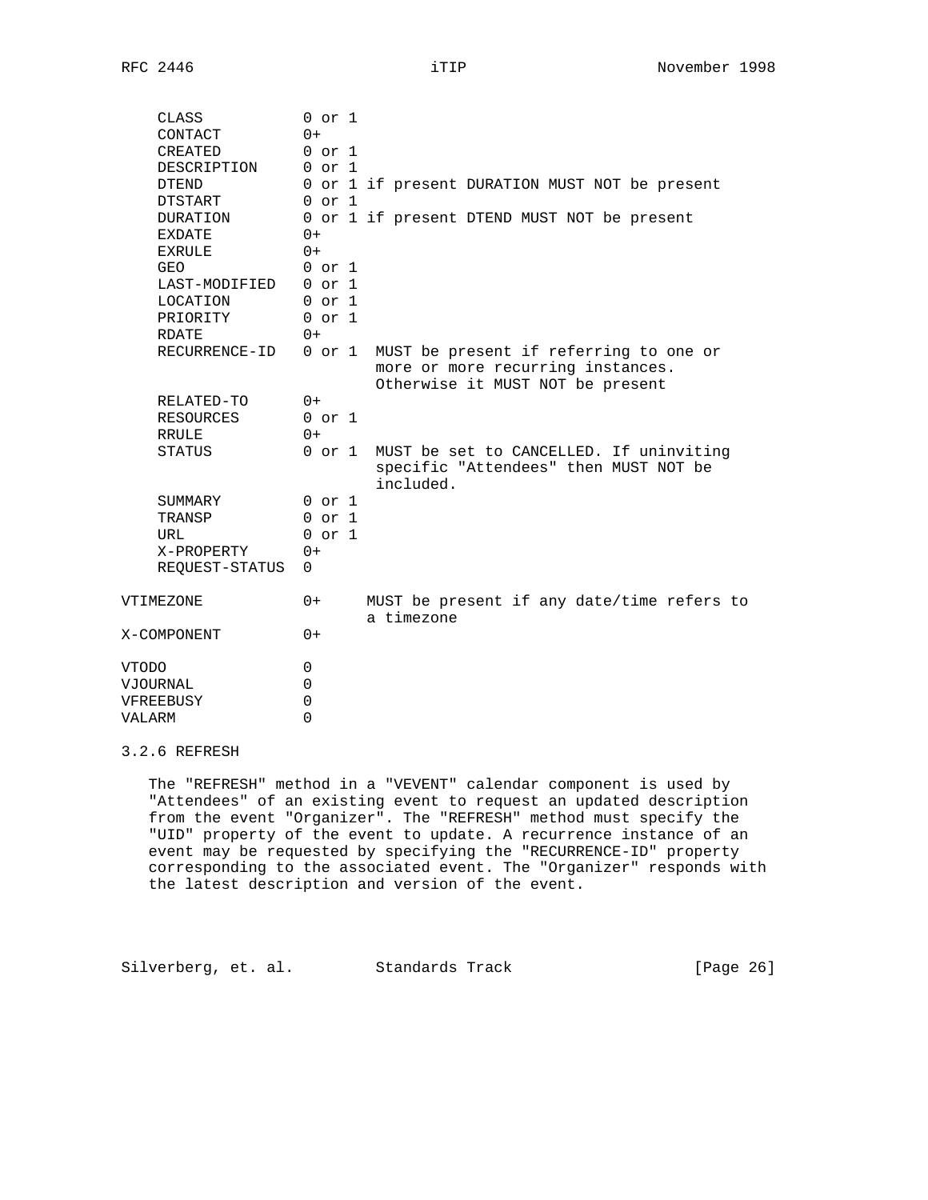```
    CLASS           0 or 1
    CONTACT         0+
    CREATED         0 or 1
    DESCRIPTION     0 or 1
    DTEND           0 or 1 if present DURATION MUST NOT be present
    DTSTART         0 or 1
    DURATION        0 or 1 if present DTEND MUST NOT be present
    EXDATE          0+
    EXRULE          0+
    GEO             0 or 1
    LAST-MODIFIED   0 or 1
    LOCATION        0 or 1
    PRIORITY        0 or 1
    RDATE           0+
    RECURRENCE-ID   0 or 1  MUST be present if referring to one or
                            more or more recurring instances.
                            Otherwise it MUST NOT be present
    RELATED-TO      0+
    RESOURCES       0 or 1
    RRULE           0+
    STATUS          0 or 1  MUST be set to CANCELLED. If uninviting
                            specific "Attendees" then MUST NOT be
                            included.
    SUMMARY         0 or 1
    TRANSP          0 or 1
    URL             0 or 1
    X-PROPERTY      0+
    REQUEST-STATUS  0

VTIMEZONE           0+     MUST be present if any date/time refers to
                           a timezone
X-COMPONENT         0+

VTODO               0
VJOURNAL            0
VFREEBUSY           0
VALARM              0
```

3.2.6 REFRESH

The "REFRESH" method in a "VEVENT" calendar component is used by "Attendees" of an existing event to request an updated description from the event "Organizer". The "REFRESH" method must specify the "UID" property of the event to update. A recurrence instance of an event may be requested by specifying the "RECURRENCE-ID" property corresponding to the associated event. The "Organizer" responds with the latest description and version of the event.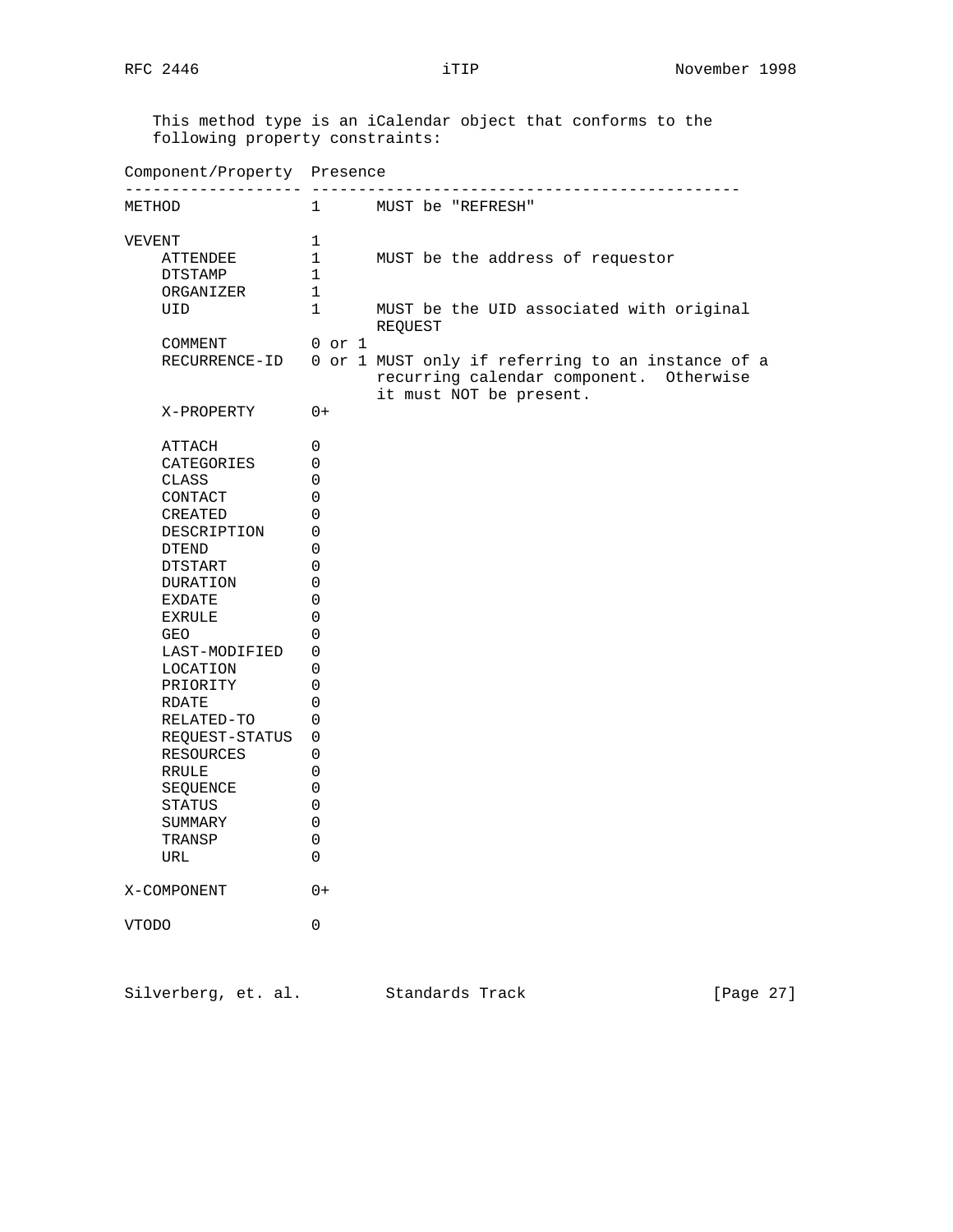This method type is an iCalendar object that conforms to the following property constraints:

| Component/Property | Presence | |
|---|---|---|
| METHOD | 1 | MUST be "REFRESH" |
| VEVENT | 1 | |
| ATTENDEE | 1 | MUST be the address of requestor |
| DTSTAMP | 1 | |
| ORGANIZER | 1 | |
| UID | 1 | MUST be the UID associated with original REQUEST |
| COMMENT | 0 or 1 | |
| RECURRENCE-ID | 0 or 1 | MUST only if referring to an instance of a recurring calendar component. Otherwise it must NOT be present. |
| X-PROPERTY | 0+ | |
| ATTACH | 0 | |
| CATEGORIES | 0 | |
| CLASS | 0 | |
| CONTACT | 0 | |
| CREATED | 0 | |
| DESCRIPTION | 0 | |
| DTEND | 0 | |
| DTSTART | 0 | |
| DURATION | 0 | |
| EXDATE | 0 | |
| EXRULE | 0 | |
| GEO | 0 | |
| LAST-MODIFIED | 0 | |
| LOCATION | 0 | |
| PRIORITY | 0 | |
| RDATE | 0 | |
| RELATED-TO | 0 | |
| REQUEST-STATUS | 0 | |
| RESOURCES | 0 | |
| RRULE | 0 | |
| SEQUENCE | 0 | |
| STATUS | 0 | |
| SUMMARY | 0 | |
| TRANSP | 0 | |
| URL | 0 | |
| X-COMPONENT | 0+ | |
| VTODO | 0 | |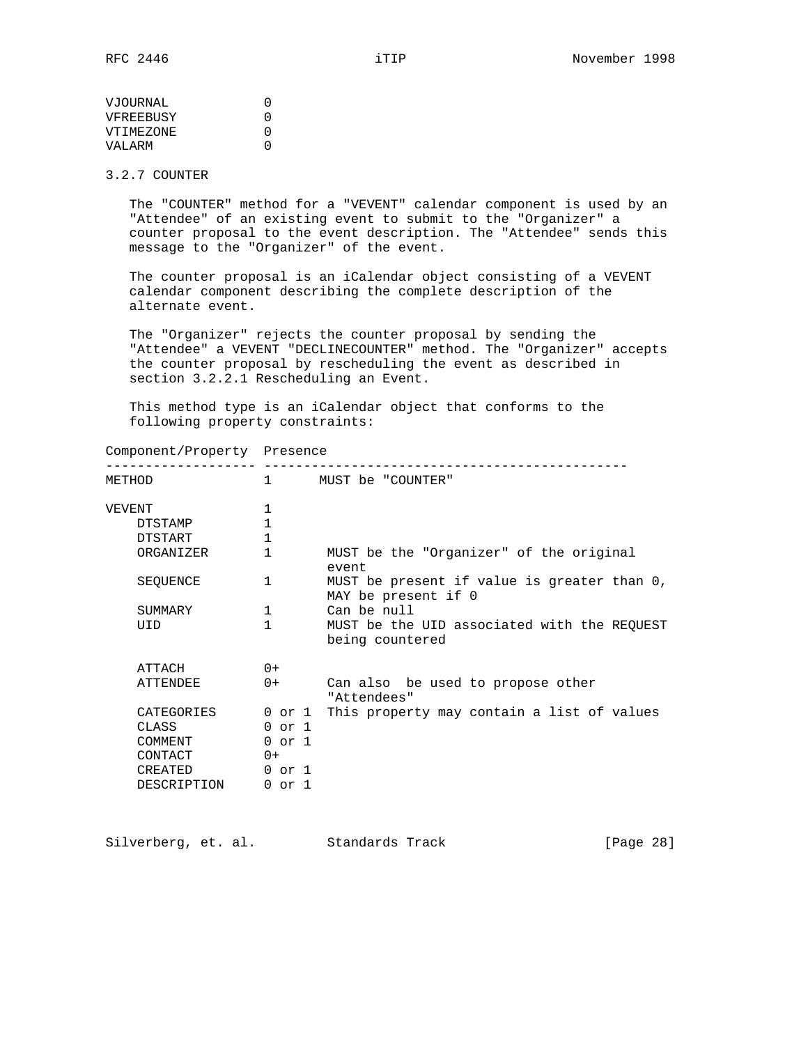| Component/Property | Presence | |
|---|---|---|
| VJOURNAL | 0 | |
| VFREEBUSY | 0 | |
| VTIMEZONE | 0 | |
| VALARM | 0 | |

### 3.2.7 COUNTER

The "COUNTER" method for a "VEVENT" calendar component is used by an "Attendee" of an existing event to submit to the "Organizer" a counter proposal to the event description. The "Attendee" sends this message to the "Organizer" of the event.

The counter proposal is an iCalendar object consisting of a VEVENT calendar component describing the complete description of the alternate event.

The "Organizer" rejects the counter proposal by sending the "Attendee" a VEVENT "DECLINECOUNTER" method. The "Organizer" accepts the counter proposal by rescheduling the event as described in section 3.2.2.1 Rescheduling an Event.

This method type is an iCalendar object that conforms to the following property constraints:

| Component/Property | Presence | |
|---|---|---|
| METHOD | 1 | MUST be "COUNTER" |
| VEVENT | 1 | |
| DTSTAMP | 1 | |
| DTSTART | 1 | |
| ORGANIZER | 1 | MUST be the "Organizer" of the original event |
| SEQUENCE | 1 | MUST be present if value is greater than 0, MAY be present if 0 |
| SUMMARY | 1 | Can be null |
| UID | 1 | MUST be the UID associated with the REQUEST being countered |
| ATTACH | 0+ | |
| ATTENDEE | 0+ | Can also be used to propose other "Attendees" |
| CATEGORIES | 0 or 1 | This property may contain a list of values |
| CLASS | 0 or 1 | |
| COMMENT | 0 or 1 | |
| CONTACT | 0+ | |
| CREATED | 0 or 1 | |
| DESCRIPTION | 0 or 1 | |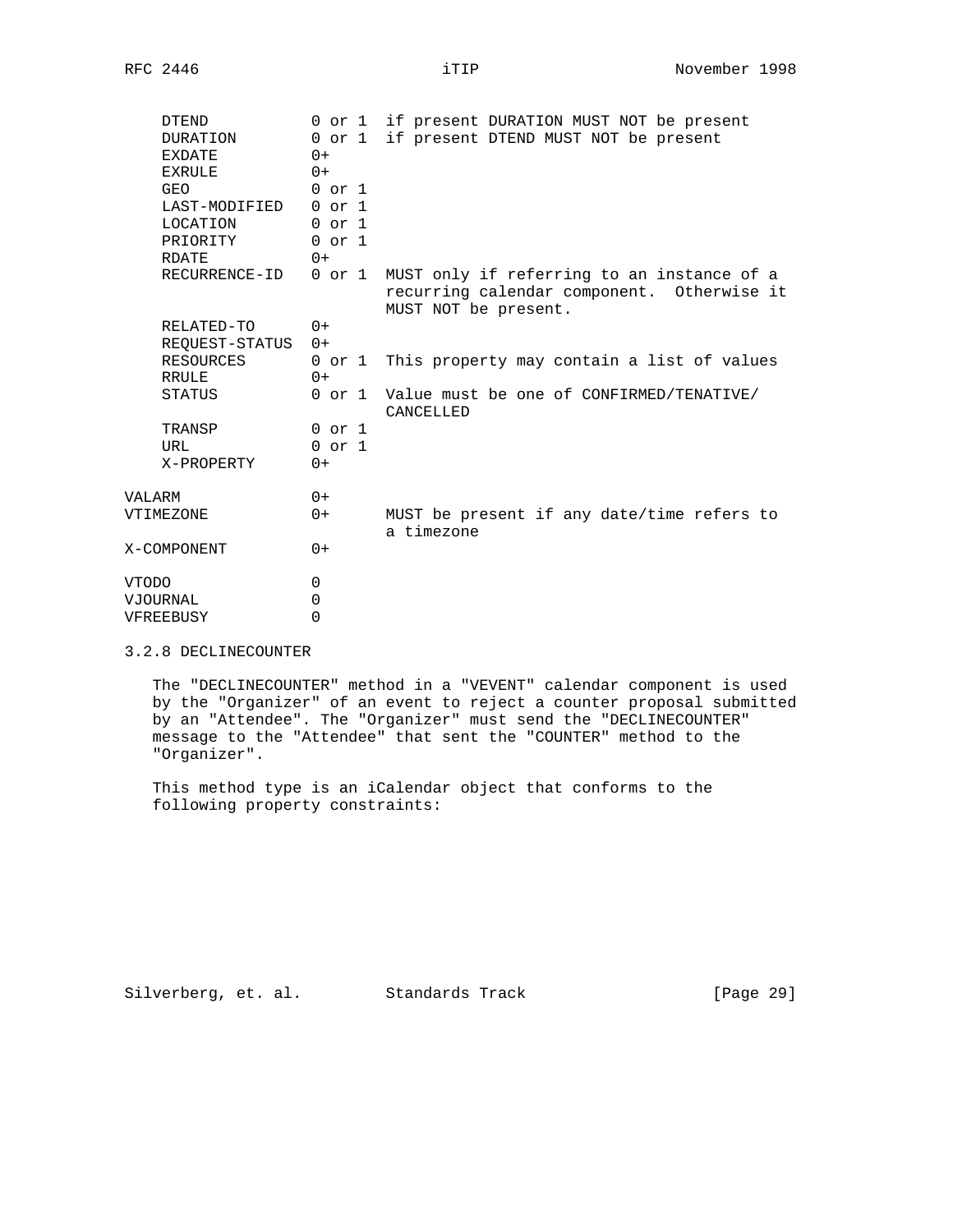| Component/Property | Presence | Comment |
|---|---|---|
| DTEND | 0 or 1 | if present DURATION MUST NOT be present |
| DURATION | 0 or 1 | if present DTEND MUST NOT be present |
| EXDATE | 0+ | |
| EXRULE | 0+ | |
| GEO | 0 or 1 | |
| LAST-MODIFIED | 0 or 1 | |
| LOCATION | 0 or 1 | |
| PRIORITY | 0 or 1 | |
| RDATE | 0+ | |
| RECURRENCE-ID | 0 or 1 | MUST only if referring to an instance of a recurring calendar component. Otherwise it MUST NOT be present. |
| RELATED-TO | 0+ | |
| REQUEST-STATUS | 0+ | |
| RESOURCES | 0 or 1 | This property may contain a list of values |
| RRULE | 0+ | |
| STATUS | 0 or 1 | Value must be one of CONFIRMED/TENATIVE/ CANCELLED |
| TRANSP | 0 or 1 | |
| URL | 0 or 1 | |
| X-PROPERTY | 0+ | |
| VALARM | 0+ | |
| VTIMEZONE | 0+ | MUST be present if any date/time refers to a timezone |
| X-COMPONENT | 0+ | |
| VTODO | 0 | |
| VJOURNAL | 0 | |
| VFREEBUSY | 0 | |

### 3.2.8 DECLINECOUNTER

The "DECLINECOUNTER" method in a "VEVENT" calendar component is used by the "Organizer" of an event to reject a counter proposal submitted by an "Attendee". The "Organizer" must send the "DECLINECOUNTER" message to the "Attendee" that sent the "COUNTER" method to the "Organizer".

This method type is an iCalendar object that conforms to the following property constraints: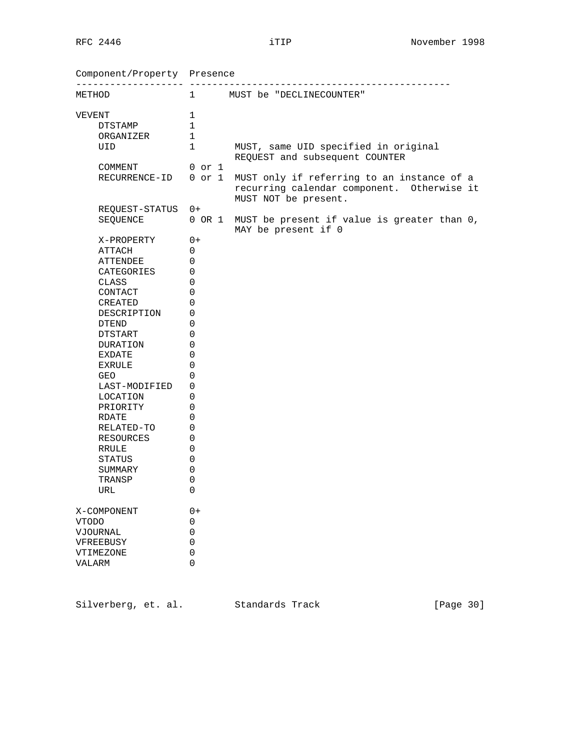```
Component/Property  Presence
------------------- ----------------------------------------------
METHOD              1      MUST be "DECLINECOUNTER"

VEVENT              1
    DTSTAMP         1
    ORGANIZER       1
    UID             1       MUST, same UID specified in original
                            REQUEST and subsequent COUNTER
    COMMENT         0 or 1
    RECURRENCE-ID   0 or 1  MUST only if referring to an instance of a
                            recurring calendar component.  Otherwise it
                            MUST NOT be present.
    REQUEST-STATUS  0+
    SEQUENCE        0 OR 1  MUST be present if value is greater than 0,
                            MAY be present if 0
    X-PROPERTY      0+
    ATTACH          0
    ATTENDEE        0
    CATEGORIES      0
    CLASS           0
    CONTACT         0
    CREATED         0
    DESCRIPTION     0
    DTEND           0
    DTSTART         0
    DURATION        0
    EXDATE          0
    EXRULE          0
    GEO             0
    LAST-MODIFIED   0
    LOCATION        0
    PRIORITY        0
    RDATE           0
    RELATED-TO      0
    RESOURCES       0
    RRULE           0
    STATUS          0
    SUMMARY         0
    TRANSP          0
    URL             0

X-COMPONENT         0+
VTODO               0
VJOURNAL            0
VFREEBUSY           0
VTIMEZONE           0
VALARM              0
```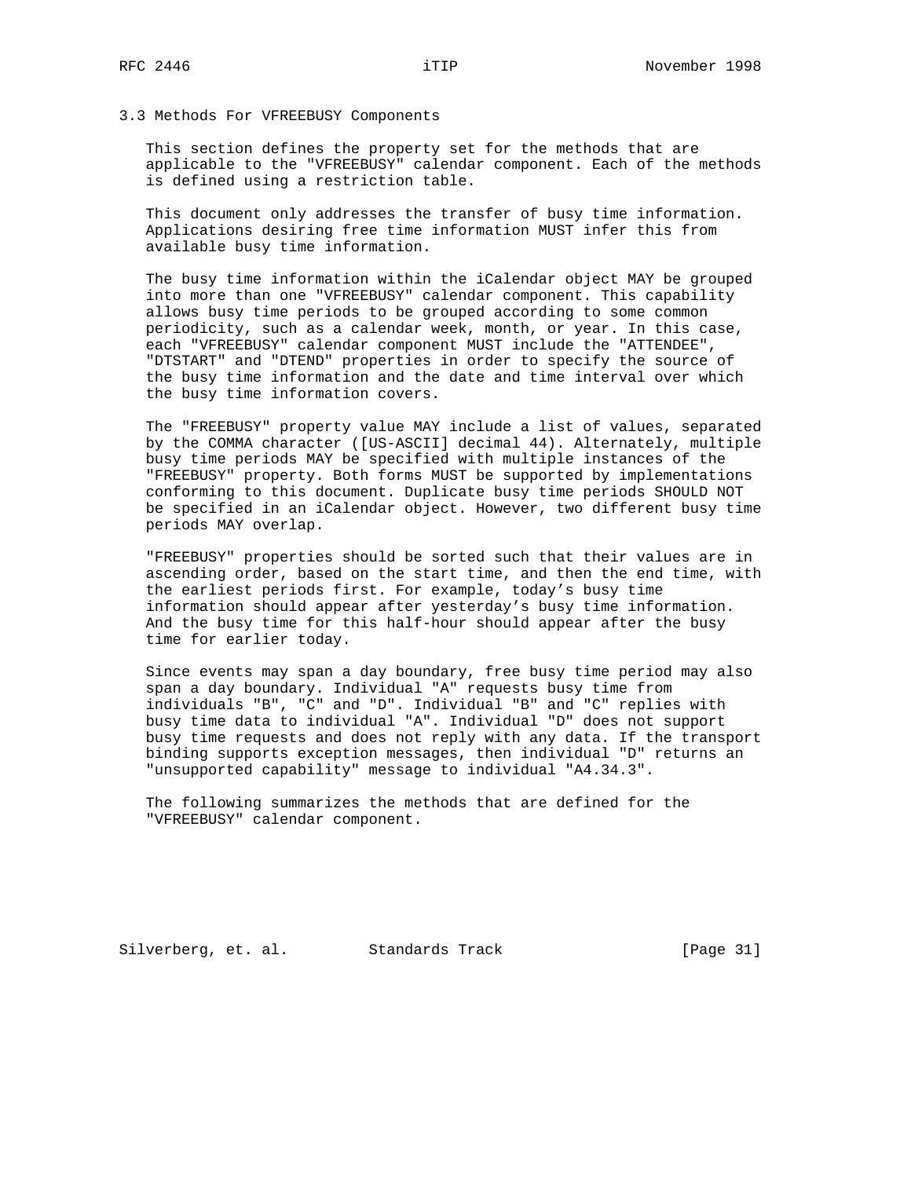## 3.3 Methods For VFREEBUSY Components

This section defines the property set for the methods that are applicable to the "VFREEBUSY" calendar component. Each of the methods is defined using a restriction table.

This document only addresses the transfer of busy time information. Applications desiring free time information MUST infer this from available busy time information.

The busy time information within the iCalendar object MAY be grouped into more than one "VFREEBUSY" calendar component. This capability allows busy time periods to be grouped according to some common periodicity, such as a calendar week, month, or year. In this case, each "VFREEBUSY" calendar component MUST include the "ATTENDEE", "DTSTART" and "DTEND" properties in order to specify the source of the busy time information and the date and time interval over which the busy time information covers.

The "FREEBUSY" property value MAY include a list of values, separated by the COMMA character ([US-ASCII] decimal 44). Alternately, multiple busy time periods MAY be specified with multiple instances of the "FREEBUSY" property. Both forms MUST be supported by implementations conforming to this document. Duplicate busy time periods SHOULD NOT be specified in an iCalendar object. However, two different busy time periods MAY overlap.

"FREEBUSY" properties should be sorted such that their values are in ascending order, based on the start time, and then the end time, with the earliest periods first. For example, today's busy time information should appear after yesterday's busy time information. And the busy time for this half-hour should appear after the busy time for earlier today.

Since events may span a day boundary, free busy time period may also span a day boundary. Individual "A" requests busy time from individuals "B", "C" and "D". Individual "B" and "C" replies with busy time data to individual "A". Individual "D" does not support busy time requests and does not reply with any data. If the transport binding supports exception messages, then individual "D" returns an "unsupported capability" message to individual "A4.34.3".

The following summarizes the methods that are defined for the "VFREEBUSY" calendar component.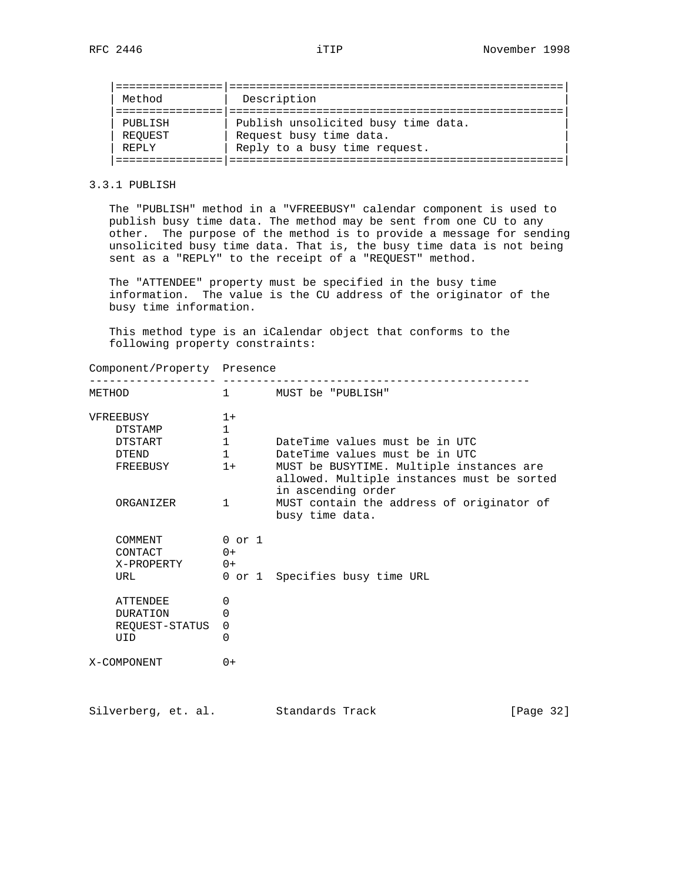| Method | Description |
|---|---|
| PUBLISH | Publish unsolicited busy time data. |
| REQUEST | Request busy time data. |
| REPLY | Reply to a busy time request. |

### 3.3.1 PUBLISH

The "PUBLISH" method in a "VFREEBUSY" calendar component is used to publish busy time data. The method may be sent from one CU to any other. The purpose of the method is to provide a message for sending unsolicited busy time data. That is, the busy time data is not being sent as a "REPLY" to the receipt of a "REQUEST" method.

The "ATTENDEE" property must be specified in the busy time information. The value is the CU address of the originator of the busy time information.

This method type is an iCalendar object that conforms to the following property constraints:

```
Component/Property  Presence
------------------- ----------------------------------------------
METHOD              1       MUST be "PUBLISH"

VFREEBUSY           1+
    DTSTAMP         1
    DTSTART         1       DateTime values must be in UTC
    DTEND           1       DateTime values must be in UTC
    FREEBUSY        1+      MUST be BUSYTIME. Multiple instances are
                            allowed. Multiple instances must be sorted
                            in ascending order
    ORGANIZER       1       MUST contain the address of originator of
                            busy time data.

    COMMENT         0 or 1
    CONTACT         0+
    X-PROPERTY      0+
    URL             0 or 1  Specifies busy time URL

    ATTENDEE        0
    DURATION        0
    REQUEST-STATUS  0
    UID             0

X-COMPONENT         0+
```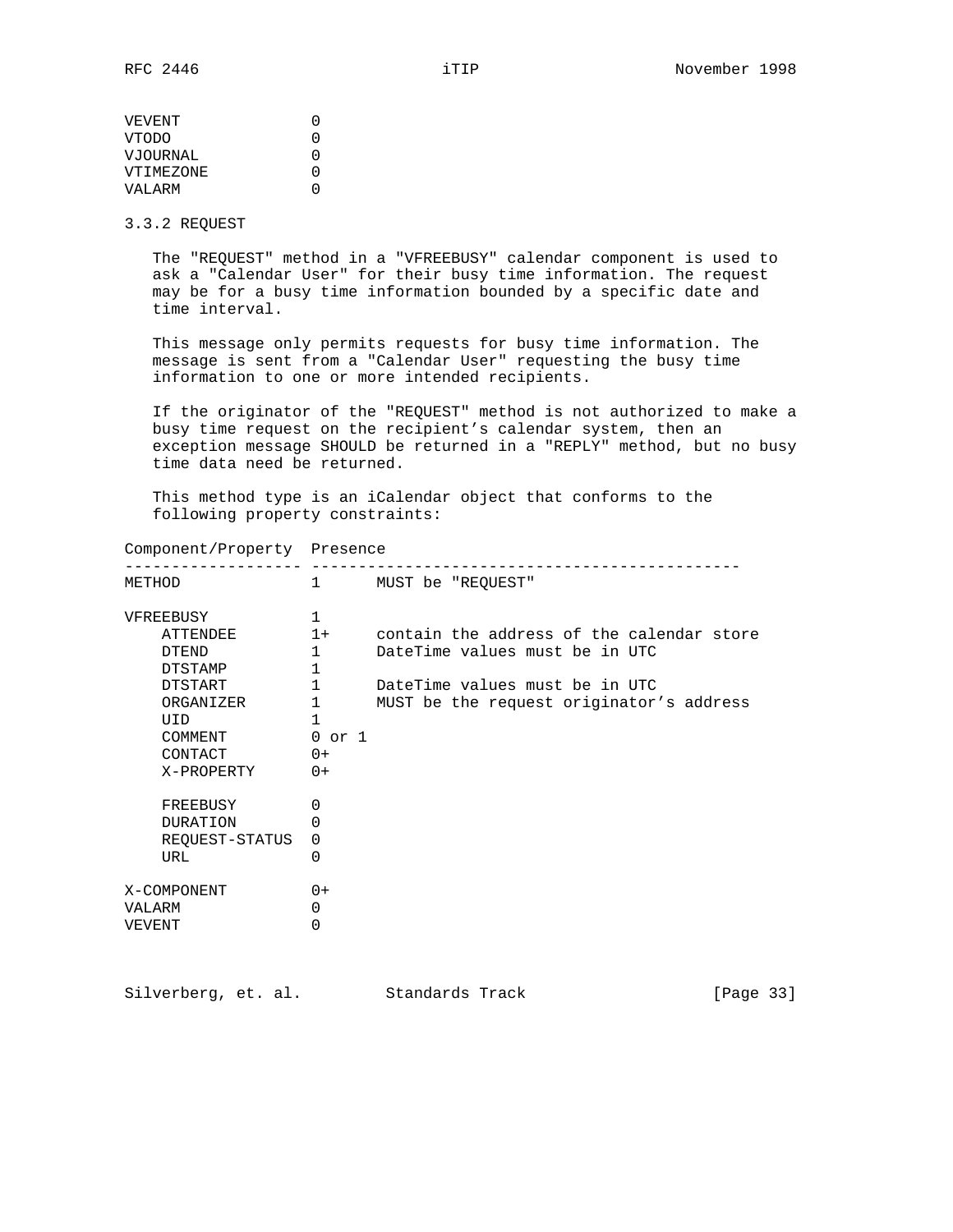```
VEVENT              0
VTODO               0
VJOURNAL            0
VTIMEZONE           0
VALARM              0
```

### 3.3.2 REQUEST

The "REQUEST" method in a "VFREEBUSY" calendar component is used to ask a "Calendar User" for their busy time information. The request may be for a busy time information bounded by a specific date and time interval.

This message only permits requests for busy time information. The message is sent from a "Calendar User" requesting the busy time information to one or more intended recipients.

If the originator of the "REQUEST" method is not authorized to make a busy time request on the recipient's calendar system, then an exception message SHOULD be returned in a "REPLY" method, but no busy time data need be returned.

This method type is an iCalendar object that conforms to the following property constraints:

```
Component/Property  Presence
------------------- ----------------------------------------------
METHOD              1      MUST be "REQUEST"

VFREEBUSY           1
    ATTENDEE        1+     contain the address of the calendar store
    DTEND           1      DateTime values must be in UTC
    DTSTAMP         1
    DTSTART         1      DateTime values must be in UTC
    ORGANIZER       1      MUST be the request originator's address
    UID             1
    COMMENT         0 or 1
    CONTACT         0+
    X-PROPERTY      0+

    FREEBUSY        0
    DURATION        0
    REQUEST-STATUS  0
    URL             0

X-COMPONENT         0+
VALARM              0
VEVENT              0
```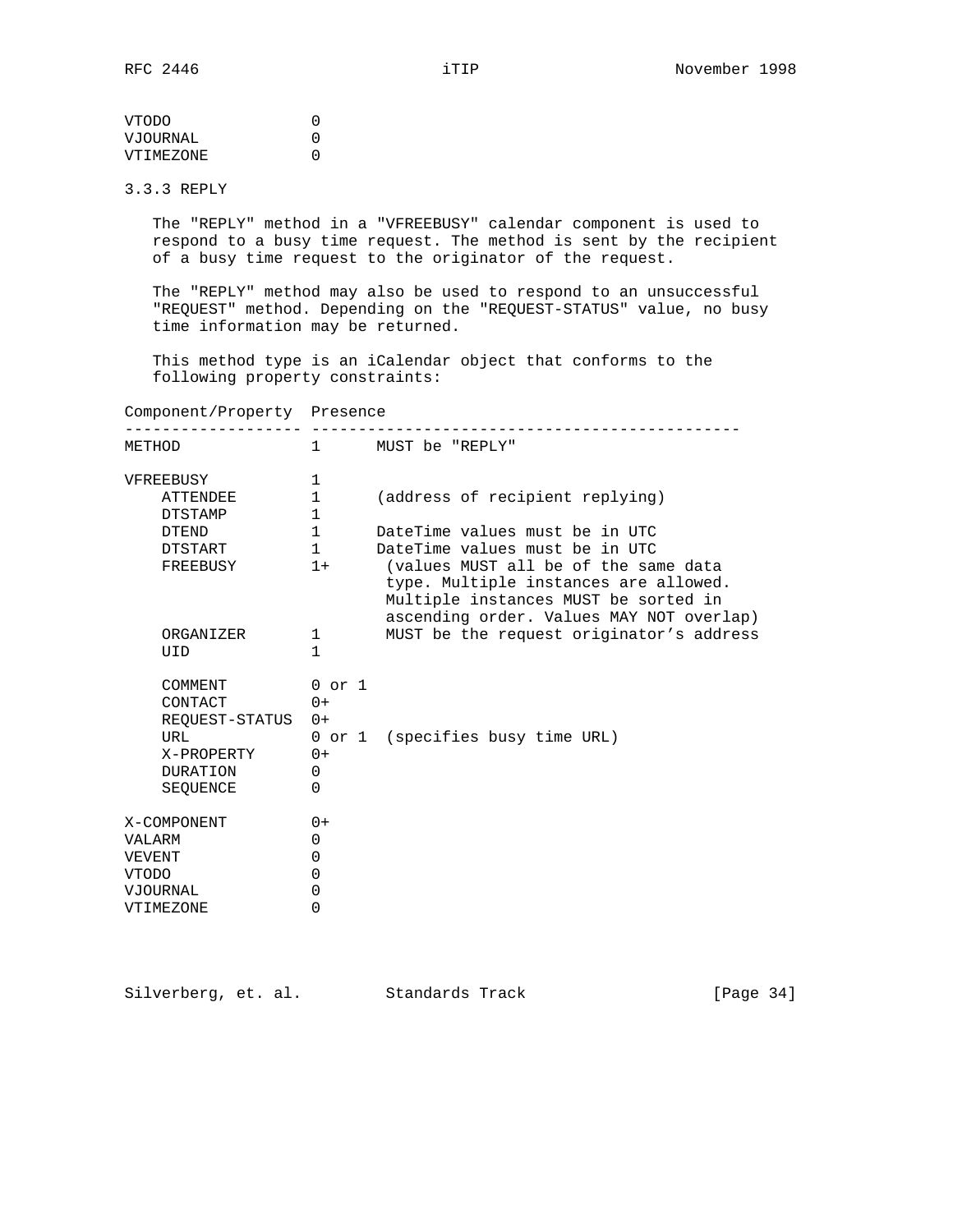| Component/Property | Presence | |
|---|---|---|
| VTODO | 0 | |
| VJOURNAL | 0 | |
| VTIMEZONE | 0 | |

### 3.3.3 REPLY

The "REPLY" method in a "VFREEBUSY" calendar component is used to respond to a busy time request. The method is sent by the recipient of a busy time request to the originator of the request.

The "REPLY" method may also be used to respond to an unsuccessful "REQUEST" method. Depending on the "REQUEST-STATUS" value, no busy time information may be returned.

This method type is an iCalendar object that conforms to the following property constraints:

| Component/Property | Presence | |
|---|---|---|
| METHOD | 1 | MUST be "REPLY" |
| | | |
| VFREEBUSY | 1 | |
| ATTENDEE | 1 | (address of recipient replying) |
| DTSTAMP | 1 | |
| DTEND | 1 | DateTime values must be in UTC |
| DTSTART | 1 | DateTime values must be in UTC |
| FREEBUSY | 1+ | (values MUST all be of the same data type. Multiple instances are allowed. Multiple instances MUST be sorted in ascending order. Values MAY NOT overlap) |
| ORGANIZER | 1 | MUST be the request originator's address |
| UID | 1 | |
| | | |
| COMMENT | 0 or 1 | |
| CONTACT | 0+ | |
| REQUEST-STATUS | 0+ | |
| URL | 0 or 1 | (specifies busy time URL) |
| X-PROPERTY | 0+ | |
| DURATION | 0 | |
| SEQUENCE | 0 | |
| | | |
| X-COMPONENT | 0+ | |
| VALARM | 0 | |
| VEVENT | 0 | |
| VTODO | 0 | |
| VJOURNAL | 0 | |
| VTIMEZONE | 0 | |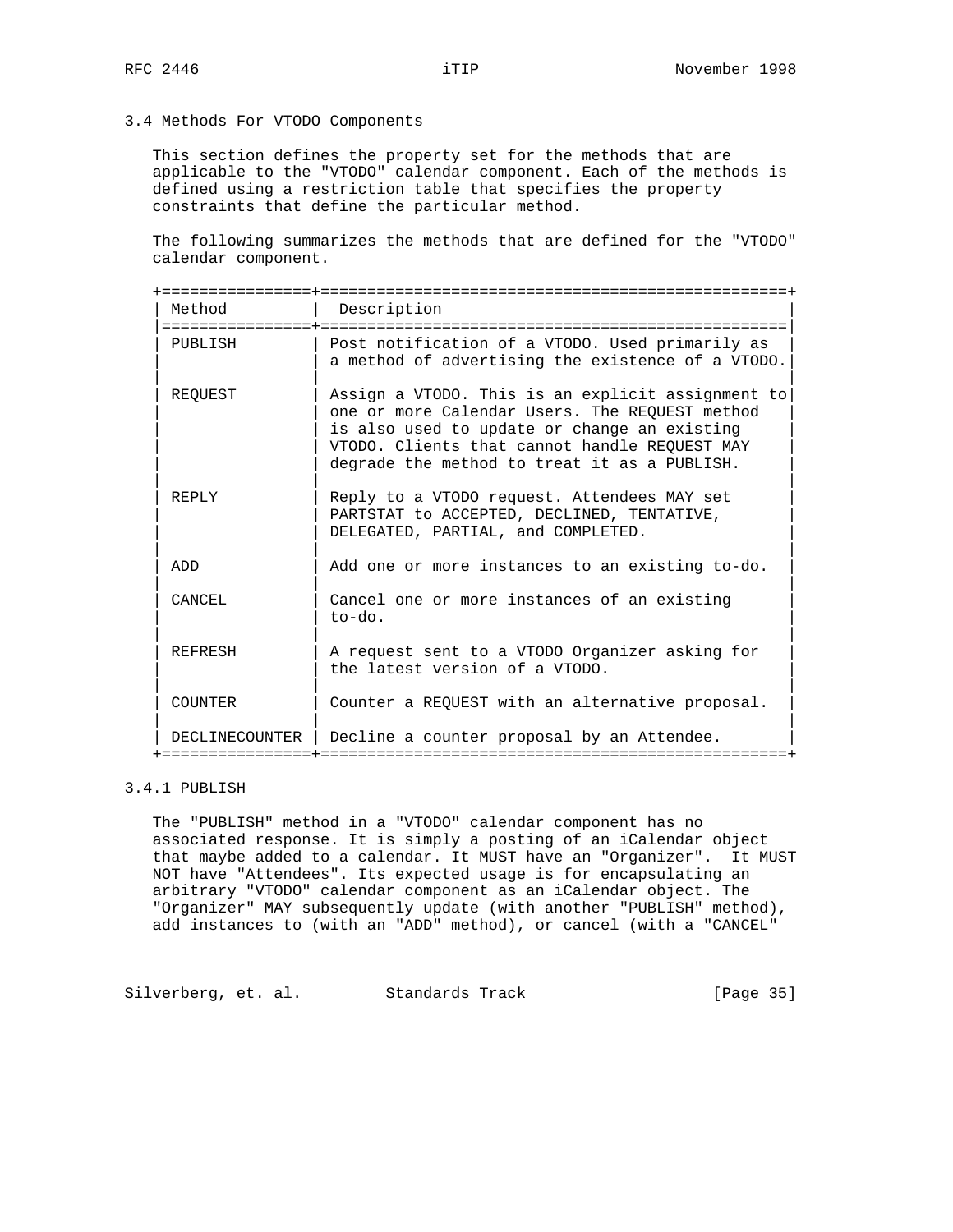### 3.4 Methods For VTODO Components

This section defines the property set for the methods that are applicable to the "VTODO" calendar component. Each of the methods is defined using a restriction table that specifies the property constraints that define the particular method.

The following summarizes the methods that are defined for the "VTODO" calendar component.

| Method | Description |
| --- | --- |
| PUBLISH | Post notification of a VTODO. Used primarily as a method of advertising the existence of a VTODO. |
| REQUEST | Assign a VTODO. This is an explicit assignment to one or more Calendar Users. The REQUEST method is also used to update or change an existing VTODO. Clients that cannot handle REQUEST MAY degrade the method to treat it as a PUBLISH. |
| REPLY | Reply to a VTODO request. Attendees MAY set PARTSTAT to ACCEPTED, DECLINED, TENTATIVE, DELEGATED, PARTIAL, and COMPLETED. |
| ADD | Add one or more instances to an existing to-do. |
| CANCEL | Cancel one or more instances of an existing to-do. |
| REFRESH | A request sent to a VTODO Organizer asking for the latest version of a VTODO. |
| COUNTER | Counter a REQUEST with an alternative proposal. |
| DECLINECOUNTER | Decline a counter proposal by an Attendee. |

#### 3.4.1 PUBLISH

The "PUBLISH" method in a "VTODO" calendar component has no associated response. It is simply a posting of an iCalendar object that maybe added to a calendar. It MUST have an "Organizer". It MUST NOT have "Attendees". Its expected usage is for encapsulating an arbitrary "VTODO" calendar component as an iCalendar object. The "Organizer" MAY subsequently update (with another "PUBLISH" method), add instances to (with an "ADD" method), or cancel (with a "CANCEL"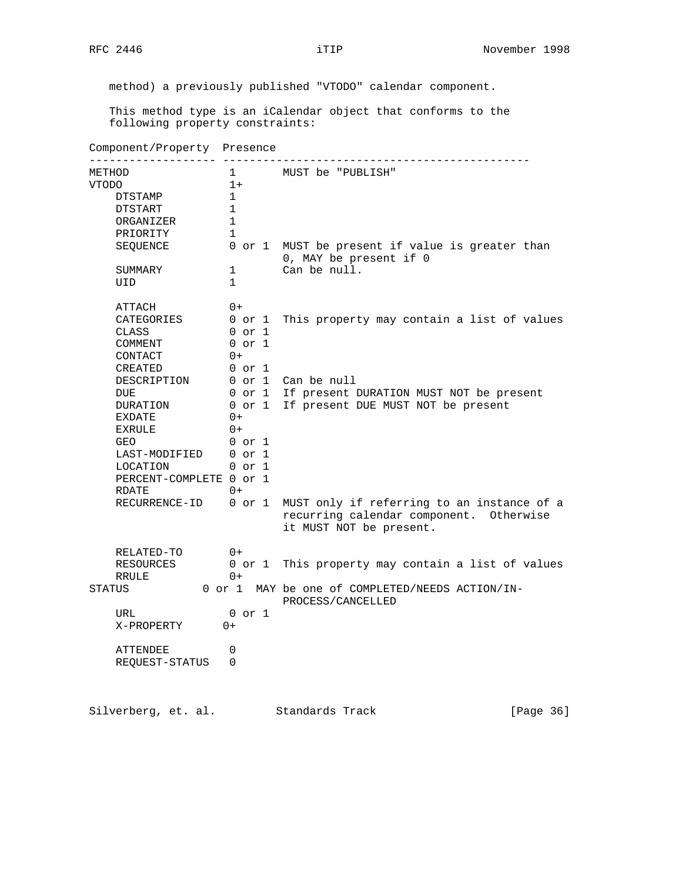method) a previously published "VTODO" calendar component.

This method type is an iCalendar object that conforms to the following property constraints:

```
Component/Property  Presence
------------------- ----------------------------------------------
METHOD              1       MUST be "PUBLISH"
VTODO               1+
    DTSTAMP         1
    DTSTART         1
    ORGANIZER       1
    PRIORITY        1
    SEQUENCE        0 or 1  MUST be present if value is greater than
                            0, MAY be present if 0
    SUMMARY         1       Can be null.
    UID             1

    ATTACH          0+
    CATEGORIES      0 or 1  This property may contain a list of values
    CLASS           0 or 1
    COMMENT         0 or 1
    CONTACT         0+
    CREATED         0 or 1
    DESCRIPTION     0 or 1  Can be null
    DUE             0 or 1  If present DURATION MUST NOT be present
    DURATION        0 or 1  If present DUE MUST NOT be present
    EXDATE          0+
    EXRULE          0+
    GEO             0 or 1
    LAST-MODIFIED   0 or 1
    LOCATION        0 or 1
    PERCENT-COMPLETE 0 or 1
    RDATE           0+
    RECURRENCE-ID   0 or 1  MUST only if referring to an instance of a
                            recurring calendar component.  Otherwise
                            it MUST NOT be present.

    RELATED-TO      0+
    RESOURCES       0 or 1  This property may contain a list of values
    RRULE           0+
STATUS          0 or 1  MAY be one of COMPLETED/NEEDS ACTION/IN-
                            PROCESS/CANCELLED
    URL             0 or 1
    X-PROPERTY     0+

    ATTENDEE        0
    REQUEST-STATUS  0
```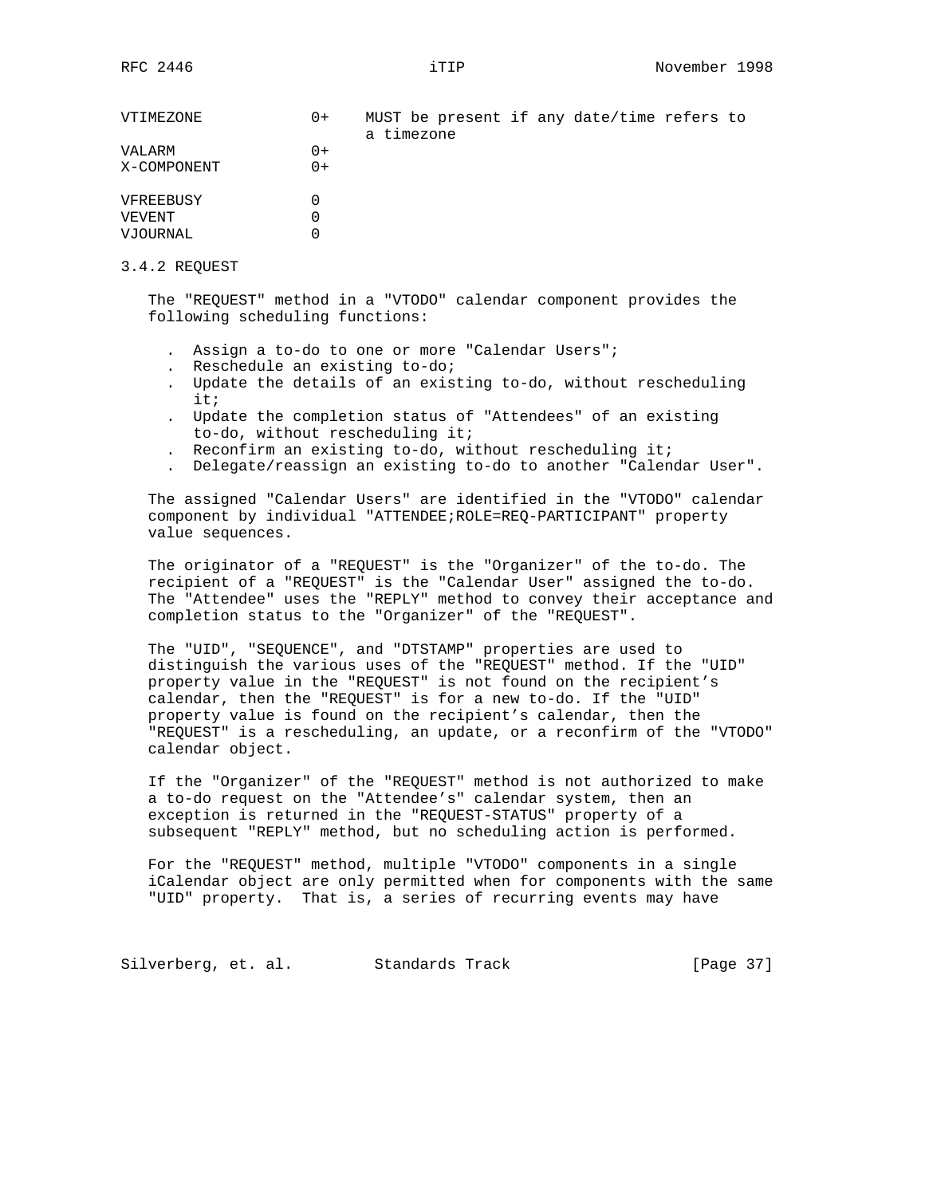| Component | Presence | Comment |
|---|---|---|
| VTIMEZONE | 0+ | MUST be present if any date/time refers to a timezone |
| VALARM | 0+ | |
| X-COMPONENT | 0+ | |
| VFREEBUSY | 0 | |
| VEVENT | 0 | |
| VJOURNAL | 0 | |

### 3.4.2 REQUEST

The "REQUEST" method in a "VTODO" calendar component provides the following scheduling functions:

- Assign a to-do to one or more "Calendar Users";
- Reschedule an existing to-do;
- Update the details of an existing to-do, without rescheduling it;
- Update the completion status of "Attendees" of an existing to-do, without rescheduling it;
- Reconfirm an existing to-do, without rescheduling it;
- Delegate/reassign an existing to-do to another "Calendar User".

The assigned "Calendar Users" are identified in the "VTODO" calendar component by individual "ATTENDEE;ROLE=REQ-PARTICIPANT" property value sequences.

The originator of a "REQUEST" is the "Organizer" of the to-do. The recipient of a "REQUEST" is the "Calendar User" assigned the to-do. The "Attendee" uses the "REPLY" method to convey their acceptance and completion status to the "Organizer" of the "REQUEST".

The "UID", "SEQUENCE", and "DTSTAMP" properties are used to distinguish the various uses of the "REQUEST" method. If the "UID" property value in the "REQUEST" is not found on the recipient’s calendar, then the "REQUEST" is for a new to-do. If the "UID" property value is found on the recipient’s calendar, then the "REQUEST" is a rescheduling, an update, or a reconfirm of the "VTODO" calendar object.

If the "Organizer" of the "REQUEST" method is not authorized to make a to-do request on the "Attendee’s" calendar system, then an exception is returned in the "REQUEST-STATUS" property of a subsequent "REPLY" method, but no scheduling action is performed.

For the "REQUEST" method, multiple "VTODO" components in a single iCalendar object are only permitted when for components with the same "UID" property. That is, a series of recurring events may have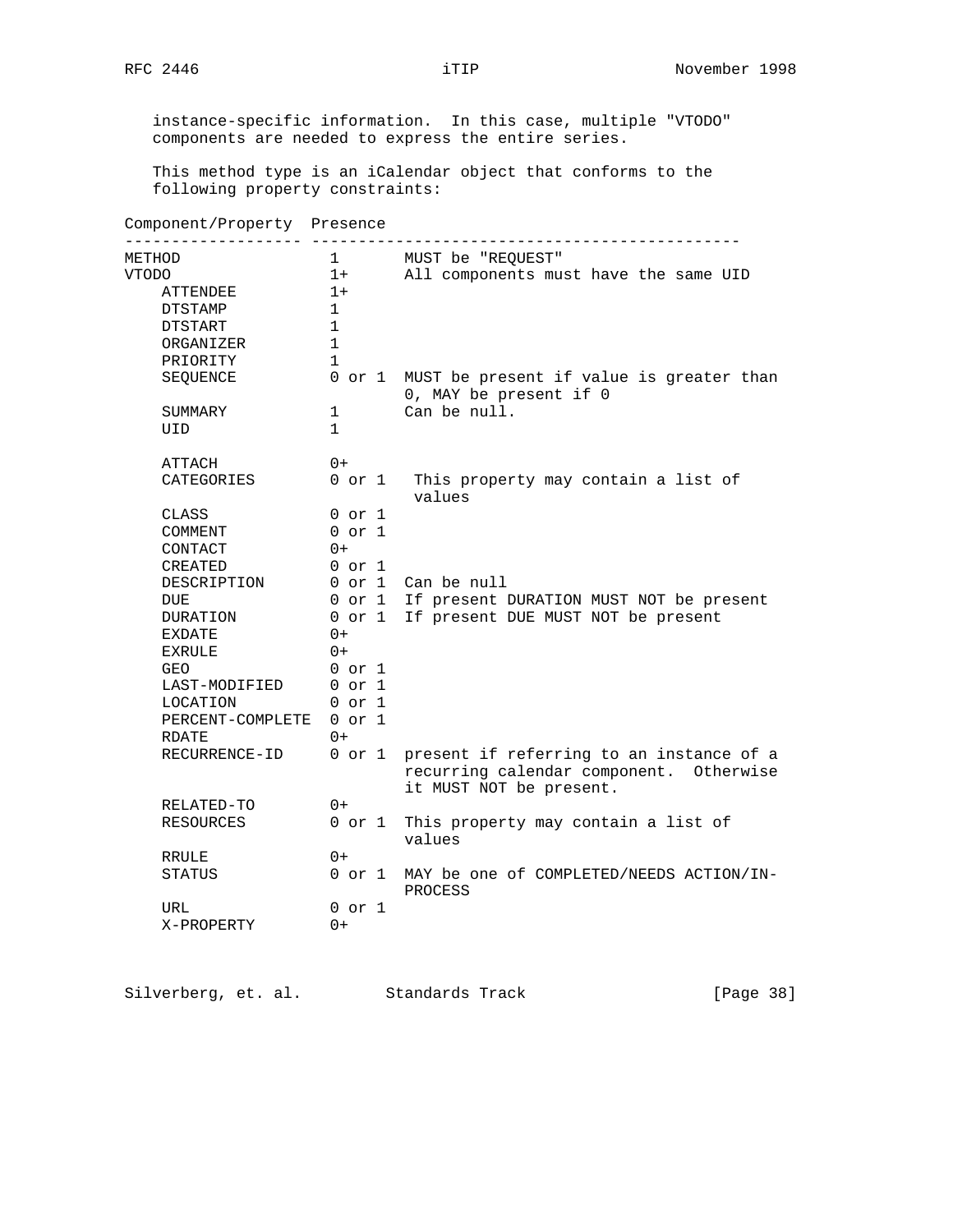instance-specific information. In this case, multiple "VTODO" components are needed to express the entire series.

This method type is an iCalendar object that conforms to the following property constraints:

| Component/Property | Presence | |
|---|---|---|
| METHOD | 1 | MUST be "REQUEST" |
| VTODO | 1+ | All components must have the same UID |
| ATTENDEE | 1+ | |
| DTSTAMP | 1 | |
| DTSTART | 1 | |
| ORGANIZER | 1 | |
| PRIORITY | 1 | |
| SEQUENCE | 0 or 1 | MUST be present if value is greater than 0, MAY be present if 0 |
| SUMMARY | 1 | Can be null. |
| UID | 1 | |
| | | |
| ATTACH | 0+ | |
| CATEGORIES | 0 or 1 | This property may contain a list of values |
| CLASS | 0 or 1 | |
| COMMENT | 0 or 1 | |
| CONTACT | 0+ | |
| CREATED | 0 or 1 | |
| DESCRIPTION | 0 or 1 | Can be null |
| DUE | 0 or 1 | If present DURATION MUST NOT be present |
| DURATION | 0 or 1 | If present DUE MUST NOT be present |
| EXDATE | 0+ | |
| EXRULE | 0+ | |
| GEO | 0 or 1 | |
| LAST-MODIFIED | 0 or 1 | |
| LOCATION | 0 or 1 | |
| PERCENT-COMPLETE | 0 or 1 | |
| RDATE | 0+ | |
| RECURRENCE-ID | 0 or 1 | present if referring to an instance of a recurring calendar component. Otherwise it MUST NOT be present. |
| RELATED-TO | 0+ | |
| RESOURCES | 0 or 1 | This property may contain a list of values |
| RRULE | 0+ | |
| STATUS | 0 or 1 | MAY be one of COMPLETED/NEEDS ACTION/IN-PROCESS |
| URL | 0 or 1 | |
| X-PROPERTY | 0+ | |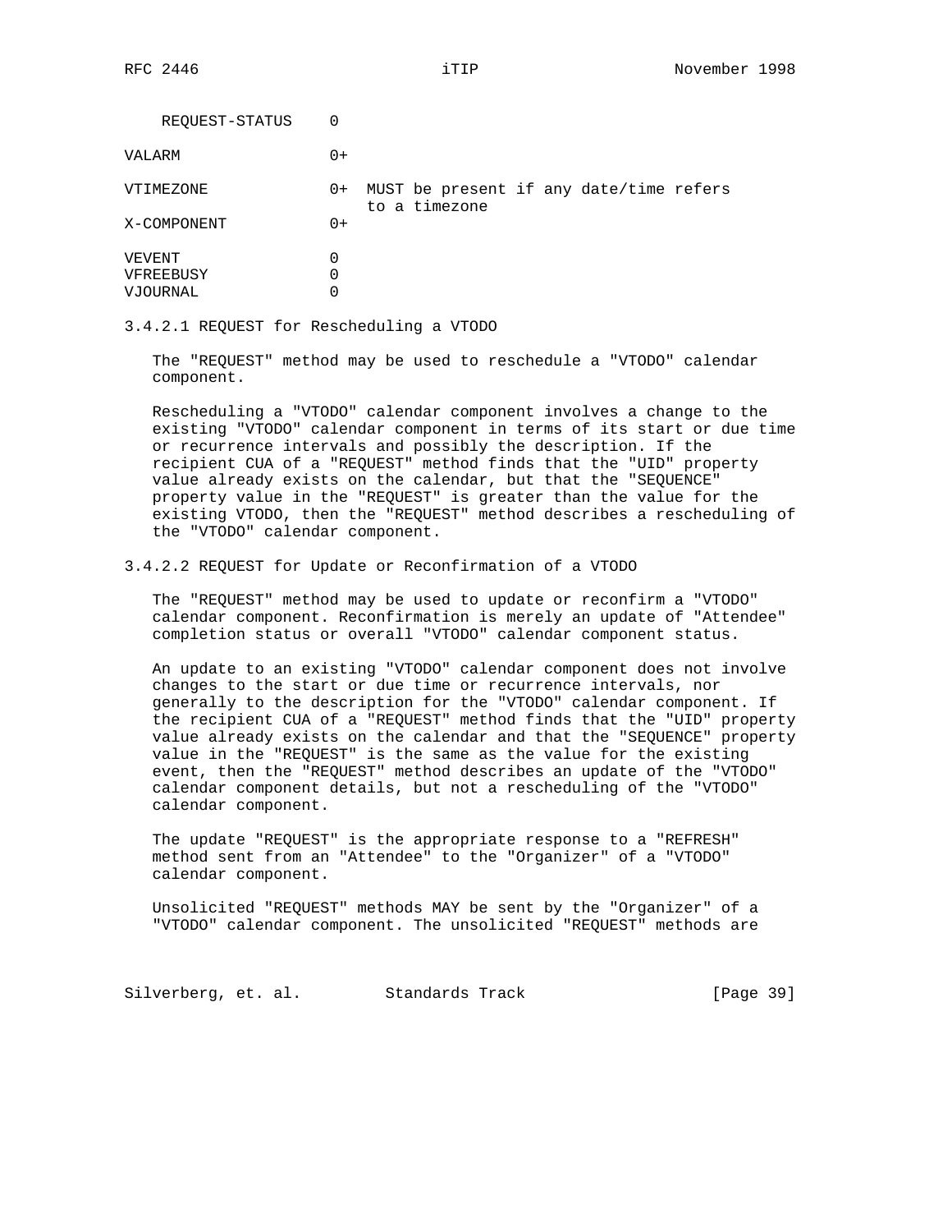| Component/Property | Presence | Comment |
|---|---|---|
| REQUEST-STATUS | 0 | |
| VALARM | 0+ | |
| VTIMEZONE | 0+ | MUST be present if any date/time refers to a timezone |
| X-COMPONENT | 0+ | |
| VEVENT | 0 | |
| VFREEBUSY | 0 | |
| VJOURNAL | 0 | |

### 3.4.2.1 REQUEST for Rescheduling a VTODO

The "REQUEST" method may be used to reschedule a "VTODO" calendar component.

Rescheduling a "VTODO" calendar component involves a change to the existing "VTODO" calendar component in terms of its start or due time or recurrence intervals and possibly the description. If the recipient CUA of a "REQUEST" method finds that the "UID" property value already exists on the calendar, but that the "SEQUENCE" property value in the "REQUEST" is greater than the value for the existing VTODO, then the "REQUEST" method describes a rescheduling of the "VTODO" calendar component.

### 3.4.2.2 REQUEST for Update or Reconfirmation of a VTODO

The "REQUEST" method may be used to update or reconfirm a "VTODO" calendar component. Reconfirmation is merely an update of "Attendee" completion status or overall "VTODO" calendar component status.

An update to an existing "VTODO" calendar component does not involve changes to the start or due time or recurrence intervals, nor generally to the description for the "VTODO" calendar component. If the recipient CUA of a "REQUEST" method finds that the "UID" property value already exists on the calendar and that the "SEQUENCE" property value in the "REQUEST" is the same as the value for the existing event, then the "REQUEST" method describes an update of the "VTODO" calendar component details, but not a rescheduling of the "VTODO" calendar component.

The update "REQUEST" is the appropriate response to a "REFRESH" method sent from an "Attendee" to the "Organizer" of a "VTODO" calendar component.

Unsolicited "REQUEST" methods MAY be sent by the "Organizer" of a "VTODO" calendar component. The unsolicited "REQUEST" methods are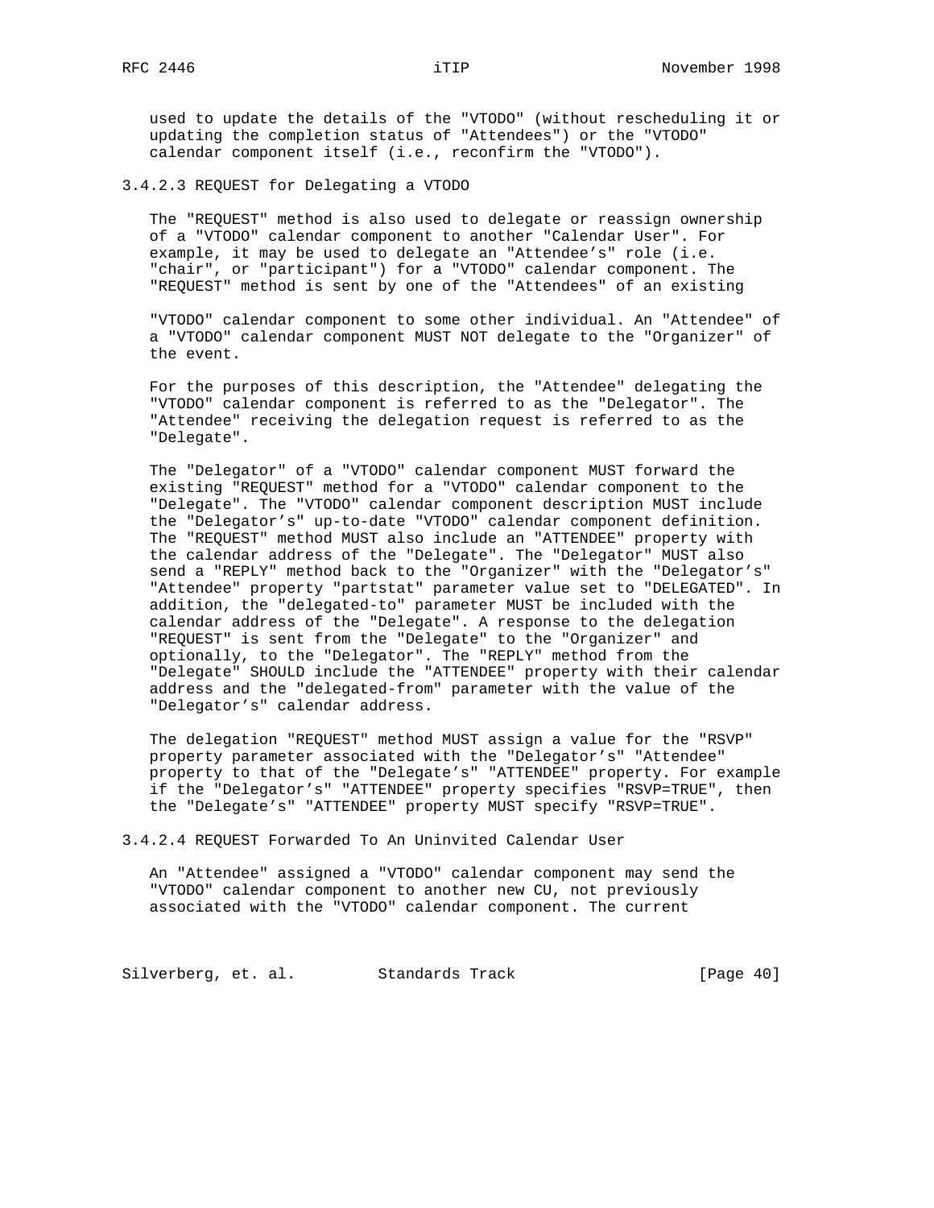used to update the details of the "VTODO" (without rescheduling it or updating the completion status of "Attendees") or the "VTODO" calendar component itself (i.e., reconfirm the "VTODO").

### 3.4.2.3 REQUEST for Delegating a VTODO

The "REQUEST" method is also used to delegate or reassign ownership of a "VTODO" calendar component to another "Calendar User". For example, it may be used to delegate an "Attendee's" role (i.e. "chair", or "participant") for a "VTODO" calendar component. The "REQUEST" method is sent by one of the "Attendees" of an existing "VTODO" calendar component to some other individual. An "Attendee" of a "VTODO" calendar component MUST NOT delegate to the "Organizer" of the event.

For the purposes of this description, the "Attendee" delegating the "VTODO" calendar component is referred to as the "Delegator". The "Attendee" receiving the delegation request is referred to as the "Delegate".

The "Delegator" of a "VTODO" calendar component MUST forward the existing "REQUEST" method for a "VTODO" calendar component to the "Delegate". The "VTODO" calendar component description MUST include the "Delegator's" up-to-date "VTODO" calendar component definition. The "REQUEST" method MUST also include an "ATTENDEE" property with the calendar address of the "Delegate". The "Delegator" MUST also send a "REPLY" method back to the "Organizer" with the "Delegator's" "Attendee" property "partstat" parameter value set to "DELEGATED". In addition, the "delegated-to" parameter MUST be included with the calendar address of the "Delegate". A response to the delegation "REQUEST" is sent from the "Delegate" to the "Organizer" and optionally, to the "Delegator". The "REPLY" method from the "Delegate" SHOULD include the "ATTENDEE" property with their calendar address and the "delegated-from" parameter with the value of the "Delegator's" calendar address.

The delegation "REQUEST" method MUST assign a value for the "RSVP" property parameter associated with the "Delegator's" "Attendee" property to that of the "Delegate's" "ATTENDEE" property. For example if the "Delegator's" "ATTENDEE" property specifies "RSVP=TRUE", then the "Delegate's" "ATTENDEE" property MUST specify "RSVP=TRUE".

### 3.4.2.4 REQUEST Forwarded To An Uninvited Calendar User

An "Attendee" assigned a "VTODO" calendar component may send the "VTODO" calendar component to another new CU, not previously associated with the "VTODO" calendar component. The current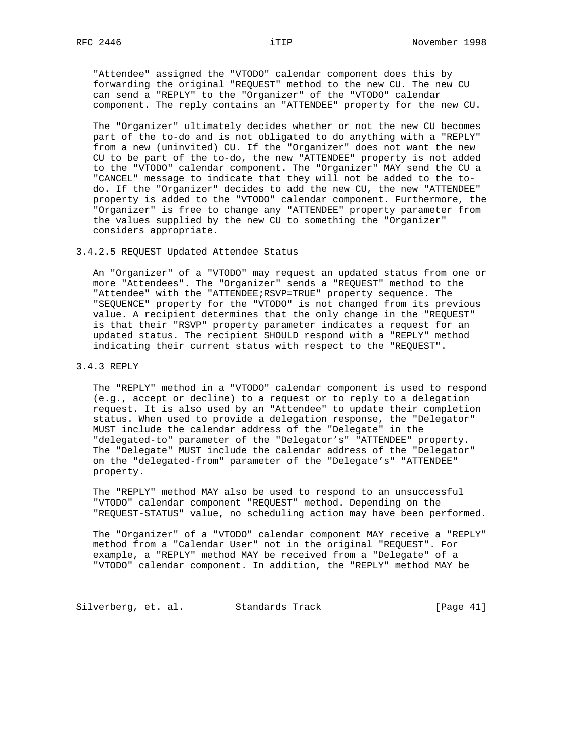"Attendee" assigned the "VTODO" calendar component does this by forwarding the original "REQUEST" method to the new CU. The new CU can send a "REPLY" to the "Organizer" of the "VTODO" calendar component. The reply contains an "ATTENDEE" property for the new CU.

The "Organizer" ultimately decides whether or not the new CU becomes part of the to-do and is not obligated to do anything with a "REPLY" from a new (uninvited) CU. If the "Organizer" does not want the new CU to be part of the to-do, the new "ATTENDEE" property is not added to the "VTODO" calendar component. The "Organizer" MAY send the CU a "CANCEL" message to indicate that they will not be added to the to-do. If the "Organizer" decides to add the new CU, the new "ATTENDEE" property is added to the "VTODO" calendar component. Furthermore, the "Organizer" is free to change any "ATTENDEE" property parameter from the values supplied by the new CU to something the "Organizer" considers appropriate.

#### 3.4.2.5 REQUEST Updated Attendee Status

An "Organizer" of a "VTODO" may request an updated status from one or more "Attendees". The "Organizer" sends a "REQUEST" method to the "Attendee" with the "ATTENDEE;RSVP=TRUE" property sequence. The "SEQUENCE" property for the "VTODO" is not changed from its previous value. A recipient determines that the only change in the "REQUEST" is that their "RSVP" property parameter indicates a request for an updated status. The recipient SHOULD respond with a "REPLY" method indicating their current status with respect to the "REQUEST".

### 3.4.3 REPLY

The "REPLY" method in a "VTODO" calendar component is used to respond (e.g., accept or decline) to a request or to reply to a delegation request. It is also used by an "Attendee" to update their completion status. When used to provide a delegation response, the "Delegator" MUST include the calendar address of the "Delegate" in the "delegated-to" parameter of the "Delegator's" "ATTENDEE" property. The "Delegate" MUST include the calendar address of the "Delegator" on the "delegated-from" parameter of the "Delegate's" "ATTENDEE" property.

The "REPLY" method MAY also be used to respond to an unsuccessful "VTODO" calendar component "REQUEST" method. Depending on the "REQUEST-STATUS" value, no scheduling action may have been performed.

The "Organizer" of a "VTODO" calendar component MAY receive a "REPLY" method from a "Calendar User" not in the original "REQUEST". For example, a "REPLY" method MAY be received from a "Delegate" of a "VTODO" calendar component. In addition, the "REPLY" method MAY be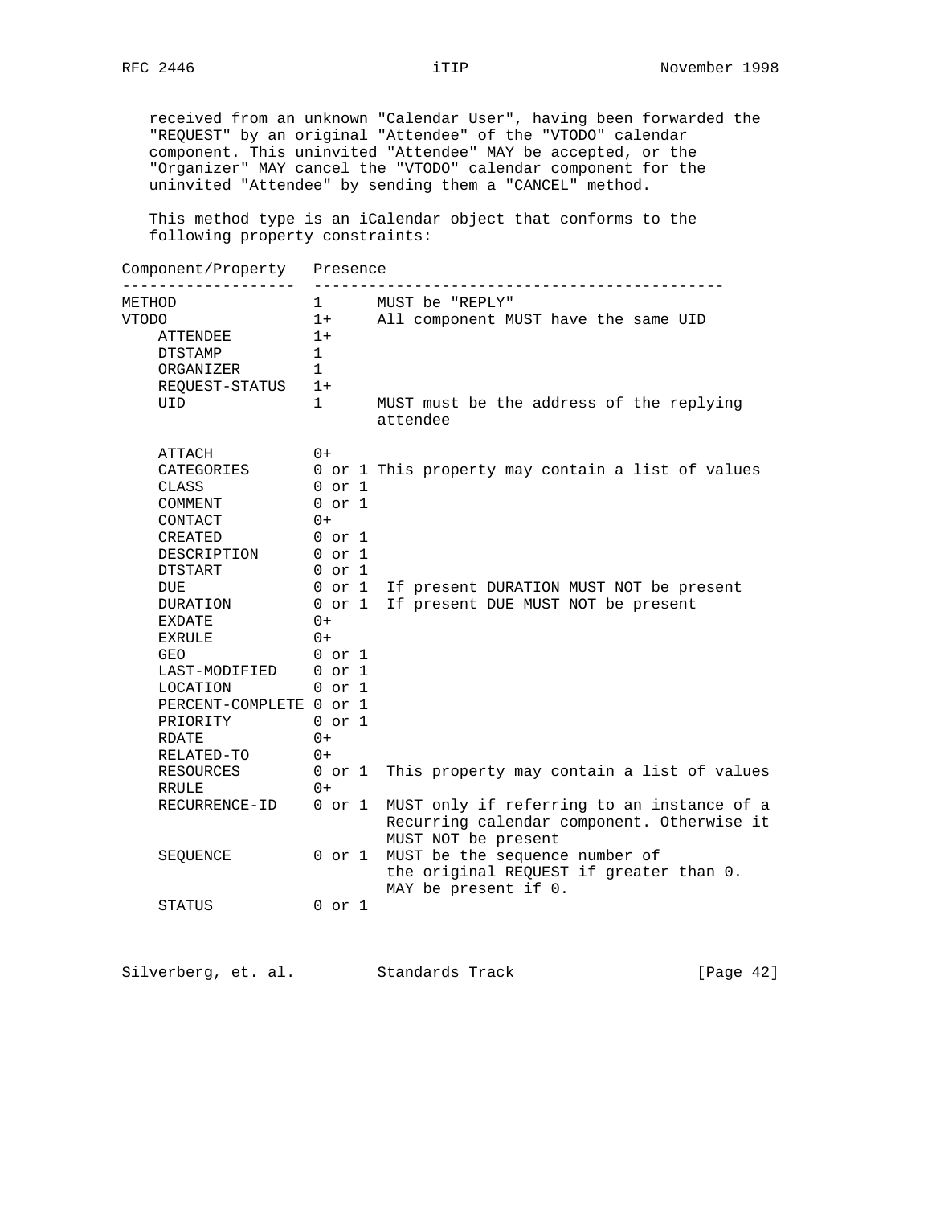received from an unknown "Calendar User", having been forwarded the "REQUEST" by an original "Attendee" of the "VTODO" calendar component. This uninvited "Attendee" MAY be accepted, or the "Organizer" MAY cancel the "VTODO" calendar component for the uninvited "Attendee" by sending them a "CANCEL" method.

This method type is an iCalendar object that conforms to the following property constraints:

```
Component/Property   Presence
-------------------  ----------------------------------------------
METHOD               1      MUST be "REPLY"
VTODO                1+     All component MUST have the same UID
    ATTENDEE         1+
    DTSTAMP          1
    ORGANIZER        1
    REQUEST-STATUS   1+
    UID              1      MUST must be the address of the replying
                            attendee

    ATTACH           0+
    CATEGORIES       0 or 1 This property may contain a list of values
    CLASS            0 or 1
    COMMENT          0 or 1
    CONTACT          0+
    CREATED          0 or 1
    DESCRIPTION      0 or 1
    DTSTART          0 or 1
    DUE              0 or 1  If present DURATION MUST NOT be present
    DURATION         0 or 1  If present DUE MUST NOT be present
    EXDATE           0+
    EXRULE           0+
    GEO              0 or 1
    LAST-MODIFIED    0 or 1
    LOCATION         0 or 1
    PERCENT-COMPLETE 0 or 1
    PRIORITY         0 or 1
    RDATE            0+
    RELATED-TO       0+
    RESOURCES        0 or 1  This property may contain a list of values
    RRULE            0+
    RECURRENCE-ID    0 or 1  MUST only if referring to an instance of a
                             Recurring calendar component. Otherwise it
                             MUST NOT be present
    SEQUENCE         0 or 1  MUST be the sequence number of
                             the original REQUEST if greater than 0.
                             MAY be present if 0.
    STATUS           0 or 1
```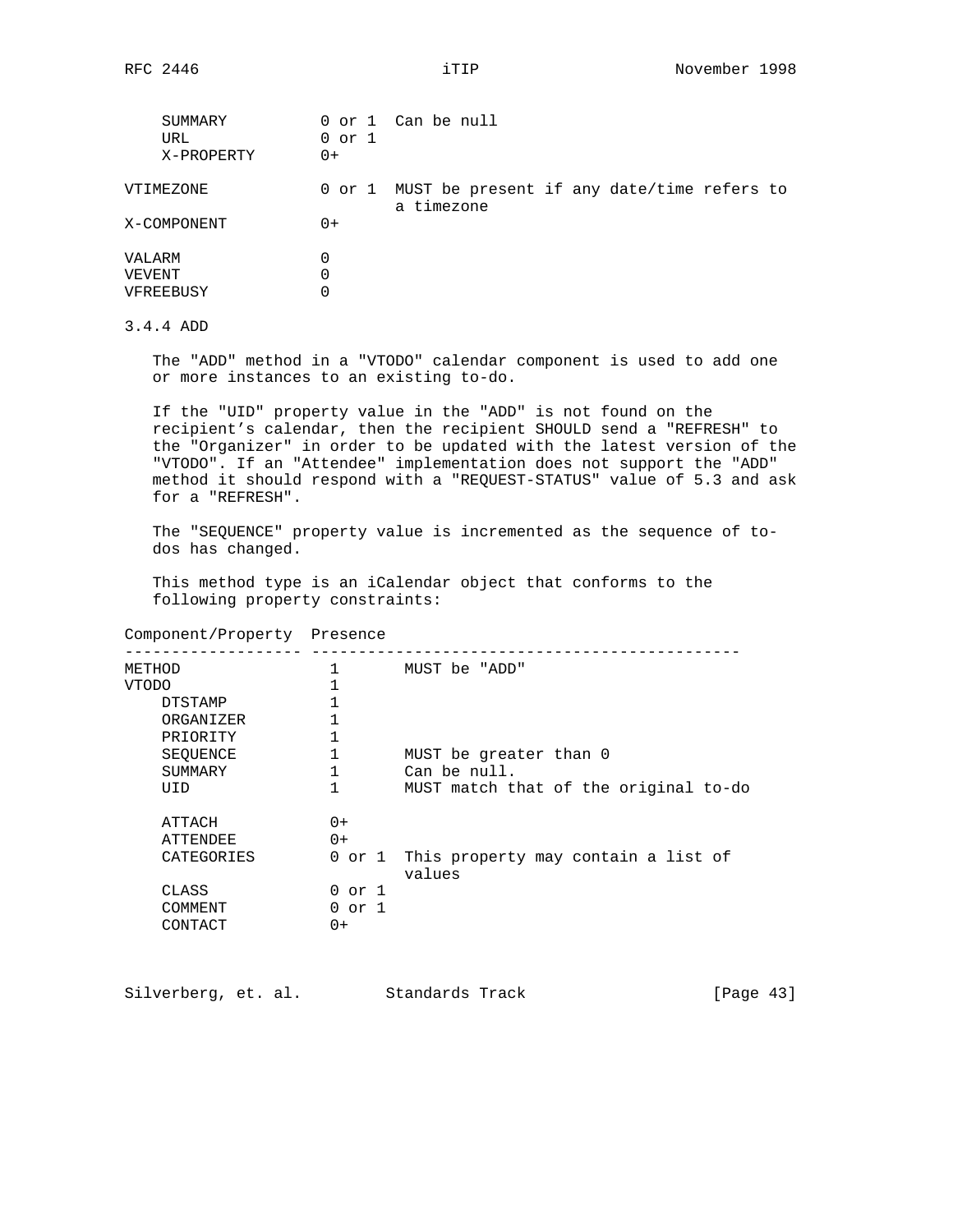| Component/Property | Presence | Comment |
|---|---|---|
| SUMMARY | 0 or 1 | Can be null |
| URL | 0 or 1 | |
| X-PROPERTY | 0+ | |
| | | |
| VTIMEZONE | 0 or 1 | MUST be present if any date/time refers to a timezone |
| X-COMPONENT | 0+ | |
| | | |
| VALARM | 0 | |
| VEVENT | 0 | |
| VFREEBUSY | 0 | |

### 3.4.4 ADD

The "ADD" method in a "VTODO" calendar component is used to add one or more instances to an existing to-do.

If the "UID" property value in the "ADD" is not found on the recipient's calendar, then the recipient SHOULD send a "REFRESH" to the "Organizer" in order to be updated with the latest version of the "VTODO". If an "Attendee" implementation does not support the "ADD" method it should respond with a "REQUEST-STATUS" value of 5.3 and ask for a "REFRESH".

The "SEQUENCE" property value is incremented as the sequence of to-dos has changed.

This method type is an iCalendar object that conforms to the following property constraints:

| Component/Property | Presence | |
|---|---|---|
| METHOD | 1 | MUST be "ADD" |
| VTODO | 1 | |
| DTSTAMP | 1 | |
| ORGANIZER | 1 | |
| PRIORITY | 1 | |
| SEQUENCE | 1 | MUST be greater than 0 |
| SUMMARY | 1 | Can be null. |
| UID | 1 | MUST match that of the original to-do |
| | | |
| ATTACH | 0+ | |
| ATTENDEE | 0+ | |
| CATEGORIES | 0 or 1 | This property may contain a list of values |
| CLASS | 0 or 1 | |
| COMMENT | 0 or 1 | |
| CONTACT | 0+ | |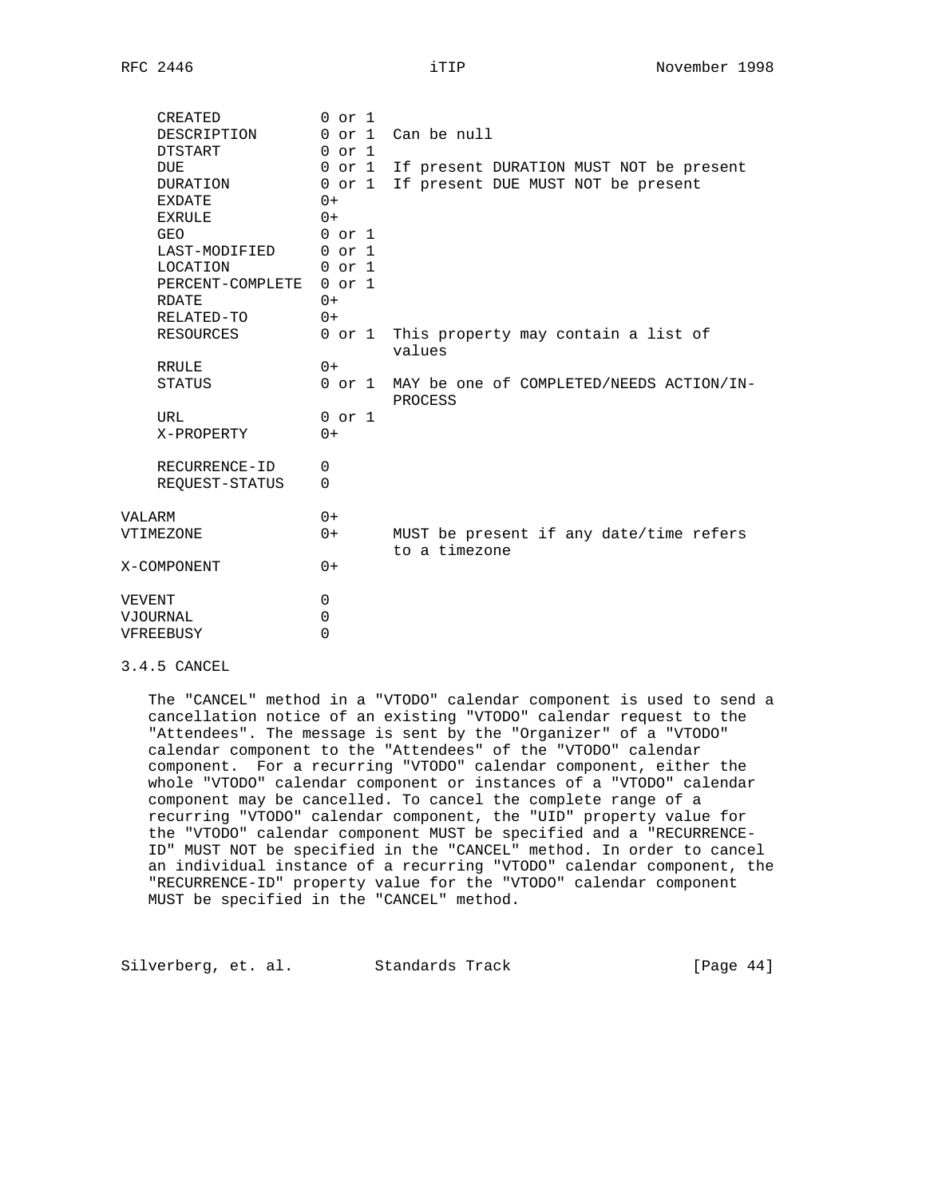| | | |
|---|---|---|
| CREATED | 0 or 1 | |
| DESCRIPTION | 0 or 1 | Can be null |
| DTSTART | 0 or 1 | |
| DUE | 0 or 1 | If present DURATION MUST NOT be present |
| DURATION | 0 or 1 | If present DUE MUST NOT be present |
| EXDATE | 0+ | |
| EXRULE | 0+ | |
| GEO | 0 or 1 | |
| LAST-MODIFIED | 0 or 1 | |
| LOCATION | 0 or 1 | |
| PERCENT-COMPLETE | 0 or 1 | |
| RDATE | 0+ | |
| RELATED-TO | 0+ | |
| RESOURCES | 0 or 1 | This property may contain a list of values |
| RRULE | 0+ | |
| STATUS | 0 or 1 | MAY be one of COMPLETED/NEEDS ACTION/IN-PROCESS |
| URL | 0 or 1 | |
| X-PROPERTY | 0+ | |
| | | |
| RECURRENCE-ID | 0 | |
| REQUEST-STATUS | 0 | |
| | | |
| VALARM | 0+ | |
| VTIMEZONE | 0+ | MUST be present if any date/time refers to a timezone |
| X-COMPONENT | 0+ | |
| | | |
| VEVENT | 0 | |
| VJOURNAL | 0 | |
| VFREEBUSY | 0 | |

### 3.4.5 CANCEL

The "CANCEL" method in a "VTODO" calendar component is used to send a cancellation notice of an existing "VTODO" calendar request to the "Attendees". The message is sent by the "Organizer" of a "VTODO" calendar component to the "Attendees" of the "VTODO" calendar component. For a recurring "VTODO" calendar component, either the whole "VTODO" calendar component or instances of a "VTODO" calendar component may be cancelled. To cancel the complete range of a recurring "VTODO" calendar component, the "UID" property value for the "VTODO" calendar component MUST be specified and a "RECURRENCE-ID" MUST NOT be specified in the "CANCEL" method. In order to cancel an individual instance of a recurring "VTODO" calendar component, the "RECURRENCE-ID" property value for the "VTODO" calendar component MUST be specified in the "CANCEL" method.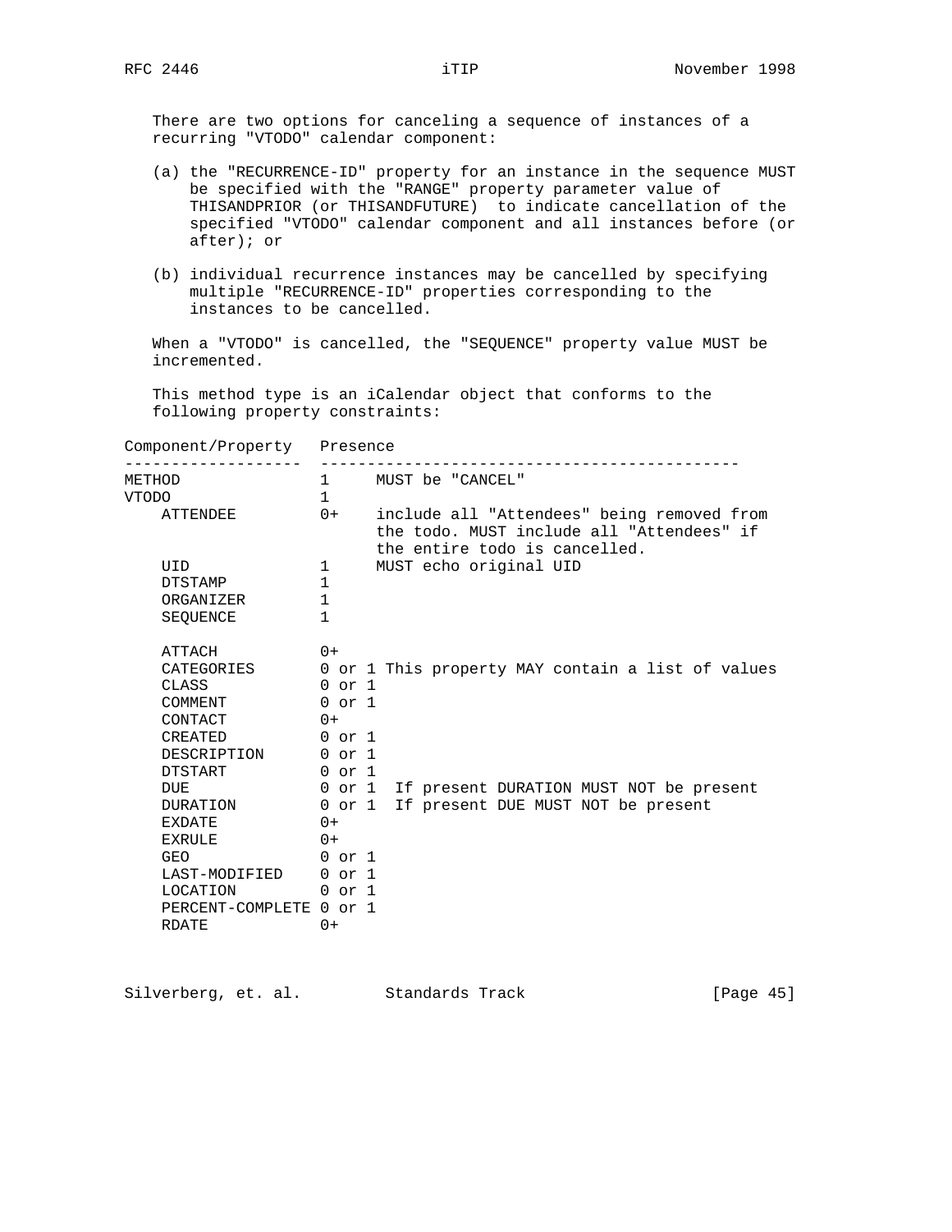There are two options for canceling a sequence of instances of a recurring "VTODO" calendar component:

(a) the "RECURRENCE-ID" property for an instance in the sequence MUST be specified with the "RANGE" property parameter value of THISANDPRIOR (or THISANDFUTURE) to indicate cancellation of the specified "VTODO" calendar component and all instances before (or after); or

(b) individual recurrence instances may be cancelled by specifying multiple "RECURRENCE-ID" properties corresponding to the instances to be cancelled.

When a "VTODO" is cancelled, the "SEQUENCE" property value MUST be incremented.

This method type is an iCalendar object that conforms to the following property constraints:

```
Component/Property   Presence
-------------------  ---------------------------------------------
METHOD               1     MUST be "CANCEL"
VTODO                1
    ATTENDEE         0+    include all "Attendees" being removed from
                           the todo. MUST include all "Attendees" if
                           the entire todo is cancelled.
    UID              1     MUST echo original UID
    DTSTAMP          1
    ORGANIZER        1
    SEQUENCE         1

    ATTACH           0+
    CATEGORIES       0 or 1 This property MAY contain a list of values
    CLASS            0 or 1
    COMMENT          0 or 1
    CONTACT          0+
    CREATED          0 or 1
    DESCRIPTION      0 or 1
    DTSTART          0 or 1
    DUE              0 or 1  If present DURATION MUST NOT be present
    DURATION         0 or 1  If present DUE MUST NOT be present
    EXDATE           0+
    EXRULE           0+
    GEO              0 or 1
    LAST-MODIFIED    0 or 1
    LOCATION         0 or 1
    PERCENT-COMPLETE 0 or 1
    RDATE            0+
```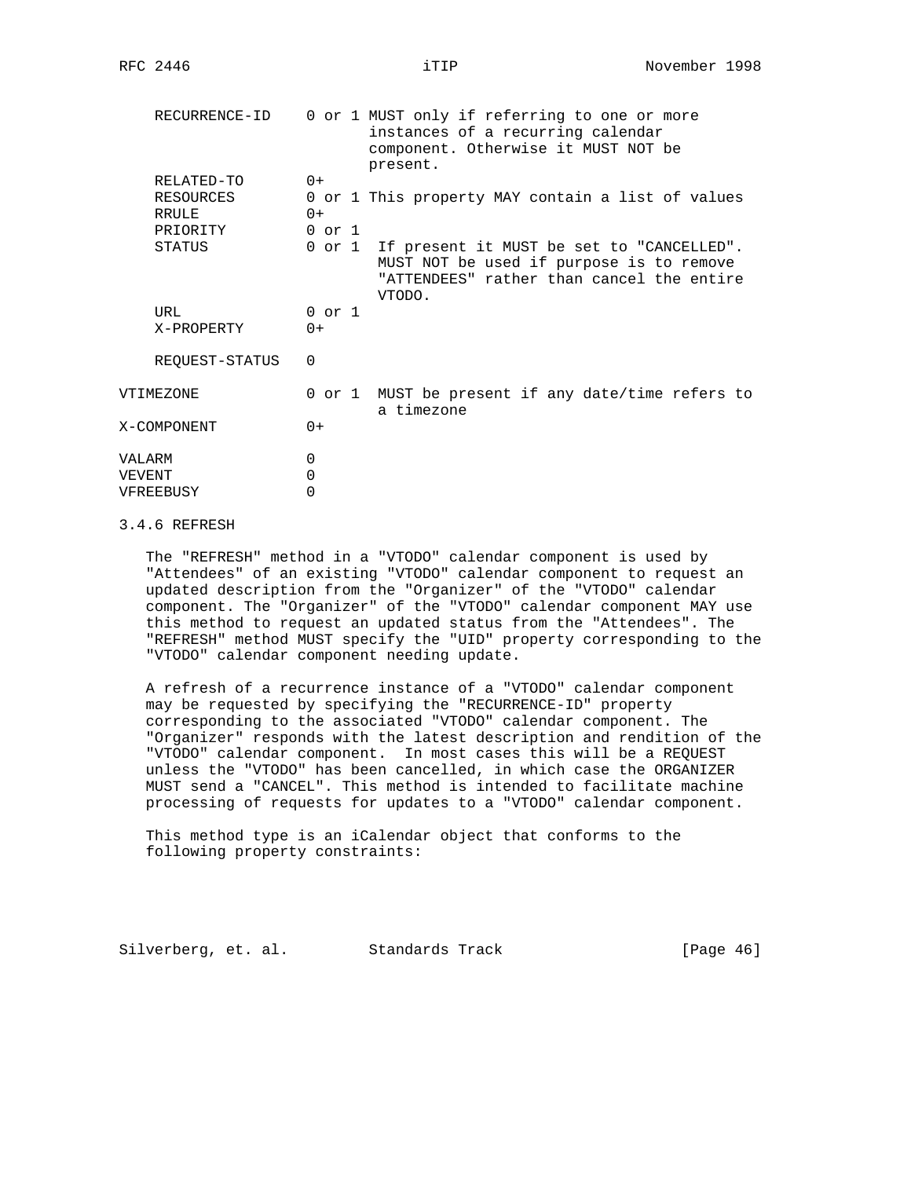| Component/Property | Presence | Comment |
|---|---|---|
| RECURRENCE-ID | 0 or 1 | MUST only if referring to one or more instances of a recurring calendar component. Otherwise it MUST NOT be present. |
| RELATED-TO | 0+ | |
| RESOURCES | 0 or 1 | This property MAY contain a list of values |
| RRULE | 0+ | |
| PRIORITY | 0 or 1 | |
| STATUS | 0 or 1 | If present it MUST be set to "CANCELLED". MUST NOT be used if purpose is to remove "ATTENDEES" rather than cancel the entire VTODO. |
| URL | 0 or 1 | |
| X-PROPERTY | 0+ | |
| REQUEST-STATUS | 0 | |
| VTIMEZONE | 0 or 1 | MUST be present if any date/time refers to a timezone |
| X-COMPONENT | 0+ | |
| VALARM | 0 | |
| VEVENT | 0 | |
| VFREEBUSY | 0 | |

### 3.4.6 REFRESH

The "REFRESH" method in a "VTODO" calendar component is used by "Attendees" of an existing "VTODO" calendar component to request an updated description from the "Organizer" of the "VTODO" calendar component. The "Organizer" of the "VTODO" calendar component MAY use this method to request an updated status from the "Attendees". The "REFRESH" method MUST specify the "UID" property corresponding to the "VTODO" calendar component needing update.

A refresh of a recurrence instance of a "VTODO" calendar component may be requested by specifying the "RECURRENCE-ID" property corresponding to the associated "VTODO" calendar component. The "Organizer" responds with the latest description and rendition of the "VTODO" calendar component. In most cases this will be a REQUEST unless the "VTODO" has been cancelled, in which case the ORGANIZER MUST send a "CANCEL". This method is intended to facilitate machine processing of requests for updates to a "VTODO" calendar component.

This method type is an iCalendar object that conforms to the following property constraints: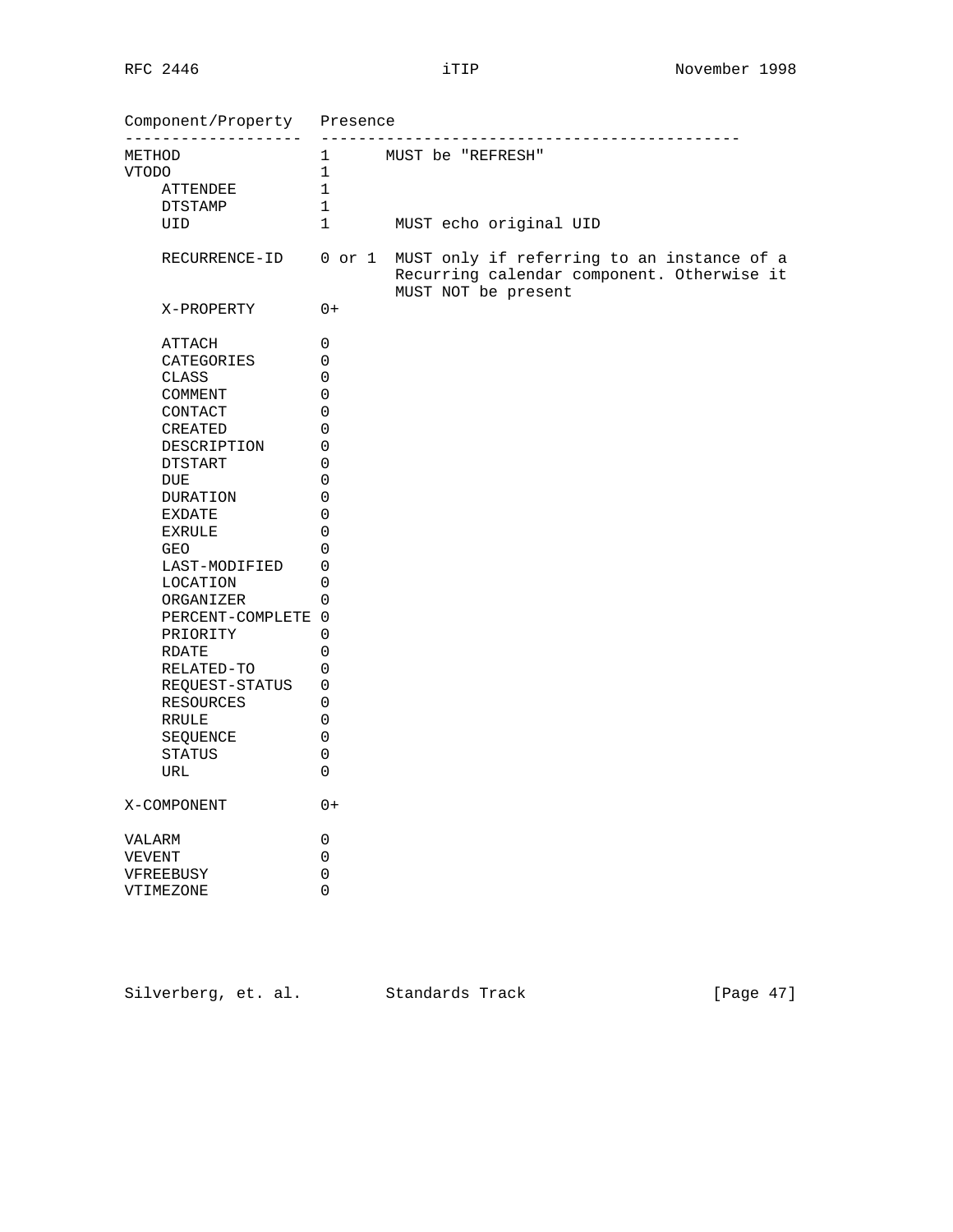| Component/Property | Presence | |
|---|---|---|
| METHOD | 1 | MUST be "REFRESH" |
| VTODO | 1 | |
| ATTENDEE | 1 | |
| DTSTAMP | 1 | |
| UID | 1 | MUST echo original UID |
| RECURRENCE-ID | 0 or 1 | MUST only if referring to an instance of a Recurring calendar component. Otherwise it MUST NOT be present |
| X-PROPERTY | 0+ | |
| ATTACH | 0 | |
| CATEGORIES | 0 | |
| CLASS | 0 | |
| COMMENT | 0 | |
| CONTACT | 0 | |
| CREATED | 0 | |
| DESCRIPTION | 0 | |
| DTSTART | 0 | |
| DUE | 0 | |
| DURATION | 0 | |
| EXDATE | 0 | |
| EXRULE | 0 | |
| GEO | 0 | |
| LAST-MODIFIED | 0 | |
| LOCATION | 0 | |
| ORGANIZER | 0 | |
| PERCENT-COMPLETE | 0 | |
| PRIORITY | 0 | |
| RDATE | 0 | |
| RELATED-TO | 0 | |
| REQUEST-STATUS | 0 | |
| RESOURCES | 0 | |
| RRULE | 0 | |
| SEQUENCE | 0 | |
| STATUS | 0 | |
| URL | 0 | |
| X-COMPONENT | 0+ | |
| VALARM | 0 | |
| VEVENT | 0 | |
| VFREEBUSY | 0 | |
| VTIMEZONE | 0 | |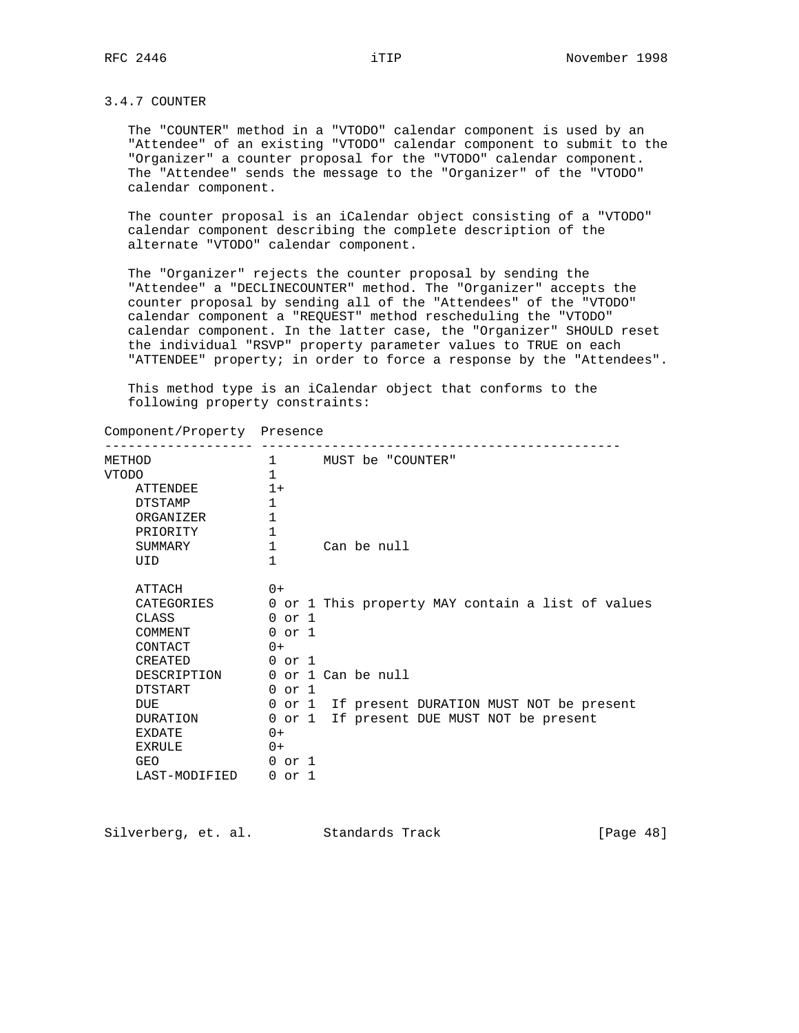### 3.4.7 COUNTER

The "COUNTER" method in a "VTODO" calendar component is used by an "Attendee" of an existing "VTODO" calendar component to submit to the "Organizer" a counter proposal for the "VTODO" calendar component. The "Attendee" sends the message to the "Organizer" of the "VTODO" calendar component.

The counter proposal is an iCalendar object consisting of a "VTODO" calendar component describing the complete description of the alternate "VTODO" calendar component.

The "Organizer" rejects the counter proposal by sending the "Attendee" a "DECLINECOUNTER" method. The "Organizer" accepts the counter proposal by sending all of the "Attendees" of the "VTODO" calendar component a "REQUEST" method rescheduling the "VTODO" calendar component. In the latter case, the "Organizer" SHOULD reset the individual "RSVP" property parameter values to TRUE on each "ATTENDEE" property; in order to force a response by the "Attendees".

This method type is an iCalendar object that conforms to the following property constraints:

```
Component/Property  Presence
------------------- ----------------------------------------------
METHOD              1      MUST be "COUNTER"
VTODO               1
    ATTENDEE        1+
    DTSTAMP         1
    ORGANIZER       1
    PRIORITY        1
    SUMMARY         1      Can be null
    UID             1

    ATTACH          0+
    CATEGORIES      0 or 1 This property MAY contain a list of values
    CLASS           0 or 1
    COMMENT         0 or 1
    CONTACT         0+
    CREATED         0 or 1
    DESCRIPTION     0 or 1 Can be null
    DTSTART         0 or 1
    DUE             0 or 1  If present DURATION MUST NOT be present
    DURATION        0 or 1  If present DUE MUST NOT be present
    EXDATE          0+
    EXRULE          0+
    GEO             0 or 1
    LAST-MODIFIED   0 or 1
```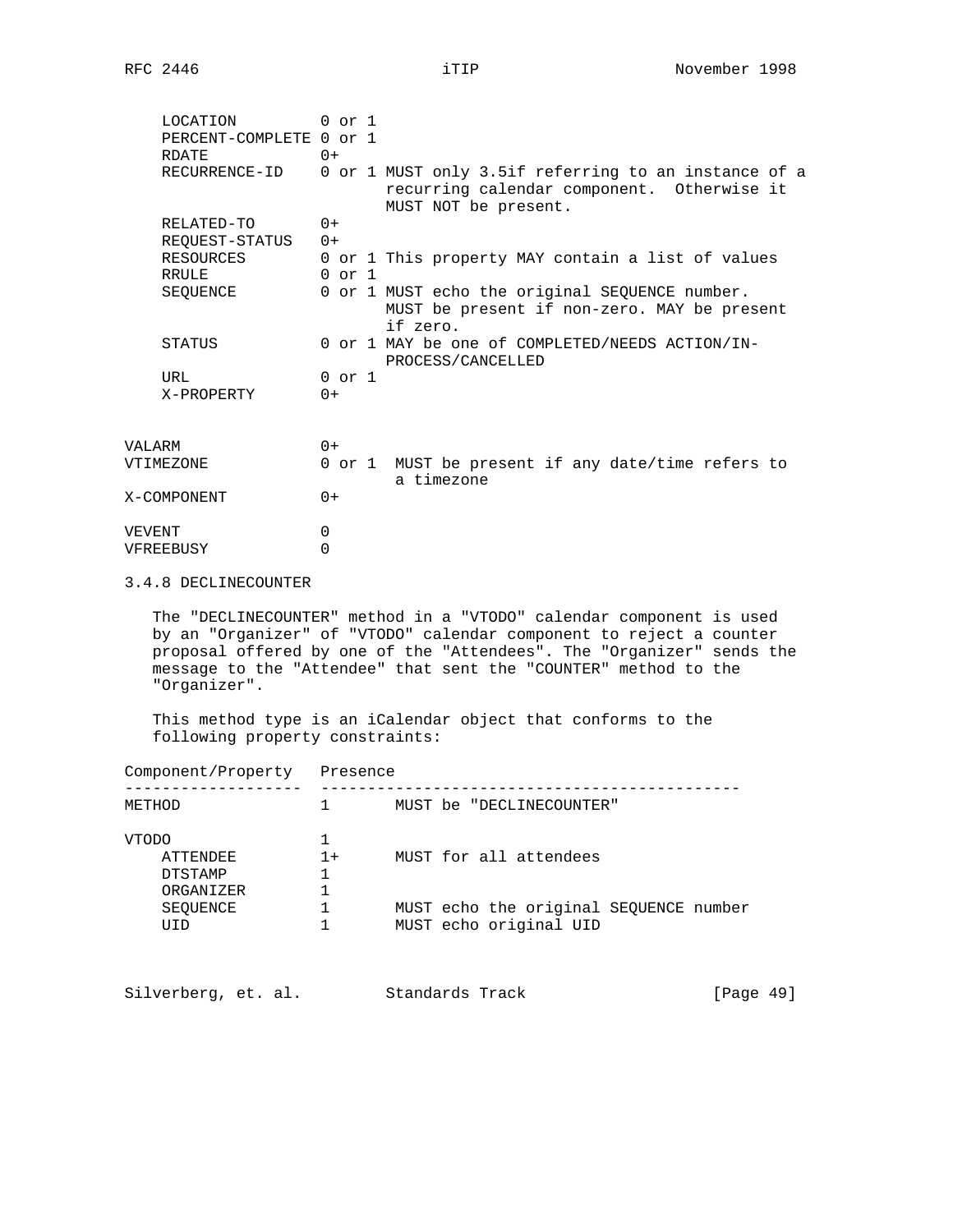| Component/Property | Presence | |
|---|---|---|
| LOCATION | 0 or 1 | |
| PERCENT-COMPLETE | 0 or 1 | |
| RDATE | 0+ | |
| RECURRENCE-ID | 0 or 1 | MUST only 3.5if referring to an instance of a recurring calendar component. Otherwise it MUST NOT be present. |
| RELATED-TO | 0+ | |
| REQUEST-STATUS | 0+ | |
| RESOURCES | 0 or 1 | This property MAY contain a list of values |
| RRULE | 0 or 1 | |
| SEQUENCE | 0 or 1 | MUST echo the original SEQUENCE number. MUST be present if non-zero. MAY be present if zero. |
| STATUS | 0 or 1 | MAY be one of COMPLETED/NEEDS ACTION/IN-PROCESS/CANCELLED |
| URL | 0 or 1 | |
| X-PROPERTY | 0+ | |
| | | |
| VALARM | 0+ | |
| VTIMEZONE | 0 or 1 | MUST be present if any date/time refers to a timezone |
| X-COMPONENT | 0+ | |
| | | |
| VEVENT | 0 | |
| VFREEBUSY | 0 | |

### 3.4.8 DECLINECOUNTER

The "DECLINECOUNTER" method in a "VTODO" calendar component is used by an "Organizer" of "VTODO" calendar component to reject a counter proposal offered by one of the "Attendees". The "Organizer" sends the message to the "Attendee" that sent the "COUNTER" method to the "Organizer".

This method type is an iCalendar object that conforms to the following property constraints:

| Component/Property | Presence | |
|---|---|---|
| METHOD | 1 | MUST be "DECLINECOUNTER" |
| | | |
| VTODO | 1 | |
| ATTENDEE | 1+ | MUST for all attendees |
| DTSTAMP | 1 | |
| ORGANIZER | 1 | |
| SEQUENCE | 1 | MUST echo the original SEQUENCE number |
| UID | 1 | MUST echo original UID |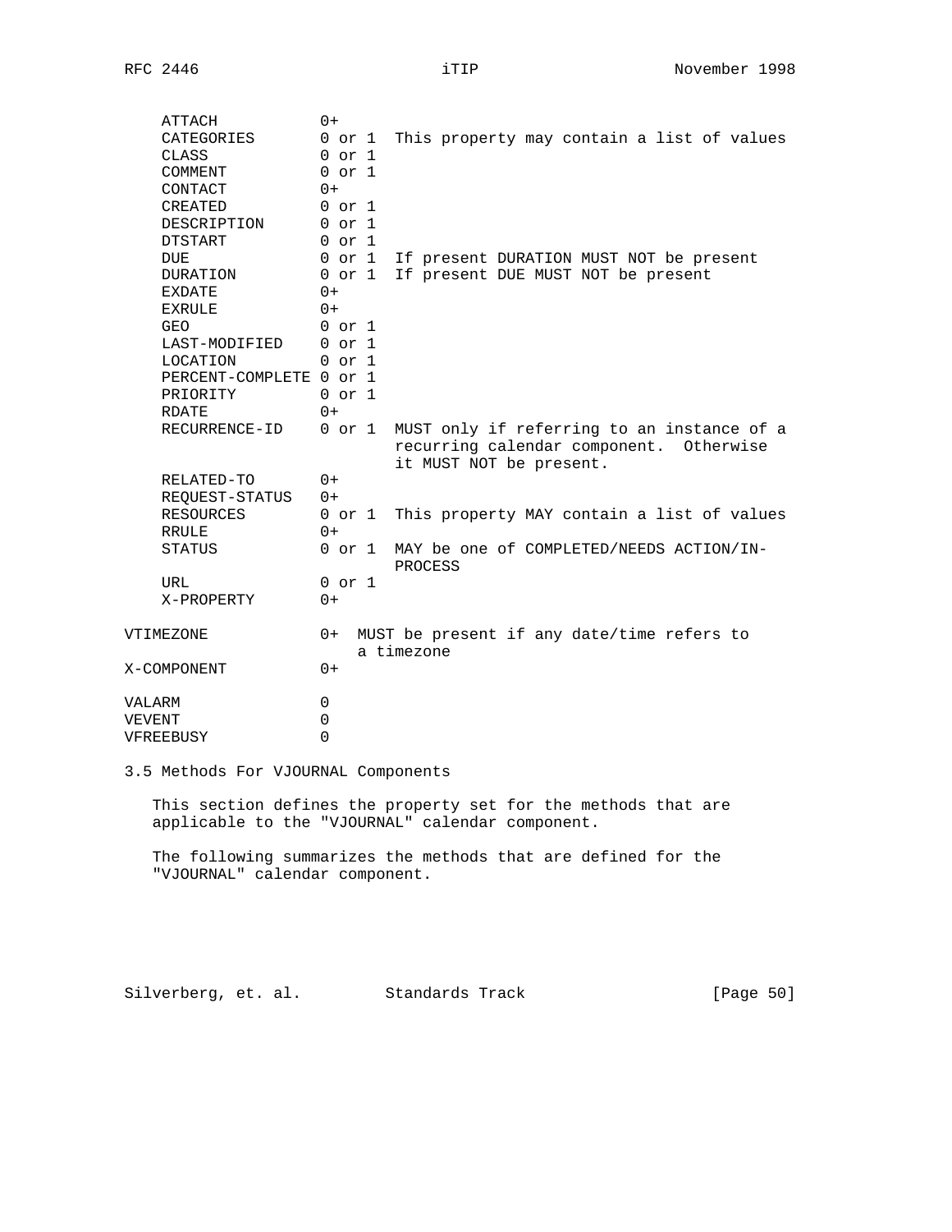```
    ATTACH           0+
    CATEGORIES       0 or 1  This property may contain a list of values
    CLASS            0 or 1
    COMMENT          0 or 1
    CONTACT          0+
    CREATED          0 or 1
    DESCRIPTION      0 or 1
    DTSTART          0 or 1
    DUE              0 or 1  If present DURATION MUST NOT be present
    DURATION         0 or 1  If present DUE MUST NOT be present
    EXDATE           0+
    EXRULE           0+
    GEO              0 or 1
    LAST-MODIFIED    0 or 1
    LOCATION         0 or 1
    PERCENT-COMPLETE 0 or 1
    PRIORITY         0 or 1
    RDATE            0+
    RECURRENCE-ID    0 or 1  MUST only if referring to an instance of a
                             recurring calendar component.  Otherwise
                             it MUST NOT be present.
    RELATED-TO       0+
    REQUEST-STATUS   0+
    RESOURCES        0 or 1  This property MAY contain a list of values
    RRULE            0+
    STATUS           0 or 1  MAY be one of COMPLETED/NEEDS ACTION/IN-
                             PROCESS
    URL              0 or 1
    X-PROPERTY       0+

VTIMEZONE            0+  MUST be present if any date/time refers to
                         a timezone
X-COMPONENT          0+

VALARM               0
VEVENT               0
VFREEBUSY            0
```

### 3.5 Methods For VJOURNAL Components

This section defines the property set for the methods that are applicable to the "VJOURNAL" calendar component.

The following summarizes the methods that are defined for the "VJOURNAL" calendar component.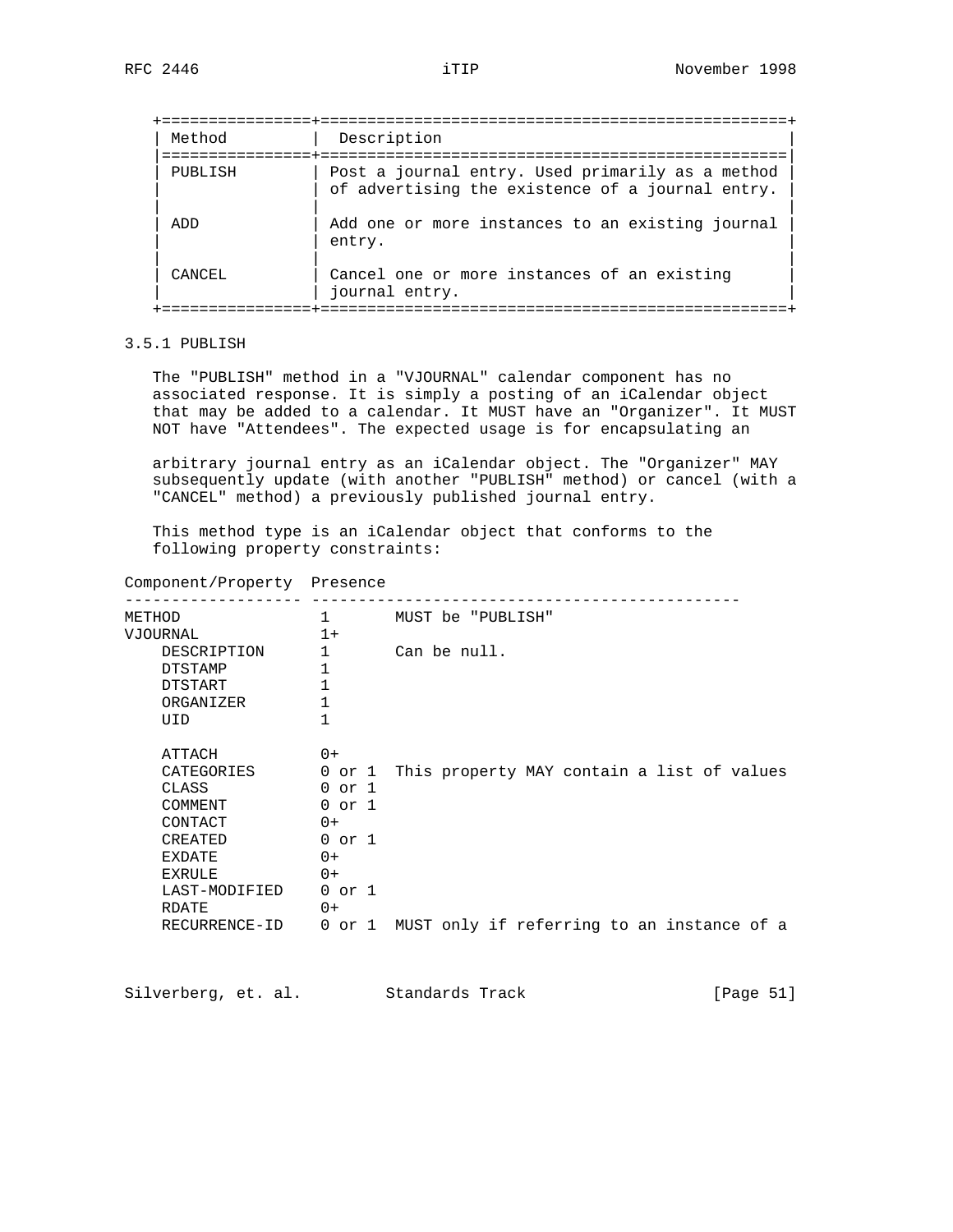| Method | Description |
|---|---|
| PUBLISH | Post a journal entry. Used primarily as a method of advertising the existence of a journal entry. |
| ADD | Add one or more instances to an existing journal entry. |
| CANCEL | Cancel one or more instances of an existing journal entry. |

### 3.5.1 PUBLISH

The "PUBLISH" method in a "VJOURNAL" calendar component has no associated response. It is simply a posting of an iCalendar object that may be added to a calendar. It MUST have an "Organizer". It MUST NOT have "Attendees". The expected usage is for encapsulating an arbitrary journal entry as an iCalendar object. The "Organizer" MAY subsequently update (with another "PUBLISH" method) or cancel (with a "CANCEL" method) a previously published journal entry.

This method type is an iCalendar object that conforms to the following property constraints:

| Component/Property | Presence | |
|---|---|---|
| METHOD | 1 | MUST be "PUBLISH" |
| VJOURNAL | 1+ | |
| DESCRIPTION | 1 | Can be null. |
| DTSTAMP | 1 | |
| DTSTART | 1 | |
| ORGANIZER | 1 | |
| UID | 1 | |
| | | |
| ATTACH | 0+ | |
| CATEGORIES | 0 or 1 | This property MAY contain a list of values |
| CLASS | 0 or 1 | |
| COMMENT | 0 or 1 | |
| CONTACT | 0+ | |
| CREATED | 0 or 1 | |
| EXDATE | 0+ | |
| EXRULE | 0+ | |
| LAST-MODIFIED | 0 or 1 | |
| RDATE | 0+ | |
| RECURRENCE-ID | 0 or 1 | MUST only if referring to an instance of a |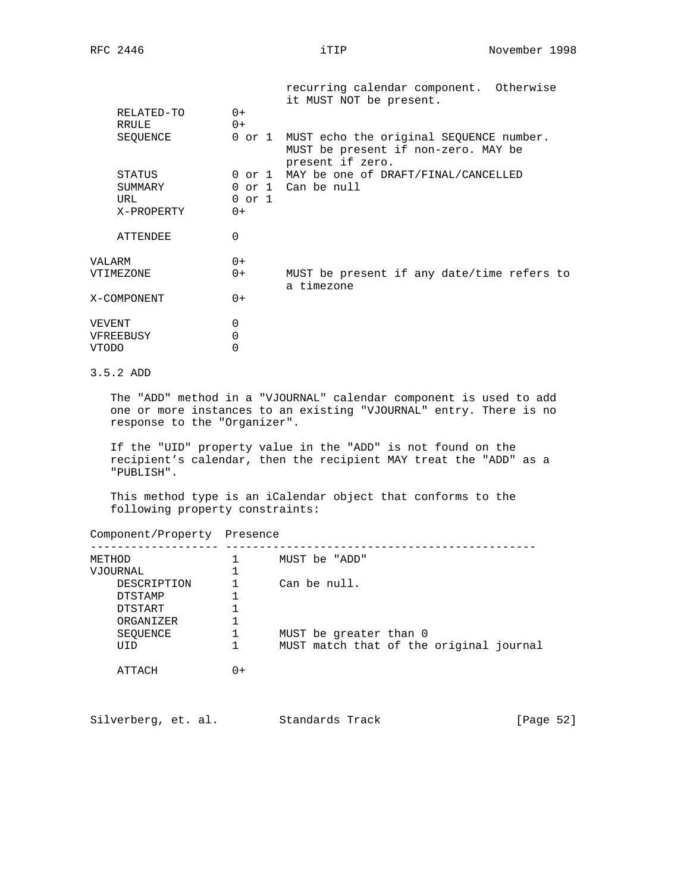| Component/Property | Presence | |
|---|---|---|
| | | recurring calendar component. Otherwise it MUST NOT be present. |
| RELATED-TO | 0+ | |
| RRULE | 0+ | |
| SEQUENCE | 0 or 1 | MUST echo the original SEQUENCE number. MUST be present if non-zero. MAY be present if zero. |
| STATUS | 0 or 1 | MAY be one of DRAFT/FINAL/CANCELLED |
| SUMMARY | 0 or 1 | Can be null |
| URL | 0 or 1 | |
| X-PROPERTY | 0+ | |
| ATTENDEE | 0 | |
| VALARM | 0+ | |
| VTIMEZONE | 0+ | MUST be present if any date/time refers to a timezone |
| X-COMPONENT | 0+ | |
| VEVENT | 0 | |
| VFREEBUSY | 0 | |
| VTODO | 0 | |

### 3.5.2 ADD

The "ADD" method in a "VJOURNAL" calendar component is used to add one or more instances to an existing "VJOURNAL" entry. There is no response to the "Organizer".

If the "UID" property value in the "ADD" is not found on the recipient's calendar, then the recipient MAY treat the "ADD" as a "PUBLISH".

This method type is an iCalendar object that conforms to the following property constraints:

| Component/Property | Presence | |
|---|---|---|
| METHOD | 1 | MUST be "ADD" |
| VJOURNAL | 1 | |
| DESCRIPTION | 1 | Can be null. |
| DTSTAMP | 1 | |
| DTSTART | 1 | |
| ORGANIZER | 1 | |
| SEQUENCE | 1 | MUST be greater than 0 |
| UID | 1 | MUST match that of the original journal |
| ATTACH | 0+ | |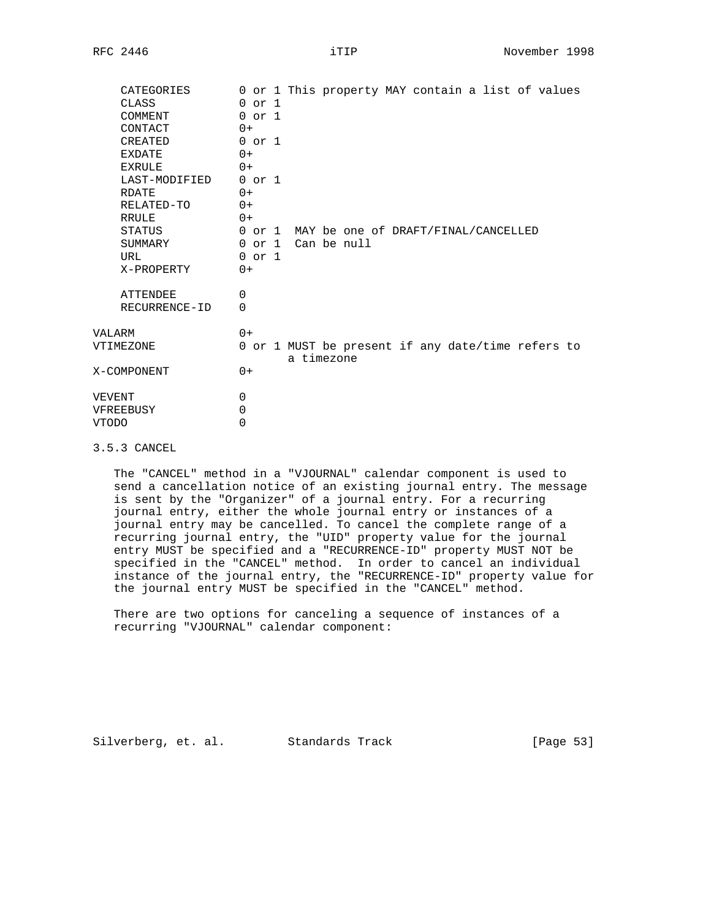```
    CATEGORIES       0 or 1 This property MAY contain a list of values
    CLASS            0 or 1
    COMMENT          0 or 1
    CONTACT          0+
    CREATED          0 or 1
    EXDATE           0+
    EXRULE           0+
    LAST-MODIFIED    0 or 1
    RDATE            0+
    RELATED-TO       0+
    RRULE            0+
    STATUS           0 or 1  MAY be one of DRAFT/FINAL/CANCELLED
    SUMMARY          0 or 1  Can be null
    URL              0 or 1
    X-PROPERTY       0+

    ATTENDEE         0
    RECURRENCE-ID    0

VALARM               0+
VTIMEZONE            0 or 1 MUST be present if any date/time refers to
                            a timezone
X-COMPONENT          0+

VEVENT               0
VFREEBUSY            0
VTODO                0
```

### 3.5.3 CANCEL

The "CANCEL" method in a "VJOURNAL" calendar component is used to send a cancellation notice of an existing journal entry. The message is sent by the "Organizer" of a journal entry. For a recurring journal entry, either the whole journal entry or instances of a journal entry may be cancelled. To cancel the complete range of a recurring journal entry, the "UID" property value for the journal entry MUST be specified and a "RECURRENCE-ID" property MUST NOT be specified in the "CANCEL" method. In order to cancel an individual instance of the journal entry, the "RECURRENCE-ID" property value for the journal entry MUST be specified in the "CANCEL" method.

There are two options for canceling a sequence of instances of a recurring "VJOURNAL" calendar component: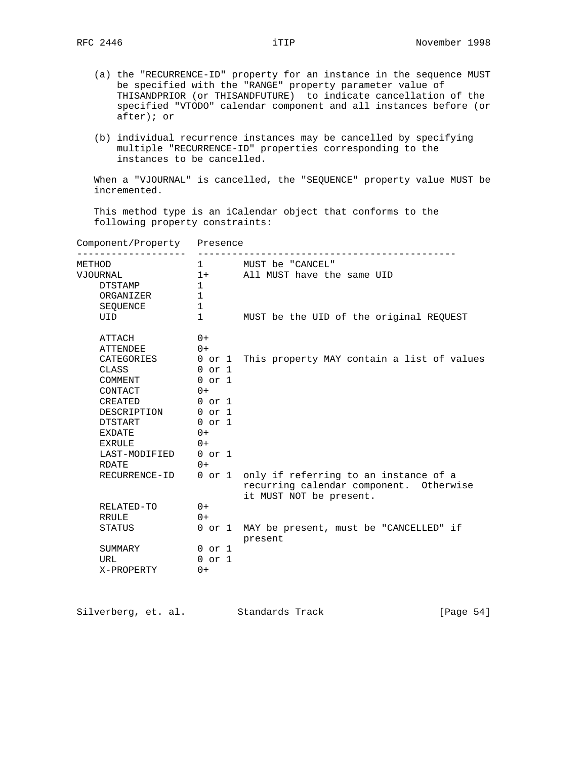(a) the "RECURRENCE-ID" property for an instance in the sequence MUST be specified with the "RANGE" property parameter value of THISANDPRIOR (or THISANDFUTURE) to indicate cancellation of the specified "VTODO" calendar component and all instances before (or after); or

(b) individual recurrence instances may be cancelled by specifying multiple "RECURRENCE-ID" properties corresponding to the instances to be cancelled.

When a "VJOURNAL" is cancelled, the "SEQUENCE" property value MUST be incremented.

This method type is an iCalendar object that conforms to the following property constraints:

| Component/Property | Presence | |
|---|---|---|
| METHOD | 1 | MUST be "CANCEL" |
| VJOURNAL | 1+ | All MUST have the same UID |
| DTSTAMP | 1 | |
| ORGANIZER | 1 | |
| SEQUENCE | 1 | |
| UID | 1 | MUST be the UID of the original REQUEST |
| | | |
| ATTACH | 0+ | |
| ATTENDEE | 0+ | |
| CATEGORIES | 0 or 1 | This property MAY contain a list of values |
| CLASS | 0 or 1 | |
| COMMENT | 0 or 1 | |
| CONTACT | 0+ | |
| CREATED | 0 or 1 | |
| DESCRIPTION | 0 or 1 | |
| DTSTART | 0 or 1 | |
| EXDATE | 0+ | |
| EXRULE | 0+ | |
| LAST-MODIFIED | 0 or 1 | |
| RDATE | 0+ | |
| RECURRENCE-ID | 0 or 1 | only if referring to an instance of a recurring calendar component. Otherwise it MUST NOT be present. |
| RELATED-TO | 0+ | |
| RRULE | 0+ | |
| STATUS | 0 or 1 | MAY be present, must be "CANCELLED" if present |
| SUMMARY | 0 or 1 | |
| URL | 0 or 1 | |
| X-PROPERTY | 0+ | |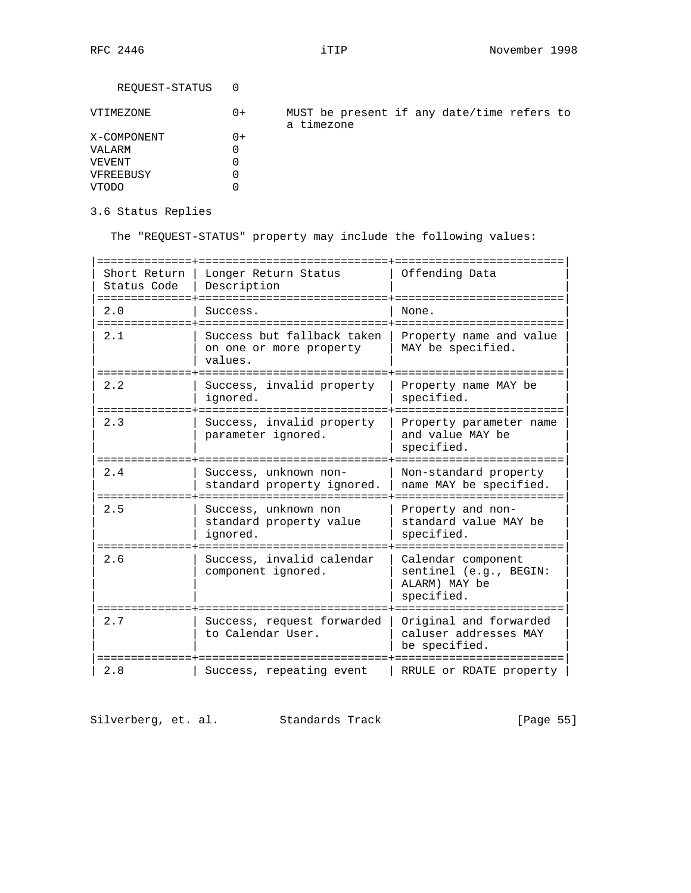```
   REQUEST-STATUS   0

VTIMEZONE           0+       MUST be present if any date/time refers to
                             a timezone
X-COMPONENT         0+
VALARM              0
VEVENT              0
VFREEBUSY           0
VTODO               0
```

### 3.6 Status Replies

The "REQUEST-STATUS" property may include the following values:

| Short Return Status Code | Longer Return Status Description | Offending Data |
|---|---|---|
| 2.0 | Success. | None. |
| 2.1 | Success but fallback taken on one or more property values. | Property name and value MAY be specified. |
| 2.2 | Success, invalid property ignored. | Property name MAY be specified. |
| 2.3 | Success, invalid property parameter ignored. | Property parameter name and value MAY be specified. |
| 2.4 | Success, unknown non-standard property ignored. | Non-standard property name MAY be specified. |
| 2.5 | Success, unknown non standard property value ignored. | Property and non-standard value MAY be specified. |
| 2.6 | Success, invalid calendar component ignored. | Calendar component sentinel (e.g., BEGIN: ALARM) MAY be specified. |
| 2.7 | Success, request forwarded to Calendar User. | Original and forwarded caluser addresses MAY be specified. |
| 2.8 | Success, repeating event | RRULE or RDATE property |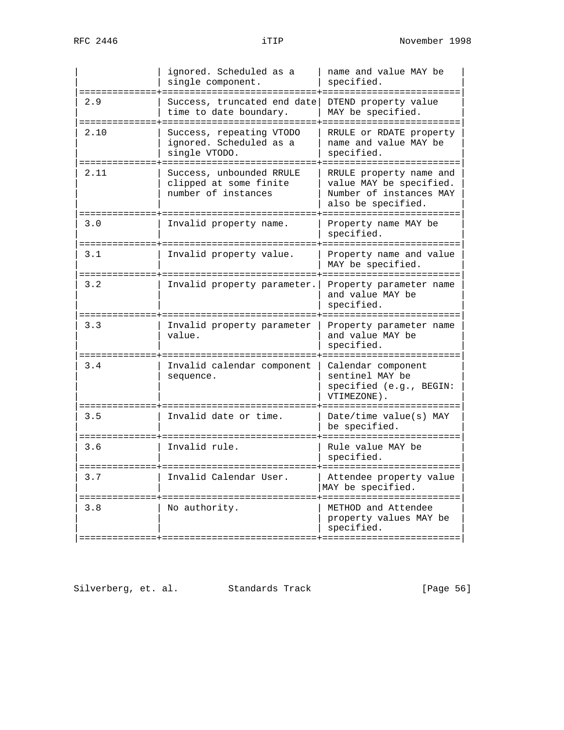| | | |
|---|---|---|
| | ignored. Scheduled as a single component. | name and value MAY be specified. |
| 2.9 | Success, truncated end date time to date boundary. | DTEND property value MAY be specified. |
| 2.10 | Success, repeating VTODO ignored. Scheduled as a single VTODO. | RRULE or RDATE property name and value MAY be specified. |
| 2.11 | Success, unbounded RRULE clipped at some finite number of instances | RRULE property name and value MAY be specified. Number of instances MAY also be specified. |
| 3.0 | Invalid property name. | Property name MAY be specified. |
| 3.1 | Invalid property value. | Property name and value MAY be specified. |
| 3.2 | Invalid property parameter. | Property parameter name and value MAY be specified. |
| 3.3 | Invalid property parameter value. | Property parameter name and value MAY be specified. |
| 3.4 | Invalid calendar component sequence. | Calendar component sentinel MAY be specified (e.g., BEGIN: VTIMEZONE). |
| 3.5 | Invalid date or time. | Date/time value(s) MAY be specified. |
| 3.6 | Invalid rule. | Rule value MAY be specified. |
| 3.7 | Invalid Calendar User. | Attendee property value MAY be specified. |
| 3.8 | No authority. | METHOD and Attendee property values MAY be specified. |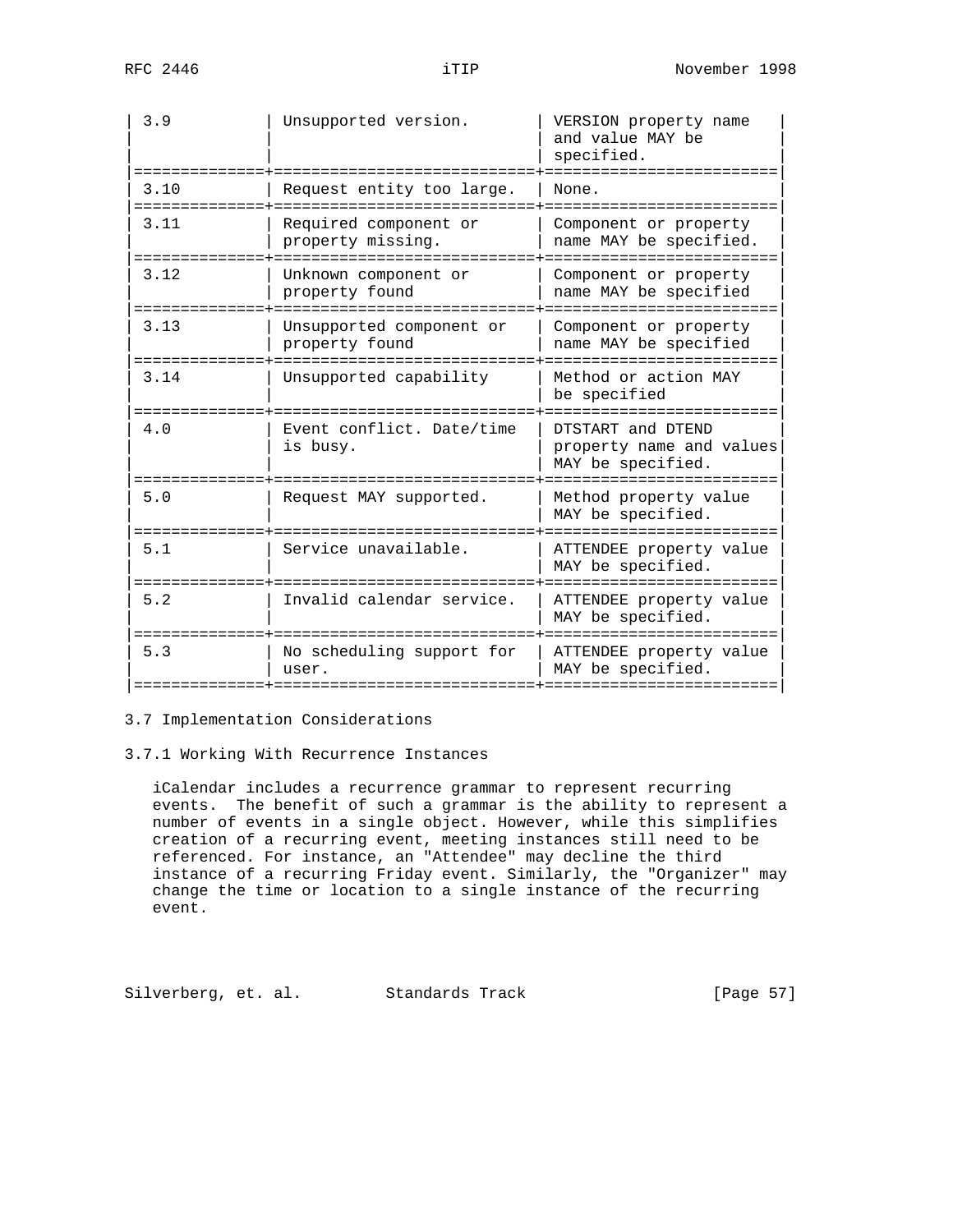| | | |
|---|---|---|
| 3.9 | Unsupported version. | VERSION property name and value MAY be specified. |
| 3.10 | Request entity too large. | None. |
| 3.11 | Required component or property missing. | Component or property name MAY be specified. |
| 3.12 | Unknown component or property found | Component or property name MAY be specified |
| 3.13 | Unsupported component or property found | Component or property name MAY be specified |
| 3.14 | Unsupported capability | Method or action MAY be specified |
| 4.0 | Event conflict. Date/time is busy. | DTSTART and DTEND property name and values MAY be specified. |
| 5.0 | Request MAY supported. | Method property value MAY be specified. |
| 5.1 | Service unavailable. | ATTENDEE property value MAY be specified. |
| 5.2 | Invalid calendar service. | ATTENDEE property value MAY be specified. |
| 5.3 | No scheduling support for user. | ATTENDEE property value MAY be specified. |

## 3.7 Implementation Considerations

### 3.7.1 Working With Recurrence Instances

iCalendar includes a recurrence grammar to represent recurring events. The benefit of such a grammar is the ability to represent a number of events in a single object. However, while this simplifies creation of a recurring event, meeting instances still need to be referenced. For instance, an "Attendee" may decline the third instance of a recurring Friday event. Similarly, the "Organizer" may change the time or location to a single instance of the recurring event.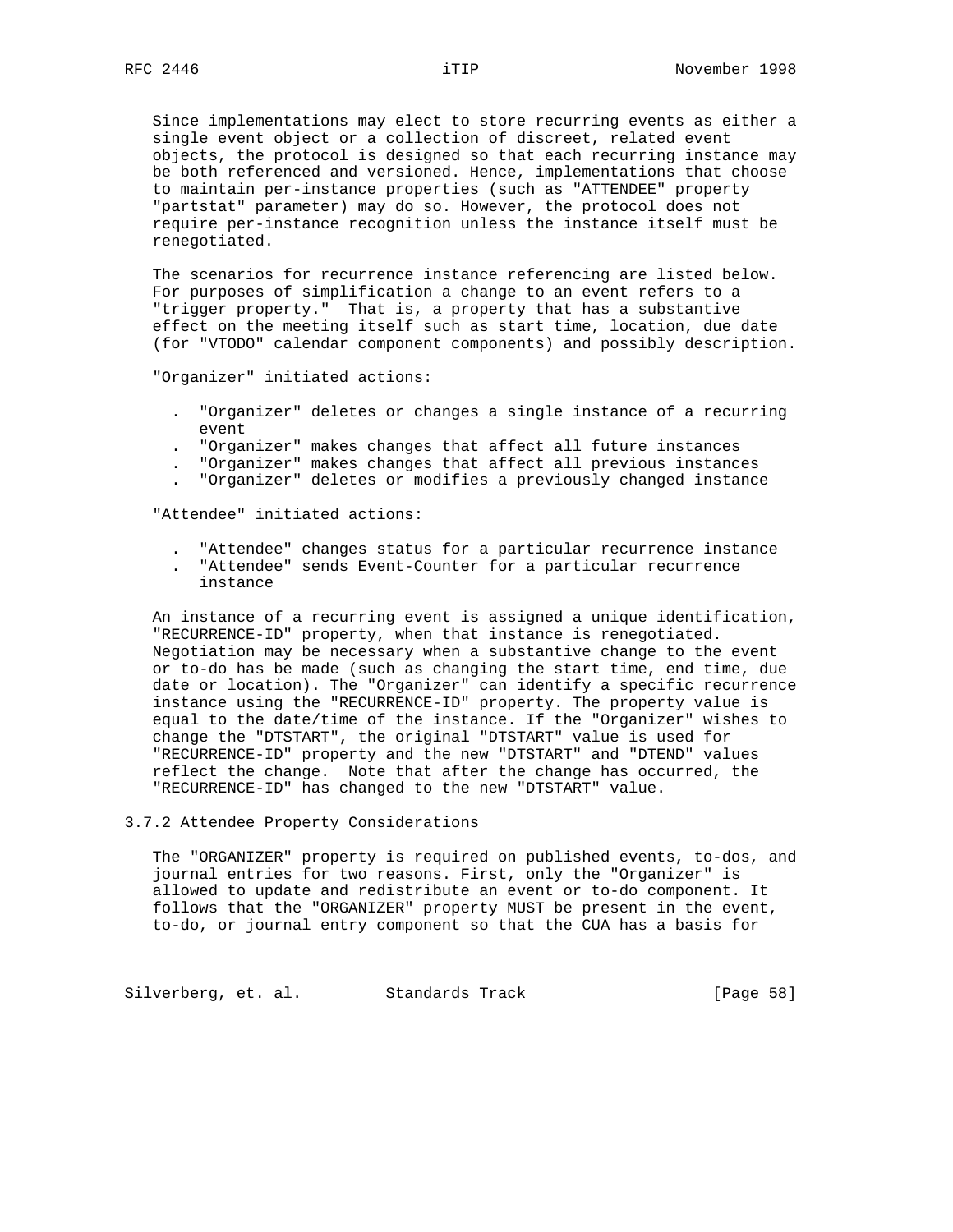Since implementations may elect to store recurring events as either a single event object or a collection of discreet, related event objects, the protocol is designed so that each recurring instance may be both referenced and versioned. Hence, implementations that choose to maintain per-instance properties (such as "ATTENDEE" property "partstat" parameter) may do so. However, the protocol does not require per-instance recognition unless the instance itself must be renegotiated.

The scenarios for recurrence instance referencing are listed below. For purposes of simplification a change to an event refers to a "trigger property." That is, a property that has a substantive effect on the meeting itself such as start time, location, due date (for "VTODO" calendar component components) and possibly description.

"Organizer" initiated actions:

- "Organizer" deletes or changes a single instance of a recurring event
- "Organizer" makes changes that affect all future instances
- "Organizer" makes changes that affect all previous instances
- "Organizer" deletes or modifies a previously changed instance

"Attendee" initiated actions:

- "Attendee" changes status for a particular recurrence instance
- "Attendee" sends Event-Counter for a particular recurrence instance

An instance of a recurring event is assigned a unique identification, "RECURRENCE-ID" property, when that instance is renegotiated. Negotiation may be necessary when a substantive change to the event or to-do has be made (such as changing the start time, end time, due date or location). The "Organizer" can identify a specific recurrence instance using the "RECURRENCE-ID" property. The property value is equal to the date/time of the instance. If the "Organizer" wishes to change the "DTSTART", the original "DTSTART" value is used for "RECURRENCE-ID" property and the new "DTSTART" and "DTEND" values reflect the change. Note that after the change has occurred, the "RECURRENCE-ID" has changed to the new "DTSTART" value.

### 3.7.2 Attendee Property Considerations

The "ORGANIZER" property is required on published events, to-dos, and journal entries for two reasons. First, only the "Organizer" is allowed to update and redistribute an event or to-do component. It follows that the "ORGANIZER" property MUST be present in the event, to-do, or journal entry component so that the CUA has a basis for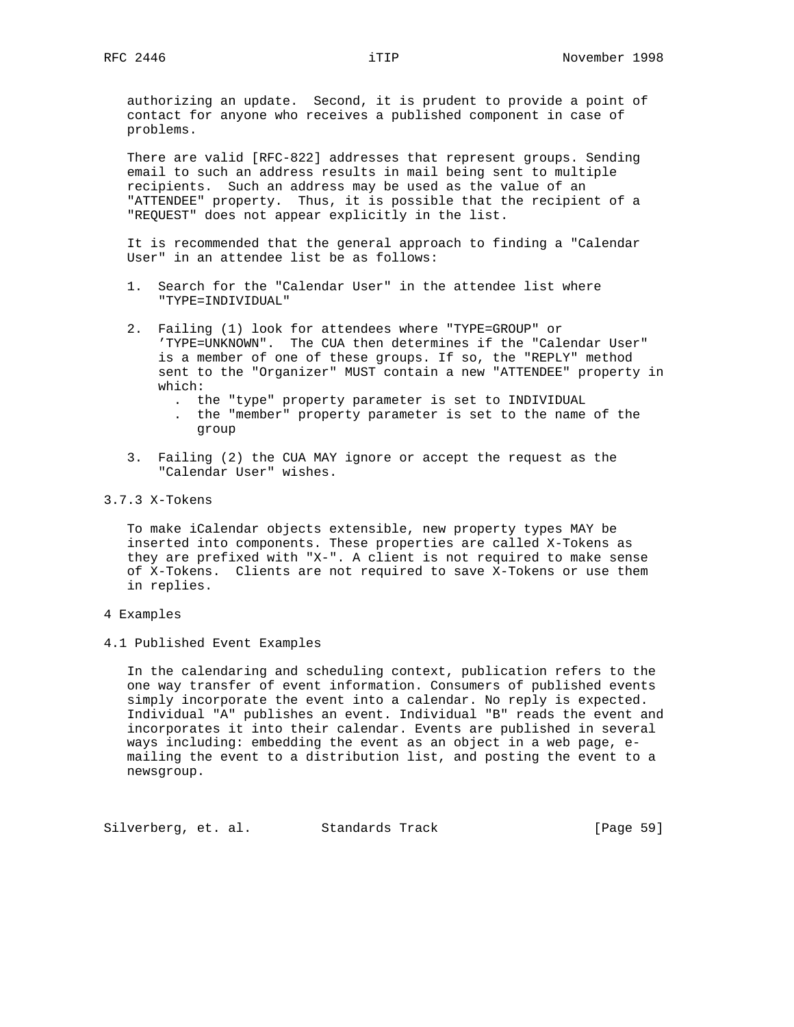authorizing an update. Second, it is prudent to provide a point of contact for anyone who receives a published component in case of problems.

There are valid [RFC-822] addresses that represent groups. Sending email to such an address results in mail being sent to multiple recipients. Such an address may be used as the value of an "ATTENDEE" property. Thus, it is possible that the recipient of a "REQUEST" does not appear explicitly in the list.

It is recommended that the general approach to finding a "Calendar User" in an attendee list be as follows:

1. Search for the "Calendar User" in the attendee list where "TYPE=INDIVIDUAL"

2. Failing (1) look for attendees where "TYPE=GROUP" or 'TYPE=UNKNOWN". The CUA then determines if the "Calendar User" is a member of one of these groups. If so, the "REPLY" method sent to the "Organizer" MUST contain a new "ATTENDEE" property in which:
   - the "type" property parameter is set to INDIVIDUAL
   - the "member" property parameter is set to the name of the group

3. Failing (2) the CUA MAY ignore or accept the request as the "Calendar User" wishes.

### 3.7.3 X-Tokens

To make iCalendar objects extensible, new property types MAY be inserted into components. These properties are called X-Tokens as they are prefixed with "X-". A client is not required to make sense of X-Tokens. Clients are not required to save X-Tokens or use them in replies.

# 4 Examples

## 4.1 Published Event Examples

In the calendaring and scheduling context, publication refers to the one way transfer of event information. Consumers of published events simply incorporate the event into a calendar. No reply is expected. Individual "A" publishes an event. Individual "B" reads the event and incorporates it into their calendar. Events are published in several ways including: embedding the event as an object in a web page, e-mailing the event to a distribution list, and posting the event to a newsgroup.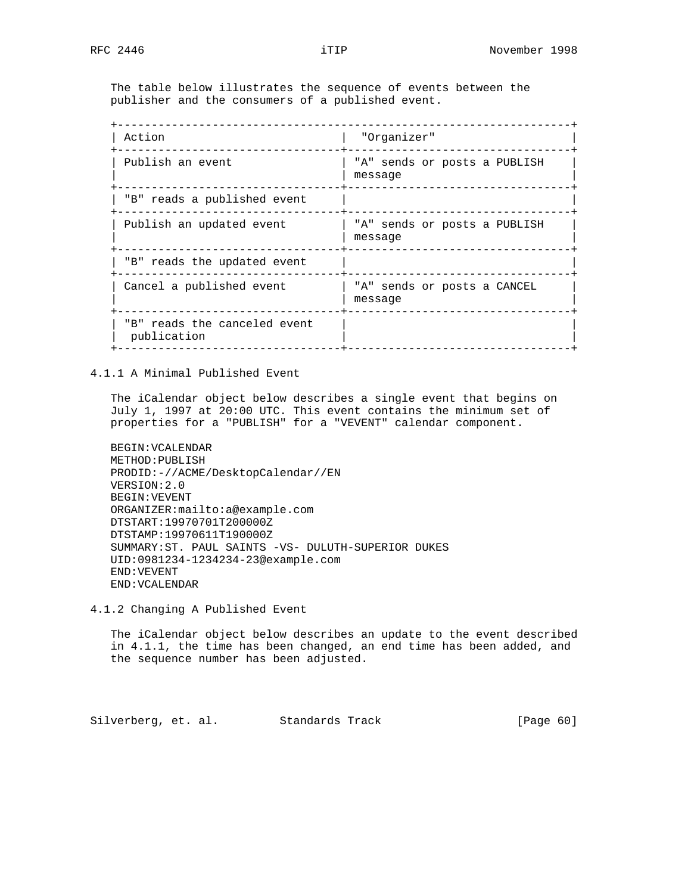The table below illustrates the sequence of events between the publisher and the consumers of a published event.

| Action | "Organizer" |
|---|---|
| Publish an event | "A" sends or posts a PUBLISH message |
| "B" reads a published event | |
| Publish an updated event | "A" sends or posts a PUBLISH message |
| "B" reads the updated event | |
| Cancel a published event | "A" sends or posts a CANCEL message |
| "B" reads the canceled event publication | |

### 4.1.1 A Minimal Published Event

The iCalendar object below describes a single event that begins on July 1, 1997 at 20:00 UTC. This event contains the minimum set of properties for a "PUBLISH" for a "VEVENT" calendar component.

```
BEGIN:VCALENDAR
METHOD:PUBLISH
PRODID:-//ACME/DesktopCalendar//EN
VERSION:2.0
BEGIN:VEVENT
ORGANIZER:mailto:a@example.com
DTSTART:19970701T200000Z
DTSTAMP:19970611T190000Z
SUMMARY:ST. PAUL SAINTS -VS- DULUTH-SUPERIOR DUKES
UID:0981234-1234234-23@example.com
END:VEVENT
END:VCALENDAR
```

### 4.1.2 Changing A Published Event

The iCalendar object below describes an update to the event described in 4.1.1, the time has been changed, an end time has been added, and the sequence number has been adjusted.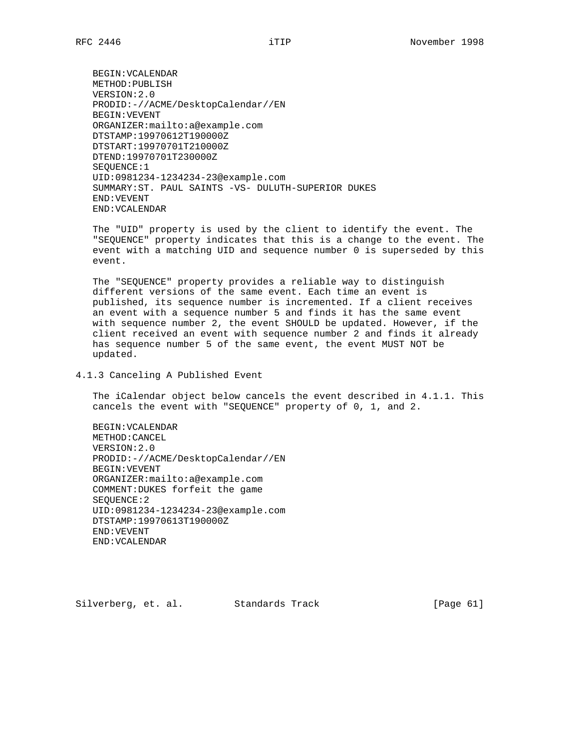```
BEGIN:VCALENDAR
METHOD:PUBLISH
VERSION:2.0
PRODID:-//ACME/DesktopCalendar//EN
BEGIN:VEVENT
ORGANIZER:mailto:a@example.com
DTSTAMP:19970612T190000Z
DTSTART:19970701T210000Z
DTEND:19970701T230000Z
SEQUENCE:1
UID:0981234-1234234-23@example.com
SUMMARY:ST. PAUL SAINTS -VS- DULUTH-SUPERIOR DUKES
END:VEVENT
END:VCALENDAR
```

The "UID" property is used by the client to identify the event. The "SEQUENCE" property indicates that this is a change to the event. The event with a matching UID and sequence number 0 is superseded by this event.

The "SEQUENCE" property provides a reliable way to distinguish different versions of the same event. Each time an event is published, its sequence number is incremented. If a client receives an event with a sequence number 5 and finds it has the same event with sequence number 2, the event SHOULD be updated. However, if the client received an event with sequence number 2 and finds it already has sequence number 5 of the same event, the event MUST NOT be updated.

### 4.1.3 Canceling A Published Event

The iCalendar object below cancels the event described in 4.1.1. This cancels the event with "SEQUENCE" property of 0, 1, and 2.

```
BEGIN:VCALENDAR
METHOD:CANCEL
VERSION:2.0
PRODID:-//ACME/DesktopCalendar//EN
BEGIN:VEVENT
ORGANIZER:mailto:a@example.com
COMMENT:DUKES forfeit the game
SEQUENCE:2
UID:0981234-1234234-23@example.com
DTSTAMP:19970613T190000Z
END:VEVENT
END:VCALENDAR
```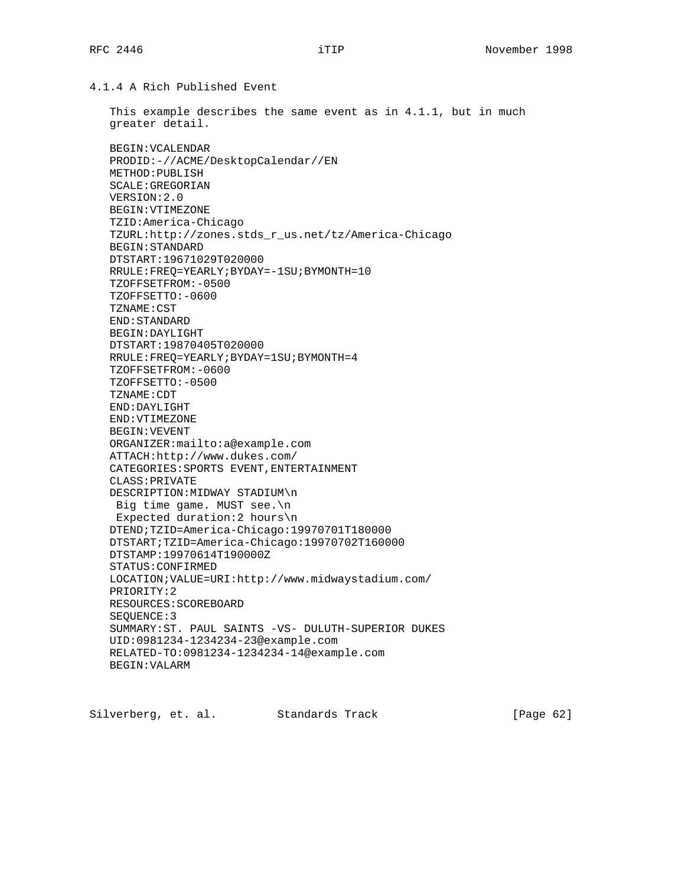### 4.1.4 A Rich Published Event

This example describes the same event as in 4.1.1, but in much greater detail.

```
BEGIN:VCALENDAR
PRODID:-//ACME/DesktopCalendar//EN
METHOD:PUBLISH
SCALE:GREGORIAN
VERSION:2.0
BEGIN:VTIMEZONE
TZID:America-Chicago
TZURL:http://zones.stds_r_us.net/tz/America-Chicago
BEGIN:STANDARD
DTSTART:19671029T020000
RRULE:FREQ=YEARLY;BYDAY=-1SU;BYMONTH=10
TZOFFSETFROM:-0500
TZOFFSETTO:-0600
TZNAME:CST
END:STANDARD
BEGIN:DAYLIGHT
DTSTART:19870405T020000
RRULE:FREQ=YEARLY;BYDAY=1SU;BYMONTH=4
TZOFFSETFROM:-0600
TZOFFSETTO:-0500
TZNAME:CDT
END:DAYLIGHT
END:VTIMEZONE
BEGIN:VEVENT
ORGANIZER:mailto:a@example.com
ATTACH:http://www.dukes.com/
CATEGORIES:SPORTS EVENT,ENTERTAINMENT
CLASS:PRIVATE
DESCRIPTION:MIDWAY STADIUM\n
 Big time game. MUST see.\n
 Expected duration:2 hours\n
DTEND;TZID=America-Chicago:19970701T180000
DTSTART;TZID=America-Chicago:19970702T160000
DTSTAMP:19970614T190000Z
STATUS:CONFIRMED
LOCATION;VALUE=URI:http://www.midwaystadium.com/
PRIORITY:2
RESOURCES:SCOREBOARD
SEQUENCE:3
SUMMARY:ST. PAUL SAINTS -VS- DULUTH-SUPERIOR DUKES
UID:0981234-1234234-23@example.com
RELATED-TO:0981234-1234234-14@example.com
BEGIN:VALARM
```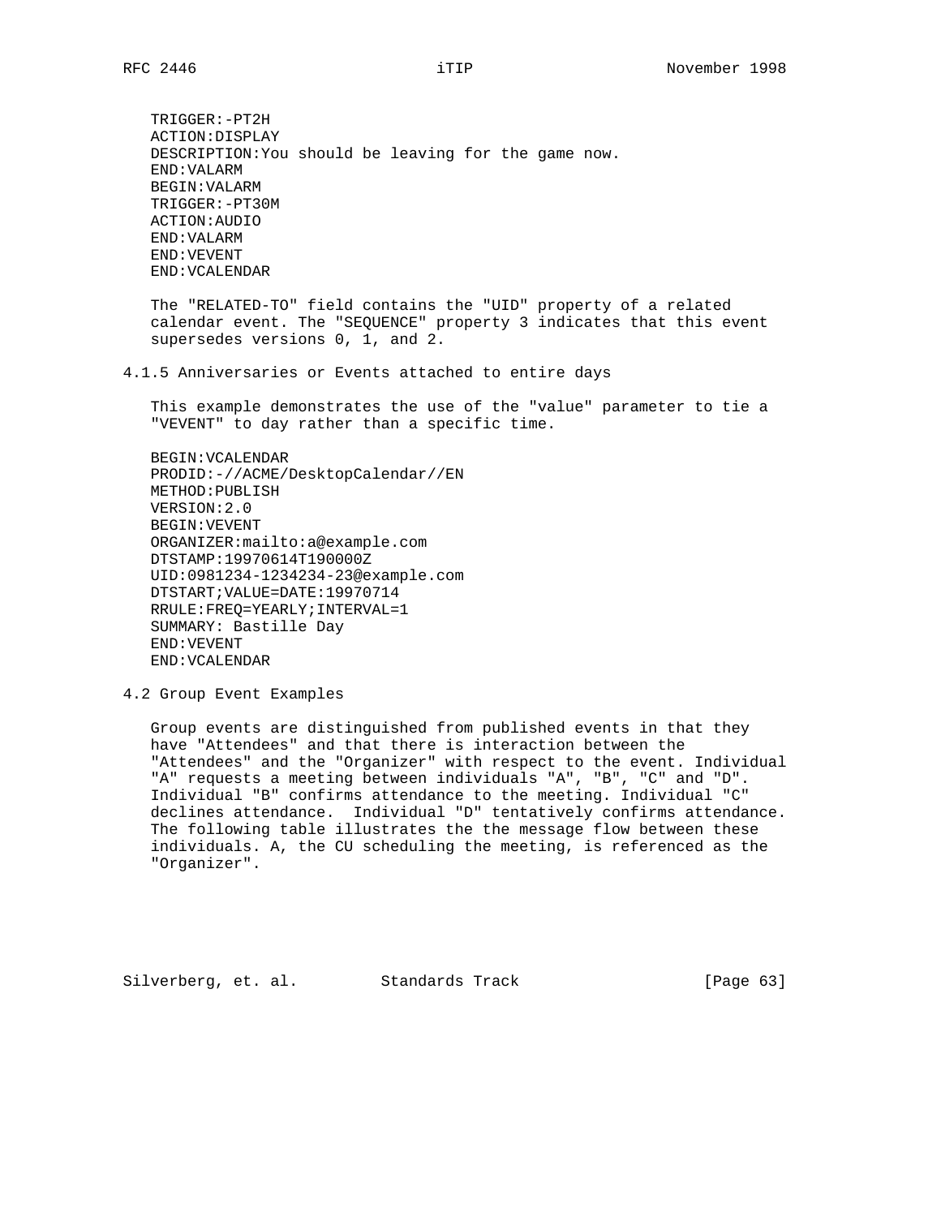```
TRIGGER:-PT2H
ACTION:DISPLAY
DESCRIPTION:You should be leaving for the game now.
END:VALARM
BEGIN:VALARM
TRIGGER:-PT30M
ACTION:AUDIO
END:VALARM
END:VEVENT
END:VCALENDAR
```

The "RELATED-TO" field contains the "UID" property of a related calendar event. The "SEQUENCE" property 3 indicates that this event supersedes versions 0, 1, and 2.

### 4.1.5 Anniversaries or Events attached to entire days

This example demonstrates the use of the "value" parameter to tie a "VEVENT" to day rather than a specific time.

```
BEGIN:VCALENDAR
PRODID:-//ACME/DesktopCalendar//EN
METHOD:PUBLISH
VERSION:2.0
BEGIN:VEVENT
ORGANIZER:mailto:a@example.com
DTSTAMP:19970614T190000Z
UID:0981234-1234234-23@example.com
DTSTART;VALUE=DATE:19970714
RRULE:FREQ=YEARLY;INTERVAL=1
SUMMARY: Bastille Day
END:VEVENT
END:VCALENDAR
```

## 4.2 Group Event Examples

Group events are distinguished from published events in that they have "Attendees" and that there is interaction between the "Attendees" and the "Organizer" with respect to the event. Individual "A" requests a meeting between individuals "A", "B", "C" and "D". Individual "B" confirms attendance to the meeting. Individual "C" declines attendance. Individual "D" tentatively confirms attendance. The following table illustrates the the message flow between these individuals. A, the CU scheduling the meeting, is referenced as the "Organizer".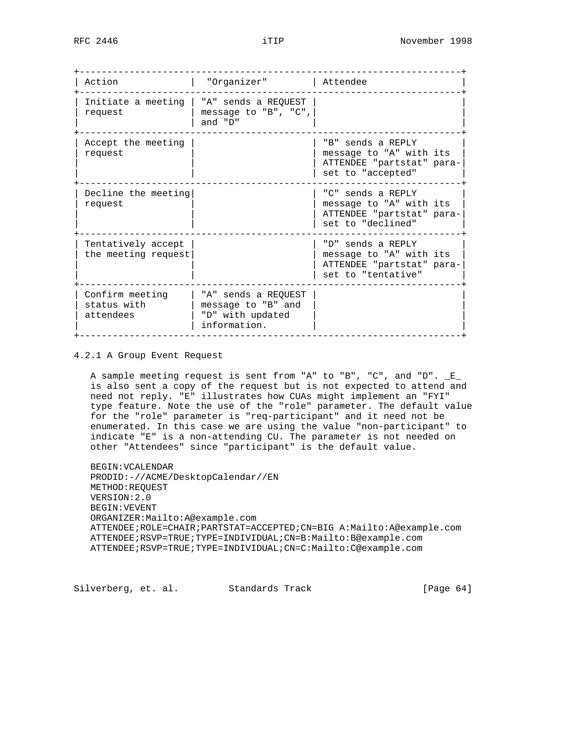| Action | "Organizer" | Attendee |
|---|---|---|
| Initiate a meeting request | "A" sends a REQUEST message to "B", "C", and "D" | |
| Accept the meeting request | | "B" sends a REPLY message to "A" with its ATTENDEE "partstat" para- set to "accepted" |
| Decline the meeting request | | "C" sends a REPLY message to "A" with its ATTENDEE "partstat" para- set to "declined" |
| Tentatively accept the meeting request | | "D" sends a REPLY message to "A" with its ATTENDEE "partstat" para- set to "tentative" |
| Confirm meeting status with attendees | "A" sends a REQUEST message to "B" and "D" with updated information. | |

### 4.2.1 A Group Event Request

A sample meeting request is sent from "A" to "B", "C", and "D". _E_ is also sent a copy of the request but is not expected to attend and need not reply. "E" illustrates how CUAs might implement an "FYI" type feature. Note the use of the "role" parameter. The default value for the "role" parameter is "req-participant" and it need not be enumerated. In this case we are using the value "non-participant" to indicate "E" is a non-attending CU. The parameter is not needed on other "Attendees" since "participant" is the default value.

```
BEGIN:VCALENDAR
PRODID:-//ACME/DesktopCalendar//EN
METHOD:REQUEST
VERSION:2.0
BEGIN:VEVENT
ORGANIZER:Mailto:A@example.com
ATTENDEE;ROLE=CHAIR;PARTSTAT=ACCEPTED;CN=BIG A:Mailto:A@example.com
ATTENDEE;RSVP=TRUE;TYPE=INDIVIDUAL;CN=B:Mailto:B@example.com
ATTENDEE;RSVP=TRUE;TYPE=INDIVIDUAL;CN=C:Mailto:C@example.com
```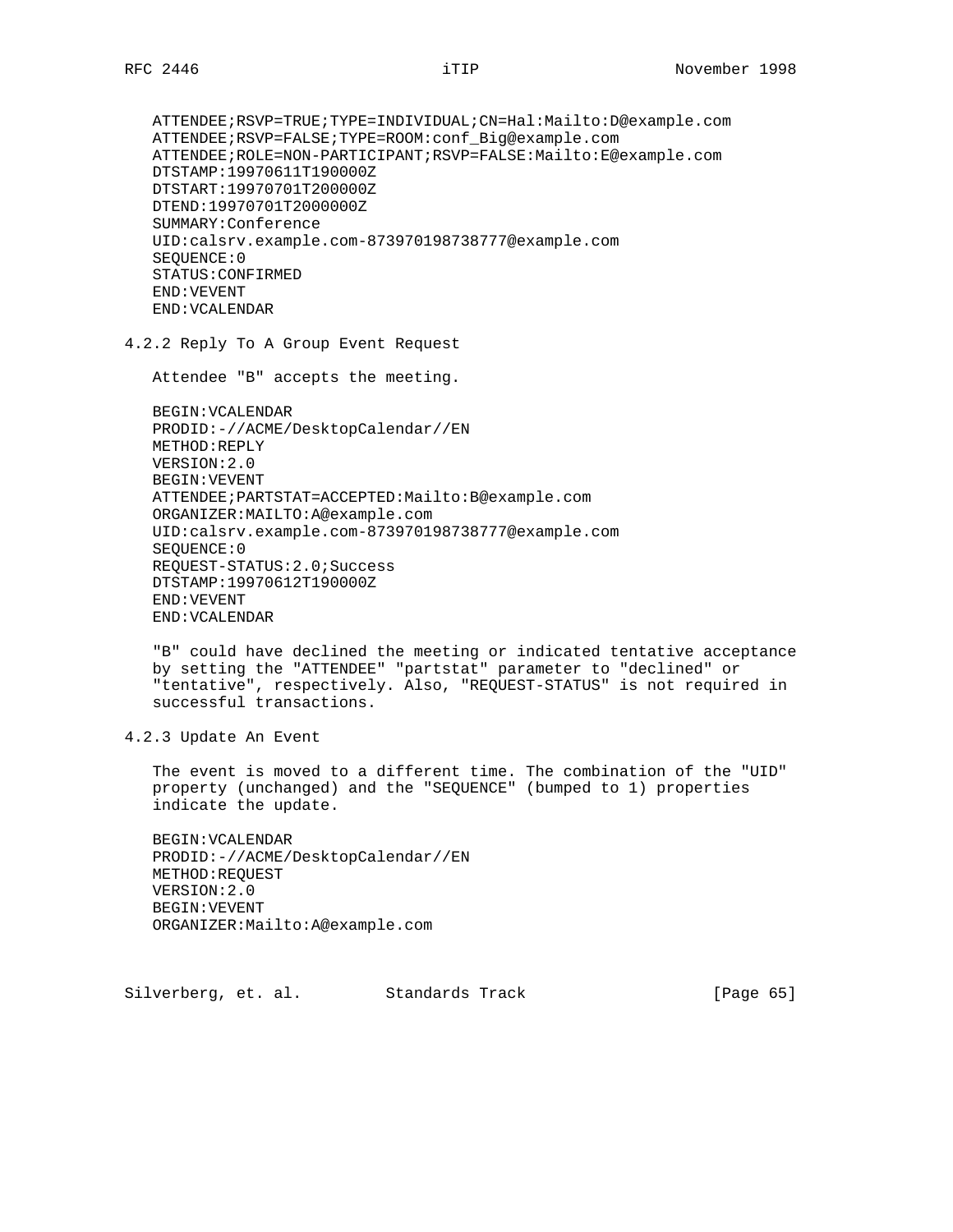```
ATTENDEE;RSVP=TRUE;TYPE=INDIVIDUAL;CN=Hal:Mailto:D@example.com
ATTENDEE;RSVP=FALSE;TYPE=ROOM:conf_Big@example.com
ATTENDEE;ROLE=NON-PARTICIPANT;RSVP=FALSE:Mailto:E@example.com
DTSTAMP:19970611T190000Z
DTSTART:19970701T200000Z
DTEND:19970701T2000000Z
SUMMARY:Conference
UID:calsrv.example.com-873970198738777@example.com
SEQUENCE:0
STATUS:CONFIRMED
END:VEVENT
END:VCALENDAR
```

### 4.2.2 Reply To A Group Event Request

Attendee "B" accepts the meeting.

```
BEGIN:VCALENDAR
PRODID:-//ACME/DesktopCalendar//EN
METHOD:REPLY
VERSION:2.0
BEGIN:VEVENT
ATTENDEE;PARTSTAT=ACCEPTED:Mailto:B@example.com
ORGANIZER:MAILTO:A@example.com
UID:calsrv.example.com-873970198738777@example.com
SEQUENCE:0
REQUEST-STATUS:2.0;Success
DTSTAMP:19970612T190000Z
END:VEVENT
END:VCALENDAR
```

"B" could have declined the meeting or indicated tentative acceptance by setting the "ATTENDEE" "partstat" parameter to "declined" or "tentative", respectively. Also, "REQUEST-STATUS" is not required in successful transactions.

### 4.2.3 Update An Event

The event is moved to a different time. The combination of the "UID" property (unchanged) and the "SEQUENCE" (bumped to 1) properties indicate the update.

```
BEGIN:VCALENDAR
PRODID:-//ACME/DesktopCalendar//EN
METHOD:REQUEST
VERSION:2.0
BEGIN:VEVENT
ORGANIZER:Mailto:A@example.com
```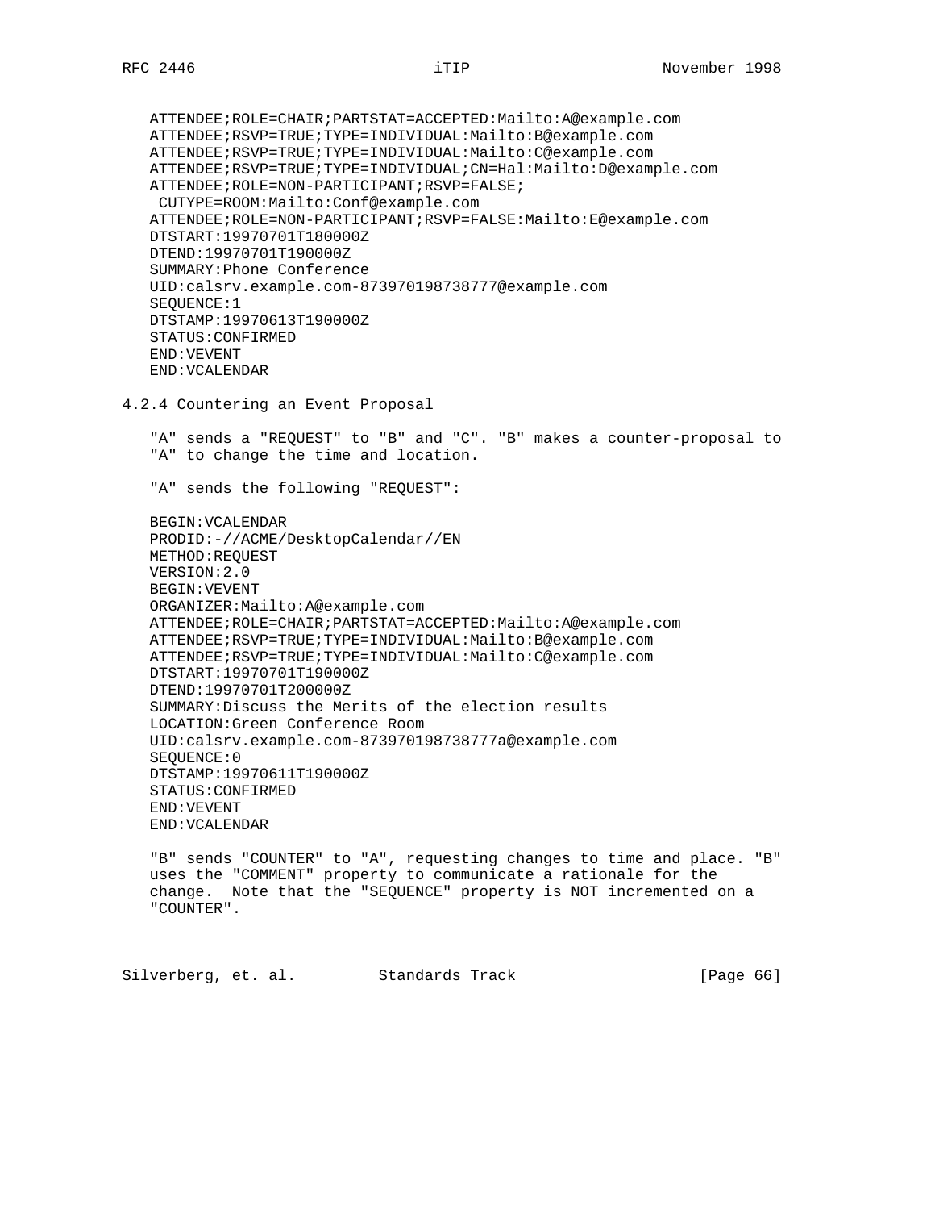```
ATTENDEE;ROLE=CHAIR;PARTSTAT=ACCEPTED:Mailto:A@example.com
ATTENDEE;RSVP=TRUE;TYPE=INDIVIDUAL:Mailto:B@example.com
ATTENDEE;RSVP=TRUE;TYPE=INDIVIDUAL:Mailto:C@example.com
ATTENDEE;RSVP=TRUE;TYPE=INDIVIDUAL;CN=Hal:Mailto:D@example.com
ATTENDEE;ROLE=NON-PARTICIPANT;RSVP=FALSE;
 CUTYPE=ROOM:Mailto:Conf@example.com
ATTENDEE;ROLE=NON-PARTICIPANT;RSVP=FALSE:Mailto:E@example.com
DTSTART:19970701T180000Z
DTEND:19970701T190000Z
SUMMARY:Phone Conference
UID:calsrv.example.com-873970198738777@example.com
SEQUENCE:1
DTSTAMP:19970613T190000Z
STATUS:CONFIRMED
END:VEVENT
END:VCALENDAR
```

### 4.2.4 Countering an Event Proposal

"A" sends a "REQUEST" to "B" and "C". "B" makes a counter-proposal to "A" to change the time and location.

"A" sends the following "REQUEST":

```
BEGIN:VCALENDAR
PRODID:-//ACME/DesktopCalendar//EN
METHOD:REQUEST
VERSION:2.0
BEGIN:VEVENT
ORGANIZER:Mailto:A@example.com
ATTENDEE;ROLE=CHAIR;PARTSTAT=ACCEPTED:Mailto:A@example.com
ATTENDEE;RSVP=TRUE;TYPE=INDIVIDUAL:Mailto:B@example.com
ATTENDEE;RSVP=TRUE;TYPE=INDIVIDUAL:Mailto:C@example.com
DTSTART:19970701T190000Z
DTEND:19970701T200000Z
SUMMARY:Discuss the Merits of the election results
LOCATION:Green Conference Room
UID:calsrv.example.com-873970198738777a@example.com
SEQUENCE:0
DTSTAMP:19970611T190000Z
STATUS:CONFIRMED
END:VEVENT
END:VCALENDAR
```

"B" sends "COUNTER" to "A", requesting changes to time and place. "B" uses the "COMMENT" property to communicate a rationale for the change. Note that the "SEQUENCE" property is NOT incremented on a "COUNTER".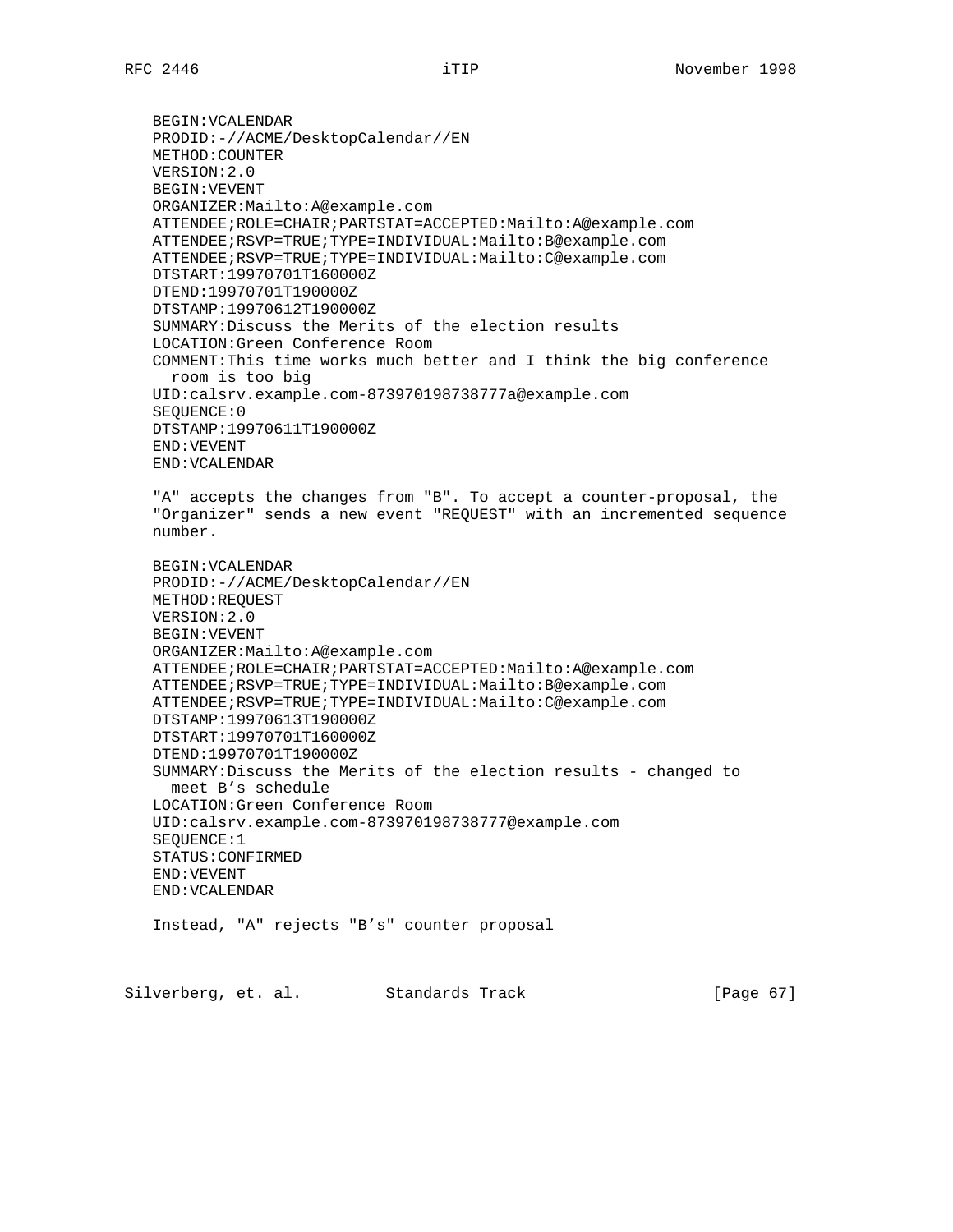```
BEGIN:VCALENDAR
PRODID:-//ACME/DesktopCalendar//EN
METHOD:COUNTER
VERSION:2.0
BEGIN:VEVENT
ORGANIZER:Mailto:A@example.com
ATTENDEE;ROLE=CHAIR;PARTSTAT=ACCEPTED:Mailto:A@example.com
ATTENDEE;RSVP=TRUE;TYPE=INDIVIDUAL:Mailto:B@example.com
ATTENDEE;RSVP=TRUE;TYPE=INDIVIDUAL:Mailto:C@example.com
DTSTART:19970701T160000Z
DTEND:19970701T190000Z
DTSTAMP:19970612T190000Z
SUMMARY:Discuss the Merits of the election results
LOCATION:Green Conference Room
COMMENT:This time works much better and I think the big conference
  room is too big
UID:calsrv.example.com-873970198738777a@example.com
SEQUENCE:0
DTSTAMP:19970611T190000Z
END:VEVENT
END:VCALENDAR
```

"A" accepts the changes from "B". To accept a counter-proposal, the "Organizer" sends a new event "REQUEST" with an incremented sequence number.

```
BEGIN:VCALENDAR
PRODID:-//ACME/DesktopCalendar//EN
METHOD:REQUEST
VERSION:2.0
BEGIN:VEVENT
ORGANIZER:Mailto:A@example.com
ATTENDEE;ROLE=CHAIR;PARTSTAT=ACCEPTED:Mailto:A@example.com
ATTENDEE;RSVP=TRUE;TYPE=INDIVIDUAL:Mailto:B@example.com
ATTENDEE;RSVP=TRUE;TYPE=INDIVIDUAL:Mailto:C@example.com
DTSTAMP:19970613T190000Z
DTSTART:19970701T160000Z
DTEND:19970701T190000Z
SUMMARY:Discuss the Merits of the election results - changed to
  meet B's schedule
LOCATION:Green Conference Room
UID:calsrv.example.com-873970198738777@example.com
SEQUENCE:1
STATUS:CONFIRMED
END:VEVENT
END:VCALENDAR
```

Instead, "A" rejects "B's" counter proposal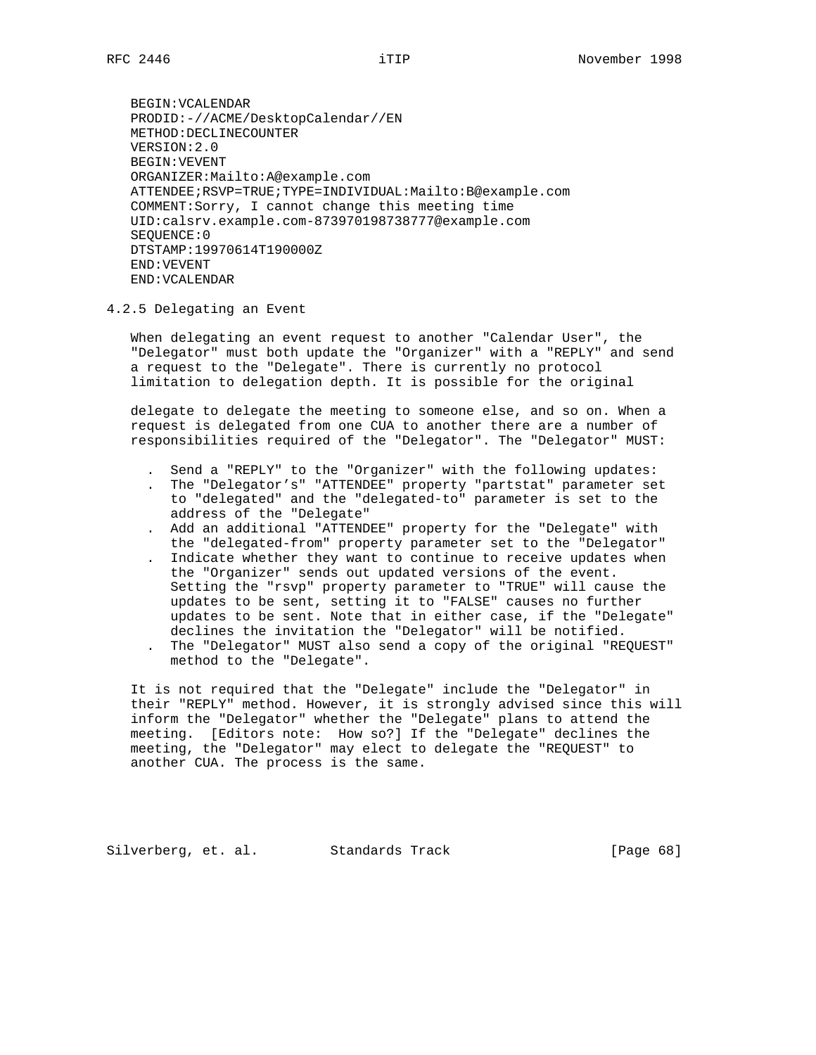```
BEGIN:VCALENDAR
PRODID:-//ACME/DesktopCalendar//EN
METHOD:DECLINECOUNTER
VERSION:2.0
BEGIN:VEVENT
ORGANIZER:Mailto:A@example.com
ATTENDEE;RSVP=TRUE;TYPE=INDIVIDUAL:Mailto:B@example.com
COMMENT:Sorry, I cannot change this meeting time
UID:calsrv.example.com-873970198738777@example.com
SEQUENCE:0
DTSTAMP:19970614T190000Z
END:VEVENT
END:VCALENDAR
```

### 4.2.5 Delegating an Event

When delegating an event request to another "Calendar User", the "Delegator" must both update the "Organizer" with a "REPLY" and send a request to the "Delegate". There is currently no protocol limitation to delegation depth. It is possible for the original delegate to delegate the meeting to someone else, and so on. When a request is delegated from one CUA to another there are a number of responsibilities required of the "Delegator". The "Delegator" MUST:

- Send a "REPLY" to the "Organizer" with the following updates:
- The "Delegator's" "ATTENDEE" property "partstat" parameter set to "delegated" and the "delegated-to" parameter is set to the address of the "Delegate"
- Add an additional "ATTENDEE" property for the "Delegate" with the "delegated-from" property parameter set to the "Delegator"
- Indicate whether they want to continue to receive updates when the "Organizer" sends out updated versions of the event. Setting the "rsvp" property parameter to "TRUE" will cause the updates to be sent, setting it to "FALSE" causes no further updates to be sent. Note that in either case, if the "Delegate" declines the invitation the "Delegator" will be notified.
- The "Delegator" MUST also send a copy of the original "REQUEST" method to the "Delegate".

It is not required that the "Delegate" include the "Delegator" in their "REPLY" method. However, it is strongly advised since this will inform the "Delegator" whether the "Delegate" plans to attend the meeting. [Editors note: How so?] If the "Delegate" declines the meeting, the "Delegator" may elect to delegate the "REQUEST" to another CUA. The process is the same.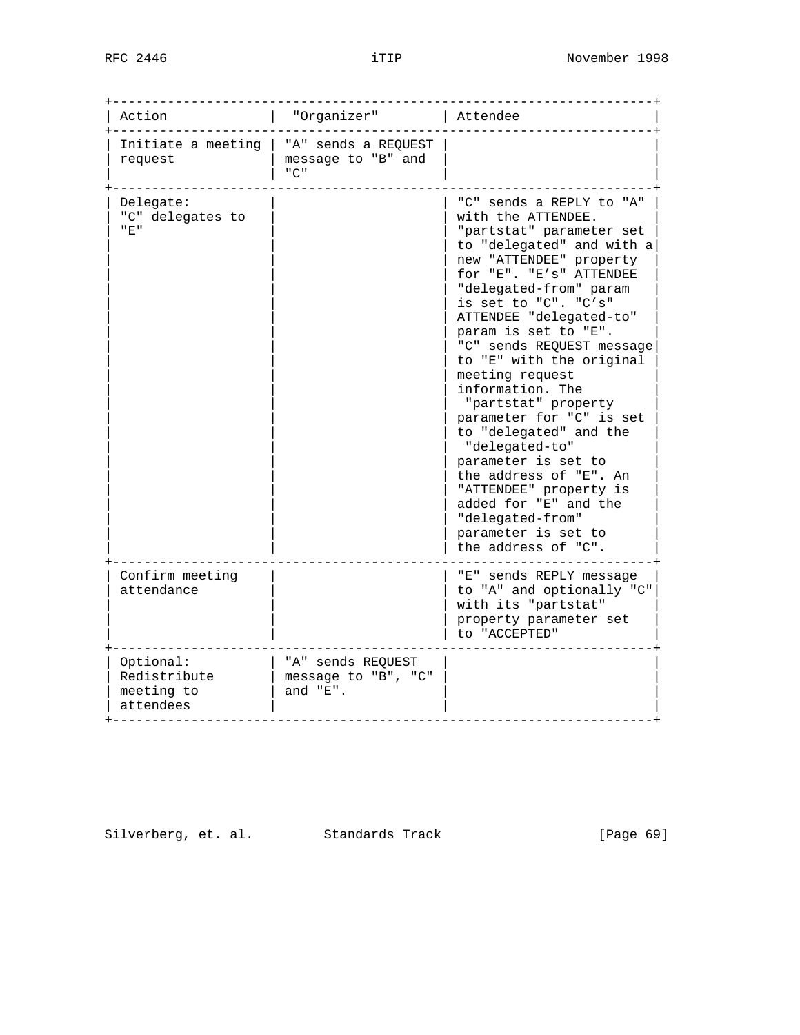| Action | "Organizer" | Attendee |
| --- | --- | --- |
| Initiate a meeting request | "A" sends a REQUEST message to "B" and "C" | |
| Delegate: "C" delegates to "E" | | "C" sends a REPLY to "A" with the ATTENDEE. "partstat" parameter set to "delegated" and with a new "ATTENDEE" property for "E". "E's" ATTENDEE "delegated-from" param is set to "C". "C's" ATTENDEE "delegated-to" param is set to "E". "C" sends REQUEST message to "E" with the original meeting request information. The "partstat" property parameter for "C" is set to "delegated" and the "delegated-to" parameter is set to the address of "E". An "ATTENDEE" property is added for "E" and the "delegated-from" parameter is set to the address of "C". |
| Confirm meeting attendance | | "E" sends REPLY message to "A" and optionally "C" with its "partstat" property parameter set to "ACCEPTED" |
| Optional: Redistribute meeting to attendees | "A" sends REQUEST message to "B", "C" and "E". | |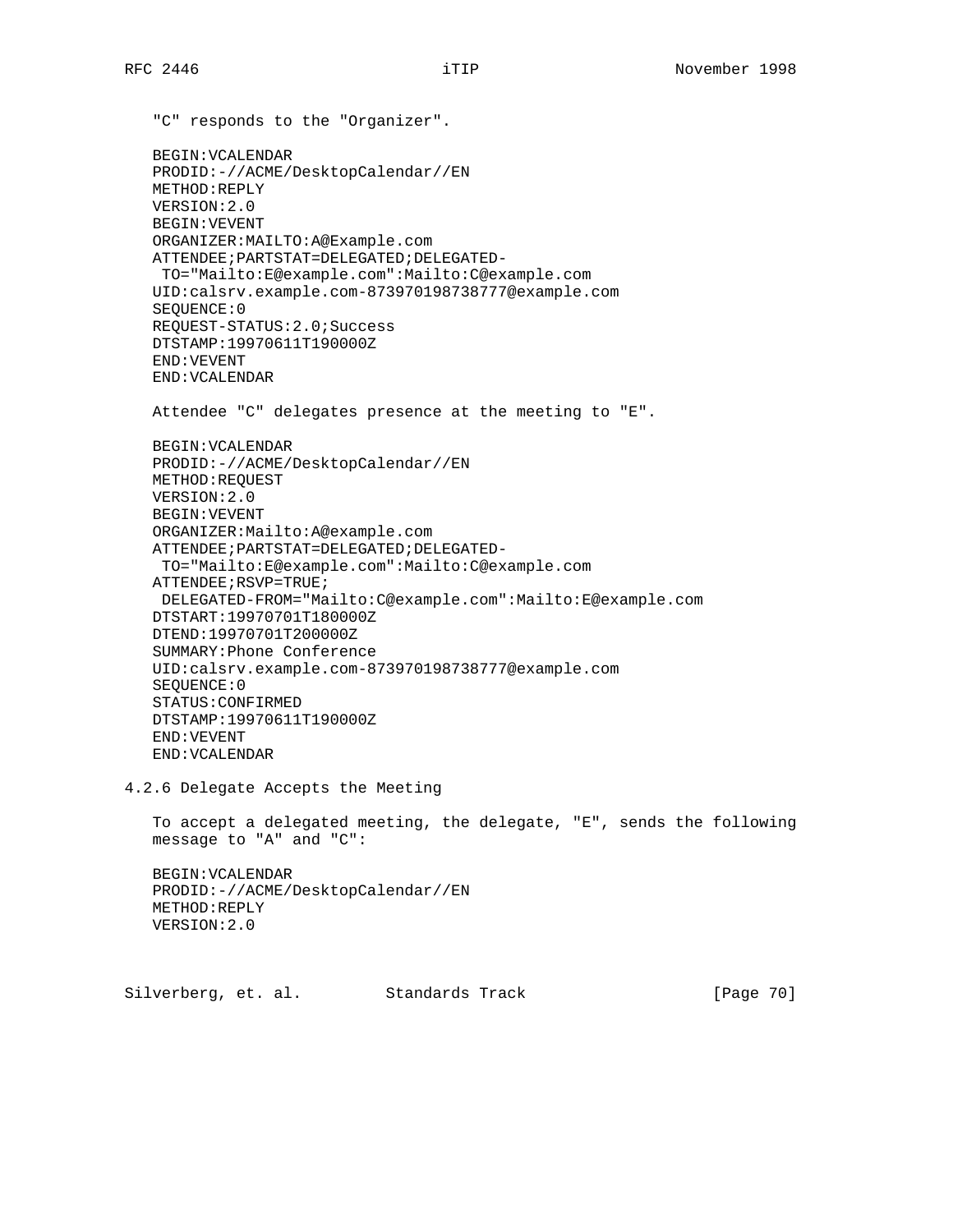"C" responds to the "Organizer".

```
BEGIN:VCALENDAR
PRODID:-//ACME/DesktopCalendar//EN
METHOD:REPLY
VERSION:2.0
BEGIN:VEVENT
ORGANIZER:MAILTO:A@Example.com
ATTENDEE;PARTSTAT=DELEGATED;DELEGATED-
 TO="Mailto:E@example.com":Mailto:C@example.com
UID:calsrv.example.com-873970198738777@example.com
SEQUENCE:0
REQUEST-STATUS:2.0;Success
DTSTAMP:19970611T190000Z
END:VEVENT
END:VCALENDAR
```

Attendee "C" delegates presence at the meeting to "E".

```
BEGIN:VCALENDAR
PRODID:-//ACME/DesktopCalendar//EN
METHOD:REQUEST
VERSION:2.0
BEGIN:VEVENT
ORGANIZER:Mailto:A@example.com
ATTENDEE;PARTSTAT=DELEGATED;DELEGATED-
 TO="Mailto:E@example.com":Mailto:C@example.com
ATTENDEE;RSVP=TRUE;
 DELEGATED-FROM="Mailto:C@example.com":Mailto:E@example.com
DTSTART:19970701T180000Z
DTEND:19970701T200000Z
SUMMARY:Phone Conference
UID:calsrv.example.com-873970198738777@example.com
SEQUENCE:0
STATUS:CONFIRMED
DTSTAMP:19970611T190000Z
END:VEVENT
END:VCALENDAR
```

### 4.2.6 Delegate Accepts the Meeting

To accept a delegated meeting, the delegate, "E", sends the following message to "A" and "C":

```
BEGIN:VCALENDAR
PRODID:-//ACME/DesktopCalendar//EN
METHOD:REPLY
VERSION:2.0
```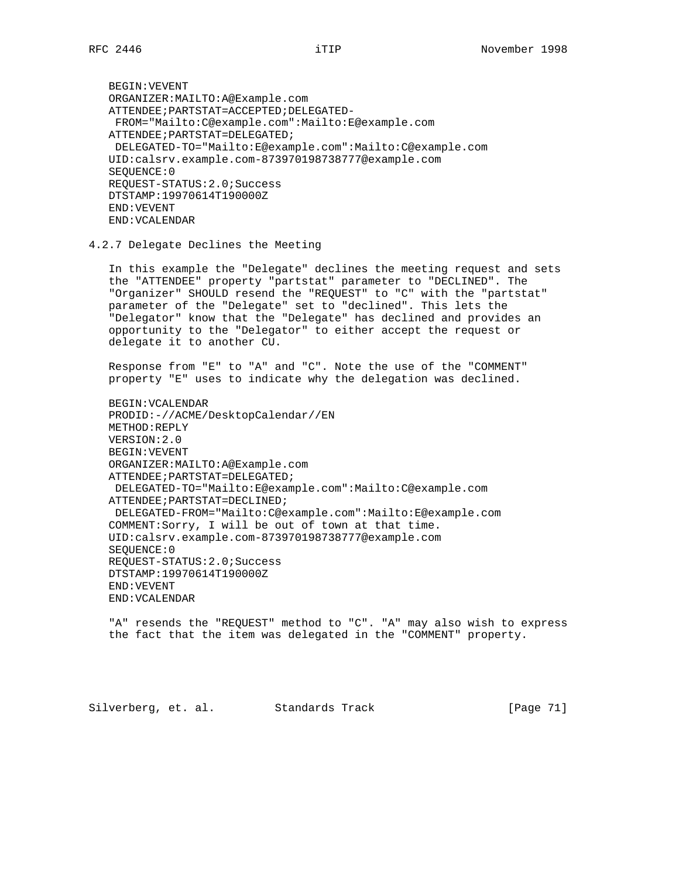```
BEGIN:VEVENT
ORGANIZER:MAILTO:A@Example.com
ATTENDEE;PARTSTAT=ACCEPTED;DELEGATED-
 FROM="Mailto:C@example.com":Mailto:E@example.com
ATTENDEE;PARTSTAT=DELEGATED;
 DELEGATED-TO="Mailto:E@example.com":Mailto:C@example.com
UID:calsrv.example.com-873970198738777@example.com
SEQUENCE:0
REQUEST-STATUS:2.0;Success
DTSTAMP:19970614T190000Z
END:VEVENT
END:VCALENDAR
```

### 4.2.7 Delegate Declines the Meeting

In this example the "Delegate" declines the meeting request and sets the "ATTENDEE" property "partstat" parameter to "DECLINED". The "Organizer" SHOULD resend the "REQUEST" to "C" with the "partstat" parameter of the "Delegate" set to "declined". This lets the "Delegator" know that the "Delegate" has declined and provides an opportunity to the "Delegator" to either accept the request or delegate it to another CU.

Response from "E" to "A" and "C". Note the use of the "COMMENT" property "E" uses to indicate why the delegation was declined.

```
BEGIN:VCALENDAR
PRODID:-//ACME/DesktopCalendar//EN
METHOD:REPLY
VERSION:2.0
BEGIN:VEVENT
ORGANIZER:MAILTO:A@Example.com
ATTENDEE;PARTSTAT=DELEGATED;
 DELEGATED-TO="Mailto:E@example.com":Mailto:C@example.com
ATTENDEE;PARTSTAT=DECLINED;
 DELEGATED-FROM="Mailto:C@example.com":Mailto:E@example.com
COMMENT:Sorry, I will be out of town at that time.
UID:calsrv.example.com-873970198738777@example.com
SEQUENCE:0
REQUEST-STATUS:2.0;Success
DTSTAMP:19970614T190000Z
END:VEVENT
END:VCALENDAR
```

"A" resends the "REQUEST" method to "C". "A" may also wish to express the fact that the item was delegated in the "COMMENT" property.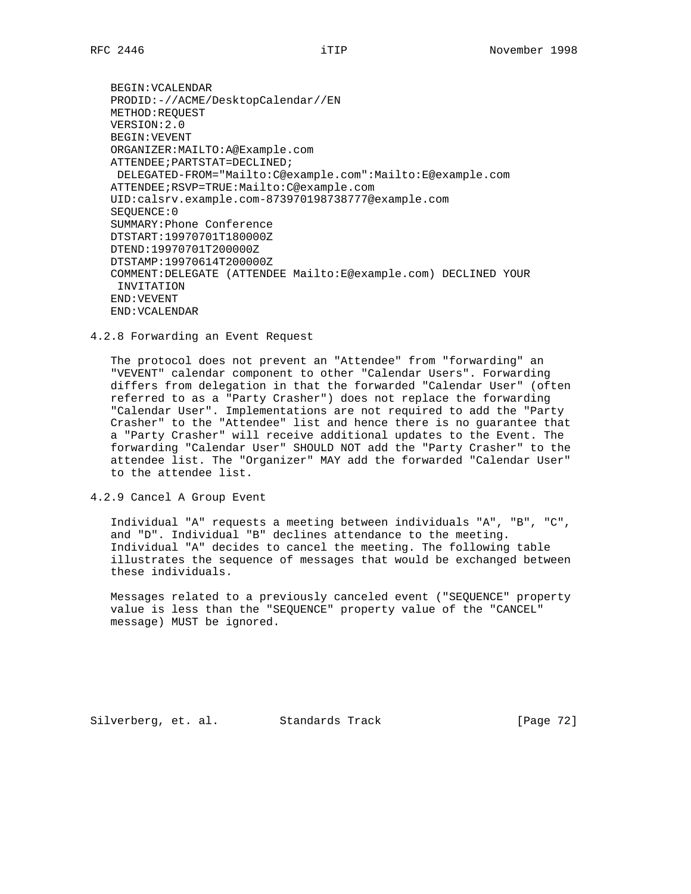```
BEGIN:VCALENDAR
PRODID:-//ACME/DesktopCalendar//EN
METHOD:REQUEST
VERSION:2.0
BEGIN:VEVENT
ORGANIZER:MAILTO:A@Example.com
ATTENDEE;PARTSTAT=DECLINED;
 DELEGATED-FROM="Mailto:C@example.com":Mailto:E@example.com
ATTENDEE;RSVP=TRUE:Mailto:C@example.com
UID:calsrv.example.com-873970198738777@example.com
SEQUENCE:0
SUMMARY:Phone Conference
DTSTART:19970701T180000Z
DTEND:19970701T200000Z
DTSTAMP:19970614T200000Z
COMMENT:DELEGATE (ATTENDEE Mailto:E@example.com) DECLINED YOUR
 INVITATION
END:VEVENT
END:VCALENDAR
```

### 4.2.8 Forwarding an Event Request

The protocol does not prevent an "Attendee" from "forwarding" an "VEVENT" calendar component to other "Calendar Users". Forwarding differs from delegation in that the forwarded "Calendar User" (often referred to as a "Party Crasher") does not replace the forwarding "Calendar User". Implementations are not required to add the "Party Crasher" to the "Attendee" list and hence there is no guarantee that a "Party Crasher" will receive additional updates to the Event. The forwarding "Calendar User" SHOULD NOT add the "Party Crasher" to the attendee list. The "Organizer" MAY add the forwarded "Calendar User" to the attendee list.

### 4.2.9 Cancel A Group Event

Individual "A" requests a meeting between individuals "A", "B", "C", and "D". Individual "B" declines attendance to the meeting. Individual "A" decides to cancel the meeting. The following table illustrates the sequence of messages that would be exchanged between these individuals.

Messages related to a previously canceled event ("SEQUENCE" property value is less than the "SEQUENCE" property value of the "CANCEL" message) MUST be ignored.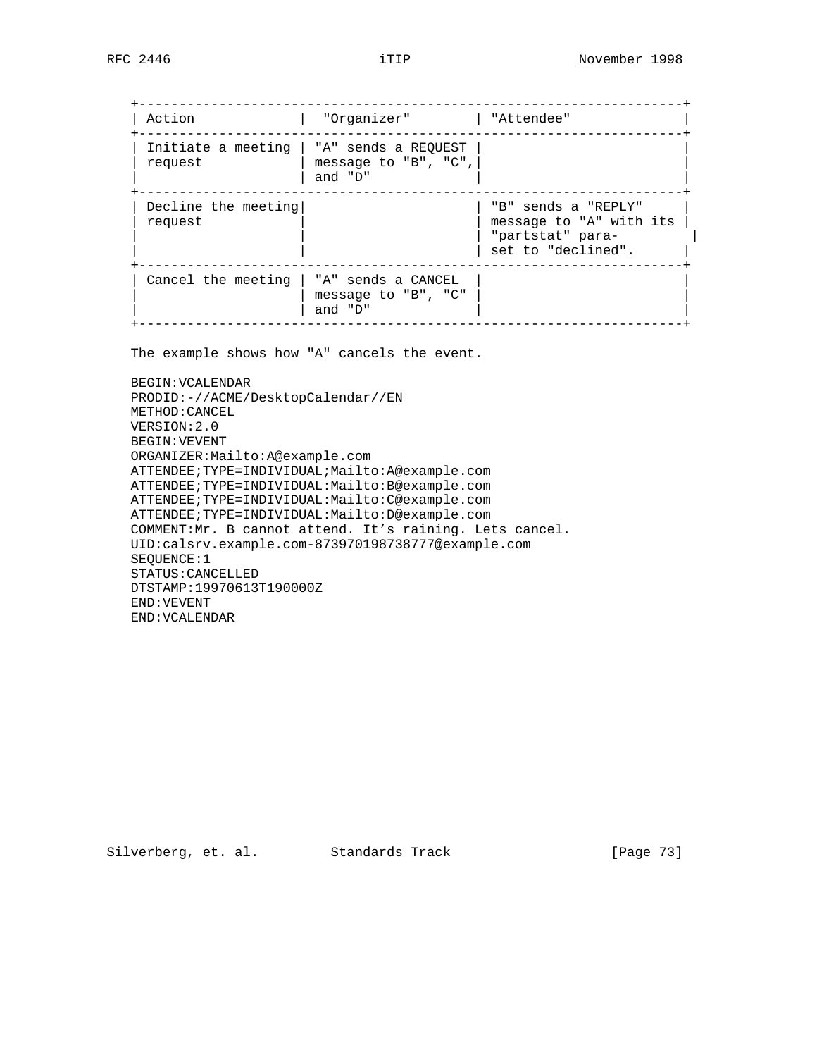| Action | "Organizer" | "Attendee" |
| --- | --- | --- |
| Initiate a meeting request | "A" sends a REQUEST message to "B", "C", and "D" | |
| Decline the meeting request | | "B" sends a "REPLY" message to "A" with its "partstat" para- set to "declined". |
| Cancel the meeting | "A" sends a CANCEL message to "B", "C" and "D" | |

The example shows how "A" cancels the event.

```
BEGIN:VCALENDAR
PRODID:-//ACME/DesktopCalendar//EN
METHOD:CANCEL
VERSION:2.0
BEGIN:VEVENT
ORGANIZER:Mailto:A@example.com
ATTENDEE;TYPE=INDIVIDUAL;Mailto:A@example.com
ATTENDEE;TYPE=INDIVIDUAL:Mailto:B@example.com
ATTENDEE;TYPE=INDIVIDUAL:Mailto:C@example.com
ATTENDEE;TYPE=INDIVIDUAL:Mailto:D@example.com
COMMENT:Mr. B cannot attend. It’s raining. Lets cancel.
UID:calsrv.example.com-873970198738777@example.com
SEQUENCE:1
STATUS:CANCELLED
DTSTAMP:19970613T190000Z
END:VEVENT
END:VCALENDAR
```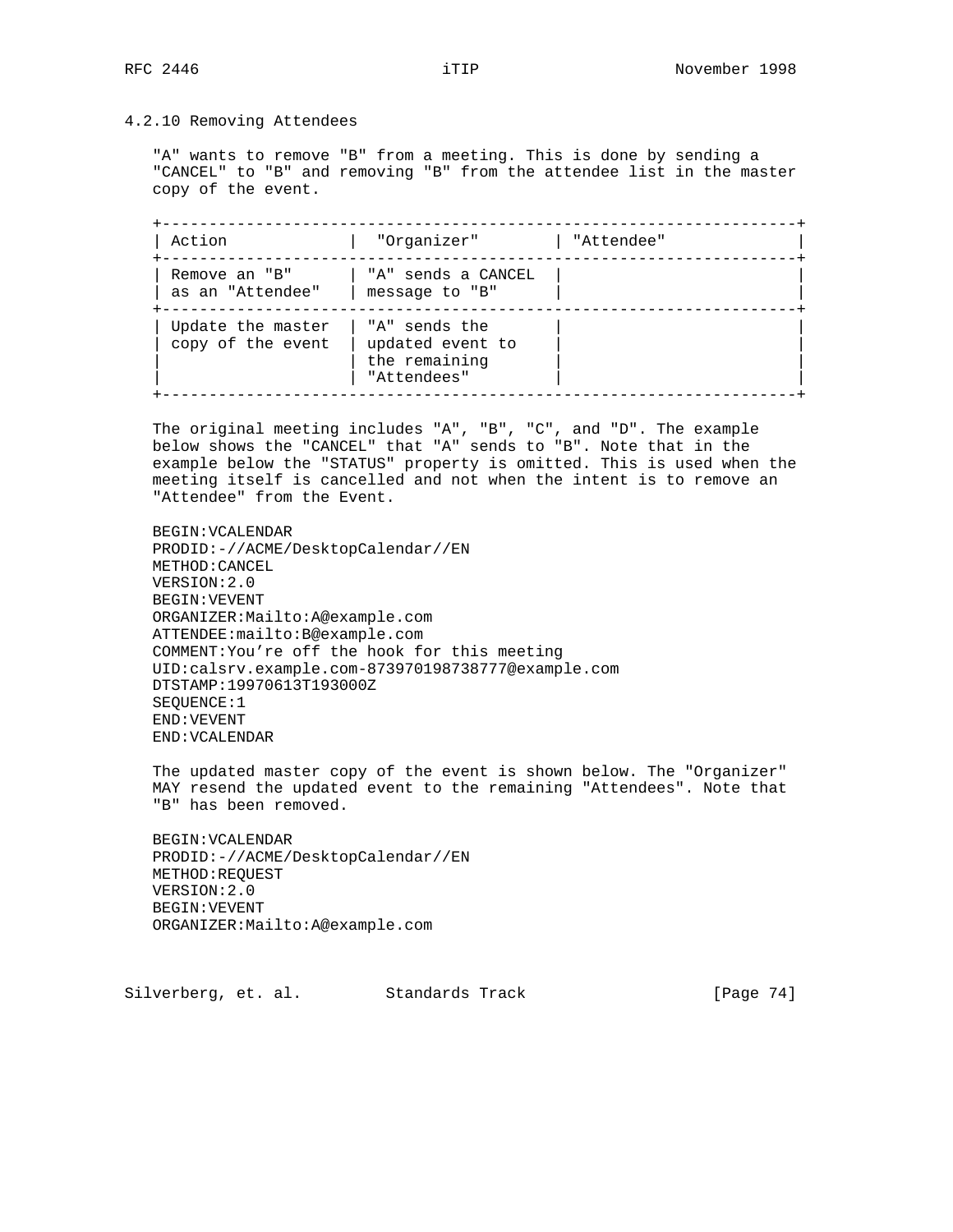### 4.2.10 Removing Attendees

"A" wants to remove "B" from a meeting. This is done by sending a "CANCEL" to "B" and removing "B" from the attendee list in the master copy of the event.

| Action | "Organizer" | "Attendee" |
|---|---|---|
| Remove an "B" as an "Attendee" | "A" sends a CANCEL message to "B" | |
| Update the master copy of the event | "A" sends the updated event to the remaining "Attendees" | |

The original meeting includes "A", "B", "C", and "D". The example below shows the "CANCEL" that "A" sends to "B". Note that in the example below the "STATUS" property is omitted. This is used when the meeting itself is cancelled and not when the intent is to remove an "Attendee" from the Event.

```
BEGIN:VCALENDAR
PRODID:-//ACME/DesktopCalendar//EN
METHOD:CANCEL
VERSION:2.0
BEGIN:VEVENT
ORGANIZER:Mailto:A@example.com
ATTENDEE:mailto:B@example.com
COMMENT:You’re off the hook for this meeting
UID:calsrv.example.com-873970198738777@example.com
DTSTAMP:19970613T193000Z
SEQUENCE:1
END:VEVENT
END:VCALENDAR
```

The updated master copy of the event is shown below. The "Organizer" MAY resend the updated event to the remaining "Attendees". Note that "B" has been removed.

```
BEGIN:VCALENDAR
PRODID:-//ACME/DesktopCalendar//EN
METHOD:REQUEST
VERSION:2.0
BEGIN:VEVENT
ORGANIZER:Mailto:A@example.com
```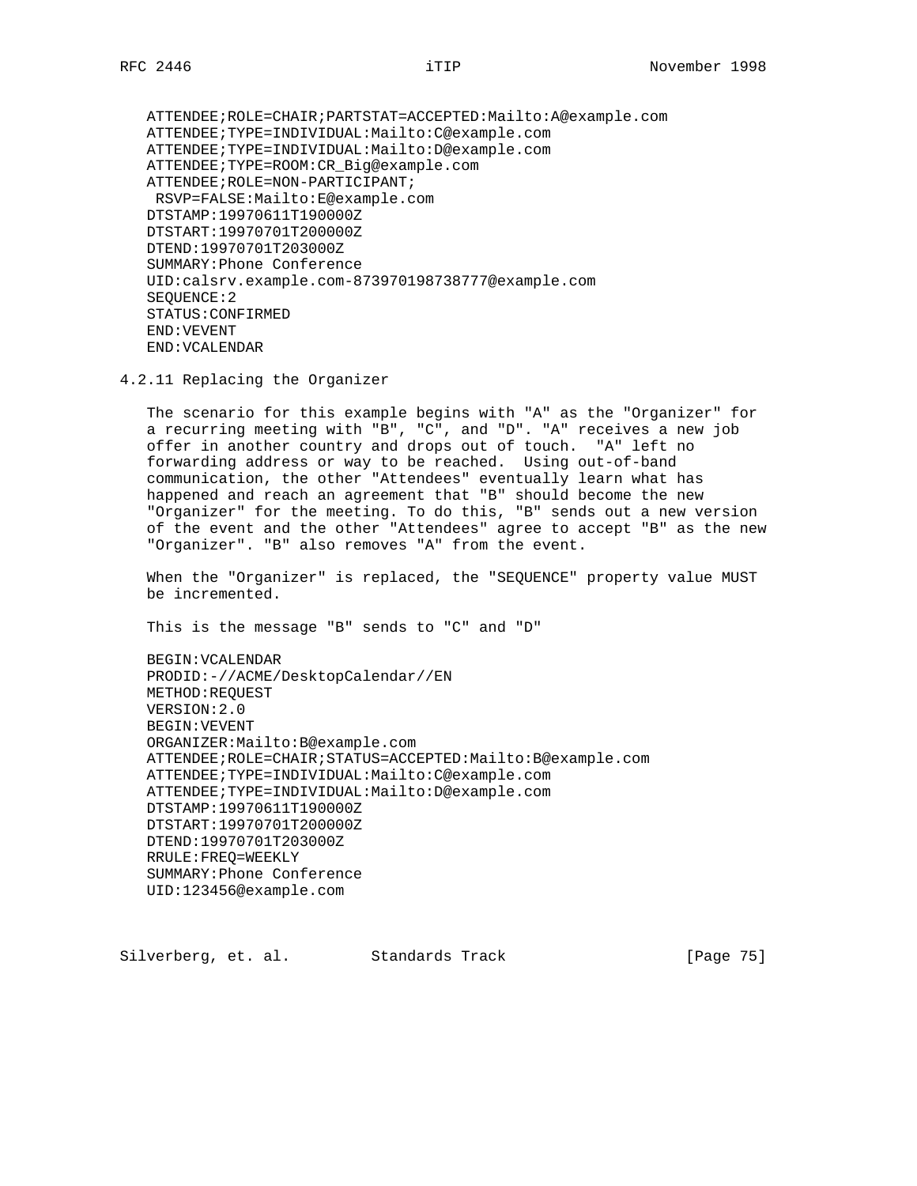```
ATTENDEE;ROLE=CHAIR;PARTSTAT=ACCEPTED:Mailto:A@example.com
ATTENDEE;TYPE=INDIVIDUAL:Mailto:C@example.com
ATTENDEE;TYPE=INDIVIDUAL:Mailto:D@example.com
ATTENDEE;TYPE=ROOM:CR_Big@example.com
ATTENDEE;ROLE=NON-PARTICIPANT;
 RSVP=FALSE:Mailto:E@example.com
DTSTAMP:19970611T190000Z
DTSTART:19970701T200000Z
DTEND:19970701T203000Z
SUMMARY:Phone Conference
UID:calsrv.example.com-873970198738777@example.com
SEQUENCE:2
STATUS:CONFIRMED
END:VEVENT
END:VCALENDAR
```

### 4.2.11 Replacing the Organizer

The scenario for this example begins with "A" as the "Organizer" for a recurring meeting with "B", "C", and "D". "A" receives a new job offer in another country and drops out of touch. "A" left no forwarding address or way to be reached. Using out-of-band communication, the other "Attendees" eventually learn what has happened and reach an agreement that "B" should become the new "Organizer" for the meeting. To do this, "B" sends out a new version of the event and the other "Attendees" agree to accept "B" as the new "Organizer". "B" also removes "A" from the event.

When the "Organizer" is replaced, the "SEQUENCE" property value MUST be incremented.

This is the message "B" sends to "C" and "D"

```
BEGIN:VCALENDAR
PRODID:-//ACME/DesktopCalendar//EN
METHOD:REQUEST
VERSION:2.0
BEGIN:VEVENT
ORGANIZER:Mailto:B@example.com
ATTENDEE;ROLE=CHAIR;STATUS=ACCEPTED:Mailto:B@example.com
ATTENDEE;TYPE=INDIVIDUAL:Mailto:C@example.com
ATTENDEE;TYPE=INDIVIDUAL:Mailto:D@example.com
DTSTAMP:19970611T190000Z
DTSTART:19970701T200000Z
DTEND:19970701T203000Z
RRULE:FREQ=WEEKLY
SUMMARY:Phone Conference
UID:123456@example.com
```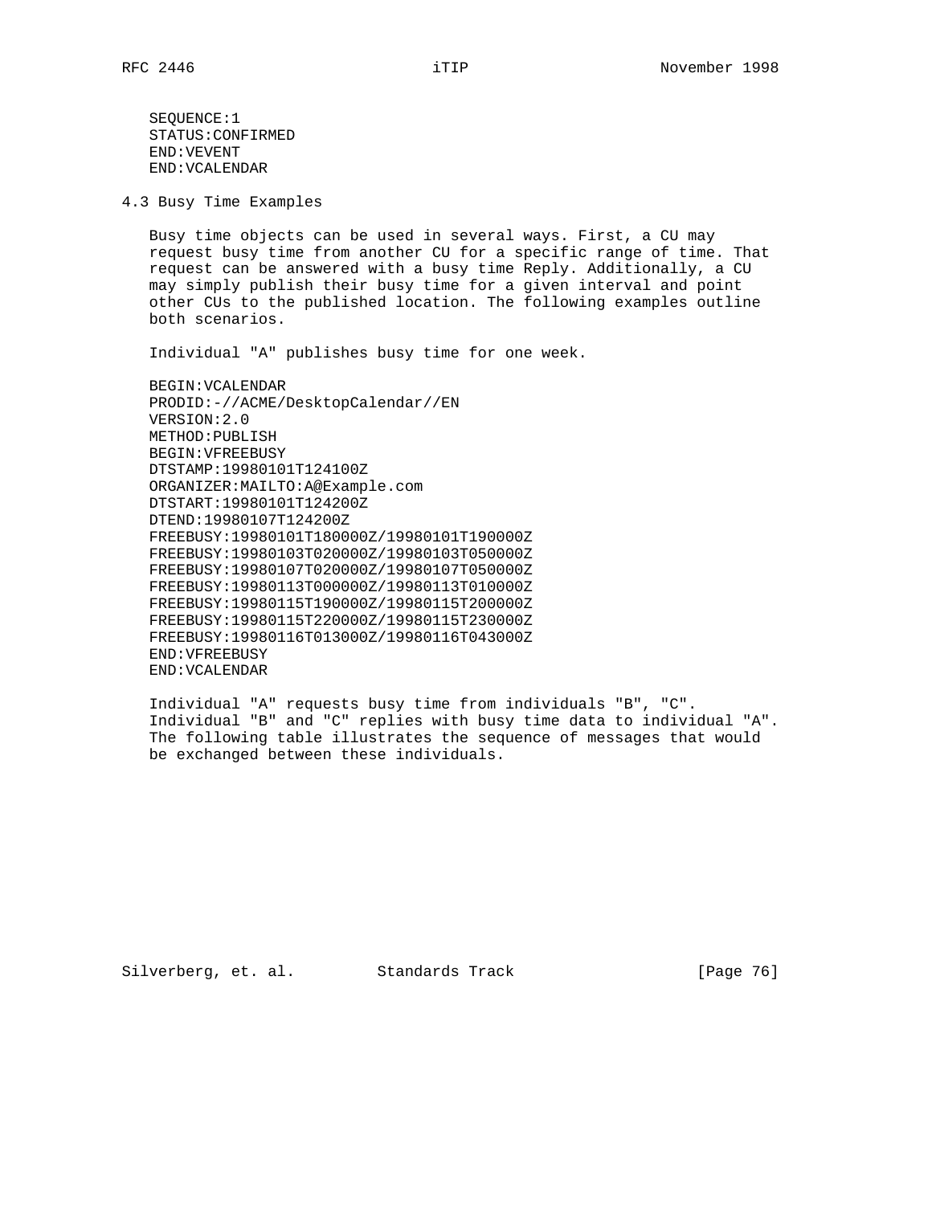```
SEQUENCE:1
STATUS:CONFIRMED
END:VEVENT
END:VCALENDAR
```

## 4.3 Busy Time Examples

Busy time objects can be used in several ways. First, a CU may request busy time from another CU for a specific range of time. That request can be answered with a busy time Reply. Additionally, a CU may simply publish their busy time for a given interval and point other CUs to the published location. The following examples outline both scenarios.

Individual "A" publishes busy time for one week.

```
BEGIN:VCALENDAR
PRODID:-//ACME/DesktopCalendar//EN
VERSION:2.0
METHOD:PUBLISH
BEGIN:VFREEBUSY
DTSTAMP:19980101T124100Z
ORGANIZER:MAILTO:A@Example.com
DTSTART:19980101T124200Z
DTEND:19980107T124200Z
FREEBUSY:19980101T180000Z/19980101T190000Z
FREEBUSY:19980103T020000Z/19980103T050000Z
FREEBUSY:19980107T020000Z/19980107T050000Z
FREEBUSY:19980113T000000Z/19980113T010000Z
FREEBUSY:19980115T190000Z/19980115T200000Z
FREEBUSY:19980115T220000Z/19980115T230000Z
FREEBUSY:19980116T013000Z/19980116T043000Z
END:VFREEBUSY
END:VCALENDAR
```

Individual "A" requests busy time from individuals "B", "C". Individual "B" and "C" replies with busy time data to individual "A". The following table illustrates the sequence of messages that would be exchanged between these individuals.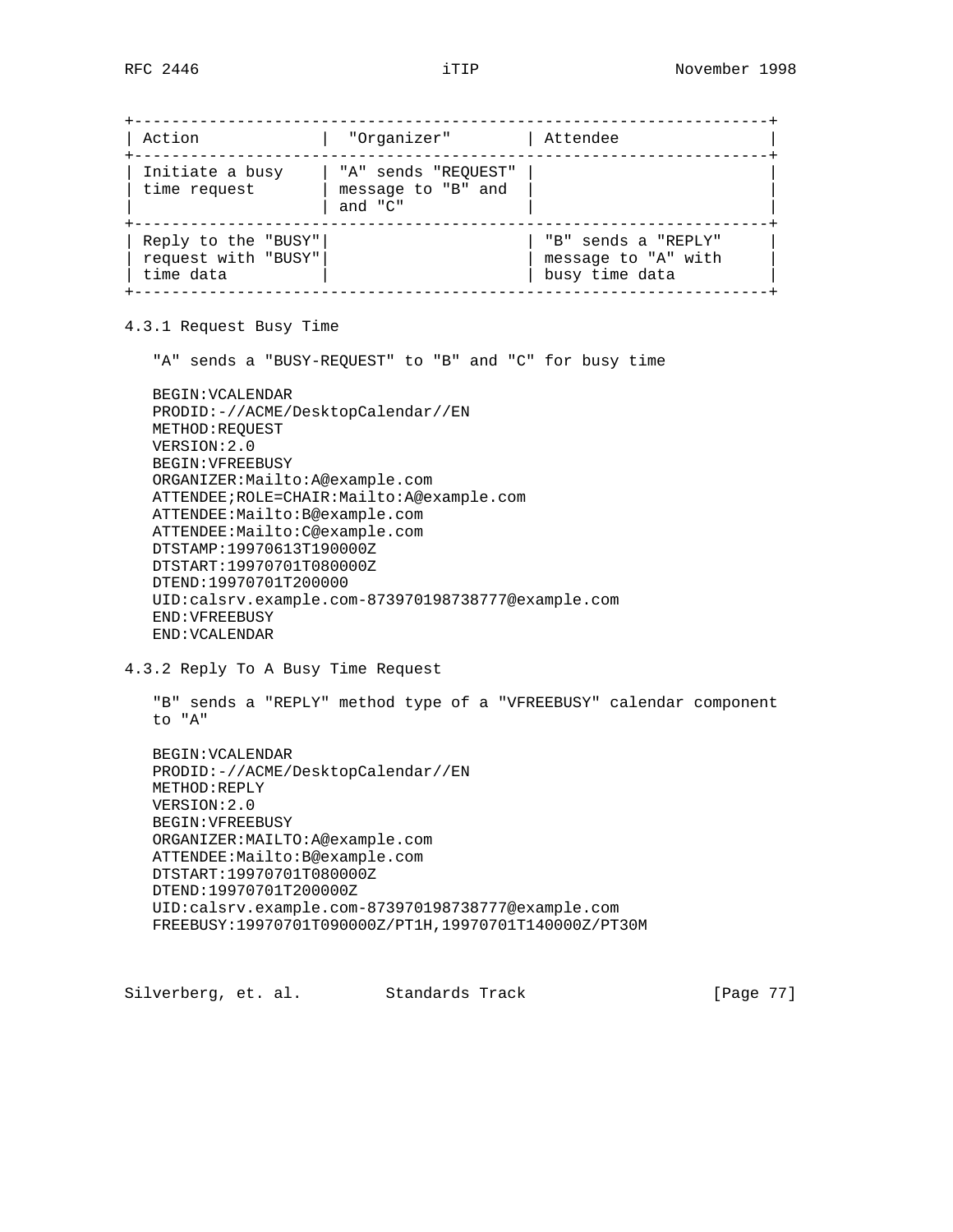| Action | "Organizer" | Attendee |
| --- | --- | --- |
| Initiate a busy time request | "A" sends "REQUEST" message to "B" and and "C" | |
| Reply to the "BUSY" request with "BUSY" time data | | "B" sends a "REPLY" message to "A" with busy time data |

### 4.3.1 Request Busy Time

"A" sends a "BUSY-REQUEST" to "B" and "C" for busy time

```
BEGIN:VCALENDAR
PRODID:-//ACME/DesktopCalendar//EN
METHOD:REQUEST
VERSION:2.0
BEGIN:VFREEBUSY
ORGANIZER:Mailto:A@example.com
ATTENDEE;ROLE=CHAIR:Mailto:A@example.com
ATTENDEE:Mailto:B@example.com
ATTENDEE:Mailto:C@example.com
DTSTAMP:19970613T190000Z
DTSTART:19970701T080000Z
DTEND:19970701T200000
UID:calsrv.example.com-873970198738777@example.com
END:VFREEBUSY
END:VCALENDAR
```

### 4.3.2 Reply To A Busy Time Request

"B" sends a "REPLY" method type of a "VFREEBUSY" calendar component to "A"

```
BEGIN:VCALENDAR
PRODID:-//ACME/DesktopCalendar//EN
METHOD:REPLY
VERSION:2.0
BEGIN:VFREEBUSY
ORGANIZER:MAILTO:A@example.com
ATTENDEE:Mailto:B@example.com
DTSTART:19970701T080000Z
DTEND:19970701T200000Z
UID:calsrv.example.com-873970198738777@example.com
FREEBUSY:19970701T090000Z/PT1H,19970701T140000Z/PT30M
```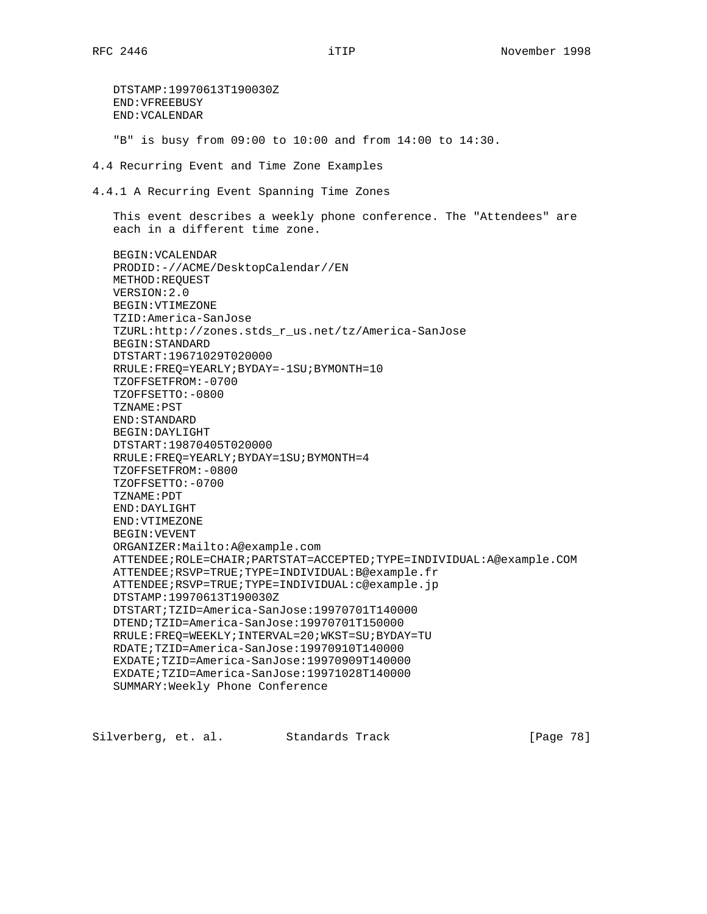```
DTSTAMP:19970613T190030Z
END:VFREEBUSY
END:VCALENDAR
```

"B" is busy from 09:00 to 10:00 and from 14:00 to 14:30.

## 4.4 Recurring Event and Time Zone Examples

### 4.4.1 A Recurring Event Spanning Time Zones

This event describes a weekly phone conference. The "Attendees" are each in a different time zone.

```
BEGIN:VCALENDAR
PRODID:-//ACME/DesktopCalendar//EN
METHOD:REQUEST
VERSION:2.0
BEGIN:VTIMEZONE
TZID:America-SanJose
TZURL:http://zones.stds_r_us.net/tz/America-SanJose
BEGIN:STANDARD
DTSTART:19671029T020000
RRULE:FREQ=YEARLY;BYDAY=-1SU;BYMONTH=10
TZOFFSETFROM:-0700
TZOFFSETTO:-0800
TZNAME:PST
END:STANDARD
BEGIN:DAYLIGHT
DTSTART:19870405T020000
RRULE:FREQ=YEARLY;BYDAY=1SU;BYMONTH=4
TZOFFSETFROM:-0800
TZOFFSETTO:-0700
TZNAME:PDT
END:DAYLIGHT
END:VTIMEZONE
BEGIN:VEVENT
ORGANIZER:Mailto:A@example.com
ATTENDEE;ROLE=CHAIR;PARTSTAT=ACCEPTED;TYPE=INDIVIDUAL:A@example.COM
ATTENDEE;RSVP=TRUE;TYPE=INDIVIDUAL:B@example.fr
ATTENDEE;RSVP=TRUE;TYPE=INDIVIDUAL:c@example.jp
DTSTAMP:19970613T190030Z
DTSTART;TZID=America-SanJose:19970701T140000
DTEND;TZID=America-SanJose:19970701T150000
RRULE:FREQ=WEEKLY;INTERVAL=20;WKST=SU;BYDAY=TU
RDATE;TZID=America-SanJose:19970910T140000
EXDATE;TZID=America-SanJose:19970909T140000
EXDATE;TZID=America-SanJose:19971028T140000
SUMMARY:Weekly Phone Conference
```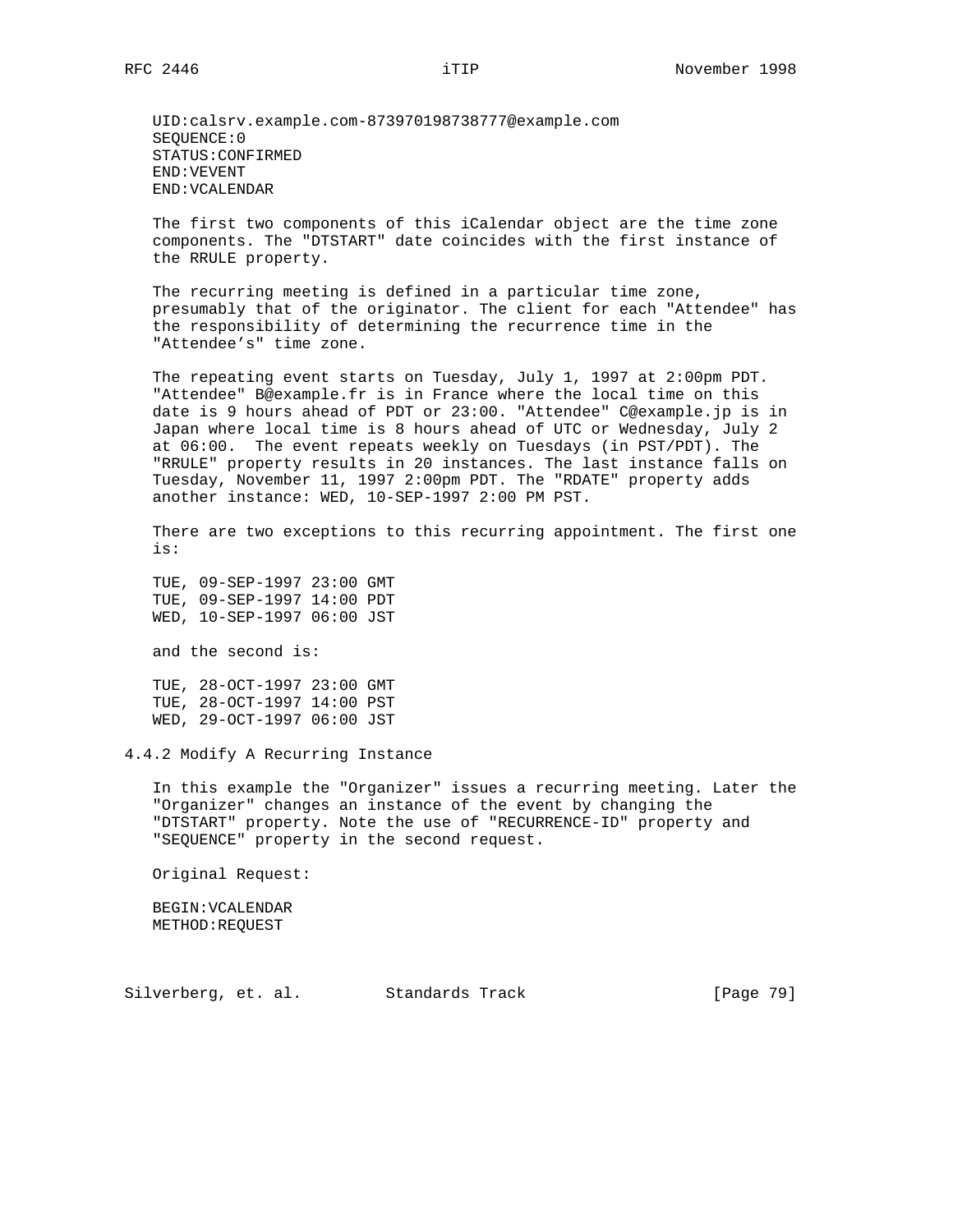```
UID:calsrv.example.com-873970198738777@example.com
SEQUENCE:0
STATUS:CONFIRMED
END:VEVENT
END:VCALENDAR
```

The first two components of this iCalendar object are the time zone components. The "DTSTART" date coincides with the first instance of the RRULE property.

The recurring meeting is defined in a particular time zone, presumably that of the originator. The client for each "Attendee" has the responsibility of determining the recurrence time in the "Attendee's" time zone.

The repeating event starts on Tuesday, July 1, 1997 at 2:00pm PDT. "Attendee" B@example.fr is in France where the local time on this date is 9 hours ahead of PDT or 23:00. "Attendee" C@example.jp is in Japan where local time is 8 hours ahead of UTC or Wednesday, July 2 at 06:00. The event repeats weekly on Tuesdays (in PST/PDT). The "RRULE" property results in 20 instances. The last instance falls on Tuesday, November 11, 1997 2:00pm PDT. The "RDATE" property adds another instance: WED, 10-SEP-1997 2:00 PM PST.

There are two exceptions to this recurring appointment. The first one is:

```
TUE, 09-SEP-1997 23:00 GMT
TUE, 09-SEP-1997 14:00 PDT
WED, 10-SEP-1997 06:00 JST
```

and the second is:

```
TUE, 28-OCT-1997 23:00 GMT
TUE, 28-OCT-1997 14:00 PST
WED, 29-OCT-1997 06:00 JST
```

### 4.4.2 Modify A Recurring Instance

In this example the "Organizer" issues a recurring meeting. Later the "Organizer" changes an instance of the event by changing the "DTSTART" property. Note the use of "RECURRENCE-ID" property and "SEQUENCE" property in the second request.

Original Request:

```
BEGIN:VCALENDAR
METHOD:REQUEST
```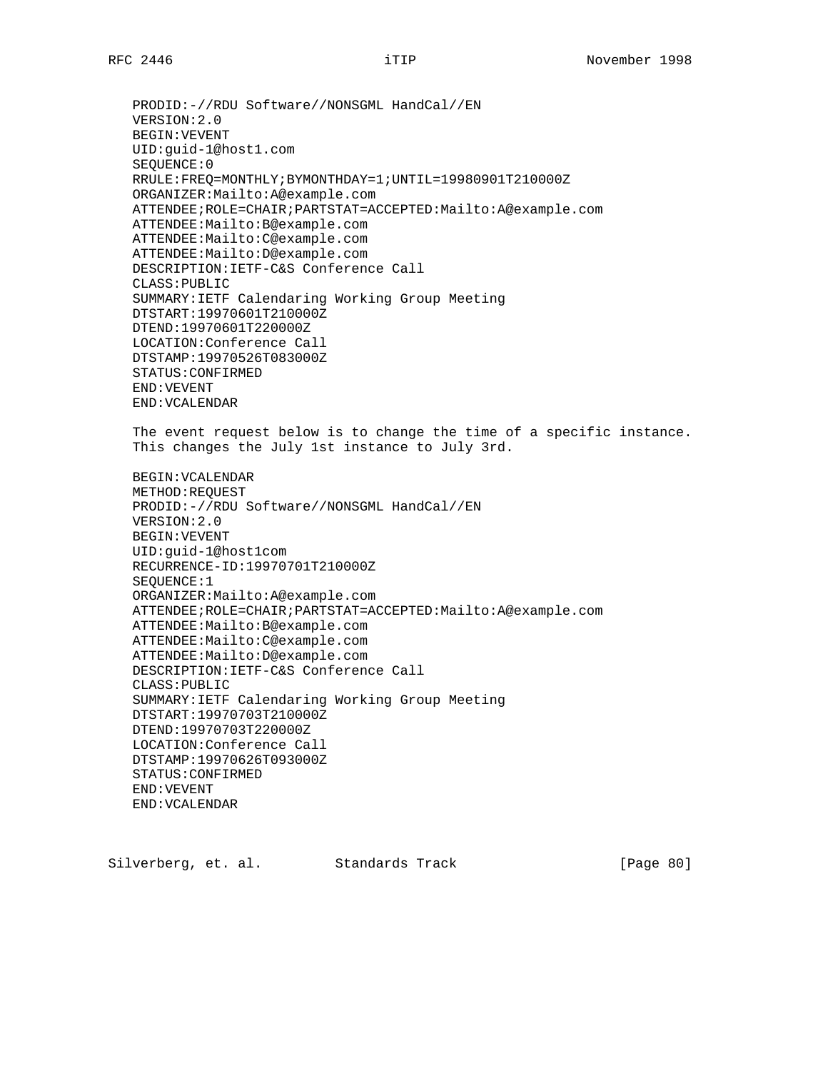```
PRODID:-//RDU Software//NONSGML HandCal//EN
VERSION:2.0
BEGIN:VEVENT
UID:guid-1@host1.com
SEQUENCE:0
RRULE:FREQ=MONTHLY;BYMONTHDAY=1;UNTIL=19980901T210000Z
ORGANIZER:Mailto:A@example.com
ATTENDEE;ROLE=CHAIR;PARTSTAT=ACCEPTED:Mailto:A@example.com
ATTENDEE:Mailto:B@example.com
ATTENDEE:Mailto:C@example.com
ATTENDEE:Mailto:D@example.com
DESCRIPTION:IETF-C&S Conference Call
CLASS:PUBLIC
SUMMARY:IETF Calendaring Working Group Meeting
DTSTART:19970601T210000Z
DTEND:19970601T220000Z
LOCATION:Conference Call
DTSTAMP:19970526T083000Z
STATUS:CONFIRMED
END:VEVENT
END:VCALENDAR
```

The event request below is to change the time of a specific instance. This changes the July 1st instance to July 3rd.

```
BEGIN:VCALENDAR
METHOD:REQUEST
PRODID:-//RDU Software//NONSGML HandCal//EN
VERSION:2.0
BEGIN:VEVENT
UID:guid-1@host1com
RECURRENCE-ID:19970701T210000Z
SEQUENCE:1
ORGANIZER:Mailto:A@example.com
ATTENDEE;ROLE=CHAIR;PARTSTAT=ACCEPTED:Mailto:A@example.com
ATTENDEE:Mailto:B@example.com
ATTENDEE:Mailto:C@example.com
ATTENDEE:Mailto:D@example.com
DESCRIPTION:IETF-C&S Conference Call
CLASS:PUBLIC
SUMMARY:IETF Calendaring Working Group Meeting
DTSTART:19970703T210000Z
DTEND:19970703T220000Z
LOCATION:Conference Call
DTSTAMP:19970626T093000Z
STATUS:CONFIRMED
END:VEVENT
END:VCALENDAR
```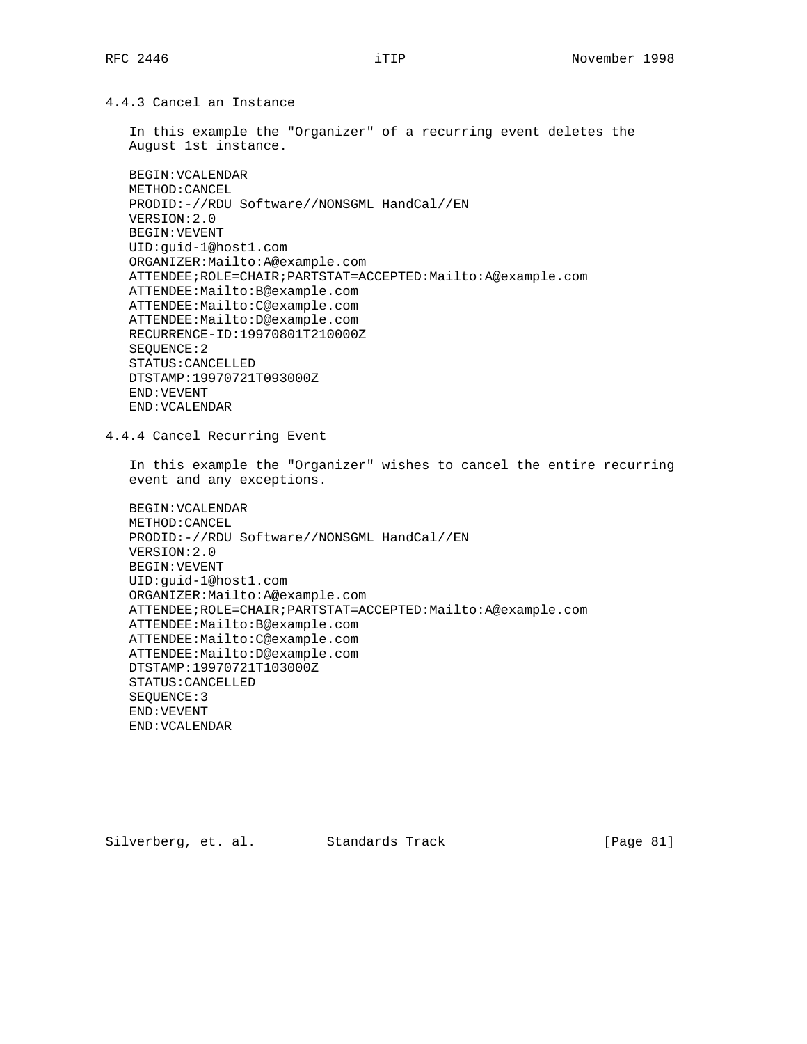### 4.4.3 Cancel an Instance

In this example the "Organizer" of a recurring event deletes the August 1st instance.

```
BEGIN:VCALENDAR
METHOD:CANCEL
PRODID:-//RDU Software//NONSGML HandCal//EN
VERSION:2.0
BEGIN:VEVENT
UID:guid-1@host1.com
ORGANIZER:Mailto:A@example.com
ATTENDEE;ROLE=CHAIR;PARTSTAT=ACCEPTED:Mailto:A@example.com
ATTENDEE:Mailto:B@example.com
ATTENDEE:Mailto:C@example.com
ATTENDEE:Mailto:D@example.com
RECURRENCE-ID:19970801T210000Z
SEQUENCE:2
STATUS:CANCELLED
DTSTAMP:19970721T093000Z
END:VEVENT
END:VCALENDAR
```

### 4.4.4 Cancel Recurring Event

In this example the "Organizer" wishes to cancel the entire recurring event and any exceptions.

```
BEGIN:VCALENDAR
METHOD:CANCEL
PRODID:-//RDU Software//NONSGML HandCal//EN
VERSION:2.0
BEGIN:VEVENT
UID:guid-1@host1.com
ORGANIZER:Mailto:A@example.com
ATTENDEE;ROLE=CHAIR;PARTSTAT=ACCEPTED:Mailto:A@example.com
ATTENDEE:Mailto:B@example.com
ATTENDEE:Mailto:C@example.com
ATTENDEE:Mailto:D@example.com
DTSTAMP:19970721T103000Z
STATUS:CANCELLED
SEQUENCE:3
END:VEVENT
END:VCALENDAR
```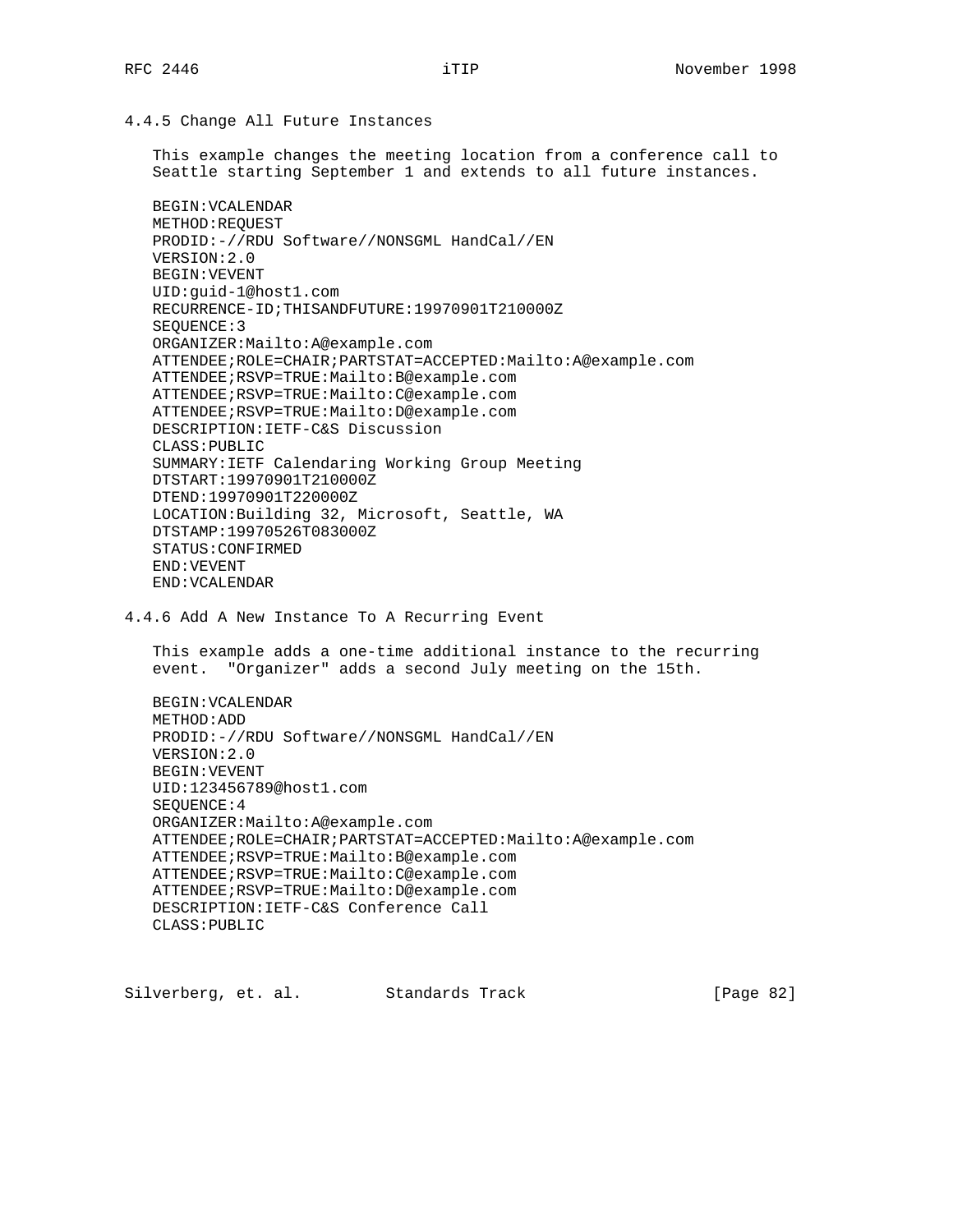#### 4.4.5 Change All Future Instances

This example changes the meeting location from a conference call to Seattle starting September 1 and extends to all future instances.

```
BEGIN:VCALENDAR
METHOD:REQUEST
PRODID:-//RDU Software//NONSGML HandCal//EN
VERSION:2.0
BEGIN:VEVENT
UID:guid-1@host1.com
RECURRENCE-ID;THISANDFUTURE:19970901T210000Z
SEQUENCE:3
ORGANIZER:Mailto:A@example.com
ATTENDEE;ROLE=CHAIR;PARTSTAT=ACCEPTED:Mailto:A@example.com
ATTENDEE;RSVP=TRUE:Mailto:B@example.com
ATTENDEE;RSVP=TRUE:Mailto:C@example.com
ATTENDEE;RSVP=TRUE:Mailto:D@example.com
DESCRIPTION:IETF-C&S Discussion
CLASS:PUBLIC
SUMMARY:IETF Calendaring Working Group Meeting
DTSTART:19970901T210000Z
DTEND:19970901T220000Z
LOCATION:Building 32, Microsoft, Seattle, WA
DTSTAMP:19970526T083000Z
STATUS:CONFIRMED
END:VEVENT
END:VCALENDAR
```

#### 4.4.6 Add A New Instance To A Recurring Event

This example adds a one-time additional instance to the recurring event. "Organizer" adds a second July meeting on the 15th.

```
BEGIN:VCALENDAR
METHOD:ADD
PRODID:-//RDU Software//NONSGML HandCal//EN
VERSION:2.0
BEGIN:VEVENT
UID:123456789@host1.com
SEQUENCE:4
ORGANIZER:Mailto:A@example.com
ATTENDEE;ROLE=CHAIR;PARTSTAT=ACCEPTED:Mailto:A@example.com
ATTENDEE;RSVP=TRUE:Mailto:B@example.com
ATTENDEE;RSVP=TRUE:Mailto:C@example.com
ATTENDEE;RSVP=TRUE:Mailto:D@example.com
DESCRIPTION:IETF-C&S Conference Call
CLASS:PUBLIC
```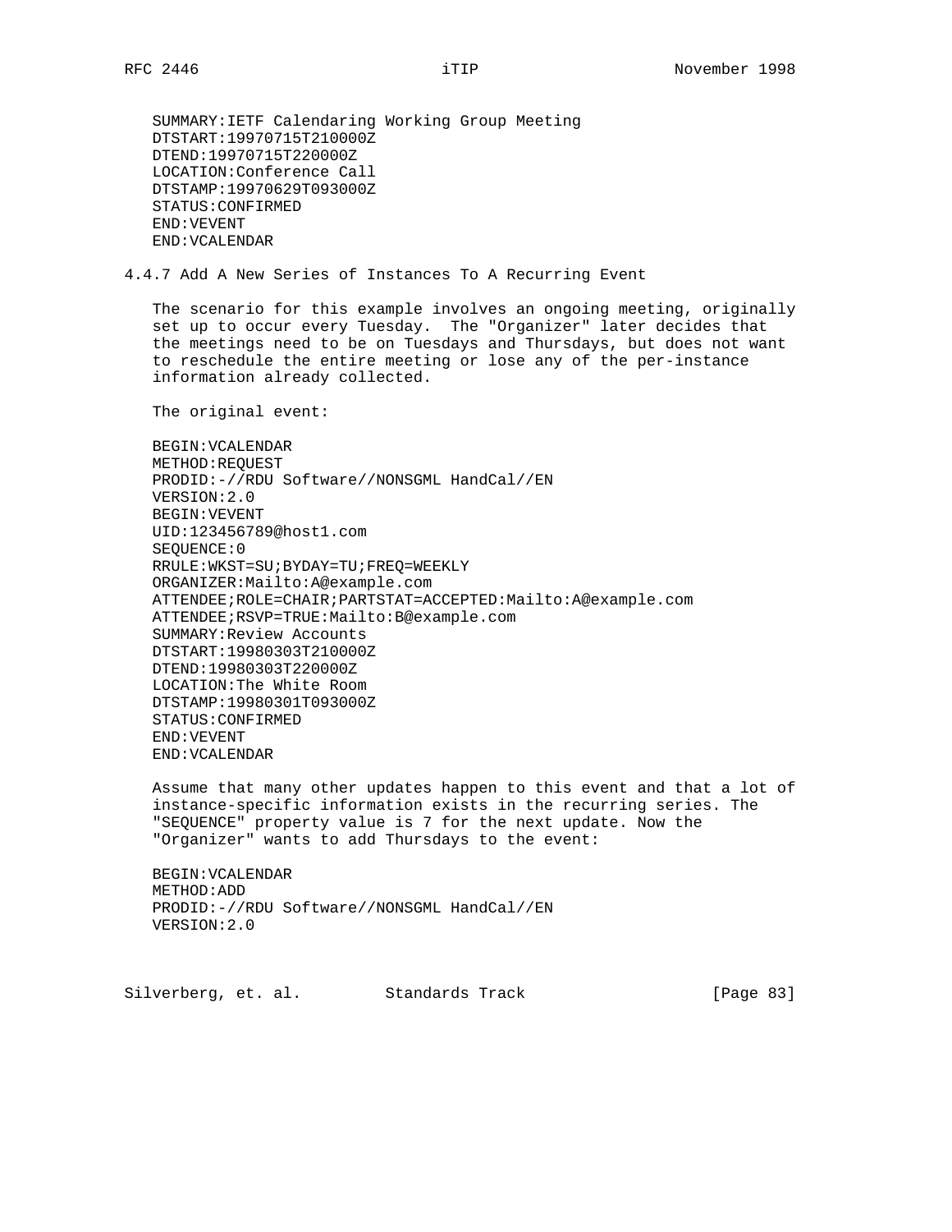```
SUMMARY:IETF Calendaring Working Group Meeting
DTSTART:19970715T210000Z
DTEND:19970715T220000Z
LOCATION:Conference Call
DTSTAMP:19970629T093000Z
STATUS:CONFIRMED
END:VEVENT
END:VCALENDAR
```

### 4.4.7 Add A New Series of Instances To A Recurring Event

The scenario for this example involves an ongoing meeting, originally set up to occur every Tuesday. The "Organizer" later decides that the meetings need to be on Tuesdays and Thursdays, but does not want to reschedule the entire meeting or lose any of the per-instance information already collected.

The original event:

```
BEGIN:VCALENDAR
METHOD:REQUEST
PRODID:-//RDU Software//NONSGML HandCal//EN
VERSION:2.0
BEGIN:VEVENT
UID:123456789@host1.com
SEQUENCE:0
RRULE:WKST=SU;BYDAY=TU;FREQ=WEEKLY
ORGANIZER:Mailto:A@example.com
ATTENDEE;ROLE=CHAIR;PARTSTAT=ACCEPTED:Mailto:A@example.com
ATTENDEE;RSVP=TRUE:Mailto:B@example.com
SUMMARY:Review Accounts
DTSTART:19980303T210000Z
DTEND:19980303T220000Z
LOCATION:The White Room
DTSTAMP:19980301T093000Z
STATUS:CONFIRMED
END:VEVENT
END:VCALENDAR
```

Assume that many other updates happen to this event and that a lot of instance-specific information exists in the recurring series. The "SEQUENCE" property value is 7 for the next update. Now the "Organizer" wants to add Thursdays to the event:

```
BEGIN:VCALENDAR
METHOD:ADD
PRODID:-//RDU Software//NONSGML HandCal//EN
VERSION:2.0
```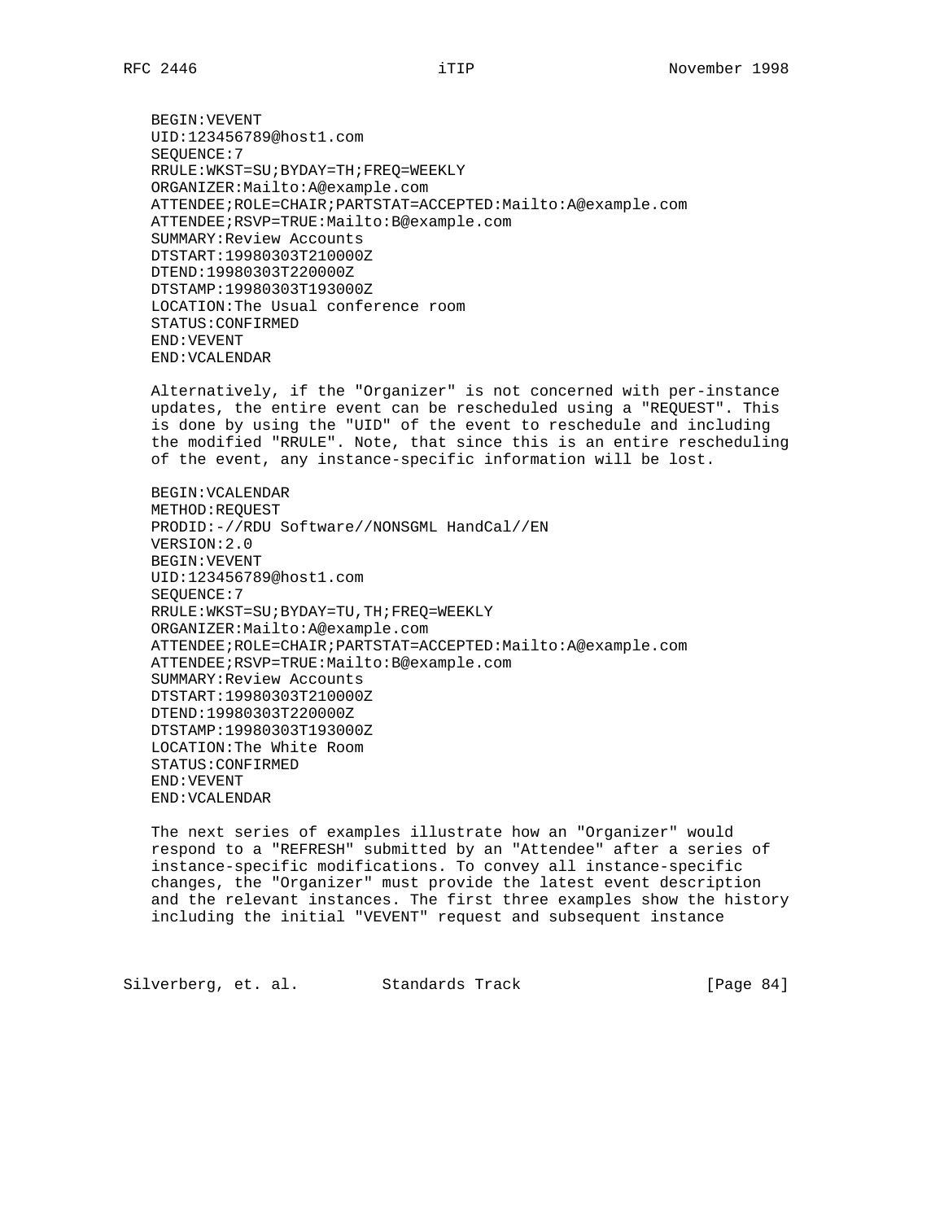```
BEGIN:VEVENT
UID:123456789@host1.com
SEQUENCE:7
RRULE:WKST=SU;BYDAY=TH;FREQ=WEEKLY
ORGANIZER:Mailto:A@example.com
ATTENDEE;ROLE=CHAIR;PARTSTAT=ACCEPTED:Mailto:A@example.com
ATTENDEE;RSVP=TRUE:Mailto:B@example.com
SUMMARY:Review Accounts
DTSTART:19980303T210000Z
DTEND:19980303T220000Z
DTSTAMP:19980303T193000Z
LOCATION:The Usual conference room
STATUS:CONFIRMED
END:VEVENT
END:VCALENDAR
```

Alternatively, if the "Organizer" is not concerned with per-instance updates, the entire event can be rescheduled using a "REQUEST". This is done by using the "UID" of the event to reschedule and including the modified "RRULE". Note, that since this is an entire rescheduling of the event, any instance-specific information will be lost.

```
BEGIN:VCALENDAR
METHOD:REQUEST
PRODID:-//RDU Software//NONSGML HandCal//EN
VERSION:2.0
BEGIN:VEVENT
UID:123456789@host1.com
SEQUENCE:7
RRULE:WKST=SU;BYDAY=TU,TH;FREQ=WEEKLY
ORGANIZER:Mailto:A@example.com
ATTENDEE;ROLE=CHAIR;PARTSTAT=ACCEPTED:Mailto:A@example.com
ATTENDEE;RSVP=TRUE:Mailto:B@example.com
SUMMARY:Review Accounts
DTSTART:19980303T210000Z
DTEND:19980303T220000Z
DTSTAMP:19980303T193000Z
LOCATION:The White Room
STATUS:CONFIRMED
END:VEVENT
END:VCALENDAR
```

The next series of examples illustrate how an "Organizer" would respond to a "REFRESH" submitted by an "Attendee" after a series of instance-specific modifications. To convey all instance-specific changes, the "Organizer" must provide the latest event description and the relevant instances. The first three examples show the history including the initial "VEVENT" request and subsequent instance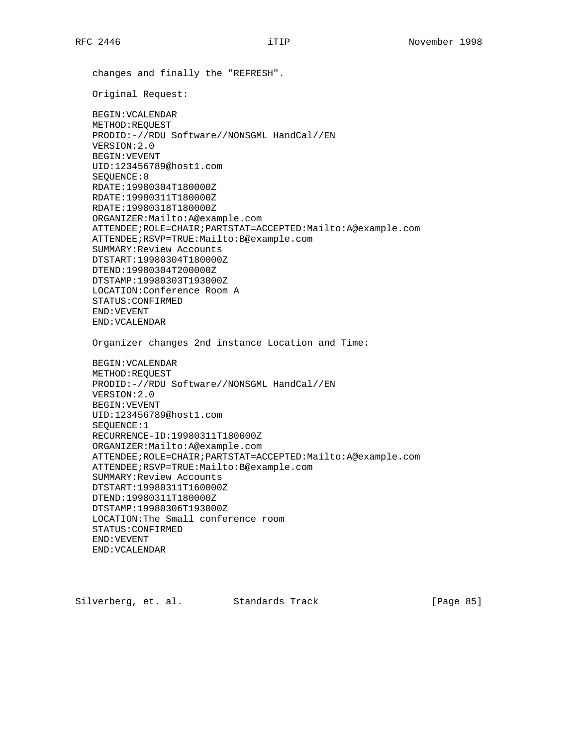changes and finally the "REFRESH".

Original Request:

```
BEGIN:VCALENDAR
METHOD:REQUEST
PRODID:-//RDU Software//NONSGML HandCal//EN
VERSION:2.0
BEGIN:VEVENT
UID:123456789@host1.com
SEQUENCE:0
RDATE:19980304T180000Z
RDATE:19980311T180000Z
RDATE:19980318T180000Z
ORGANIZER:Mailto:A@example.com
ATTENDEE;ROLE=CHAIR;PARTSTAT=ACCEPTED:Mailto:A@example.com
ATTENDEE;RSVP=TRUE:Mailto:B@example.com
SUMMARY:Review Accounts
DTSTART:19980304T180000Z
DTEND:19980304T200000Z
DTSTAMP:19980303T193000Z
LOCATION:Conference Room A
STATUS:CONFIRMED
END:VEVENT
END:VCALENDAR
```

Organizer changes 2nd instance Location and Time:

```
BEGIN:VCALENDAR
METHOD:REQUEST
PRODID:-//RDU Software//NONSGML HandCal//EN
VERSION:2.0
BEGIN:VEVENT
UID:123456789@host1.com
SEQUENCE:1
RECURRENCE-ID:19980311T180000Z
ORGANIZER:Mailto:A@example.com
ATTENDEE;ROLE=CHAIR;PARTSTAT=ACCEPTED:Mailto:A@example.com
ATTENDEE;RSVP=TRUE:Mailto:B@example.com
SUMMARY:Review Accounts
DTSTART:19980311T160000Z
DTEND:19980311T180000Z
DTSTAMP:19980306T193000Z
LOCATION:The Small conference room
STATUS:CONFIRMED
END:VEVENT
END:VCALENDAR
```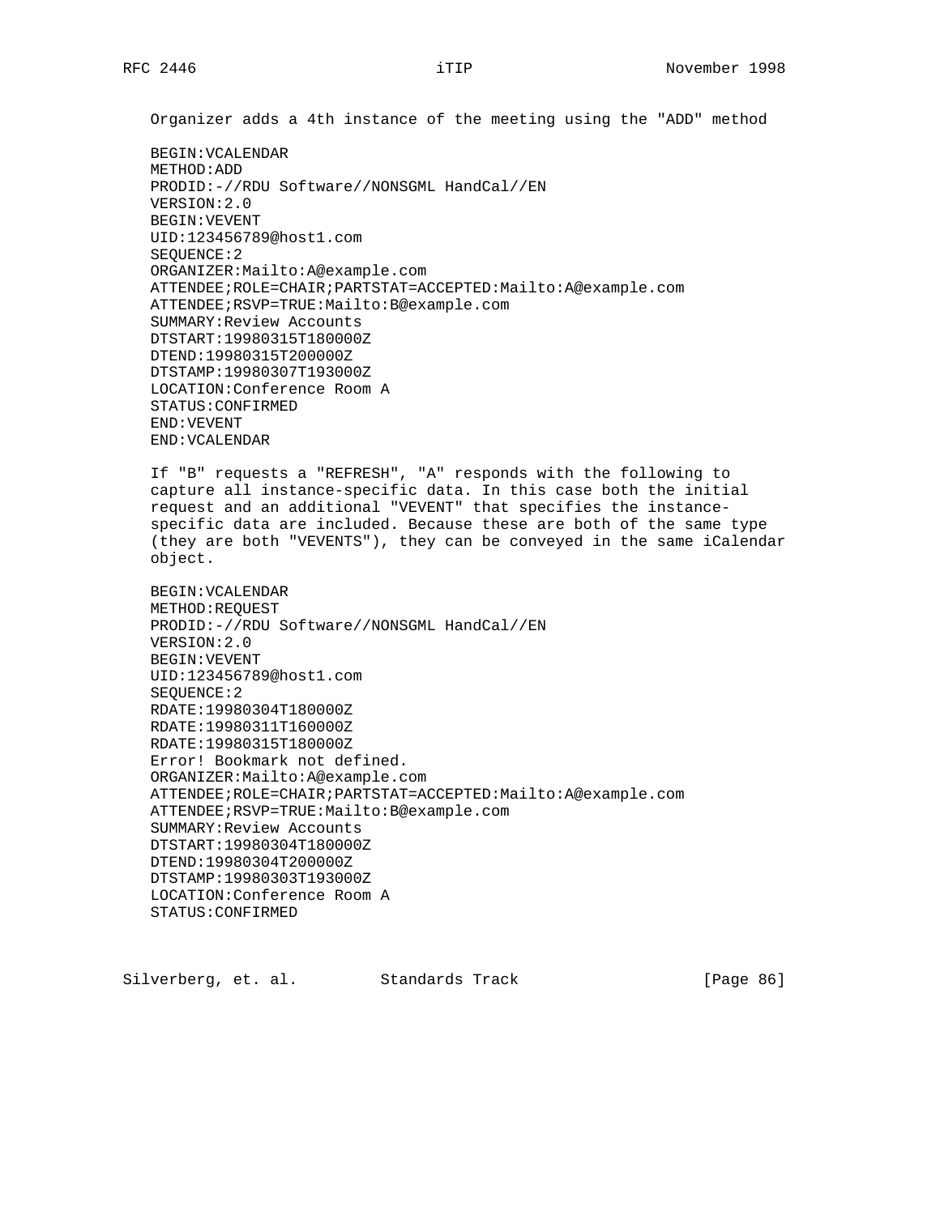Organizer adds a 4th instance of the meeting using the "ADD" method

```
BEGIN:VCALENDAR
METHOD:ADD
PRODID:-//RDU Software//NONSGML HandCal//EN
VERSION:2.0
BEGIN:VEVENT
UID:123456789@host1.com
SEQUENCE:2
ORGANIZER:Mailto:A@example.com
ATTENDEE;ROLE=CHAIR;PARTSTAT=ACCEPTED:Mailto:A@example.com
ATTENDEE;RSVP=TRUE:Mailto:B@example.com
SUMMARY:Review Accounts
DTSTART:19980315T180000Z
DTEND:19980315T200000Z
DTSTAMP:19980307T193000Z
LOCATION:Conference Room A
STATUS:CONFIRMED
END:VEVENT
END:VCALENDAR
```

If "B" requests a "REFRESH", "A" responds with the following to capture all instance-specific data. In this case both the initial request and an additional "VEVENT" that specifies the instance-specific data are included. Because these are both of the same type (they are both "VEVENTS"), they can be conveyed in the same iCalendar object.

```
BEGIN:VCALENDAR
METHOD:REQUEST
PRODID:-//RDU Software//NONSGML HandCal//EN
VERSION:2.0
BEGIN:VEVENT
UID:123456789@host1.com
SEQUENCE:2
RDATE:19980304T180000Z
RDATE:19980311T160000Z
RDATE:19980315T180000Z
Error! Bookmark not defined.
ORGANIZER:Mailto:A@example.com
ATTENDEE;ROLE=CHAIR;PARTSTAT=ACCEPTED:Mailto:A@example.com
ATTENDEE;RSVP=TRUE:Mailto:B@example.com
SUMMARY:Review Accounts
DTSTART:19980304T180000Z
DTEND:19980304T200000Z
DTSTAMP:19980303T193000Z
LOCATION:Conference Room A
STATUS:CONFIRMED
```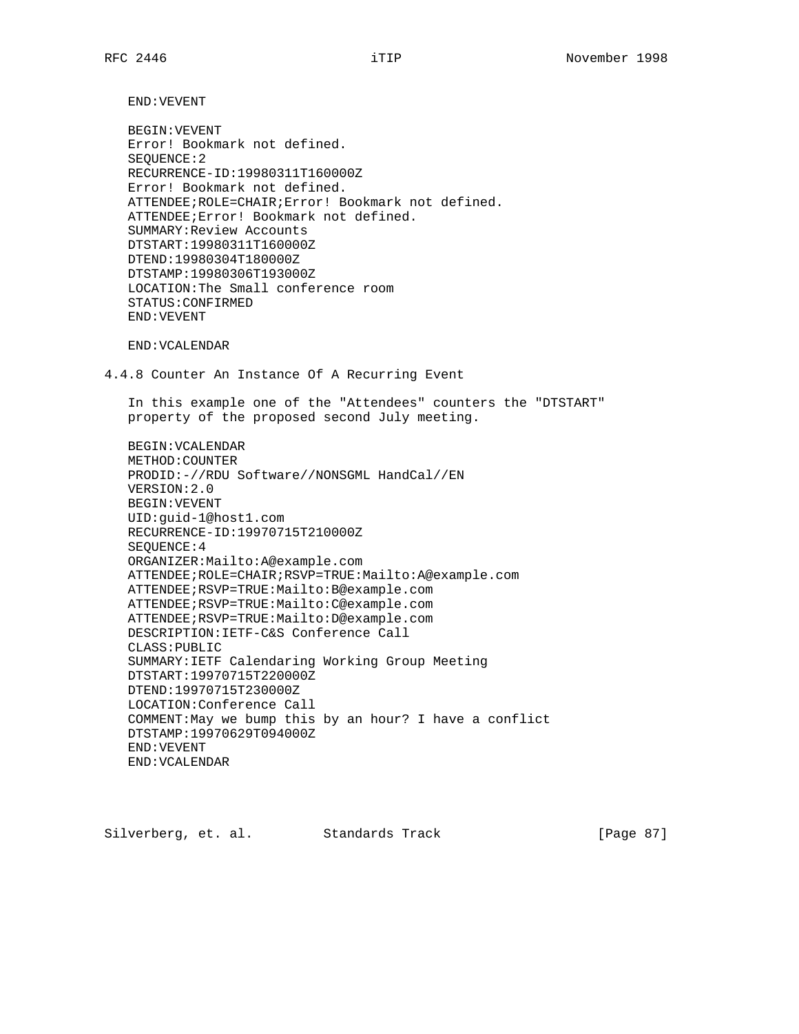```
END:VEVENT

BEGIN:VEVENT
Error! Bookmark not defined.
SEQUENCE:2
RECURRENCE-ID:19980311T160000Z
Error! Bookmark not defined.
ATTENDEE;ROLE=CHAIR;Error! Bookmark not defined.
ATTENDEE;Error! Bookmark not defined.
SUMMARY:Review Accounts
DTSTART:19980311T160000Z
DTEND:19980304T180000Z
DTSTAMP:19980306T193000Z
LOCATION:The Small conference room
STATUS:CONFIRMED
END:VEVENT

END:VCALENDAR
```

### 4.4.8 Counter An Instance Of A Recurring Event

In this example one of the "Attendees" counters the "DTSTART" property of the proposed second July meeting.

```
BEGIN:VCALENDAR
METHOD:COUNTER
PRODID:-//RDU Software//NONSGML HandCal//EN
VERSION:2.0
BEGIN:VEVENT
UID:guid-1@host1.com
RECURRENCE-ID:19970715T210000Z
SEQUENCE:4
ORGANIZER:Mailto:A@example.com
ATTENDEE;ROLE=CHAIR;RSVP=TRUE:Mailto:A@example.com
ATTENDEE;RSVP=TRUE:Mailto:B@example.com
ATTENDEE;RSVP=TRUE:Mailto:C@example.com
ATTENDEE;RSVP=TRUE:Mailto:D@example.com
DESCRIPTION:IETF-C&S Conference Call
CLASS:PUBLIC
SUMMARY:IETF Calendaring Working Group Meeting
DTSTART:19970715T220000Z
DTEND:19970715T230000Z
LOCATION:Conference Call
COMMENT:May we bump this by an hour? I have a conflict
DTSTAMP:19970629T094000Z
END:VEVENT
END:VCALENDAR
```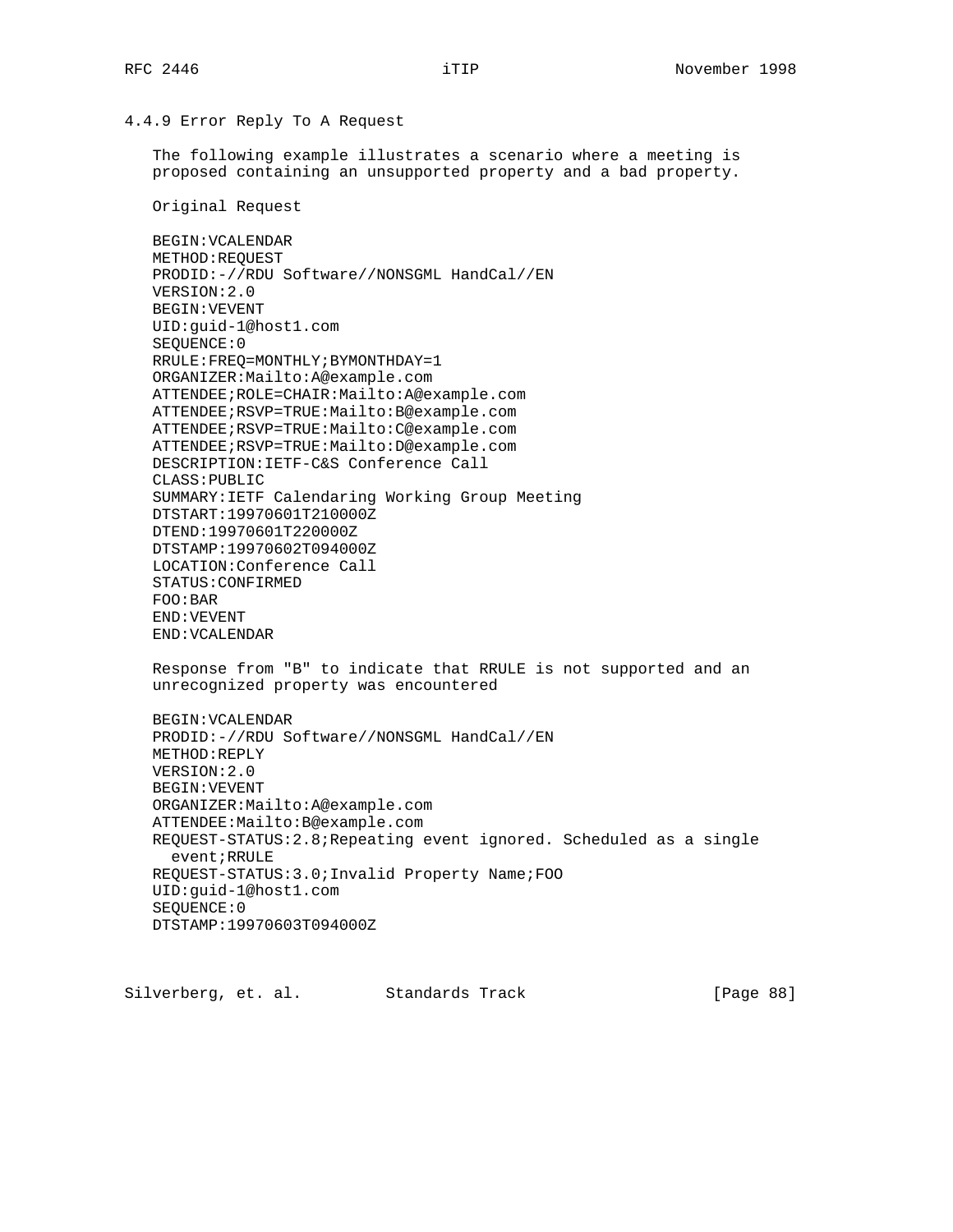### 4.4.9 Error Reply To A Request

The following example illustrates a scenario where a meeting is proposed containing an unsupported property and a bad property.

Original Request

```
BEGIN:VCALENDAR
METHOD:REQUEST
PRODID:-//RDU Software//NONSGML HandCal//EN
VERSION:2.0
BEGIN:VEVENT
UID:guid-1@host1.com
SEQUENCE:0
RRULE:FREQ=MONTHLY;BYMONTHDAY=1
ORGANIZER:Mailto:A@example.com
ATTENDEE;ROLE=CHAIR:Mailto:A@example.com
ATTENDEE;RSVP=TRUE:Mailto:B@example.com
ATTENDEE;RSVP=TRUE:Mailto:C@example.com
ATTENDEE;RSVP=TRUE:Mailto:D@example.com
DESCRIPTION:IETF-C&S Conference Call
CLASS:PUBLIC
SUMMARY:IETF Calendaring Working Group Meeting
DTSTART:19970601T210000Z
DTEND:19970601T220000Z
DTSTAMP:19970602T094000Z
LOCATION:Conference Call
STATUS:CONFIRMED
FOO:BAR
END:VEVENT
END:VCALENDAR
```

Response from "B" to indicate that RRULE is not supported and an unrecognized property was encountered

```
BEGIN:VCALENDAR
PRODID:-//RDU Software//NONSGML HandCal//EN
METHOD:REPLY
VERSION:2.0
BEGIN:VEVENT
ORGANIZER:Mailto:A@example.com
ATTENDEE:Mailto:B@example.com
REQUEST-STATUS:2.8;Repeating event ignored. Scheduled as a single
  event;RRULE
REQUEST-STATUS:3.0;Invalid Property Name;FOO
UID:guid-1@host1.com
SEQUENCE:0
DTSTAMP:19970603T094000Z
```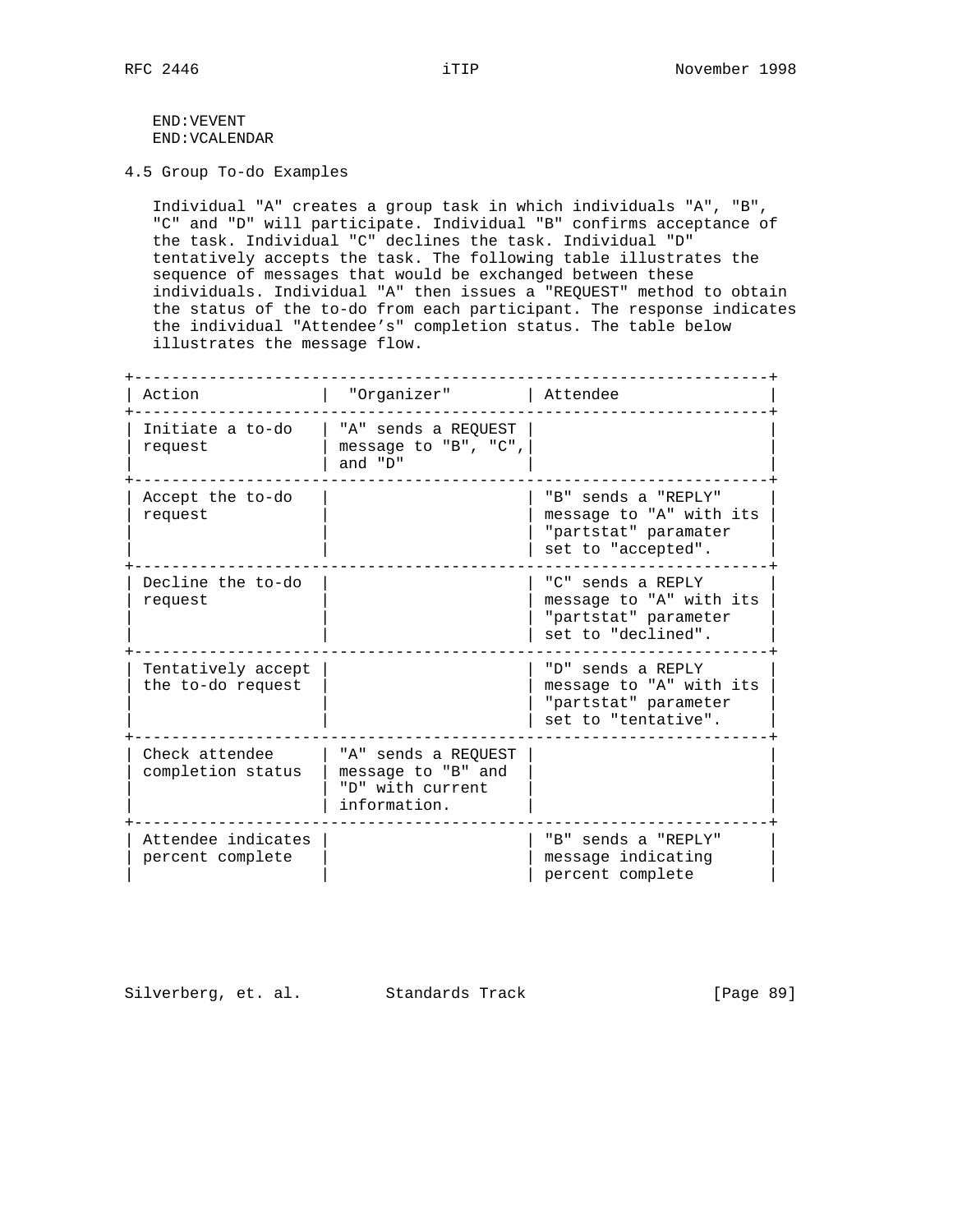```
END:VEVENT
END:VCALENDAR
```

### 4.5 Group To-do Examples

Individual "A" creates a group task in which individuals "A", "B", "C" and "D" will participate. Individual "B" confirms acceptance of the task. Individual "C" declines the task. Individual "D" tentatively accepts the task. The following table illustrates the sequence of messages that would be exchanged between these individuals. Individual "A" then issues a "REQUEST" method to obtain the status of the to-do from each participant. The response indicates the individual "Attendee's" completion status. The table below illustrates the message flow.

| Action | "Organizer" | Attendee |
|---|---|---|
| Initiate a to-do request | "A" sends a REQUEST message to "B", "C", and "D" | |
| Accept the to-do request | | "B" sends a "REPLY" message to "A" with its "partstat" paramater set to "accepted". |
| Decline the to-do request | | "C" sends a REPLY message to "A" with its "partstat" parameter set to "declined". |
| Tentatively accept the to-do request | | "D" sends a REPLY message to "A" with its "partstat" parameter set to "tentative". |
| Check attendee completion status | "A" sends a REQUEST message to "B" and "D" with current information. | |
| Attendee indicates percent complete | | "B" sends a "REPLY" message indicating percent complete |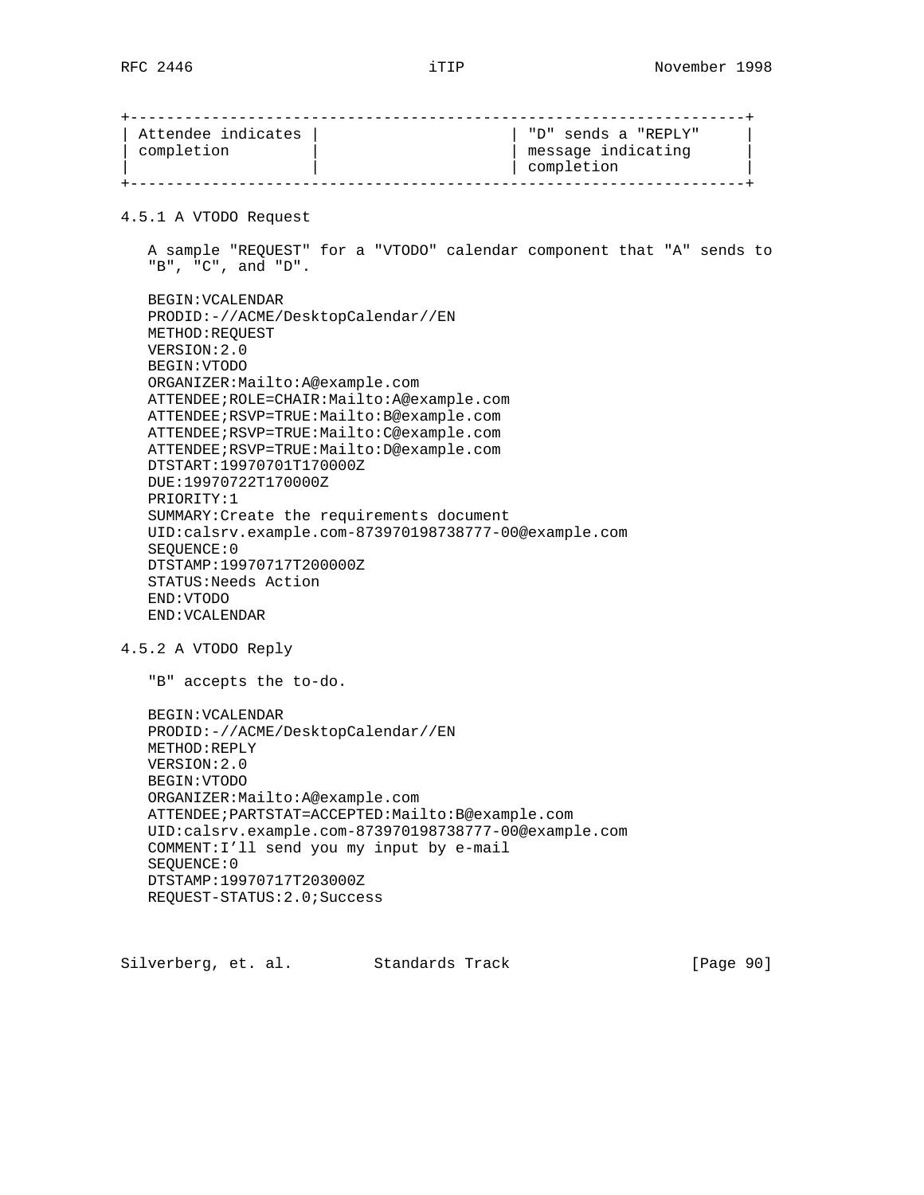| Attendee indicates completion | | "D" sends a "REPLY" message indicating completion |
|---|---|---|

### 4.5.1 A VTODO Request

A sample "REQUEST" for a "VTODO" calendar component that "A" sends to "B", "C", and "D".

```
BEGIN:VCALENDAR
PRODID:-//ACME/DesktopCalendar//EN
METHOD:REQUEST
VERSION:2.0
BEGIN:VTODO
ORGANIZER:Mailto:A@example.com
ATTENDEE;ROLE=CHAIR:Mailto:A@example.com
ATTENDEE;RSVP=TRUE:Mailto:B@example.com
ATTENDEE;RSVP=TRUE:Mailto:C@example.com
ATTENDEE;RSVP=TRUE:Mailto:D@example.com
DTSTART:19970701T170000Z
DUE:19970722T170000Z
PRIORITY:1
SUMMARY:Create the requirements document
UID:calsrv.example.com-873970198738777-00@example.com
SEQUENCE:0
DTSTAMP:19970717T200000Z
STATUS:Needs Action
END:VTODO
END:VCALENDAR
```

### 4.5.2 A VTODO Reply

"B" accepts the to-do.

```
BEGIN:VCALENDAR
PRODID:-//ACME/DesktopCalendar//EN
METHOD:REPLY
VERSION:2.0
BEGIN:VTODO
ORGANIZER:Mailto:A@example.com
ATTENDEE;PARTSTAT=ACCEPTED:Mailto:B@example.com
UID:calsrv.example.com-873970198738777-00@example.com
COMMENT:I'll send you my input by e-mail
SEQUENCE:0
DTSTAMP:19970717T203000Z
REQUEST-STATUS:2.0;Success
```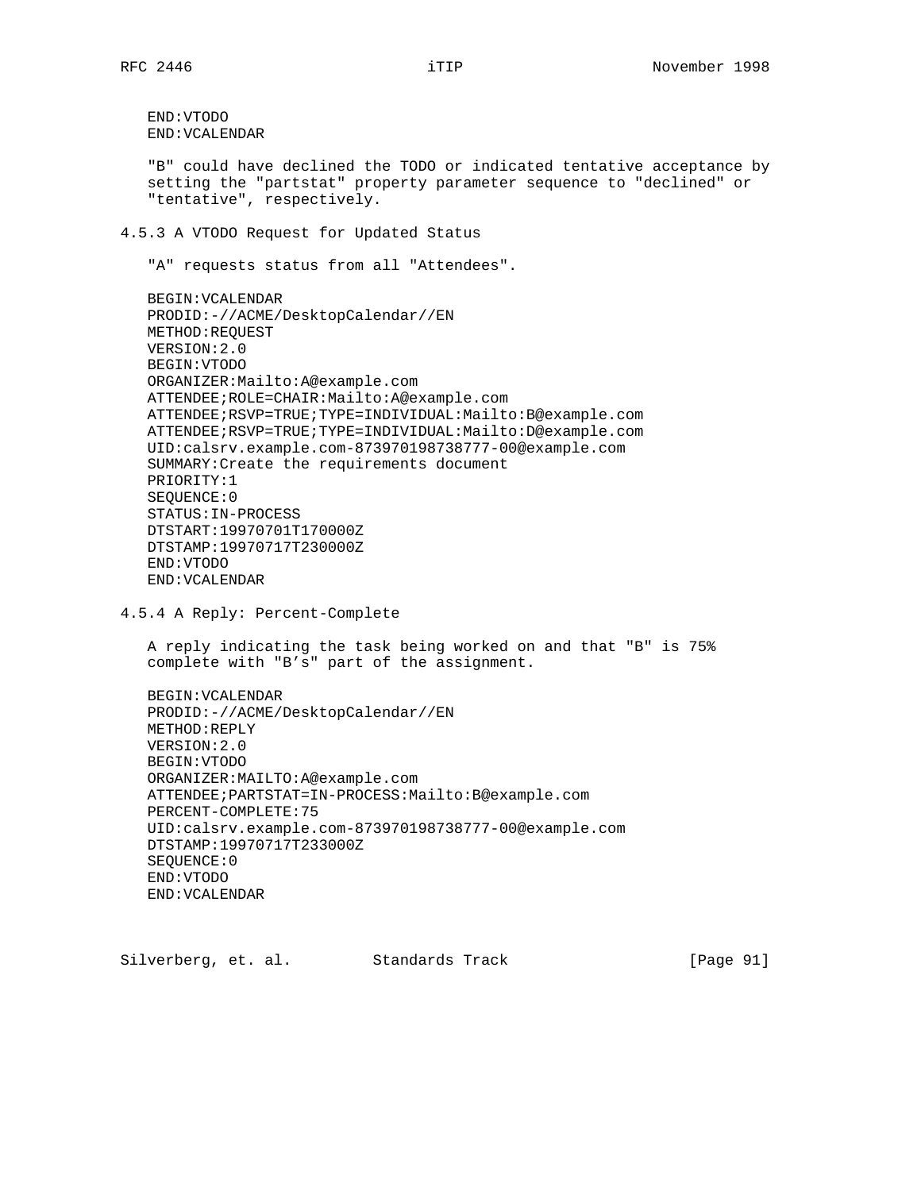```
END:VTODO
END:VCALENDAR
```

"B" could have declined the TODO or indicated tentative acceptance by setting the "partstat" property parameter sequence to "declined" or "tentative", respectively.

### 4.5.3 A VTODO Request for Updated Status

"A" requests status from all "Attendees".

```
BEGIN:VCALENDAR
PRODID:-//ACME/DesktopCalendar//EN
METHOD:REQUEST
VERSION:2.0
BEGIN:VTODO
ORGANIZER:Mailto:A@example.com
ATTENDEE;ROLE=CHAIR:Mailto:A@example.com
ATTENDEE;RSVP=TRUE;TYPE=INDIVIDUAL:Mailto:B@example.com
ATTENDEE;RSVP=TRUE;TYPE=INDIVIDUAL:Mailto:D@example.com
UID:calsrv.example.com-873970198738777-00@example.com
SUMMARY:Create the requirements document
PRIORITY:1
SEQUENCE:0
STATUS:IN-PROCESS
DTSTART:19970701T170000Z
DTSTAMP:19970717T230000Z
END:VTODO
END:VCALENDAR
```

### 4.5.4 A Reply: Percent-Complete

A reply indicating the task being worked on and that "B" is 75% complete with "B's" part of the assignment.

```
BEGIN:VCALENDAR
PRODID:-//ACME/DesktopCalendar//EN
METHOD:REPLY
VERSION:2.0
BEGIN:VTODO
ORGANIZER:MAILTO:A@example.com
ATTENDEE;PARTSTAT=IN-PROCESS:Mailto:B@example.com
PERCENT-COMPLETE:75
UID:calsrv.example.com-873970198738777-00@example.com
DTSTAMP:19970717T233000Z
SEQUENCE:0
END:VTODO
END:VCALENDAR
```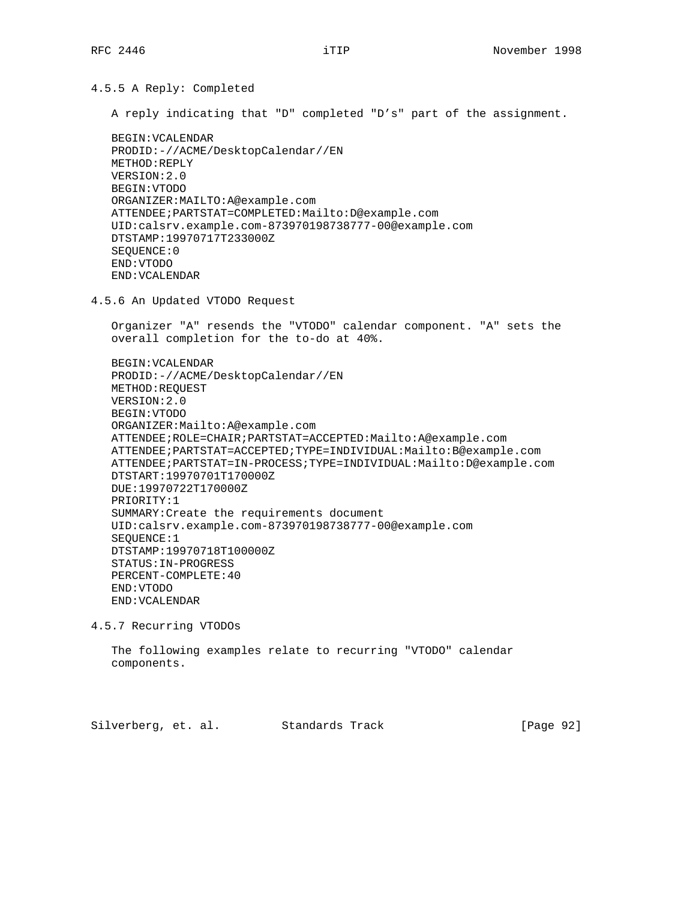### 4.5.5 A Reply: Completed

A reply indicating that "D" completed "D's" part of the assignment.

```
BEGIN:VCALENDAR
PRODID:-//ACME/DesktopCalendar//EN
METHOD:REPLY
VERSION:2.0
BEGIN:VTODO
ORGANIZER:MAILTO:A@example.com
ATTENDEE;PARTSTAT=COMPLETED:Mailto:D@example.com
UID:calsrv.example.com-873970198738777-00@example.com
DTSTAMP:19970717T233000Z
SEQUENCE:0
END:VTODO
END:VCALENDAR
```

### 4.5.6 An Updated VTODO Request

Organizer "A" resends the "VTODO" calendar component. "A" sets the overall completion for the to-do at 40%.

```
BEGIN:VCALENDAR
PRODID:-//ACME/DesktopCalendar//EN
METHOD:REQUEST
VERSION:2.0
BEGIN:VTODO
ORGANIZER:Mailto:A@example.com
ATTENDEE;ROLE=CHAIR;PARTSTAT=ACCEPTED:Mailto:A@example.com
ATTENDEE;PARTSTAT=ACCEPTED;TYPE=INDIVIDUAL:Mailto:B@example.com
ATTENDEE;PARTSTAT=IN-PROCESS;TYPE=INDIVIDUAL:Mailto:D@example.com
DTSTART:19970701T170000Z
DUE:19970722T170000Z
PRIORITY:1
SUMMARY:Create the requirements document
UID:calsrv.example.com-873970198738777-00@example.com
SEQUENCE:1
DTSTAMP:19970718T100000Z
STATUS:IN-PROGRESS
PERCENT-COMPLETE:40
END:VTODO
END:VCALENDAR
```

### 4.5.7 Recurring VTODOs

The following examples relate to recurring "VTODO" calendar components.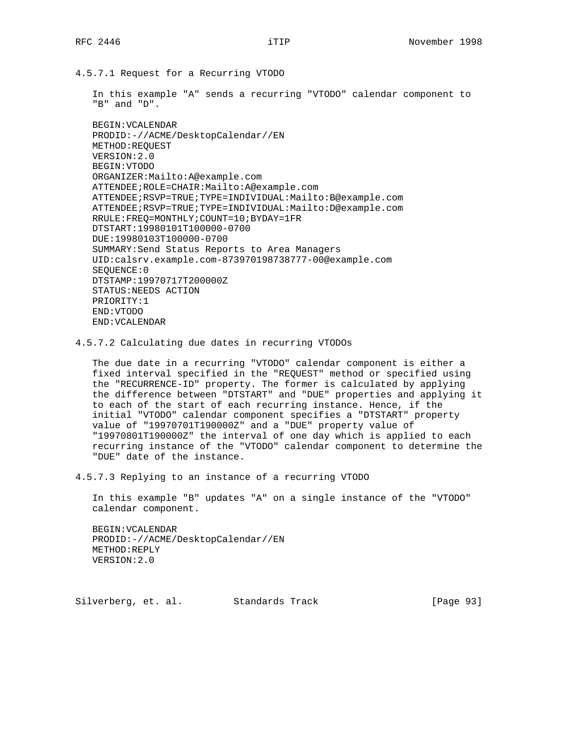#### 4.5.7.1 Request for a Recurring VTODO

In this example "A" sends a recurring "VTODO" calendar component to "B" and "D".

```
BEGIN:VCALENDAR
PRODID:-//ACME/DesktopCalendar//EN
METHOD:REQUEST
VERSION:2.0
BEGIN:VTODO
ORGANIZER:Mailto:A@example.com
ATTENDEE;ROLE=CHAIR:Mailto:A@example.com
ATTENDEE;RSVP=TRUE;TYPE=INDIVIDUAL:Mailto:B@example.com
ATTENDEE;RSVP=TRUE;TYPE=INDIVIDUAL:Mailto:D@example.com
RRULE:FREQ=MONTHLY;COUNT=10;BYDAY=1FR
DTSTART:19980101T100000-0700
DUE:19980103T100000-0700
SUMMARY:Send Status Reports to Area Managers
UID:calsrv.example.com-873970198738777-00@example.com
SEQUENCE:0
DTSTAMP:19970717T200000Z
STATUS:NEEDS ACTION
PRIORITY:1
END:VTODO
END:VCALENDAR
```

#### 4.5.7.2 Calculating due dates in recurring VTODOs

The due date in a recurring "VTODO" calendar component is either a fixed interval specified in the "REQUEST" method or specified using the "RECURRENCE-ID" property. The former is calculated by applying the difference between "DTSTART" and "DUE" properties and applying it to each of the start of each recurring instance. Hence, if the initial "VTODO" calendar component specifies a "DTSTART" property value of "19970701T190000Z" and a "DUE" property value of "19970801T190000Z" the interval of one day which is applied to each recurring instance of the "VTODO" calendar component to determine the "DUE" date of the instance.

#### 4.5.7.3 Replying to an instance of a recurring VTODO

In this example "B" updates "A" on a single instance of the "VTODO" calendar component.

```
BEGIN:VCALENDAR
PRODID:-//ACME/DesktopCalendar//EN
METHOD:REPLY
VERSION:2.0
```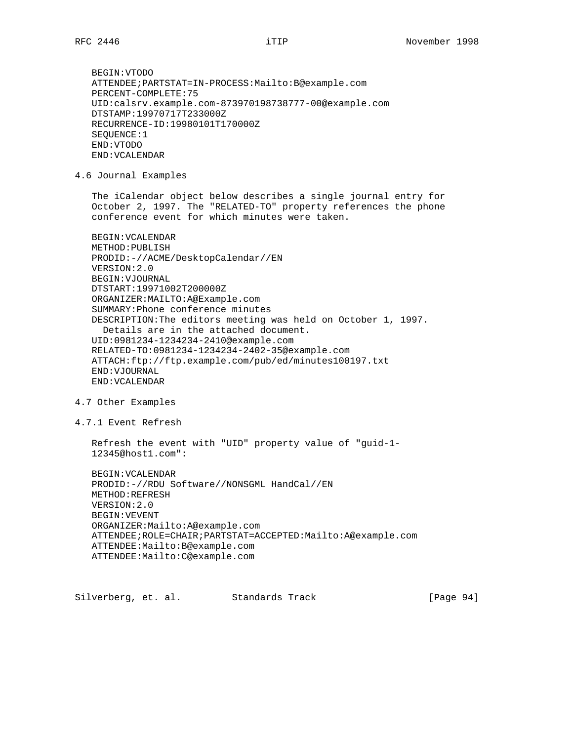```
BEGIN:VTODO
ATTENDEE;PARTSTAT=IN-PROCESS:Mailto:B@example.com
PERCENT-COMPLETE:75
UID:calsrv.example.com-873970198738777-00@example.com
DTSTAMP:19970717T233000Z
RECURRENCE-ID:19980101T170000Z
SEQUENCE:1
END:VTODO
END:VCALENDAR
```

### 4.6 Journal Examples

The iCalendar object below describes a single journal entry for October 2, 1997. The "RELATED-TO" property references the phone conference event for which minutes were taken.

```
BEGIN:VCALENDAR
METHOD:PUBLISH
PRODID:-//ACME/DesktopCalendar//EN
VERSION:2.0
BEGIN:VJOURNAL
DTSTART:19971002T200000Z
ORGANIZER:MAILTO:A@Example.com
SUMMARY:Phone conference minutes
DESCRIPTION:The editors meeting was held on October 1, 1997.
  Details are in the attached document.
UID:0981234-1234234-2410@example.com
RELATED-TO:0981234-1234234-2402-35@example.com
ATTACH:ftp://ftp.example.com/pub/ed/minutes100197.txt
END:VJOURNAL
END:VCALENDAR
```

### 4.7 Other Examples

#### 4.7.1 Event Refresh

Refresh the event with "UID" property value of "guid-1-12345@host1.com":

```
BEGIN:VCALENDAR
PRODID:-//RDU Software//NONSGML HandCal//EN
METHOD:REFRESH
VERSION:2.0
BEGIN:VEVENT
ORGANIZER:Mailto:A@example.com
ATTENDEE;ROLE=CHAIR;PARTSTAT=ACCEPTED:Mailto:A@example.com
ATTENDEE:Mailto:B@example.com
ATTENDEE:Mailto:C@example.com
```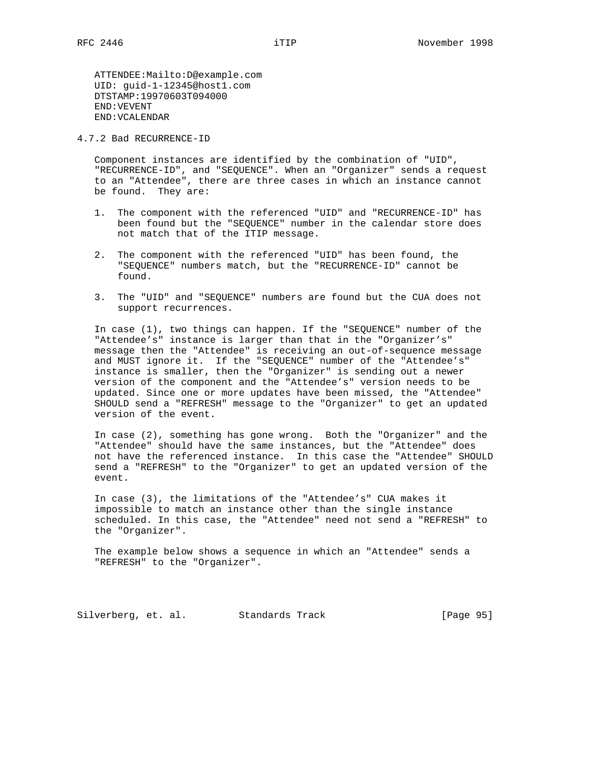```
ATTENDEE:Mailto:D@example.com
UID: guid-1-12345@host1.com
DTSTAMP:19970603T094000
END:VEVENT
END:VCALENDAR
```

### 4.7.2 Bad RECURRENCE-ID

Component instances are identified by the combination of "UID", "RECURRENCE-ID", and "SEQUENCE". When an "Organizer" sends a request to an "Attendee", there are three cases in which an instance cannot be found. They are:

1. The component with the referenced "UID" and "RECURRENCE-ID" has been found but the "SEQUENCE" number in the calendar store does not match that of the ITIP message.

2. The component with the referenced "UID" has been found, the "SEQUENCE" numbers match, but the "RECURRENCE-ID" cannot be found.

3. The "UID" and "SEQUENCE" numbers are found but the CUA does not support recurrences.

In case (1), two things can happen. If the "SEQUENCE" number of the "Attendee's" instance is larger than that in the "Organizer's" message then the "Attendee" is receiving an out-of-sequence message and MUST ignore it. If the "SEQUENCE" number of the "Attendee's" instance is smaller, then the "Organizer" is sending out a newer version of the component and the "Attendee's" version needs to be updated. Since one or more updates have been missed, the "Attendee" SHOULD send a "REFRESH" message to the "Organizer" to get an updated version of the event.

In case (2), something has gone wrong. Both the "Organizer" and the "Attendee" should have the same instances, but the "Attendee" does not have the referenced instance. In this case the "Attendee" SHOULD send a "REFRESH" to the "Organizer" to get an updated version of the event.

In case (3), the limitations of the "Attendee's" CUA makes it impossible to match an instance other than the single instance scheduled. In this case, the "Attendee" need not send a "REFRESH" to the "Organizer".

The example below shows a sequence in which an "Attendee" sends a "REFRESH" to the "Organizer".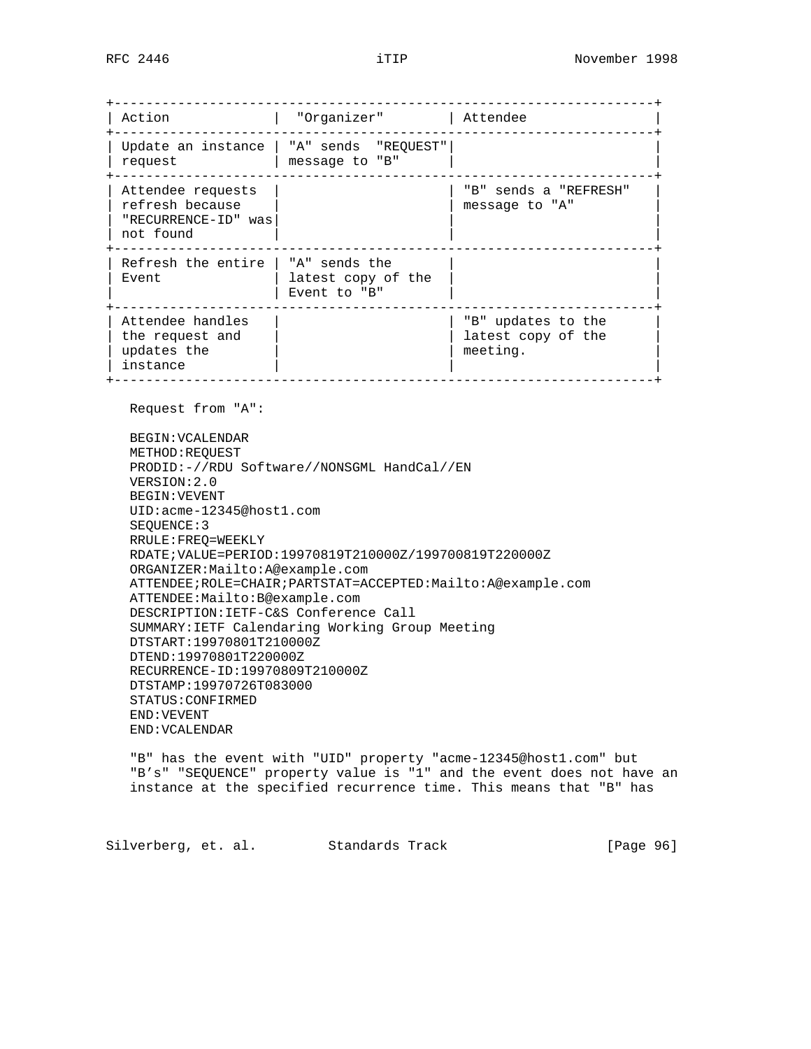| Action | "Organizer" | Attendee |
|---|---|---|
| Update an instance request | "A" sends "REQUEST" message to "B" | |
| Attendee requests refresh because "RECURRENCE-ID" was not found | | "B" sends a "REFRESH" message to "A" |
| Refresh the entire Event | "A" sends the latest copy of the Event to "B" | |
| Attendee handles the request and updates the instance | | "B" updates to the latest copy of the meeting. |

Request from "A":

```
BEGIN:VCALENDAR
METHOD:REQUEST
PRODID:-//RDU Software//NONSGML HandCal//EN
VERSION:2.0
BEGIN:VEVENT
UID:acme-12345@host1.com
SEQUENCE:3
RRULE:FREQ=WEEKLY
RDATE;VALUE=PERIOD:19970819T210000Z/199700819T220000Z
ORGANIZER:Mailto:A@example.com
ATTENDEE;ROLE=CHAIR;PARTSTAT=ACCEPTED:Mailto:A@example.com
ATTENDEE:Mailto:B@example.com
DESCRIPTION:IETF-C&S Conference Call
SUMMARY:IETF Calendaring Working Group Meeting
DTSTART:19970801T210000Z
DTEND:19970801T220000Z
RECURRENCE-ID:19970809T210000Z
DTSTAMP:19970726T083000
STATUS:CONFIRMED
END:VEVENT
END:VCALENDAR
```

"B" has the event with "UID" property "acme-12345@host1.com" but "B’s" "SEQUENCE" property value is "1" and the event does not have an instance at the specified recurrence time. This means that "B" has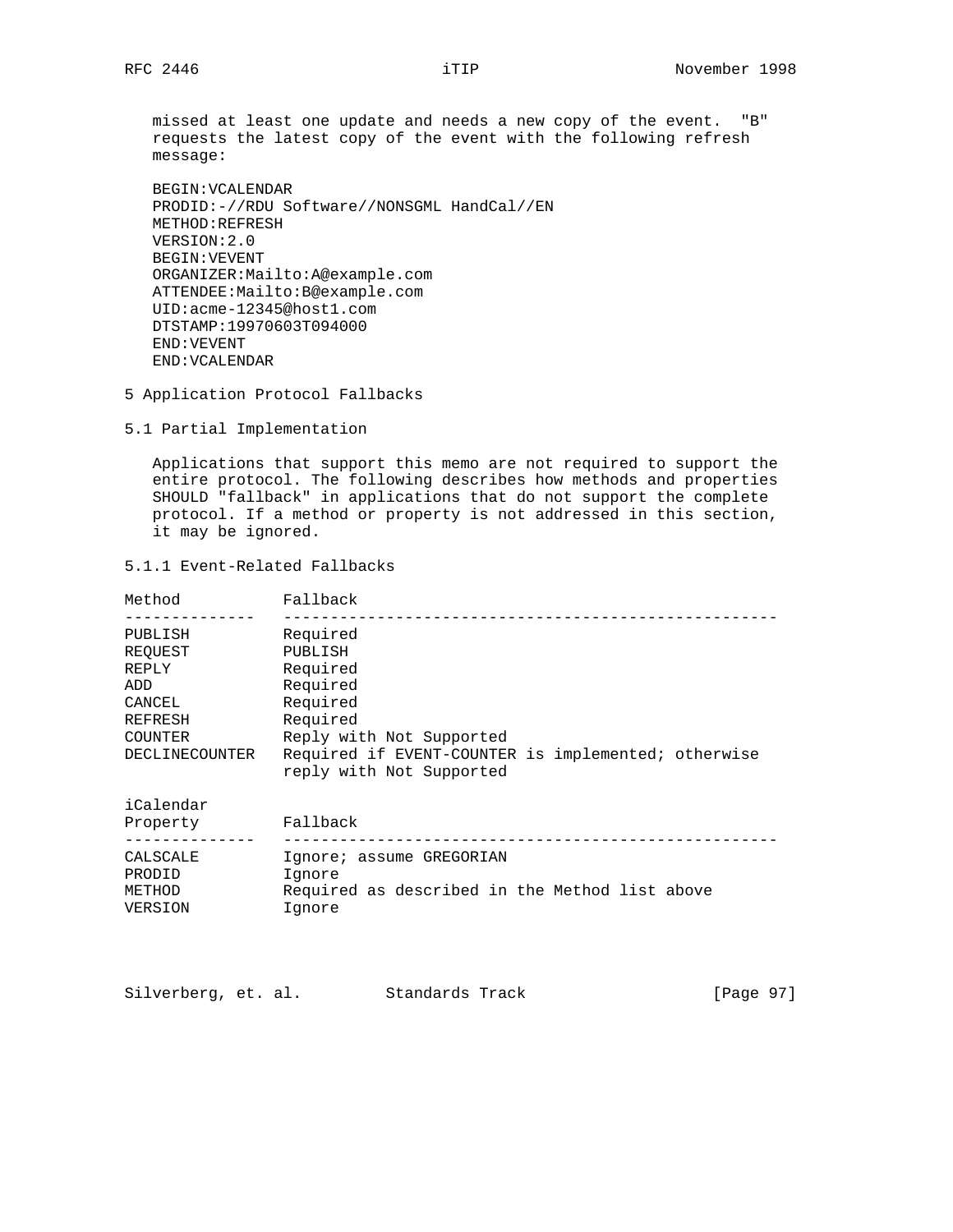missed at least one update and needs a new copy of the event. "B" requests the latest copy of the event with the following refresh message:

```
BEGIN:VCALENDAR
PRODID:-//RDU Software//NONSGML HandCal//EN
METHOD:REFRESH
VERSION:2.0
BEGIN:VEVENT
ORGANIZER:Mailto:A@example.com
ATTENDEE:Mailto:B@example.com
UID:acme-12345@host1.com
DTSTAMP:19970603T094000
END:VEVENT
END:VCALENDAR
```

## 5 Application Protocol Fallbacks

### 5.1 Partial Implementation

Applications that support this memo are not required to support the entire protocol. The following describes how methods and properties SHOULD "fallback" in applications that do not support the complete protocol. If a method or property is not addressed in this section, it may be ignored.

#### 5.1.1 Event-Related Fallbacks

| Method | Fallback |
|---|---|
| PUBLISH | Required |
| REQUEST | PUBLISH |
| REPLY | Required |
| ADD | Required |
| CANCEL | Required |
| REFRESH | Required |
| COUNTER | Reply with Not Supported |
| DECLINECOUNTER | Required if EVENT-COUNTER is implemented; otherwise reply with Not Supported |

| iCalendar Property | Fallback |
|---|---|
| CALSCALE | Ignore; assume GREGORIAN |
| PRODID | Ignore |
| METHOD | Required as described in the Method list above |
| VERSION | Ignore |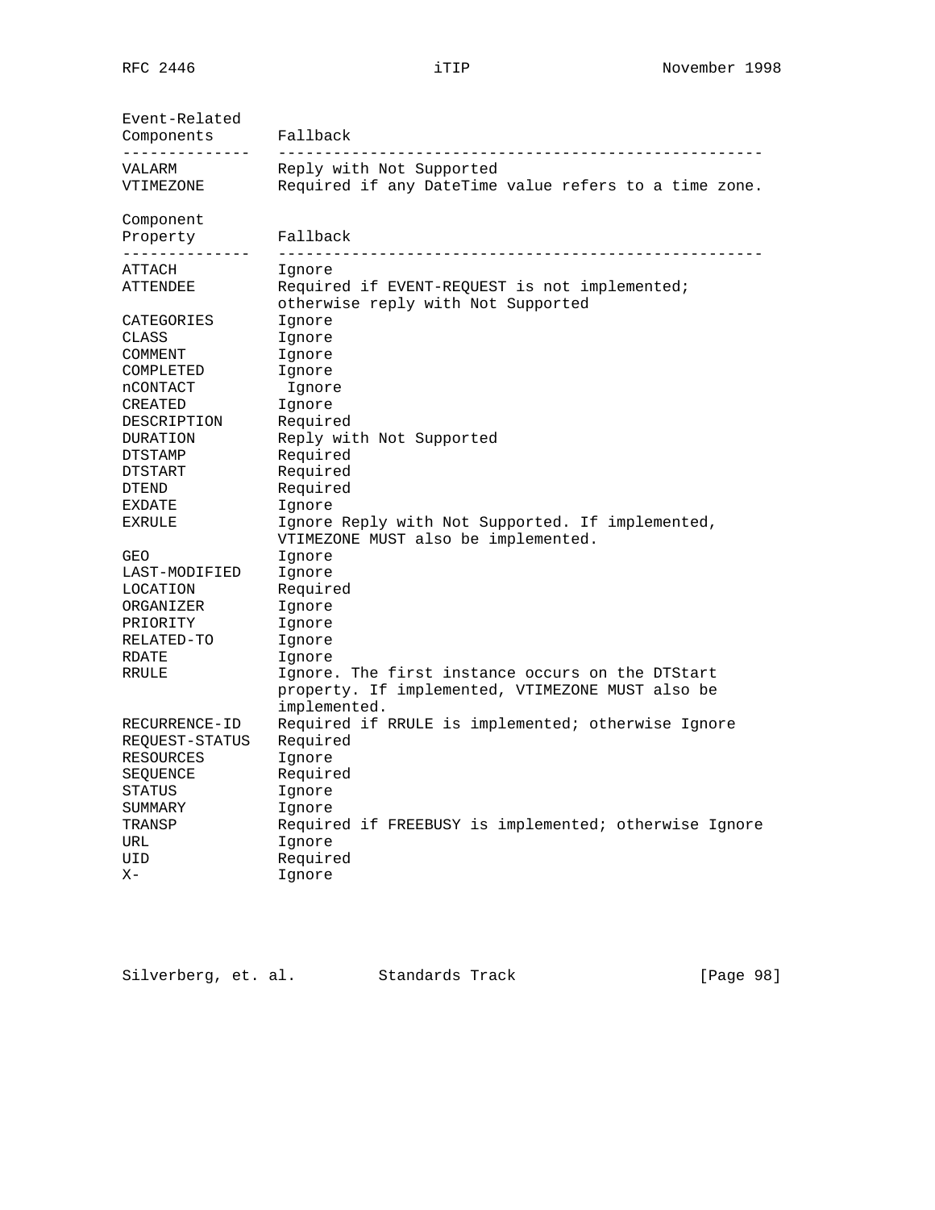| Event-Related Components | Fallback |
| --- | --- |
| VALARM | Reply with Not Supported |
| VTIMEZONE | Required if any DateTime value refers to a time zone. |

| Component Property | Fallback |
| --- | --- |
| ATTACH | Ignore |
| ATTENDEE | Required if EVENT-REQUEST is not implemented; otherwise reply with Not Supported |
| CATEGORIES | Ignore |
| CLASS | Ignore |
| COMMENT | Ignore |
| COMPLETED | Ignore |
| nCONTACT | Ignore |
| CREATED | Ignore |
| DESCRIPTION | Required |
| DURATION | Reply with Not Supported |
| DTSTAMP | Required |
| DTSTART | Required |
| DTEND | Required |
| EXDATE | Ignore |
| EXRULE | Ignore Reply with Not Supported. If implemented, VTIMEZONE MUST also be implemented. |
| GEO | Ignore |
| LAST-MODIFIED | Ignore |
| LOCATION | Required |
| ORGANIZER | Ignore |
| PRIORITY | Ignore |
| RELATED-TO | Ignore |
| RDATE | Ignore |
| RRULE | Ignore. The first instance occurs on the DTStart property. If implemented, VTIMEZONE MUST also be implemented. |
| RECURRENCE-ID | Required if RRULE is implemented; otherwise Ignore |
| REQUEST-STATUS | Required |
| RESOURCES | Ignore |
| SEQUENCE | Required |
| STATUS | Ignore |
| SUMMARY | Ignore |
| TRANSP | Required if FREEBUSY is implemented; otherwise Ignore |
| URL | Ignore |
| UID | Required |
| X- | Ignore |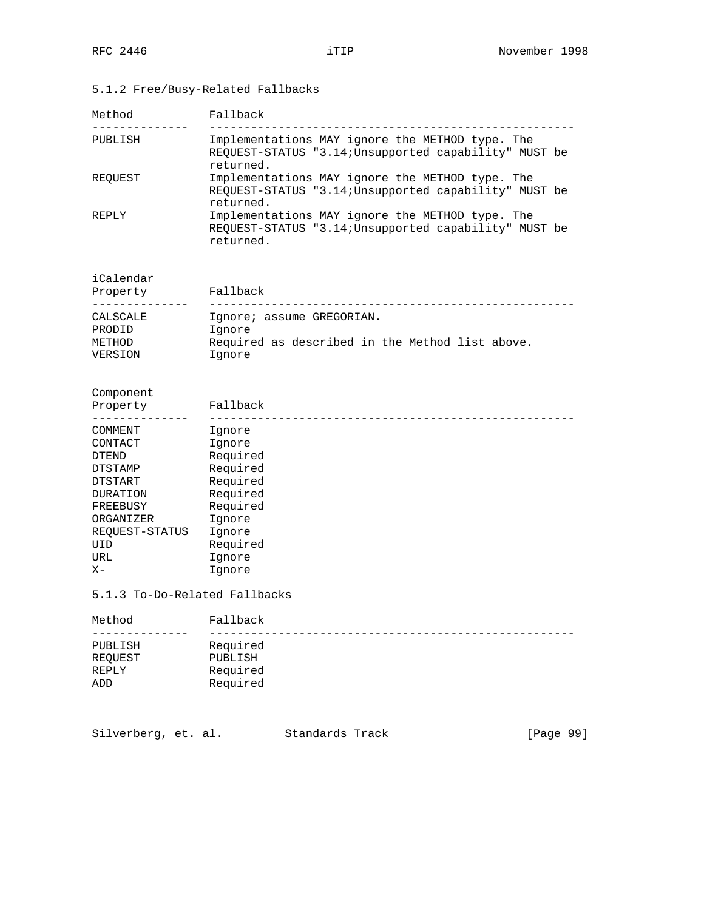### 5.1.2 Free/Busy-Related Fallbacks

| Method | Fallback |
| --- | --- |
| PUBLISH | Implementations MAY ignore the METHOD type. The REQUEST-STATUS "3.14;Unsupported capability" MUST be returned. |
| REQUEST | Implementations MAY ignore the METHOD type. The REQUEST-STATUS "3.14;Unsupported capability" MUST be returned. |
| REPLY | Implementations MAY ignore the METHOD type. The REQUEST-STATUS "3.14;Unsupported capability" MUST be returned. |

| iCalendar Property | Fallback |
| --- | --- |
| CALSCALE | Ignore; assume GREGORIAN. |
| PRODID | Ignore |
| METHOD | Required as described in the Method list above. |
| VERSION | Ignore |

| Component Property | Fallback |
| --- | --- |
| COMMENT | Ignore |
| CONTACT | Ignore |
| DTEND | Required |
| DTSTAMP | Required |
| DTSTART | Required |
| DURATION | Required |
| FREEBUSY | Required |
| ORGANIZER | Ignore |
| REQUEST-STATUS | Ignore |
| UID | Required |
| URL | Ignore |
| X- | Ignore |

### 5.1.3 To-Do-Related Fallbacks

| Method | Fallback |
| --- | --- |
| PUBLISH | Required |
| REQUEST | PUBLISH |
| REPLY | Required |
| ADD | Required |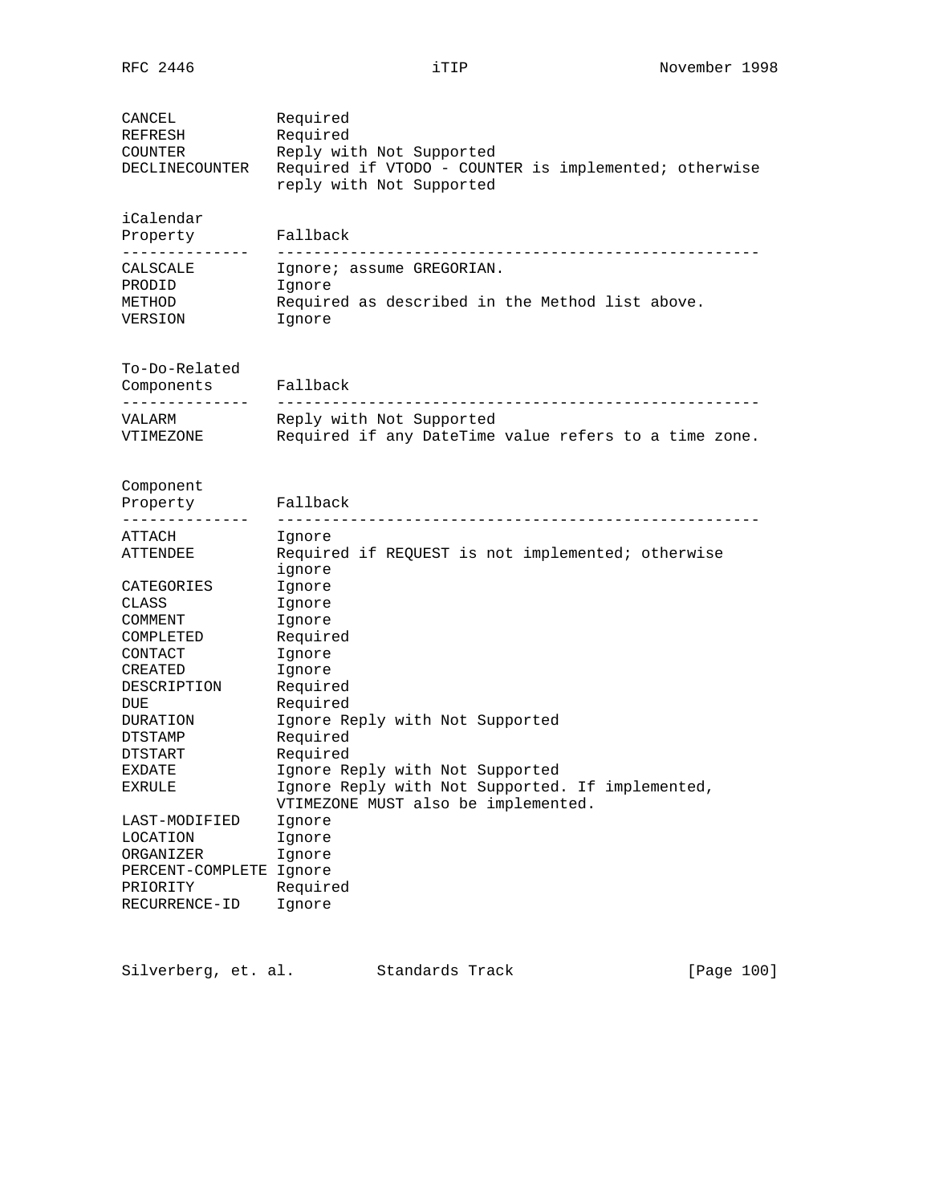| | |
|---|---|
| CANCEL | Required |
| REFRESH | Required |
| COUNTER | Reply with Not Supported |
| DECLINECOUNTER | Required if VTODO - COUNTER is implemented; otherwise reply with Not Supported |

| iCalendar Property | Fallback |
|---|---|
| CALSCALE | Ignore; assume GREGORIAN. |
| PRODID | Ignore |
| METHOD | Required as described in the Method list above. |
| VERSION | Ignore |

| To-Do-Related Components | Fallback |
|---|---|
| VALARM | Reply with Not Supported |
| VTIMEZONE | Required if any DateTime value refers to a time zone. |

| Component Property | Fallback |
|---|---|
| ATTACH | Ignore |
| ATTENDEE | Required if REQUEST is not implemented; otherwise ignore |
| CATEGORIES | Ignore |
| CLASS | Ignore |
| COMMENT | Ignore |
| COMPLETED | Required |
| CONTACT | Ignore |
| CREATED | Ignore |
| DESCRIPTION | Required |
| DUE | Required |
| DURATION | Ignore Reply with Not Supported |
| DTSTAMP | Required |
| DTSTART | Required |
| EXDATE | Ignore Reply with Not Supported |
| EXRULE | Ignore Reply with Not Supported. If implemented, VTIMEZONE MUST also be implemented. |
| LAST-MODIFIED | Ignore |
| LOCATION | Ignore |
| ORGANIZER | Ignore |
| PERCENT-COMPLETE | Ignore |
| PRIORITY | Required |
| RECURRENCE-ID | Ignore |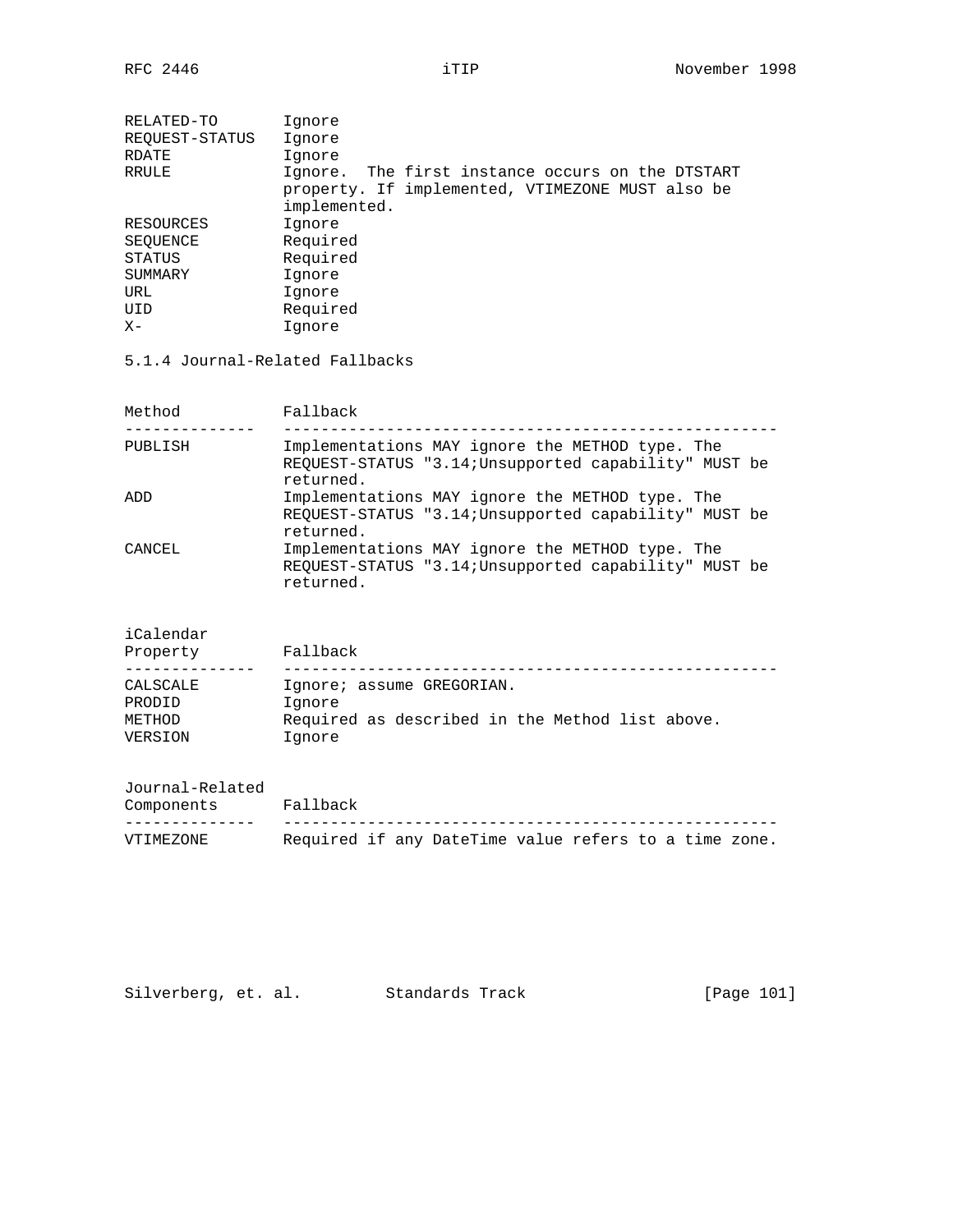| | |
|---|---|
| RELATED-TO | Ignore |
| REQUEST-STATUS | Ignore |
| RDATE | Ignore |
| RRULE | Ignore. The first instance occurs on the DTSTART property. If implemented, VTIMEZONE MUST also be implemented. |
| RESOURCES | Ignore |
| SEQUENCE | Required |
| STATUS | Required |
| SUMMARY | Ignore |
| URL | Ignore |
| UID | Required |
| X- | Ignore |

### 5.1.4 Journal-Related Fallbacks

| Method | Fallback |
|---|---|
| PUBLISH | Implementations MAY ignore the METHOD type. The REQUEST-STATUS "3.14;Unsupported capability" MUST be returned. |
| ADD | Implementations MAY ignore the METHOD type. The REQUEST-STATUS "3.14;Unsupported capability" MUST be returned. |
| CANCEL | Implementations MAY ignore the METHOD type. The REQUEST-STATUS "3.14;Unsupported capability" MUST be returned. |

| iCalendar Property | Fallback |
|---|---|
| CALSCALE | Ignore; assume GREGORIAN. |
| PRODID | Ignore |
| METHOD | Required as described in the Method list above. |
| VERSION | Ignore |

| Journal-Related Components | Fallback |
|---|---|
| VTIMEZONE | Required if any DateTime value refers to a time zone. |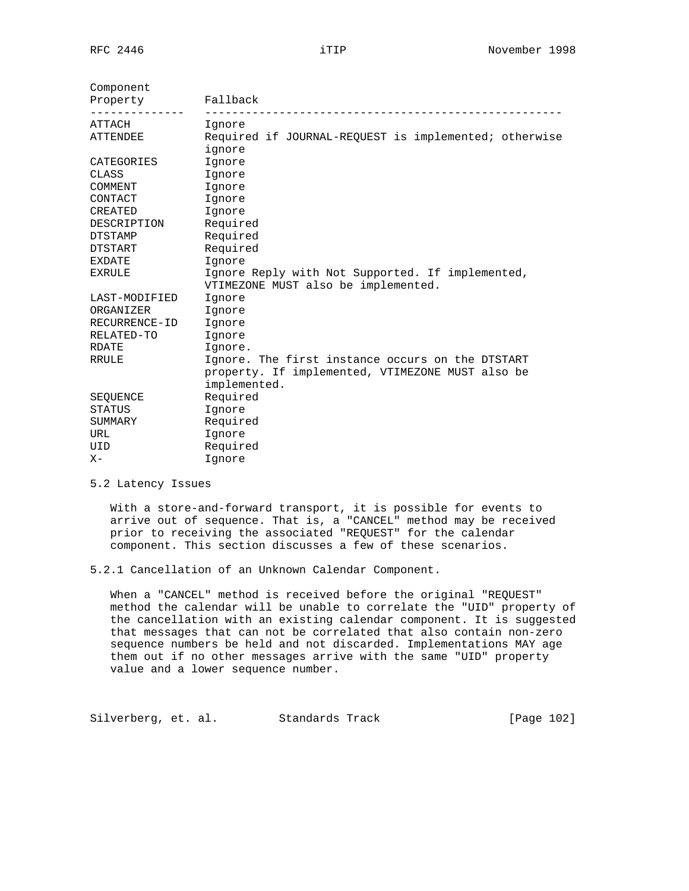| Component Property | Fallback |
| --- | --- |
| ATTACH | Ignore |
| ATTENDEE | Required if JOURNAL-REQUEST is implemented; otherwise ignore |
| CATEGORIES | Ignore |
| CLASS | Ignore |
| COMMENT | Ignore |
| CONTACT | Ignore |
| CREATED | Ignore |
| DESCRIPTION | Required |
| DTSTAMP | Required |
| DTSTART | Required |
| EXDATE | Ignore |
| EXRULE | Ignore Reply with Not Supported. If implemented, VTIMEZONE MUST also be implemented. |
| LAST-MODIFIED | Ignore |
| ORGANIZER | Ignore |
| RECURRENCE-ID | Ignore |
| RELATED-TO | Ignore |
| RDATE | Ignore. |
| RRULE | Ignore. The first instance occurs on the DTSTART property. If implemented, VTIMEZONE MUST also be implemented. |
| SEQUENCE | Required |
| STATUS | Ignore |
| SUMMARY | Required |
| URL | Ignore |
| UID | Required |
| X- | Ignore |

## 5.2 Latency Issues

With a store-and-forward transport, it is possible for events to arrive out of sequence. That is, a "CANCEL" method may be received prior to receiving the associated "REQUEST" for the calendar component. This section discusses a few of these scenarios.

### 5.2.1 Cancellation of an Unknown Calendar Component.

When a "CANCEL" method is received before the original "REQUEST" method the calendar will be unable to correlate the "UID" property of the cancellation with an existing calendar component. It is suggested that messages that can not be correlated that also contain non-zero sequence numbers be held and not discarded. Implementations MAY age them out if no other messages arrive with the same "UID" property value and a lower sequence number.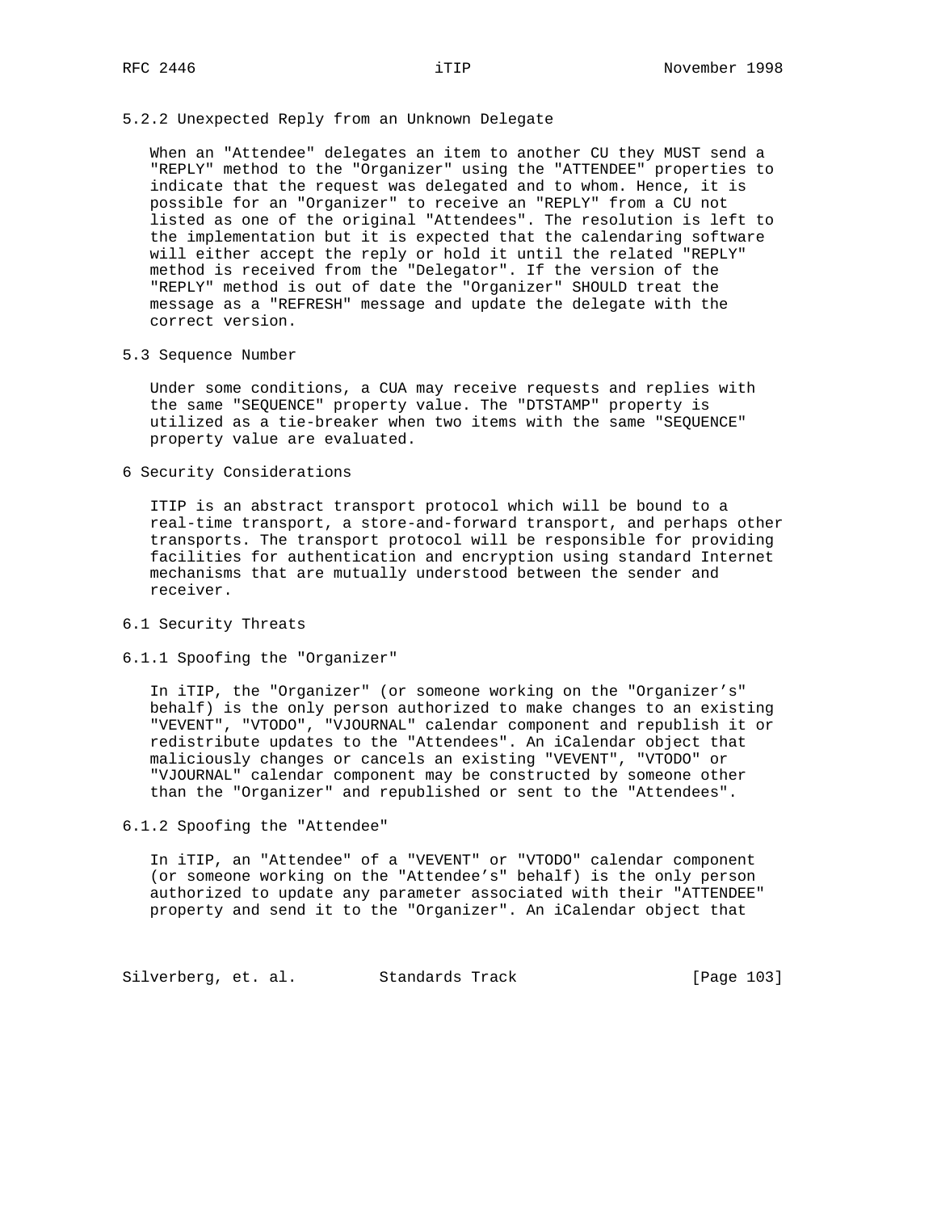### 5.2.2 Unexpected Reply from an Unknown Delegate

When an "Attendee" delegates an item to another CU they MUST send a "REPLY" method to the "Organizer" using the "ATTENDEE" properties to indicate that the request was delegated and to whom. Hence, it is possible for an "Organizer" to receive an "REPLY" from a CU not listed as one of the original "Attendees". The resolution is left to the implementation but it is expected that the calendaring software will either accept the reply or hold it until the related "REPLY" method is received from the "Delegator". If the version of the "REPLY" method is out of date the "Organizer" SHOULD treat the message as a "REFRESH" message and update the delegate with the correct version.

## 5.3 Sequence Number

Under some conditions, a CUA may receive requests and replies with the same "SEQUENCE" property value. The "DTSTAMP" property is utilized as a tie-breaker when two items with the same "SEQUENCE" property value are evaluated.

# 6 Security Considerations

ITIP is an abstract transport protocol which will be bound to a real-time transport, a store-and-forward transport, and perhaps other transports. The transport protocol will be responsible for providing facilities for authentication and encryption using standard Internet mechanisms that are mutually understood between the sender and receiver.

## 6.1 Security Threats

### 6.1.1 Spoofing the "Organizer"

In iTIP, the "Organizer" (or someone working on the "Organizer’s" behalf) is the only person authorized to make changes to an existing "VEVENT", "VTODO", "VJOURNAL" calendar component and republish it or redistribute updates to the "Attendees". An iCalendar object that maliciously changes or cancels an existing "VEVENT", "VTODO" or "VJOURNAL" calendar component may be constructed by someone other than the "Organizer" and republished or sent to the "Attendees".

### 6.1.2 Spoofing the "Attendee"

In iTIP, an "Attendee" of a "VEVENT" or "VTODO" calendar component (or someone working on the "Attendee’s" behalf) is the only person authorized to update any parameter associated with their "ATTENDEE" property and send it to the "Organizer". An iCalendar object that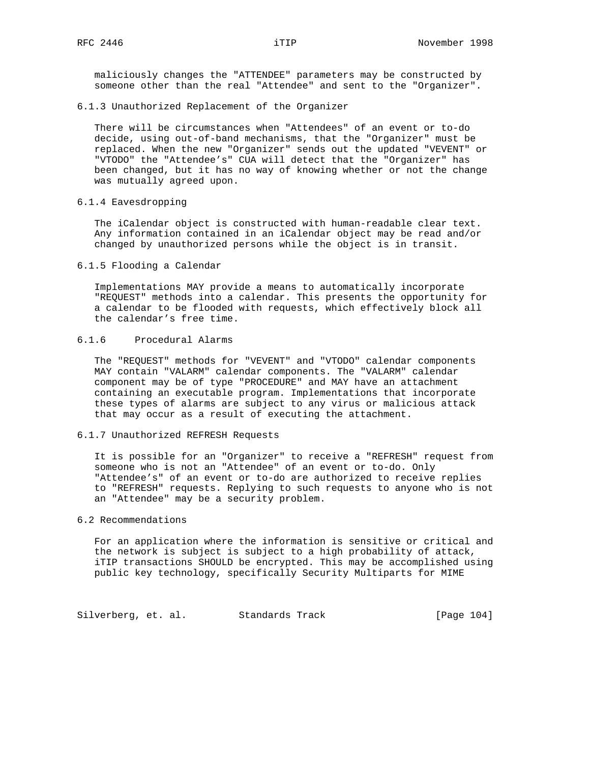maliciously changes the "ATTENDEE" parameters may be constructed by someone other than the real "Attendee" and sent to the "Organizer".

### 6.1.3 Unauthorized Replacement of the Organizer

There will be circumstances when "Attendees" of an event or to-do decide, using out-of-band mechanisms, that the "Organizer" must be replaced. When the new "Organizer" sends out the updated "VEVENT" or "VTODO" the "Attendee’s" CUA will detect that the "Organizer" has been changed, but it has no way of knowing whether or not the change was mutually agreed upon.

### 6.1.4 Eavesdropping

The iCalendar object is constructed with human-readable clear text. Any information contained in an iCalendar object may be read and/or changed by unauthorized persons while the object is in transit.

### 6.1.5 Flooding a Calendar

Implementations MAY provide a means to automatically incorporate "REQUEST" methods into a calendar. This presents the opportunity for a calendar to be flooded with requests, which effectively block all the calendar’s free time.

### 6.1.6 Procedural Alarms

The "REQUEST" methods for "VEVENT" and "VTODO" calendar components MAY contain "VALARM" calendar components. The "VALARM" calendar component may be of type "PROCEDURE" and MAY have an attachment containing an executable program. Implementations that incorporate these types of alarms are subject to any virus or malicious attack that may occur as a result of executing the attachment.

### 6.1.7 Unauthorized REFRESH Requests

It is possible for an "Organizer" to receive a "REFRESH" request from someone who is not an "Attendee" of an event or to-do. Only "Attendee’s" of an event or to-do are authorized to receive replies to "REFRESH" requests. Replying to such requests to anyone who is not an "Attendee" may be a security problem.

## 6.2 Recommendations

For an application where the information is sensitive or critical and the network is subject is subject to a high probability of attack, iTIP transactions SHOULD be encrypted. This may be accomplished using public key technology, specifically Security Multiparts for MIME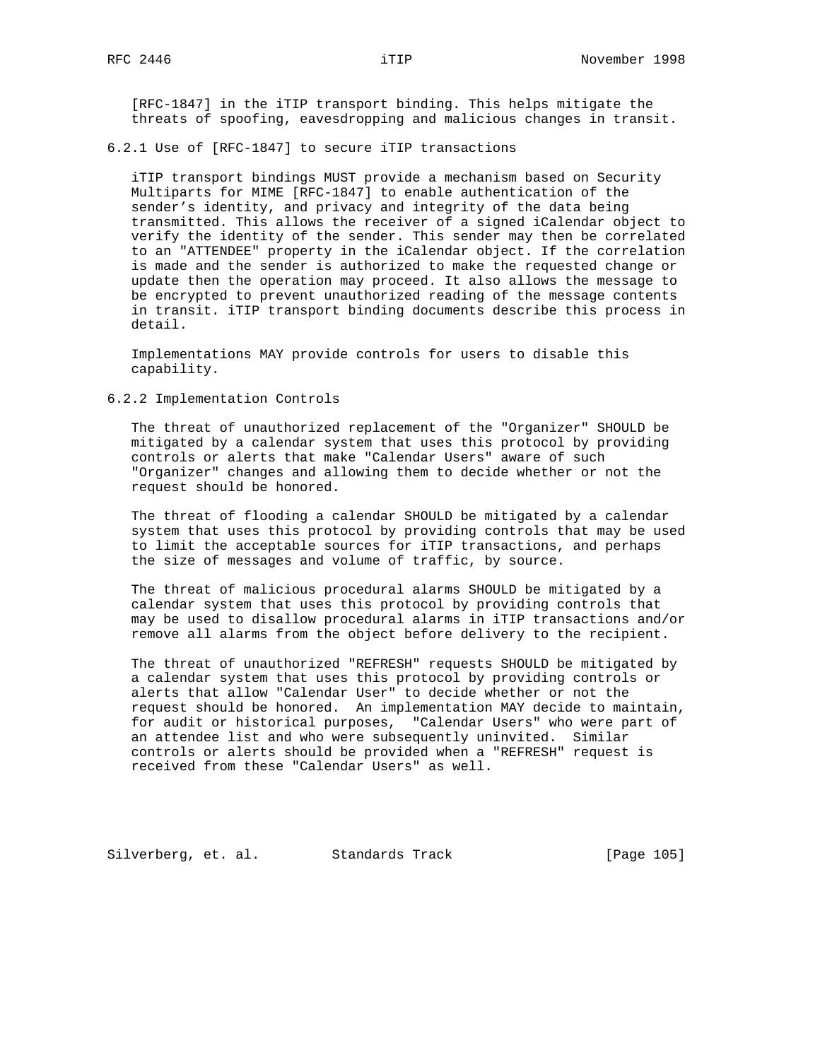[RFC-1847] in the iTIP transport binding. This helps mitigate the threats of spoofing, eavesdropping and malicious changes in transit.

### 6.2.1 Use of [RFC-1847] to secure iTIP transactions

iTIP transport bindings MUST provide a mechanism based on Security Multiparts for MIME [RFC-1847] to enable authentication of the sender's identity, and privacy and integrity of the data being transmitted. This allows the receiver of a signed iCalendar object to verify the identity of the sender. This sender may then be correlated to an "ATTENDEE" property in the iCalendar object. If the correlation is made and the sender is authorized to make the requested change or update then the operation may proceed. It also allows the message to be encrypted to prevent unauthorized reading of the message contents in transit. iTIP transport binding documents describe this process in detail.

Implementations MAY provide controls for users to disable this capability.

### 6.2.2 Implementation Controls

The threat of unauthorized replacement of the "Organizer" SHOULD be mitigated by a calendar system that uses this protocol by providing controls or alerts that make "Calendar Users" aware of such "Organizer" changes and allowing them to decide whether or not the request should be honored.

The threat of flooding a calendar SHOULD be mitigated by a calendar system that uses this protocol by providing controls that may be used to limit the acceptable sources for iTIP transactions, and perhaps the size of messages and volume of traffic, by source.

The threat of malicious procedural alarms SHOULD be mitigated by a calendar system that uses this protocol by providing controls that may be used to disallow procedural alarms in iTIP transactions and/or remove all alarms from the object before delivery to the recipient.

The threat of unauthorized "REFRESH" requests SHOULD be mitigated by a calendar system that uses this protocol by providing controls or alerts that allow "Calendar User" to decide whether or not the request should be honored. An implementation MAY decide to maintain, for audit or historical purposes, "Calendar Users" who were part of an attendee list and who were subsequently uninvited. Similar controls or alerts should be provided when a "REFRESH" request is received from these "Calendar Users" as well.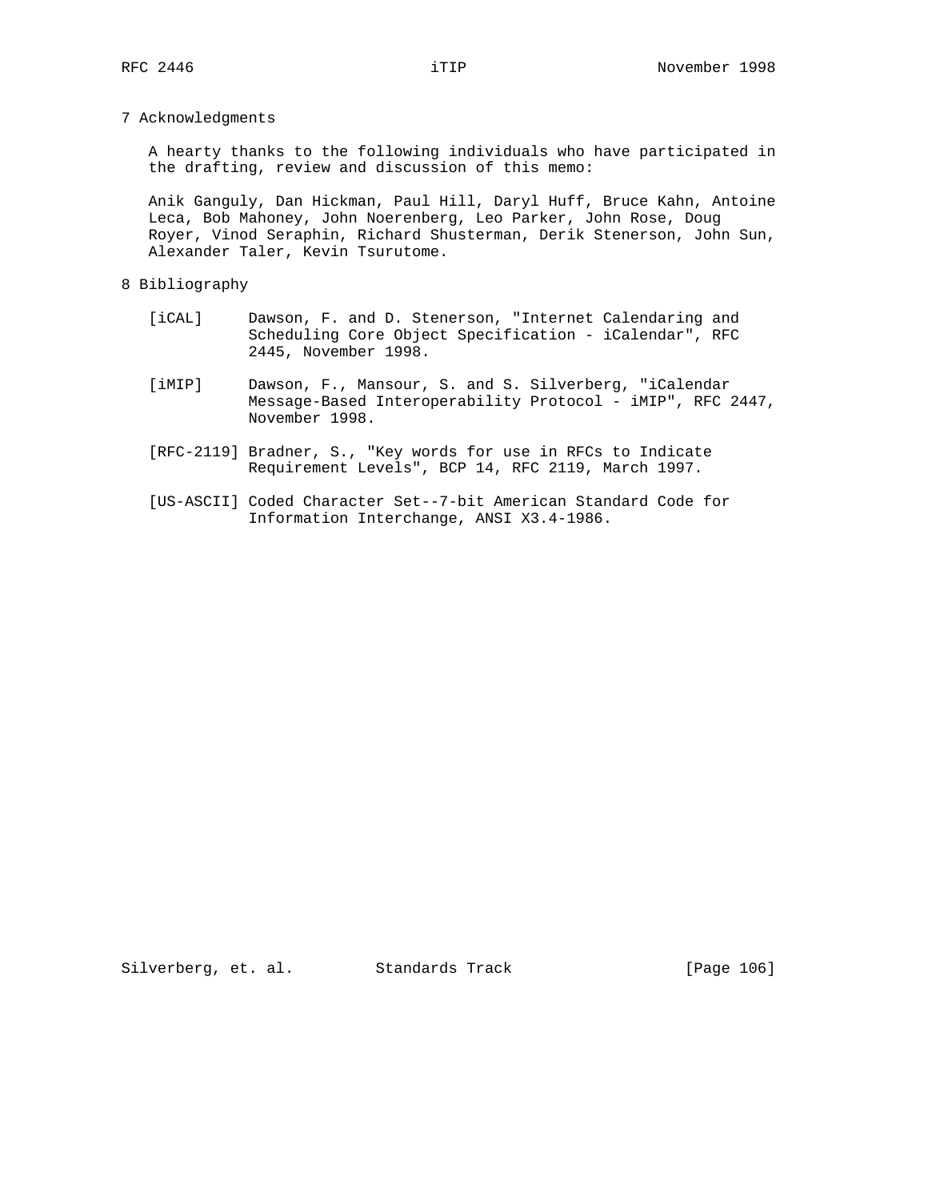## 7 Acknowledgments

A hearty thanks to the following individuals who have participated in the drafting, review and discussion of this memo:

Anik Ganguly, Dan Hickman, Paul Hill, Daryl Huff, Bruce Kahn, Antoine Leca, Bob Mahoney, John Noerenberg, Leo Parker, John Rose, Doug Royer, Vinod Seraphin, Richard Shusterman, Derik Stenerson, John Sun, Alexander Taler, Kevin Tsurutome.

## 8 Bibliography

[iCAL] Dawson, F. and D. Stenerson, "Internet Calendaring and Scheduling Core Object Specification - iCalendar", RFC 2445, November 1998.

[iMIP] Dawson, F., Mansour, S. and S. Silverberg, "iCalendar Message-Based Interoperability Protocol - iMIP", RFC 2447, November 1998.

[RFC-2119] Bradner, S., "Key words for use in RFCs to Indicate Requirement Levels", BCP 14, RFC 2119, March 1997.

[US-ASCII] Coded Character Set--7-bit American Standard Code for Information Interchange, ANSI X3.4-1986.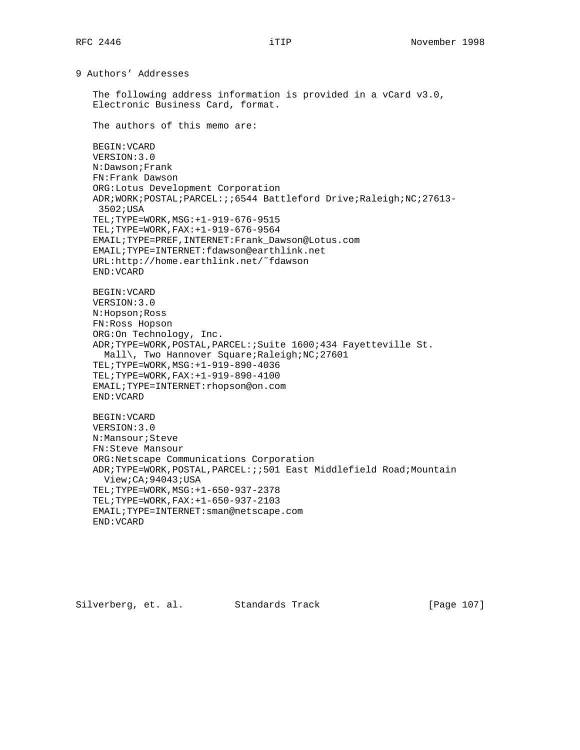## 9 Authors' Addresses

The following address information is provided in a vCard v3.0, Electronic Business Card, format.

The authors of this memo are:

```
BEGIN:VCARD
VERSION:3.0
N:Dawson;Frank
FN:Frank Dawson
ORG:Lotus Development Corporation
ADR;WORK;POSTAL;PARCEL:;;6544 Battleford Drive;Raleigh;NC;27613-
 3502;USA
TEL;TYPE=WORK,MSG:+1-919-676-9515
TEL;TYPE=WORK,FAX:+1-919-676-9564
EMAIL;TYPE=PREF,INTERNET:Frank_Dawson@Lotus.com
EMAIL;TYPE=INTERNET:fdawson@earthlink.net
URL:http://home.earthlink.net/~fdawson
END:VCARD

BEGIN:VCARD
VERSION:3.0
N:Hopson;Ross
FN:Ross Hopson
ORG:On Technology, Inc.
ADR;TYPE=WORK,POSTAL,PARCEL:;Suite 1600;434 Fayetteville St.
  Mall\, Two Hannover Square;Raleigh;NC;27601
TEL;TYPE=WORK,MSG:+1-919-890-4036
TEL;TYPE=WORK,FAX:+1-919-890-4100
EMAIL;TYPE=INTERNET:rhopson@on.com
END:VCARD

BEGIN:VCARD
VERSION:3.0
N:Mansour;Steve
FN:Steve Mansour
ORG:Netscape Communications Corporation
ADR;TYPE=WORK,POSTAL,PARCEL:;;501 East Middlefield Road;Mountain
  View;CA;94043;USA
TEL;TYPE=WORK,MSG:+1-650-937-2378
TEL;TYPE=WORK,FAX:+1-650-937-2103
EMAIL;TYPE=INTERNET:sman@netscape.com
END:VCARD
```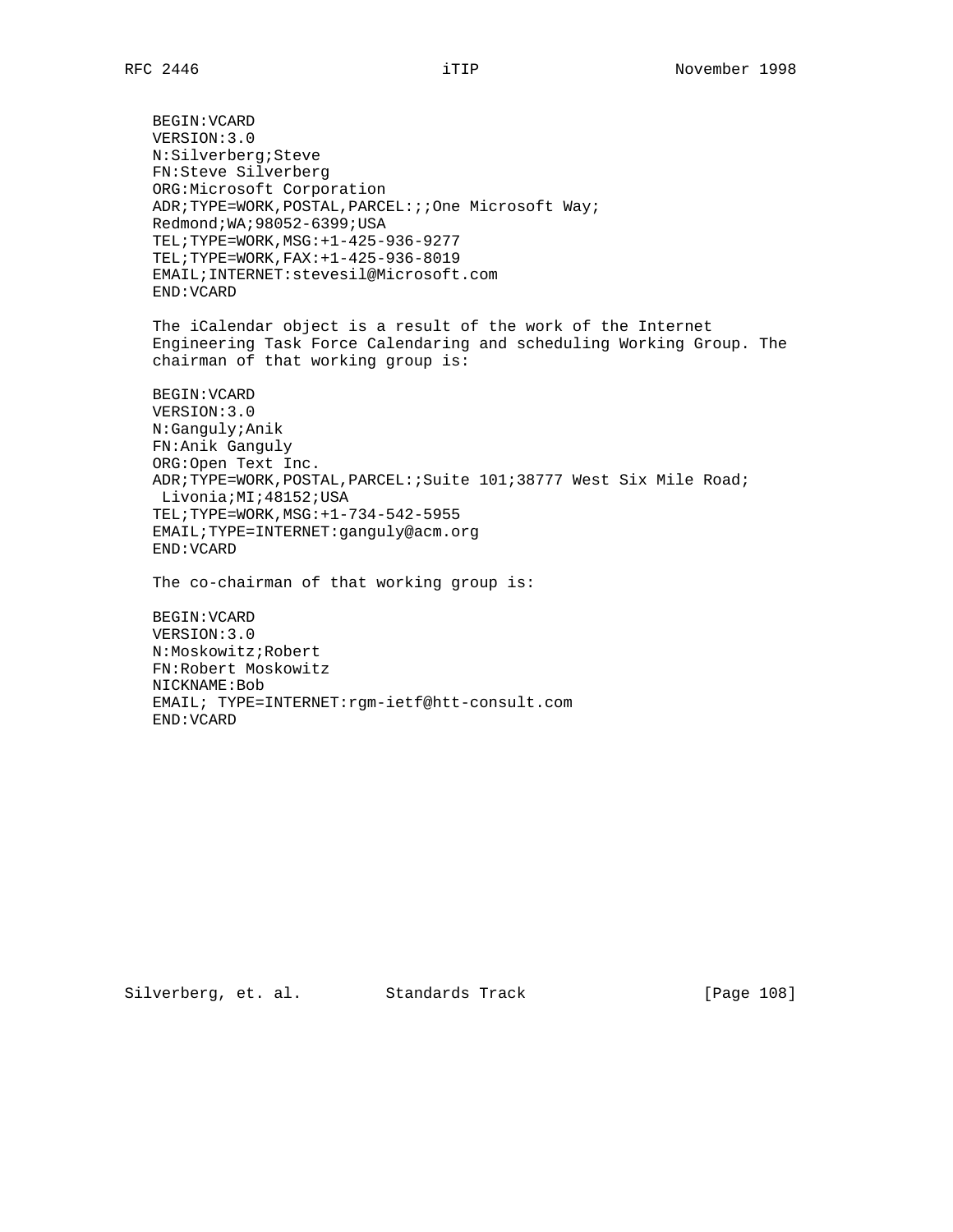```
BEGIN:VCARD
VERSION:3.0
N:Silverberg;Steve
FN:Steve Silverberg
ORG:Microsoft Corporation
ADR;TYPE=WORK,POSTAL,PARCEL:;;One Microsoft Way;
Redmond;WA;98052-6399;USA
TEL;TYPE=WORK,MSG:+1-425-936-9277
TEL;TYPE=WORK,FAX:+1-425-936-8019
EMAIL;INTERNET:stevesil@Microsoft.com
END:VCARD
```

The iCalendar object is a result of the work of the Internet Engineering Task Force Calendaring and scheduling Working Group. The chairman of that working group is:

```
BEGIN:VCARD
VERSION:3.0
N:Ganguly;Anik
FN:Anik Ganguly
ORG:Open Text Inc.
ADR;TYPE=WORK,POSTAL,PARCEL:;Suite 101;38777 West Six Mile Road;
 Livonia;MI;48152;USA
TEL;TYPE=WORK,MSG:+1-734-542-5955
EMAIL;TYPE=INTERNET:ganguly@acm.org
END:VCARD
```

The co-chairman of that working group is:

```
BEGIN:VCARD
VERSION:3.0
N:Moskowitz;Robert
FN:Robert Moskowitz
NICKNAME:Bob
EMAIL; TYPE=INTERNET:rgm-ietf@htt-consult.com
END:VCARD
```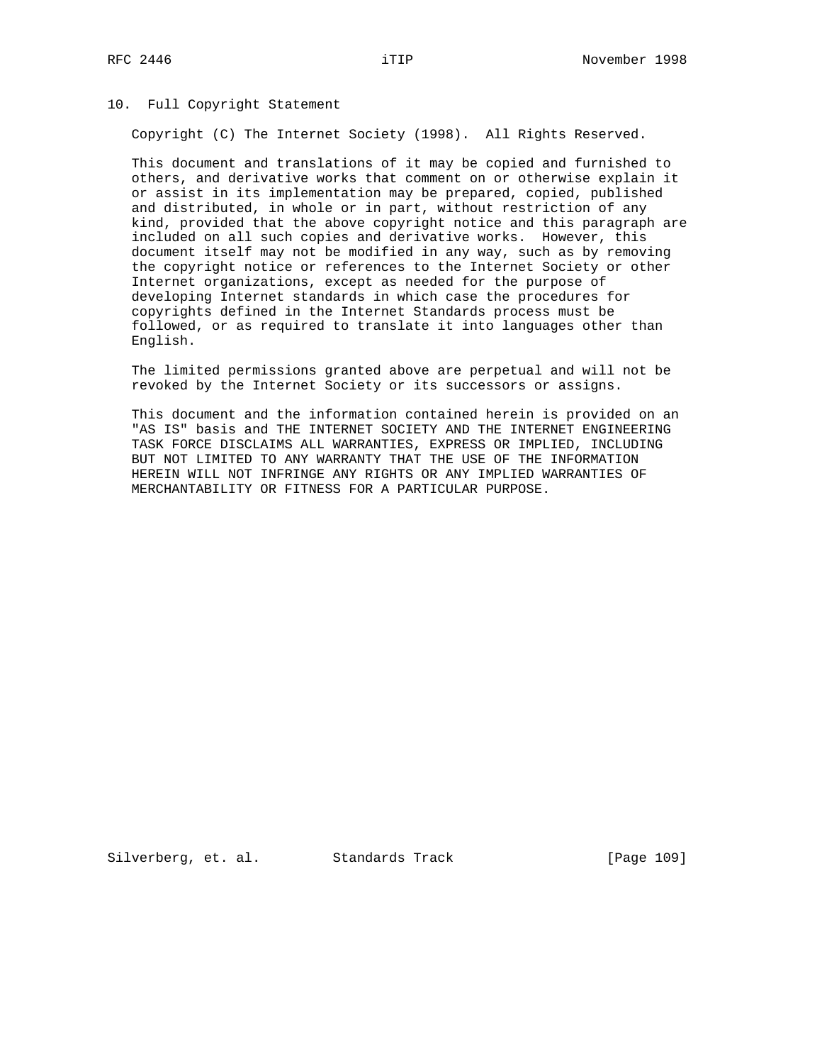## 10. Full Copyright Statement

Copyright (C) The Internet Society (1998). All Rights Reserved.

This document and translations of it may be copied and furnished to others, and derivative works that comment on or otherwise explain it or assist in its implementation may be prepared, copied, published and distributed, in whole or in part, without restriction of any kind, provided that the above copyright notice and this paragraph are included on all such copies and derivative works. However, this document itself may not be modified in any way, such as by removing the copyright notice or references to the Internet Society or other Internet organizations, except as needed for the purpose of developing Internet standards in which case the procedures for copyrights defined in the Internet Standards process must be followed, or as required to translate it into languages other than English.

The limited permissions granted above are perpetual and will not be revoked by the Internet Society or its successors or assigns.

This document and the information contained herein is provided on an "AS IS" basis and THE INTERNET SOCIETY AND THE INTERNET ENGINEERING TASK FORCE DISCLAIMS ALL WARRANTIES, EXPRESS OR IMPLIED, INCLUDING BUT NOT LIMITED TO ANY WARRANTY THAT THE USE OF THE INFORMATION HEREIN WILL NOT INFRINGE ANY RIGHTS OR ANY IMPLIED WARRANTIES OF MERCHANTABILITY OR FITNESS FOR A PARTICULAR PURPOSE.